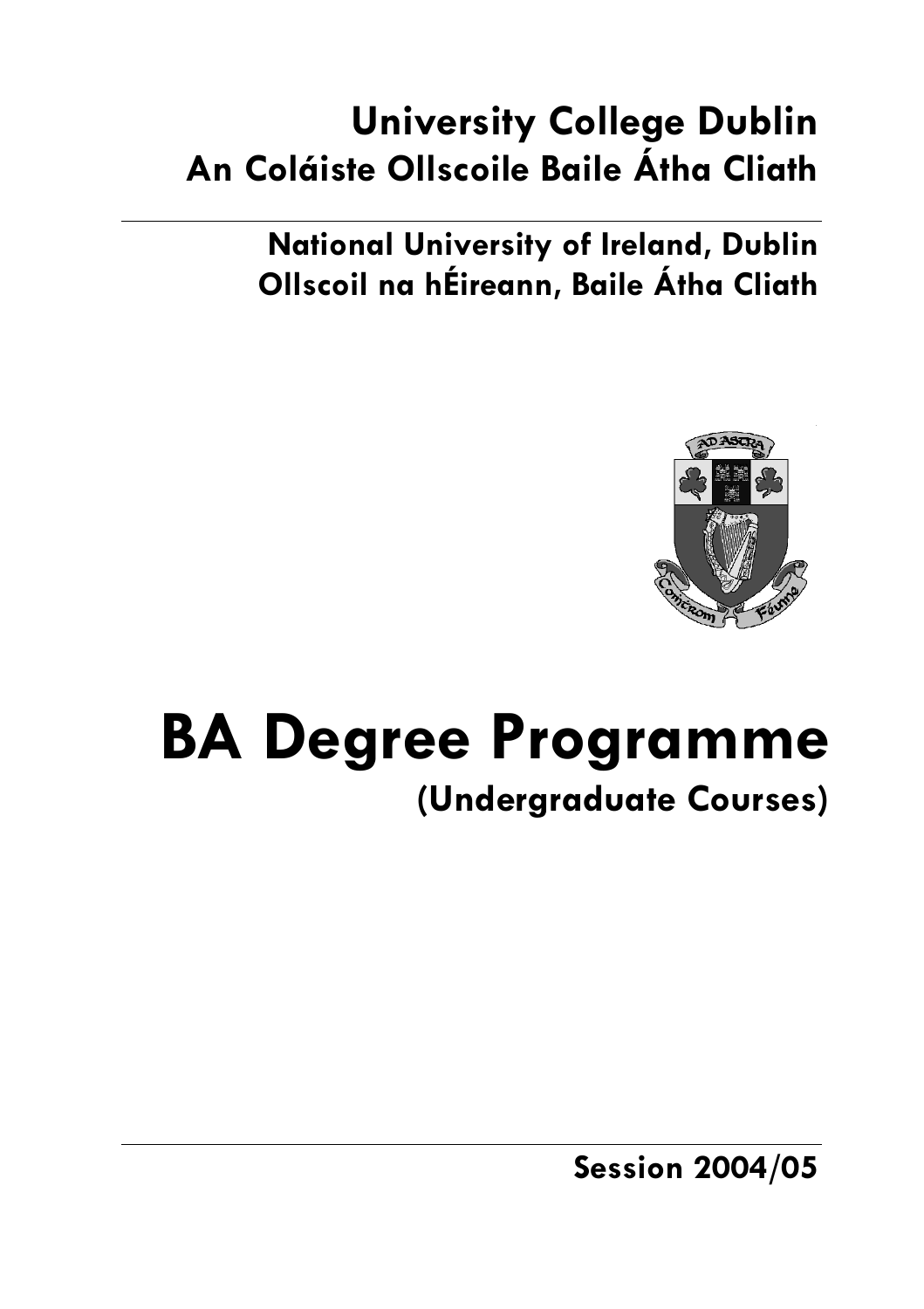# University College Dublin
# An Coláiste Ollscoile Baile Átha Cliath

## National University of Ireland, Dublin
## Ollscoil na hÉireann, Baile Átha Cliath

# BA Degree Programme

## (Undergraduate Courses)

**Session 2004/05**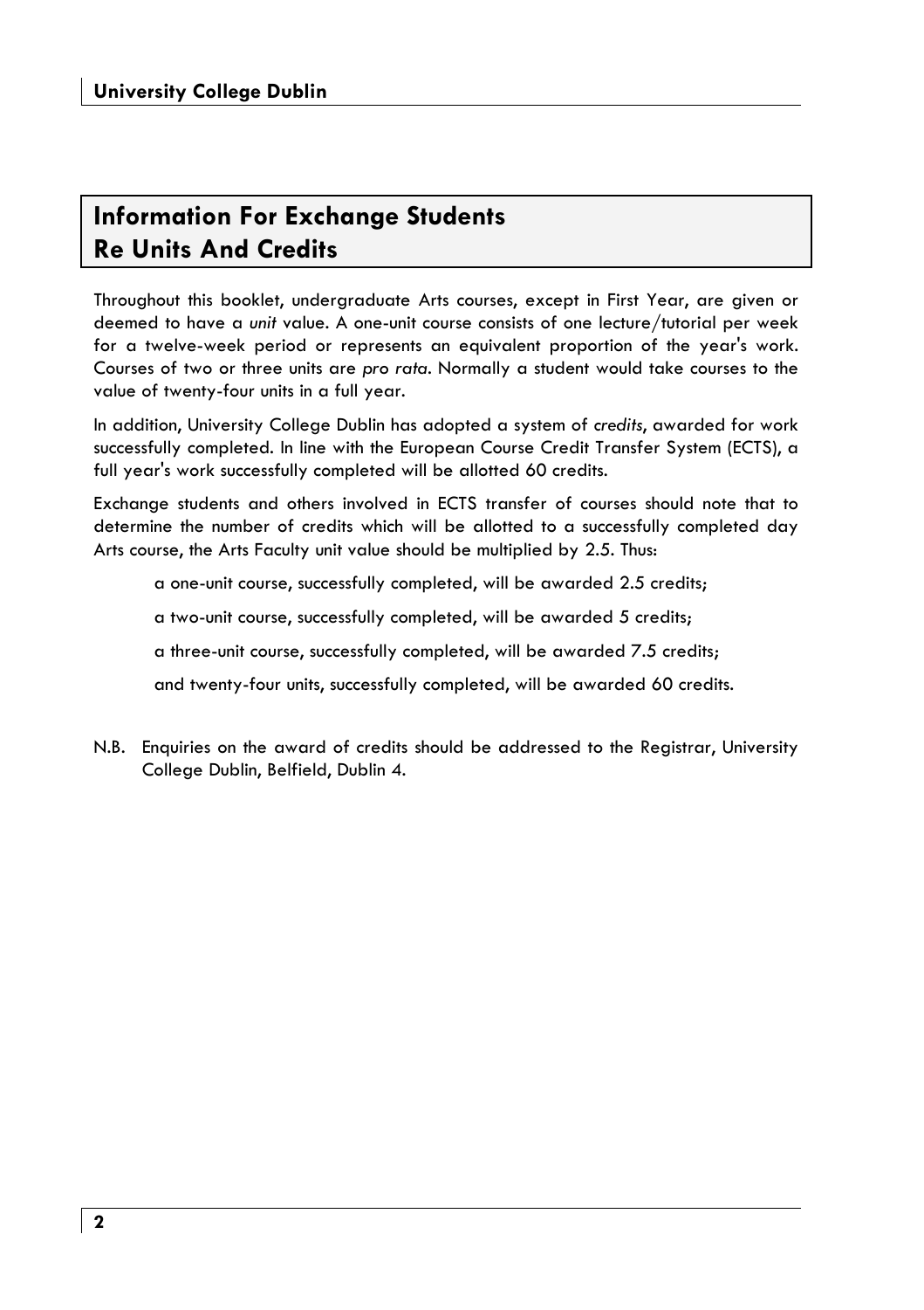# Information For Exchange Students Re Units And Credits

Throughout this booklet, undergraduate Arts courses, except in First Year, are given or deemed to have a *unit* value. A one-unit course consists of one lecture/tutorial per week for a twelve-week period or represents an equivalent proportion of the year's work. Courses of two or three units are *pro rata*. Normally a student would take courses to the value of twenty-four units in a full year.

In addition, University College Dublin has adopted a system of *credits*, awarded for work successfully completed. In line with the European Course Credit Transfer System (ECTS), a full year's work successfully completed will be allotted 60 credits.

Exchange students and others involved in ECTS transfer of courses should note that to determine the number of credits which will be allotted to a successfully completed day Arts course, the Arts Faculty unit value should be multiplied by 2.5. Thus:

> a one-unit course, successfully completed, will be awarded 2.5 credits;
>
> a two-unit course, successfully completed, will be awarded 5 credits;
>
> a three-unit course, successfully completed, will be awarded 7.5 credits;
>
> and twenty-four units, successfully completed, will be awarded 60 credits.

N.B. Enquiries on the award of credits should be addressed to the Registrar, University College Dublin, Belfield, Dublin 4.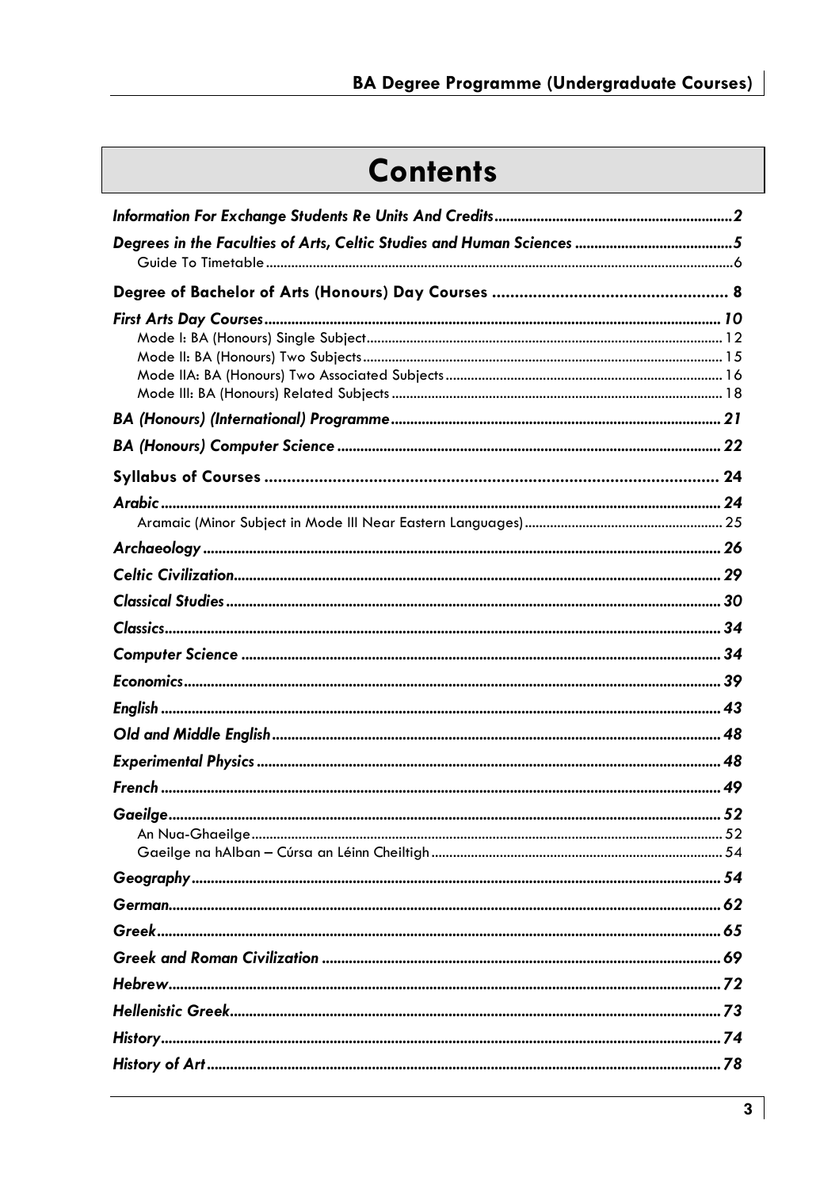# Contents

- ***Information For Exchange Students Re Units And Credits*** .......... **2**
- ***Degrees in the Faculties of Arts, Celtic Studies and Human Sciences*** .......... **5**
  - Guide To Timetable .......... 6
- **Degree of Bachelor of Arts (Honours) Day Courses** .......... **8**
- ***First Arts Day Courses*** .......... **10**
  - Mode I: BA (Honours) Single Subject .......... 12
  - Mode II: BA (Honours) Two Subjects .......... 15
  - Mode IIA: BA (Honours) Two Associated Subjects .......... 16
  - Mode III: BA (Honours) Related Subjects .......... 18
- ***BA (Honours) (International) Programme*** .......... **21**
- ***BA (Honours) Computer Science*** .......... **22**
- **Syllabus of Courses** .......... **24**
- ***Arabic*** .......... **24**
  - Aramaic (Minor Subject in Mode III Near Eastern Languages) .......... 25
- ***Archaeology*** .......... **26**
- ***Celtic Civilization*** .......... **29**
- ***Classical Studies*** .......... **30**
- ***Classics*** .......... **34**
- ***Computer Science*** .......... **34**
- ***Economics*** .......... **39**
- ***English*** .......... **43**
- ***Old and Middle English*** .......... **48**
- ***Experimental Physics*** .......... **48**
- ***French*** .......... **49**
- ***Gaeilge*** .......... **52**
  - An Nua-Ghaeilge .......... 52
  - Gaeilge na hAlban – Cúrsa an Léinn Cheiltigh .......... 54
- ***Geography*** .......... **54**
- ***German*** .......... **62**
- ***Greek*** .......... **65**
- ***Greek and Roman Civilization*** .......... **69**
- ***Hebrew*** .......... **72**
- ***Hellenistic Greek*** .......... **73**
- ***History*** .......... **74**
- ***History of Art*** .......... **78**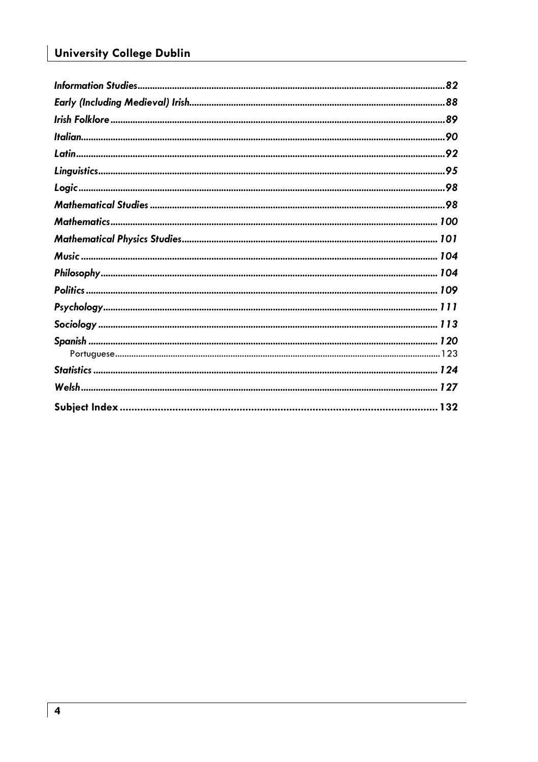*Information Studies* ..... *82*

*Early (Including Medieval) Irish* ..... *88*

*Irish Folklore* ..... *89*

*Italian* ..... *90*

*Latin* ..... *92*

*Linguistics* ..... *95*

*Logic* ..... *98*

*Mathematical Studies* ..... *98*

*Mathematics* ..... *100*

*Mathematical Physics Studies* ..... *101*

*Music* ..... *104*

*Philosophy* ..... *104*

*Politics* ..... *109*

*Psychology* ..... *111*

*Sociology* ..... *113*

*Spanish* ..... *120*

Portuguese ..... 123

*Statistics* ..... *124*

*Welsh* ..... *127*

**Subject Index ..... 132**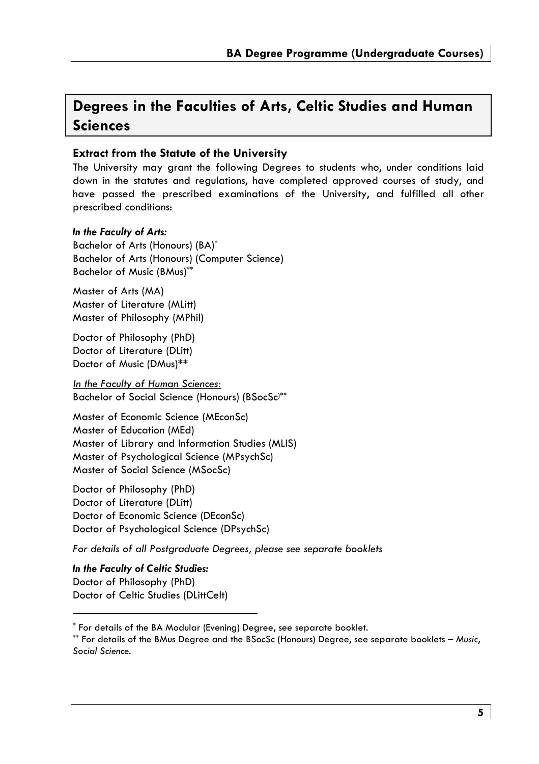# Degrees in the Faculties of Arts, Celtic Studies and Human Sciences

## Extract from the Statute of the University

The University may grant the following Degrees to students who, under conditions laid down in the statutes and regulations, have completed approved courses of study, and have passed the prescribed examinations of the University, and fulfilled all other prescribed conditions:

***In the Faculty of Arts:***

Bachelor of Arts (Honours) (BA)*
Bachelor of Arts (Honours) (Computer Science)
Bachelor of Music (BMus)**

Master of Arts (MA)
Master of Literature (MLitt)
Master of Philosophy (MPhil)

Doctor of Philosophy (PhD)
Doctor of Literature (DLitt)
Doctor of Music (DMus)**

*In the Faculty of Human Sciences:*

Bachelor of Social Science (Honours) (BSocSc)**

Master of Economic Science (MEconSc)
Master of Education (MEd)
Master of Library and Information Studies (MLIS)
Master of Psychological Science (MPsychSc)
Master of Social Science (MSocSc)

Doctor of Philosophy (PhD)
Doctor of Literature (DLitt)
Doctor of Economic Science (DEconSc)
Doctor of Psychological Science (DPsychSc)

*For details of all Postgraduate Degrees, please see separate booklets*

***In the Faculty of Celtic Studies:***

Doctor of Philosophy (PhD)
Doctor of Celtic Studies (DLittCelt)

---

* For details of the BA Modular (Evening) Degree, see separate booklet.

** For details of the BMus Degree and the BSocSc (Honours) Degree, see separate booklets – *Music*, *Social Science*.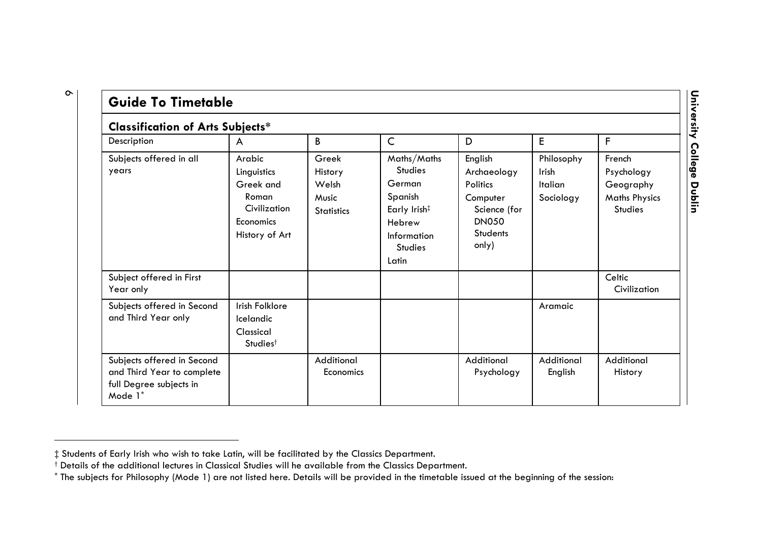## Guide To Timetable

### Classification of Arts Subjects*

| Description | A | B | C | D | E | F |
|---|---|---|---|---|---|---|
| Subjects offered in all years | Arabic<br>Linguistics<br>Greek and Roman Civilization<br>Economics<br>History of Art | Greek<br>History<br>Welsh<br>Music<br>Statistics | Maths/Maths Studies<br>German<br>Spanish<br>Early Irish‡<br>Hebrew<br>Information Studies<br>Latin | English<br>Archaeology<br>Politics<br>Computer Science (for DN050 Students only) | Philosophy<br>Irish<br>Italian<br>Sociology | French<br>Psychology<br>Geography<br>Maths Physics Studies |
| Subject offered in First Year only | | | | | | Celtic Civilization |
| Subjects offered in Second and Third Year only | Irish Folklore<br>Icelandic<br>Classical Studies† | | | | Aramaic | |
| Subjects offered in Second and Third Year to complete full Degree subjects in Mode 1* | | Additional Economics | | Additional Psychology | Additional English | Additional History |

‡ Students of Early Irish who wish to take Latin, will be facilitated by the Classics Department.

† Details of the additional lectures in Classical Studies will he available from the Classics Department.

* The subjects for Philosophy (Mode 1) are not listed here. Details will be provided in the timetable issued at the beginning of the session: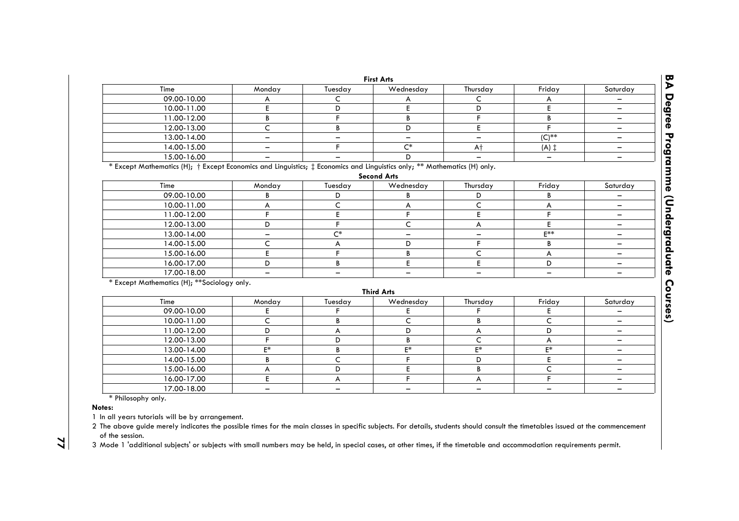### First Arts

| Time | Monday | Tuesday | Wednesday | Thursday | Friday | Saturday |
|---|---|---|---|---|---|---|
| 09.00-10.00 | A | C | A | C | A | – |
| 10.00-11.00 | E | D | E | D | E | – |
| 11.00-12.00 | B | F | B | F | B | – |
| 12.00-13.00 | C | B | D | E | F | – |
| 13.00-14.00 | – | – | – | – | (C)** | – |
| 14.00-15.00 | – | F | C* | A† | (A) ‡ | – |
| 15.00-16.00 | – | – | D | – | – | – |

* Except Mathematics (H); † Except Economics and Linguistics; ‡ Economics and Linguistics only; ** Mathematics (H) only.

### Second Arts

| Time | Monday | Tuesday | Wednesday | Thursday | Friday | Saturday |
|---|---|---|---|---|---|---|
| 09.00-10.00 | B | D | B | D | B | – |
| 10.00-11.00 | A | C | A | C | A | – |
| 11.00-12.00 | F | E | F | E | F | – |
| 12.00-13.00 | D | F | C | A | E | – |
| 13.00-14.00 | – | C* | – | – | E** | – |
| 14.00-15.00 | C | A | D | F | B | – |
| 15.00-16.00 | E | F | B | C | A | – |
| 16.00-17.00 | D | B | E | E | D | – |
| 17.00-18.00 | – | – | – | – | – | – |

* Except Mathematics (H); **Sociology only.

### Third Arts

| Time | Monday | Tuesday | Wednesday | Thursday | Friday | Saturday |
|---|---|---|---|---|---|---|
| 09.00-10.00 | E | F | E | F | E | – |
| 10.00-11.00 | C | B | C | B | C | – |
| 11.00-12.00 | D | A | D | A | D | – |
| 12.00-13.00 | F | D | B | C | A | – |
| 13.00-14.00 | E* | B | E* | E* | E* | – |
| 14.00-15.00 | B | C | F | D | E | – |
| 15.00-16.00 | A | D | E | B | C | – |
| 16.00-17.00 | E | A | F | A | F | – |
| 17.00-18.00 | – | – | – | – | – | – |

* Philosophy only.

**Notes:**

1 In all years tutorials will be by arrangement.

2 The above guide merely indicates the possible times for the main classes in specific subjects. For details, students should consult the timetables issued at the commencement of the session.

3 Mode 1 'additional subjects' or subjects with small numbers may be held, in special cases, at other times, if the timetable and accommodation requirements permit.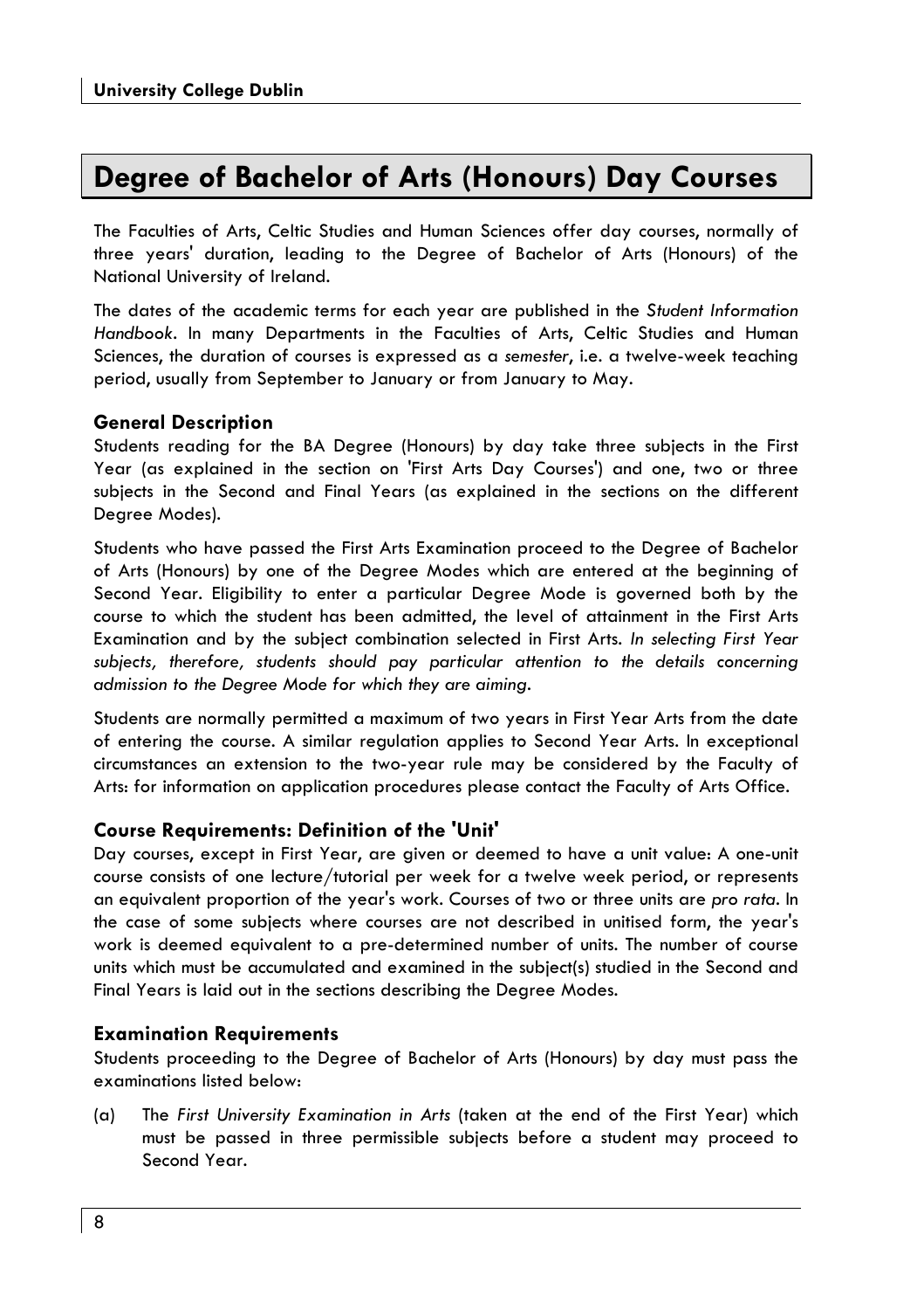# Degree of Bachelor of Arts (Honours) Day Courses

The Faculties of Arts, Celtic Studies and Human Sciences offer day courses, normally of three years' duration, leading to the Degree of Bachelor of Arts (Honours) of the National University of Ireland.

The dates of the academic terms for each year are published in the *Student Information Handbook*. In many Departments in the Faculties of Arts, Celtic Studies and Human Sciences, the duration of courses is expressed as a *semester*, i.e. a twelve-week teaching period, usually from September to January or from January to May.

### General Description

Students reading for the BA Degree (Honours) by day take three subjects in the First Year (as explained in the section on 'First Arts Day Courses') and one, two or three subjects in the Second and Final Years (as explained in the sections on the different Degree Modes).

Students who have passed the First Arts Examination proceed to the Degree of Bachelor of Arts (Honours) by one of the Degree Modes which are entered at the beginning of Second Year. Eligibility to enter a particular Degree Mode is governed both by the course to which the student has been admitted, the level of attainment in the First Arts Examination and by the subject combination selected in First Arts. *In selecting First Year subjects, therefore, students should pay particular attention to the details concerning admission to the Degree Mode for which they are aiming.*

Students are normally permitted a maximum of two years in First Year Arts from the date of entering the course. A similar regulation applies to Second Year Arts. In exceptional circumstances an extension to the two-year rule may be considered by the Faculty of Arts: for information on application procedures please contact the Faculty of Arts Office.

### Course Requirements: Definition of the 'Unit'

Day courses, except in First Year, are given or deemed to have a unit value: A one-unit course consists of one lecture/tutorial per week for a twelve week period, or represents an equivalent proportion of the year's work. Courses of two or three units are *pro rata*. In the case of some subjects where courses are not described in unitised form, the year's work is deemed equivalent to a pre-determined number of units. The number of course units which must be accumulated and examined in the subject(s) studied in the Second and Final Years is laid out in the sections describing the Degree Modes.

### Examination Requirements

Students proceeding to the Degree of Bachelor of Arts (Honours) by day must pass the examinations listed below:

(a) The *First University Examination in Arts* (taken at the end of the First Year) which must be passed in three permissible subjects before a student may proceed to Second Year.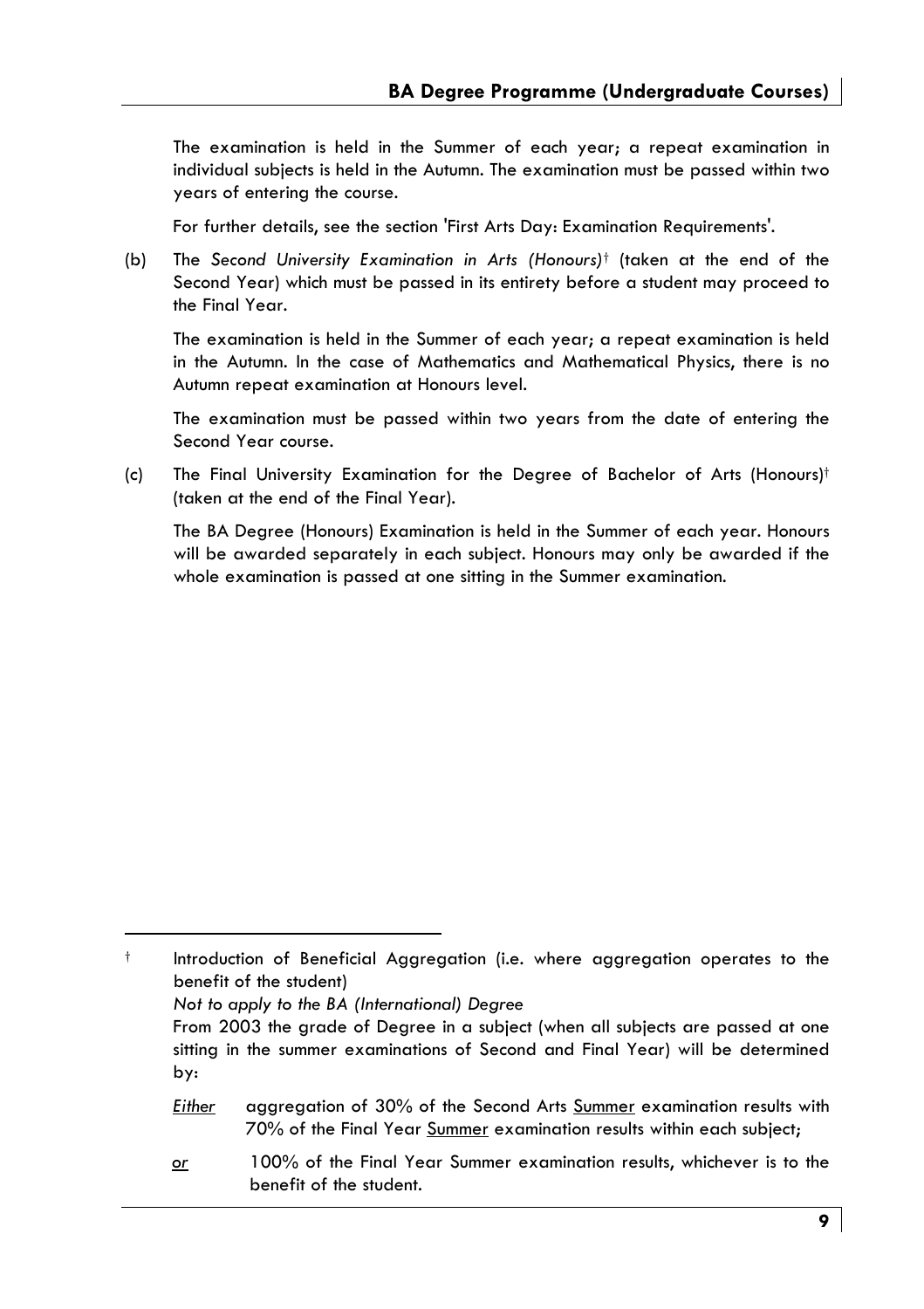The examination is held in the Summer of each year; a repeat examination in individual subjects is held in the Autumn. The examination must be passed within two years of entering the course.

For further details, see the section 'First Arts Day: Examination Requirements'.

(b) The *Second University Examination in Arts (Honours)*† (taken at the end of the Second Year) which must be passed in its entirety before a student may proceed to the Final Year.

The examination is held in the Summer of each year; a repeat examination is held in the Autumn. In the case of Mathematics and Mathematical Physics, there is no Autumn repeat examination at Honours level.

The examination must be passed within two years from the date of entering the Second Year course.

(c) The Final University Examination for the Degree of Bachelor of Arts (Honours)† (taken at the end of the Final Year).

The BA Degree (Honours) Examination is held in the Summer of each year. Honours will be awarded separately in each subject. Honours may only be awarded if the whole examination is passed at one sitting in the Summer examination.

---

† Introduction of Beneficial Aggregation (i.e. where aggregation operates to the benefit of the student)
*Not to apply to the BA (International) Degree*
From 2003 the grade of Degree in a subject (when all subjects are passed at one sitting in the summer examinations of Second and Final Year) will be determined by:

*Either* aggregation of 30% of the Second Arts Summer examination results with 70% of the Final Year Summer examination results within each subject;

or 100% of the Final Year Summer examination results, whichever is to the benefit of the student.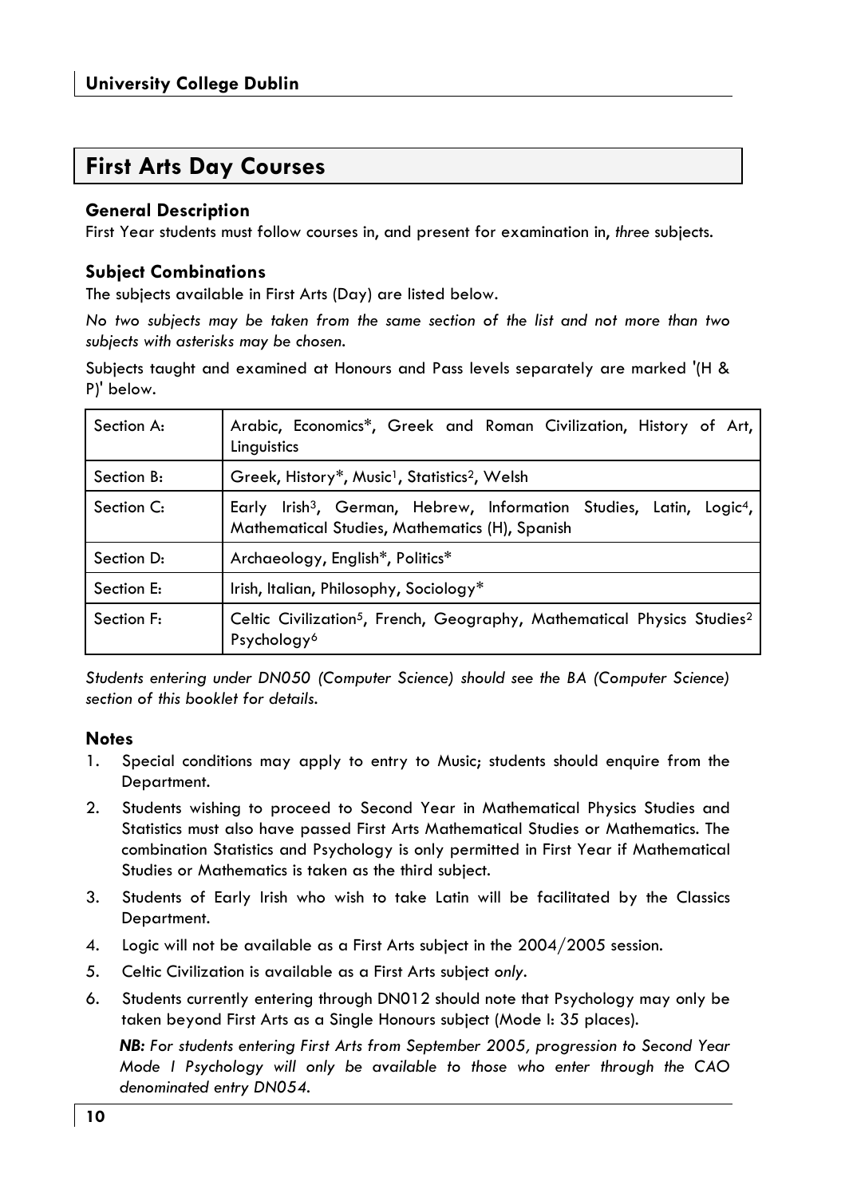## First Arts Day Courses

### General Description

First Year students must follow courses in, and present for examination in, *three* subjects.

### Subject Combinations

The subjects available in First Arts (Day) are listed below.

*No two subjects may be taken from the same section of the list and not more than two subjects with asterisks may be chosen.*

Subjects taught and examined at Honours and Pass levels separately are marked '(H & P)' below.

| | |
|---|---|
| Section A: | Arabic, Economics*, Greek and Roman Civilization, History of Art, Linguistics |
| Section B: | Greek, History*, Music[1], Statistics[2], Welsh |
| Section C: | Early Irish[3], German, Hebrew, Information Studies, Latin, Logic[4], Mathematical Studies, Mathematics (H), Spanish |
| Section D: | Archaeology, English*, Politics* |
| Section E: | Irish, Italian, Philosophy, Sociology* |
| Section F: | Celtic Civilization[5], French, Geography, Mathematical Physics Studies[2] Psychology[6] |

*Students entering under DN050 (Computer Science) should see the BA (Computer Science) section of this booklet for details.*

### Notes

1. Special conditions may apply to entry to Music; students should enquire from the Department.
2. Students wishing to proceed to Second Year in Mathematical Physics Studies and Statistics must also have passed First Arts Mathematical Studies or Mathematics. The combination Statistics and Psychology is only permitted in First Year if Mathematical Studies or Mathematics is taken as the third subject.
3. Students of Early Irish who wish to take Latin will be facilitated by the Classics Department.
4. Logic will not be available as a First Arts subject in the 2004/2005 session.
5. Celtic Civilization is available as a First Arts subject *only*.
6. Students currently entering through DN012 should note that Psychology may only be taken beyond First Arts as a Single Honours subject (Mode I: 35 places).

   ***NB:*** *For students entering First Arts from September 2005, progression to Second Year Mode I Psychology will only be available to those who enter through the CAO denominated entry DN054.*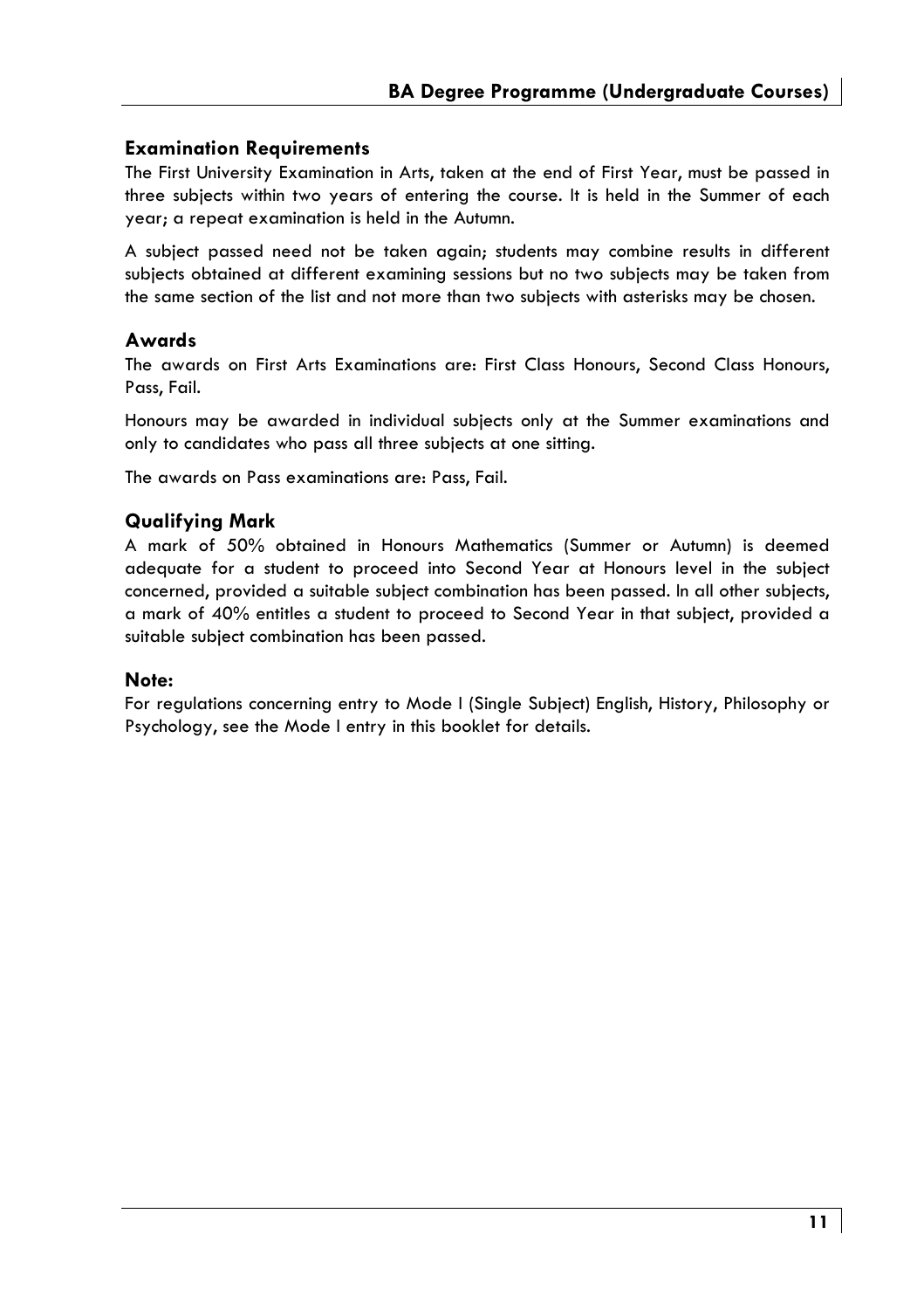## Examination Requirements

The First University Examination in Arts, taken at the end of First Year, must be passed in three subjects within two years of entering the course. It is held in the Summer of each year; a repeat examination is held in the Autumn.

A subject passed need not be taken again; students may combine results in different subjects obtained at different examining sessions but no two subjects may be taken from the same section of the list and not more than two subjects with asterisks may be chosen.

## Awards

The awards on First Arts Examinations are: First Class Honours, Second Class Honours, Pass, Fail.

Honours may be awarded in individual subjects only at the Summer examinations and only to candidates who pass all three subjects at one sitting.

The awards on Pass examinations are: Pass, Fail.

## Qualifying Mark

A mark of 50% obtained in Honours Mathematics (Summer or Autumn) is deemed adequate for a student to proceed into Second Year at Honours level in the subject concerned, provided a suitable subject combination has been passed. In all other subjects, a mark of 40% entitles a student to proceed to Second Year in that subject, provided a suitable subject combination has been passed.

## Note:

For regulations concerning entry to Mode I (Single Subject) English, History, Philosophy or Psychology, see the Mode I entry in this booklet for details.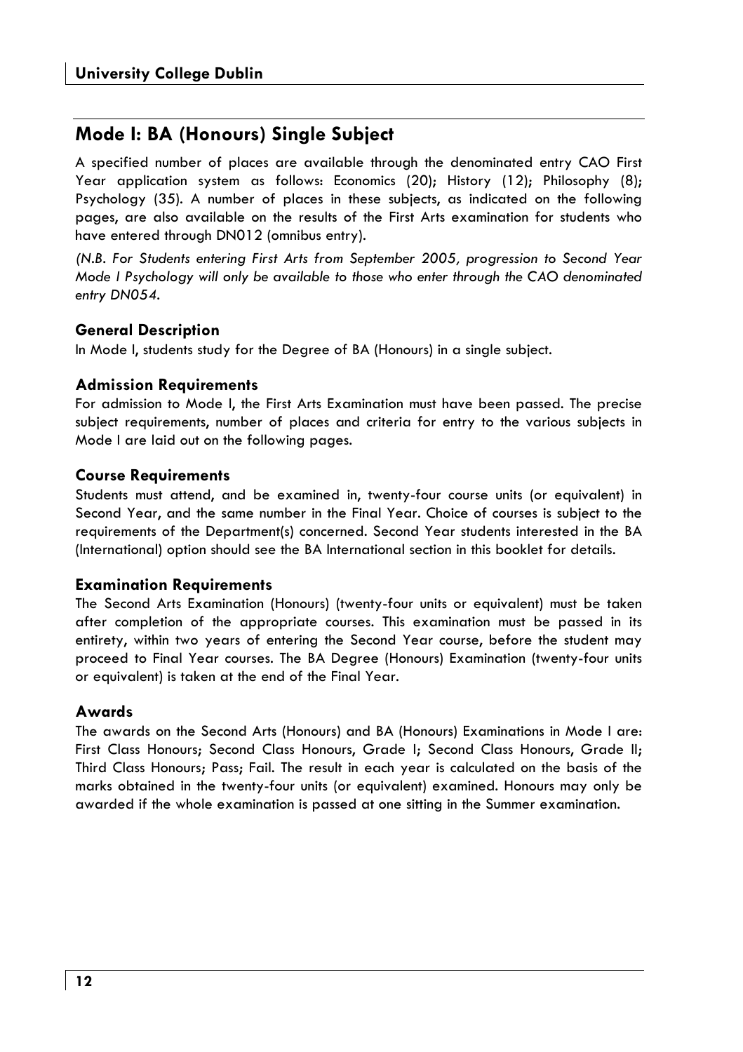## Mode I: BA (Honours) Single Subject

A specified number of places are available through the denominated entry CAO First Year application system as follows: Economics (20); History (12); Philosophy (8); Psychology (35). A number of places in these subjects, as indicated on the following pages, are also available on the results of the First Arts examination for students who have entered through DN012 (omnibus entry).

*(N.B. For Students entering First Arts from September 2005, progression to Second Year Mode I Psychology will only be available to those who enter through the CAO denominated entry DN054.*

### General Description

In Mode I, students study for the Degree of BA (Honours) in a single subject.

### Admission Requirements

For admission to Mode I, the First Arts Examination must have been passed. The precise subject requirements, number of places and criteria for entry to the various subjects in Mode I are laid out on the following pages.

### Course Requirements

Students must attend, and be examined in, twenty-four course units (or equivalent) in Second Year, and the same number in the Final Year. Choice of courses is subject to the requirements of the Department(s) concerned. Second Year students interested in the BA (International) option should see the BA International section in this booklet for details.

### Examination Requirements

The Second Arts Examination (Honours) (twenty-four units or equivalent) must be taken after completion of the appropriate courses. This examination must be passed in its entirety, within two years of entering the Second Year course, before the student may proceed to Final Year courses. The BA Degree (Honours) Examination (twenty-four units or equivalent) is taken at the end of the Final Year.

### Awards

The awards on the Second Arts (Honours) and BA (Honours) Examinations in Mode I are: First Class Honours; Second Class Honours, Grade I; Second Class Honours, Grade II; Third Class Honours; Pass; Fail. The result in each year is calculated on the basis of the marks obtained in the twenty-four units (or equivalent) examined. Honours may only be awarded if the whole examination is passed at one sitting in the Summer examination.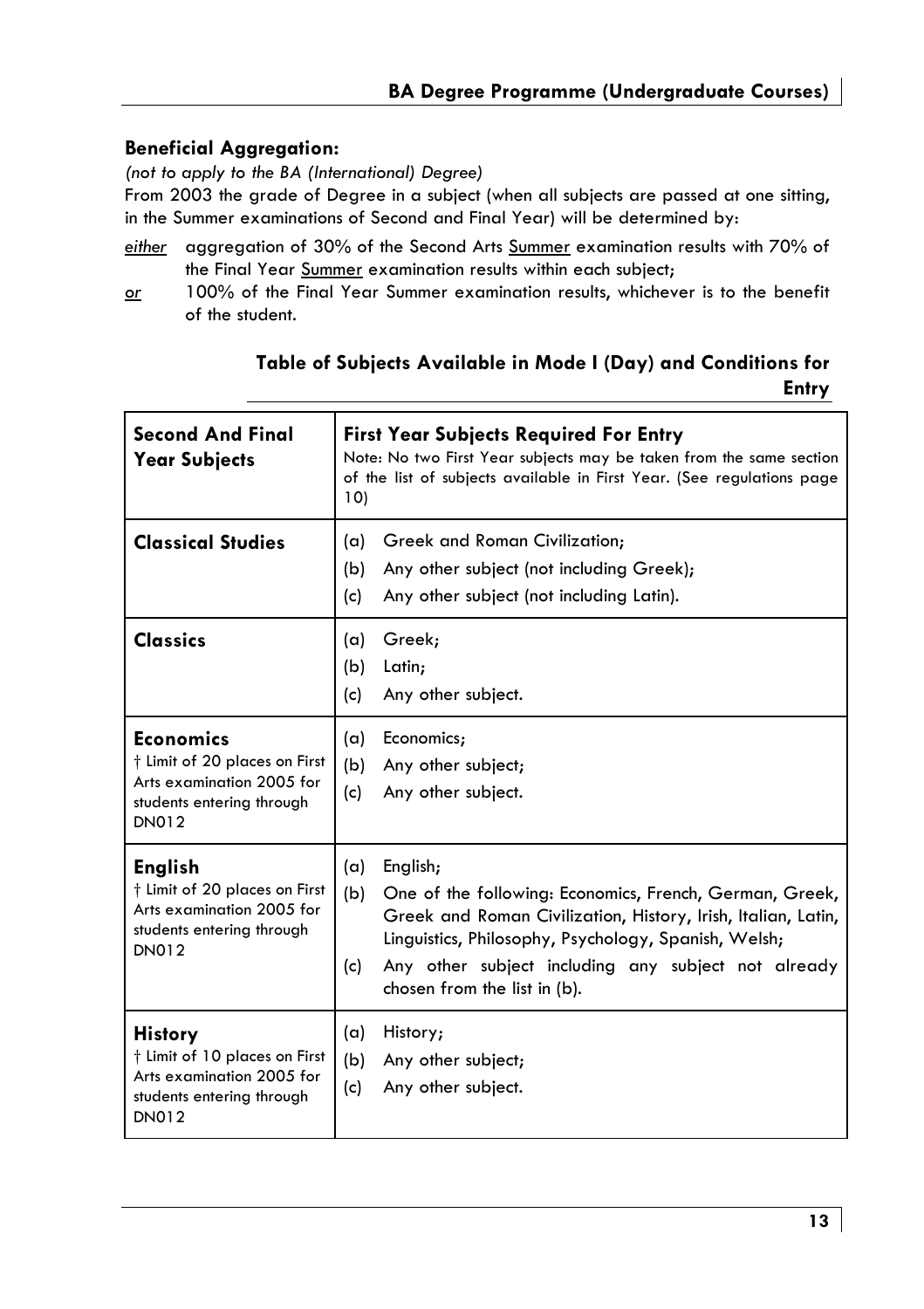## Beneficial Aggregation:

*(not to apply to the BA (International) Degree)*

From 2003 the grade of Degree in a subject (when all subjects are passed at one sitting, in the Summer examinations of Second and Final Year) will be determined by:

*either* aggregation of 30% of the Second Arts Summer examination results with 70% of the Final Year Summer examination results within each subject;

*or* 100% of the Final Year Summer examination results, whichever is to the benefit of the student.

### Table of Subjects Available in Mode I (Day) and Conditions for Entry

| **Second And Final Year Subjects** | **First Year Subjects Required For Entry**<br>Note: No two First Year subjects may be taken from the same section of the list of subjects available in First Year. (See regulations page 10) |
|---|---|
| **Classical Studies** | (a) Greek and Roman Civilization;<br>(b) Any other subject (not including Greek);<br>(c) Any other subject (not including Latin). |
| **Classics** | (a) Greek;<br>(b) Latin;<br>(c) Any other subject. |
| **Economics**<br>† Limit of 20 places on First Arts examination 2005 for students entering through DN012 | (a) Economics;<br>(b) Any other subject;<br>(c) Any other subject. |
| **English**<br>† Limit of 20 places on First Arts examination 2005 for students entering through DN012 | (a) English;<br>(b) One of the following: Economics, French, German, Greek, Greek and Roman Civilization, History, Irish, Italian, Latin, Linguistics, Philosophy, Psychology, Spanish, Welsh;<br>(c) Any other subject including any subject not already chosen from the list in (b). |
| **History**<br>† Limit of 10 places on First Arts examination 2005 for students entering through DN012 | (a) History;<br>(b) Any other subject;<br>(c) Any other subject. |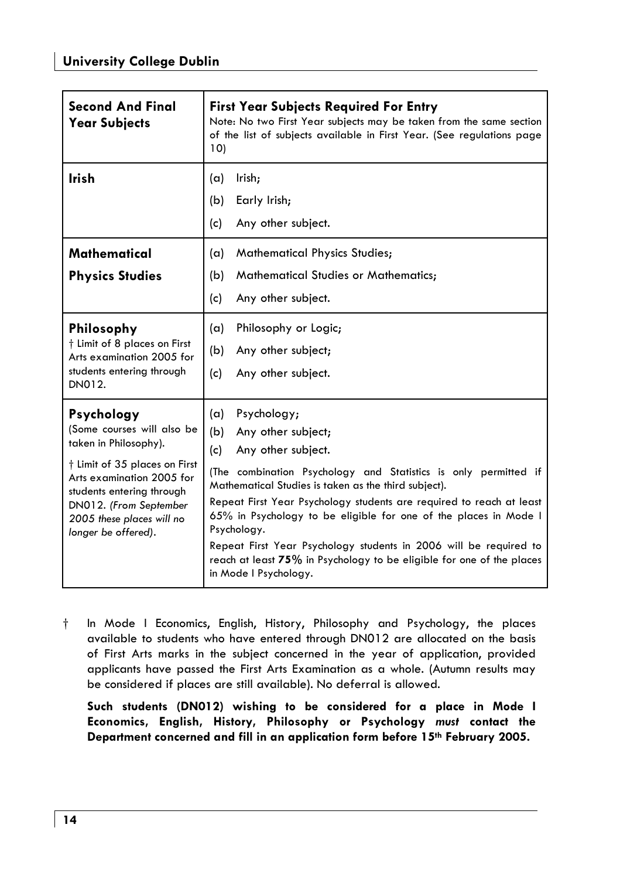| **Second And Final Year Subjects** | **First Year Subjects Required For Entry** Note: No two First Year subjects may be taken from the same section of the list of subjects available in First Year. (See regulations page 10) |
|---|---|
| **Irish** | (a) Irish;<br>(b) Early Irish;<br>(c) Any other subject. |
| **Mathematical Physics Studies** | (a) Mathematical Physics Studies;<br>(b) Mathematical Studies or Mathematics;<br>(c) Any other subject. |
| **Philosophy**<br>† Limit of 8 places on First Arts examination 2005 for students entering through DN012. | (a) Philosophy or Logic;<br>(b) Any other subject;<br>(c) Any other subject. |
| **Psychology**<br>(Some courses will also be taken in Philosophy).<br>† Limit of 35 places on First Arts examination 2005 for students entering through DN012. *(From September 2005 these places will no longer be offered).* | (a) Psychology;<br>(b) Any other subject;<br>(c) Any other subject.<br>(The combination Psychology and Statistics is only permitted if Mathematical Studies is taken as the third subject).<br>Repeat First Year Psychology students are required to reach at least 65% in Psychology to be eligible for one of the places in Mode I Psychology.<br>Repeat First Year Psychology students in 2006 will be required to reach at least **75%** in Psychology to be eligible for one of the places in Mode I Psychology. |

† In Mode I Economics, English, History, Philosophy and Psychology, the places available to students who have entered through DN012 are allocated on the basis of First Arts marks in the subject concerned in the year of application, provided applicants have passed the First Arts Examination as a whole. (Autumn results may be considered if places are still available). No deferral is allowed.

**Such students (DN012) wishing to be considered for a place in Mode I Economics, English, History, Philosophy or Psychology *must* contact the Department concerned and fill in an application form before 15th February 2005.**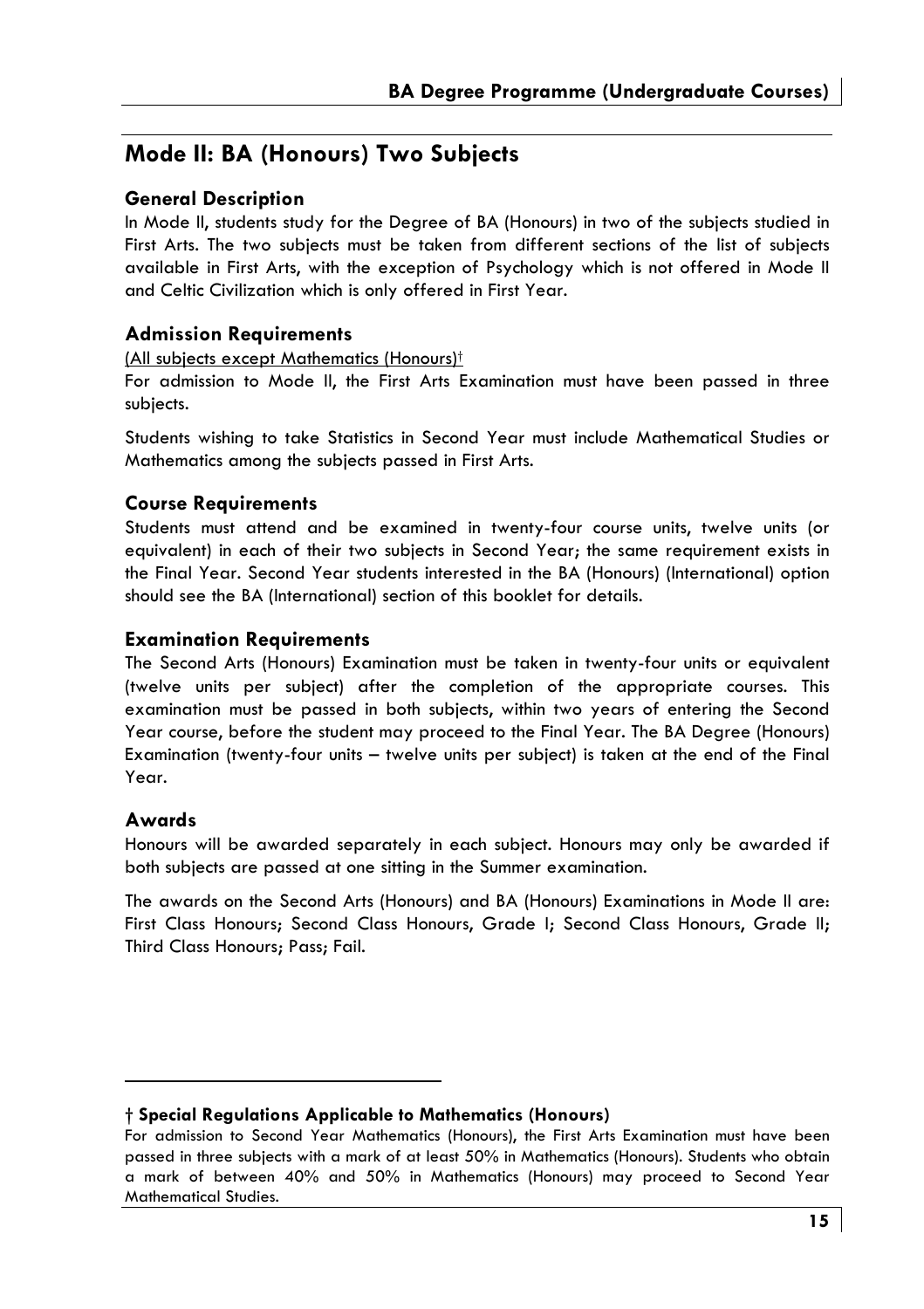## Mode II: BA (Honours) Two Subjects

### General Description

In Mode II, students study for the Degree of BA (Honours) in two of the subjects studied in First Arts. The two subjects must be taken from different sections of the list of subjects available in First Arts, with the exception of Psychology which is not offered in Mode II and Celtic Civilization which is only offered in First Year.

### Admission Requirements

(All subjects except Mathematics (Honours)†

For admission to Mode II, the First Arts Examination must have been passed in three subjects.

Students wishing to take Statistics in Second Year must include Mathematical Studies or Mathematics among the subjects passed in First Arts.

### Course Requirements

Students must attend and be examined in twenty-four course units, twelve units (or equivalent) in each of their two subjects in Second Year; the same requirement exists in the Final Year. Second Year students interested in the BA (Honours) (International) option should see the BA (International) section of this booklet for details.

### Examination Requirements

The Second Arts (Honours) Examination must be taken in twenty-four units or equivalent (twelve units per subject) after the completion of the appropriate courses. This examination must be passed in both subjects, within two years of entering the Second Year course, before the student may proceed to the Final Year. The BA Degree (Honours) Examination (twenty-four units – twelve units per subject) is taken at the end of the Final Year.

### Awards

Honours will be awarded separately in each subject. Honours may only be awarded if both subjects are passed at one sitting in the Summer examination.

The awards on the Second Arts (Honours) and BA (Honours) Examinations in Mode II are: First Class Honours; Second Class Honours, Grade I; Second Class Honours, Grade II; Third Class Honours; Pass; Fail.

---

**† Special Regulations Applicable to Mathematics (Honours)**

For admission to Second Year Mathematics (Honours), the First Arts Examination must have been passed in three subjects with a mark of at least 50% in Mathematics (Honours). Students who obtain a mark of between 40% and 50% in Mathematics (Honours) may proceed to Second Year Mathematical Studies.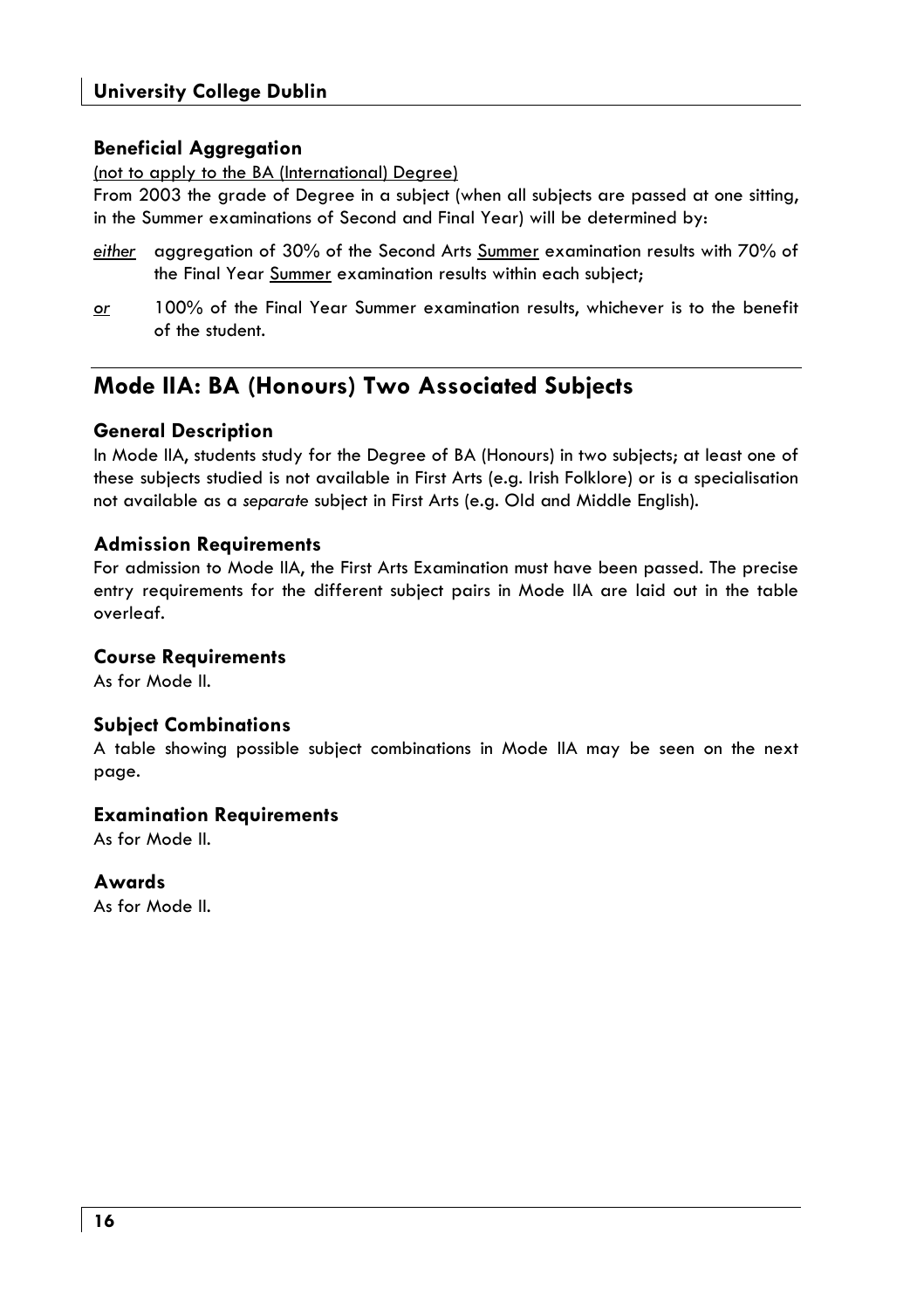### Beneficial Aggregation

(not to apply to the BA (International) Degree)

From 2003 the grade of Degree in a subject (when all subjects are passed at one sitting, in the Summer examinations of Second and Final Year) will be determined by:

*either* aggregation of 30% of the Second Arts Summer examination results with 70% of the Final Year Summer examination results within each subject;

*or* 100% of the Final Year Summer examination results, whichever is to the benefit of the student.

## Mode IIA: BA (Honours) Two Associated Subjects

### General Description

In Mode IIA, students study for the Degree of BA (Honours) in two subjects; at least one of these subjects studied is not available in First Arts (e.g. Irish Folklore) or is a specialisation not available as a *separate* subject in First Arts (e.g. Old and Middle English).

### Admission Requirements

For admission to Mode IIA, the First Arts Examination must have been passed. The precise entry requirements for the different subject pairs in Mode IIA are laid out in the table overleaf.

### Course Requirements

As for Mode II.

### Subject Combinations

A table showing possible subject combinations in Mode IIA may be seen on the next page.

### Examination Requirements

As for Mode II.

### Awards

As for Mode II.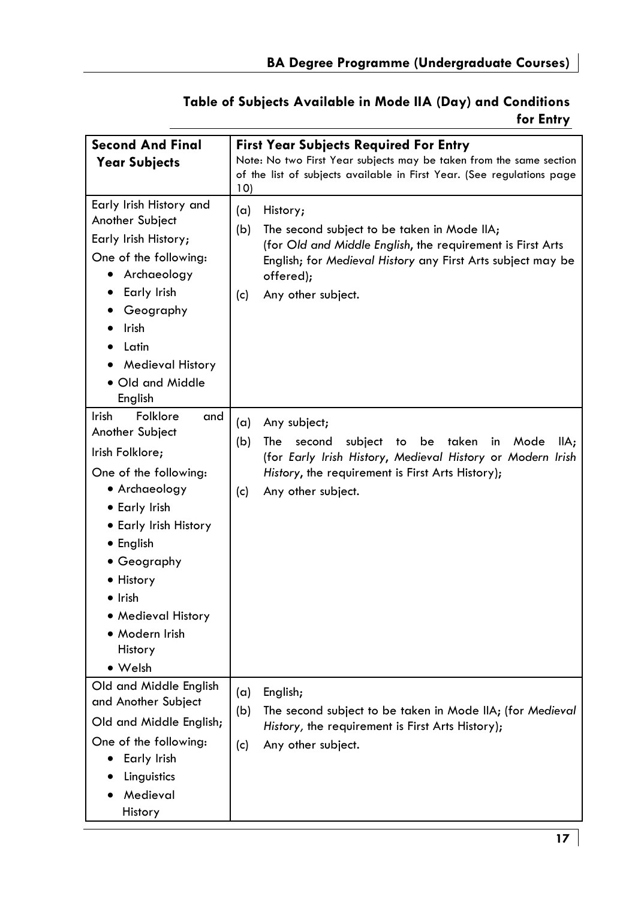## Table of Subjects Available in Mode IIA (Day) and Conditions for Entry

| Second And Final Year Subjects | First Year Subjects Required For Entry<br>Note: No two First Year subjects may be taken from the same section of the list of subjects available in First Year. (See regulations page 10) |
|---|---|
| Early Irish History and Another Subject<br>Early Irish History;<br>One of the following:<br>• Archaeology<br>• Early Irish<br>• Geography<br>• Irish<br>• Latin<br>• Medieval History<br>• Old and Middle English | (a) History;<br>(b) The second subject to be taken in Mode IIA; (for *Old and Middle English*, the requirement is First Arts English; for *Medieval History* any First Arts subject may be offered);<br>(c) Any other subject. |
| Irish Folklore and Another Subject<br>Irish Folklore;<br>One of the following:<br>• Archaeology<br>• Early Irish<br>• Early Irish History<br>• English<br>• Geography<br>• History<br>• Irish<br>• Medieval History<br>• Modern Irish History<br>• Welsh | (a) Any subject;<br>(b) The second subject to be taken in Mode IIA; (for *Early Irish History*, *Medieval History* or *Modern Irish History*, the requirement is First Arts History);<br>(c) Any other subject. |
| Old and Middle English and Another Subject<br>Old and Middle English;<br>One of the following:<br>• Early Irish<br>• Linguistics<br>• Medieval History | (a) English;<br>(b) The second subject to be taken in Mode IIA; (for *Medieval History*, the requirement is First Arts History);<br>(c) Any other subject. |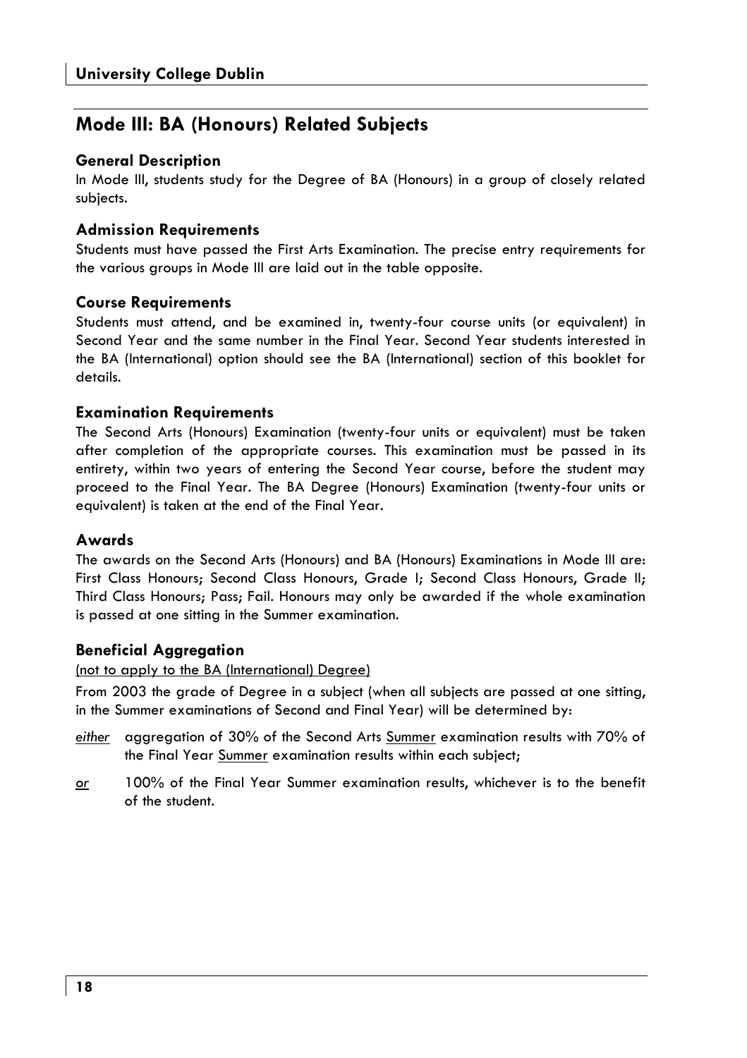## Mode III: BA (Honours) Related Subjects

### General Description

In Mode III, students study for the Degree of BA (Honours) in a group of closely related subjects.

### Admission Requirements

Students must have passed the First Arts Examination. The precise entry requirements for the various groups in Mode III are laid out in the table opposite.

### Course Requirements

Students must attend, and be examined in, twenty-four course units (or equivalent) in Second Year and the same number in the Final Year. Second Year students interested in the BA (International) option should see the BA (International) section of this booklet for details.

### Examination Requirements

The Second Arts (Honours) Examination (twenty-four units or equivalent) must be taken after completion of the appropriate courses. This examination must be passed in its entirety, within two years of entering the Second Year course, before the student may proceed to the Final Year. The BA Degree (Honours) Examination (twenty-four units or equivalent) is taken at the end of the Final Year.

### Awards

The awards on the Second Arts (Honours) and BA (Honours) Examinations in Mode III are: First Class Honours; Second Class Honours, Grade I; Second Class Honours, Grade II; Third Class Honours; Pass; Fail. Honours may only be awarded if the whole examination is passed at one sitting in the Summer examination.

### Beneficial Aggregation

<u>(not to apply to the BA (International) Degree)</u>

From 2003 the grade of Degree in a subject (when all subjects are passed at one sitting, in the Summer examinations of Second and Final Year) will be determined by:

*<u>either</u>* aggregation of 30% of the Second Arts <u>Summer</u> examination results with 70% of the Final Year <u>Summer</u> examination results within each subject;

*<u>or</u>* 100% of the Final Year Summer examination results, whichever is to the benefit of the student.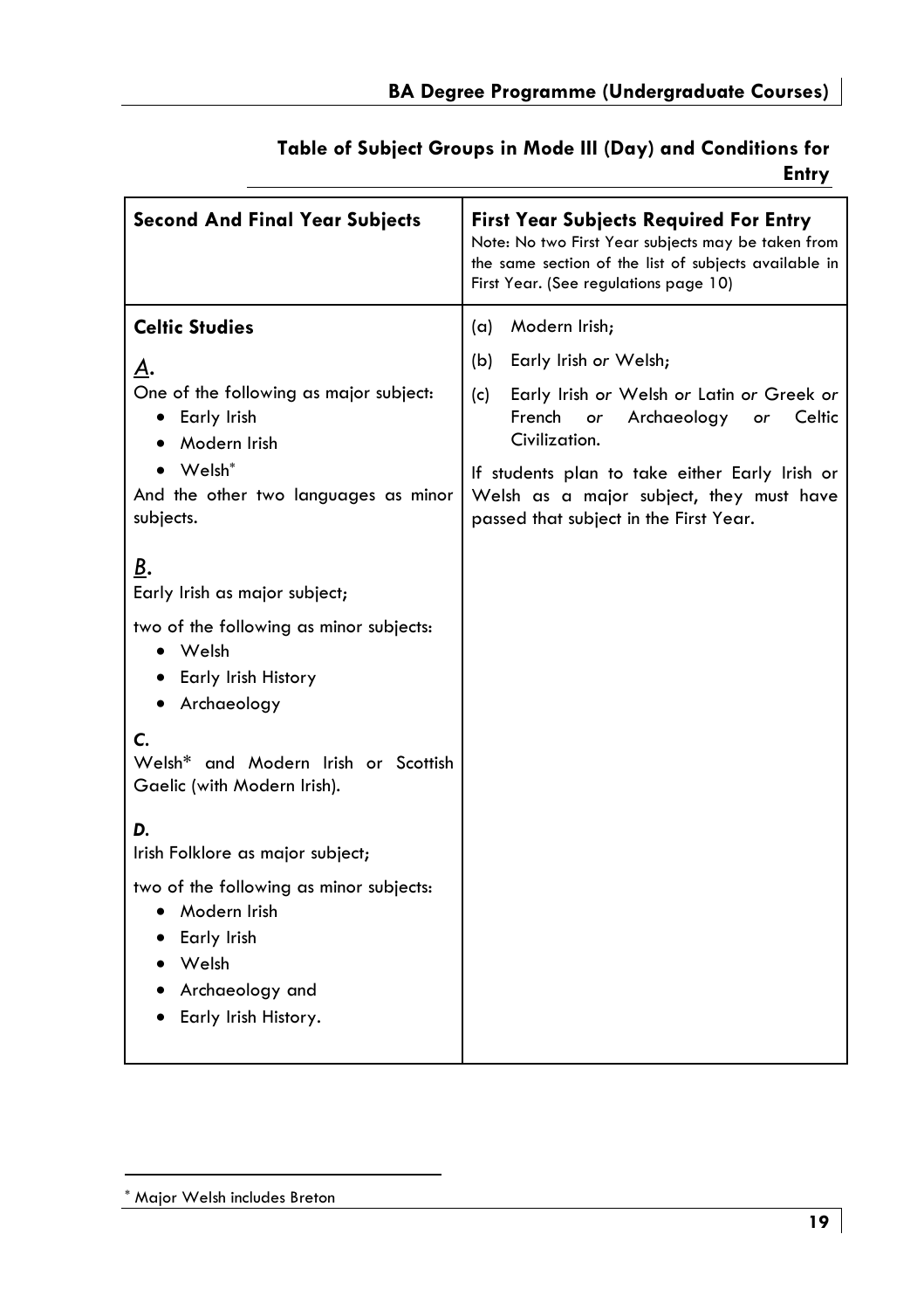## Table of Subject Groups in Mode III (Day) and Conditions for Entry

| **Second And Final Year Subjects** | **First Year Subjects Required For Entry**<br>Note: No two First Year subjects may be taken from the same section of the list of subjects available in First Year. (See regulations page 10) |
|---|---|
| **Celtic Studies**<br><br>***A.***<br>One of the following as major subject:<br>• Early Irish<br>• Modern Irish<br>• Welsh[*]<br>And the other two languages as minor subjects.<br><br>***B.***<br>Early Irish as major subject;<br><br>two of the following as minor subjects:<br>• Welsh<br>• Early Irish History<br>• Archaeology<br><br>***C.***<br>Welsh* and Modern Irish or Scottish Gaelic (with Modern Irish).<br><br>***D.***<br>Irish Folklore as major subject;<br><br>two of the following as minor subjects:<br>• Modern Irish<br>• Early Irish<br>• Welsh<br>• Archaeology and<br>• Early Irish History. | (a) Modern Irish;<br>(b) Early Irish *or* Welsh;<br>(c) Early Irish *or* Welsh *or* Latin *or* Greek *or* French *or* Archaeology *or* Celtic Civilization.<br><br>If students plan to take either Early Irish or Welsh as a major subject, they must have passed that subject in the First Year. |

[*] Major Welsh includes Breton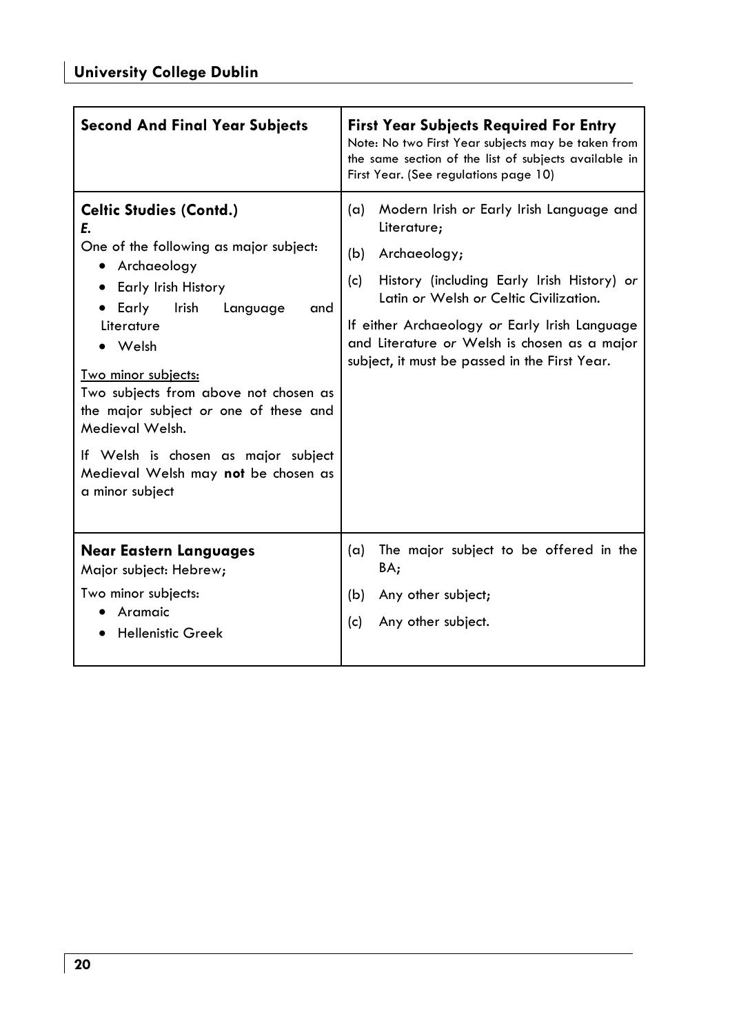| **Second And Final Year Subjects** | **First Year Subjects Required For Entry**<br>Note: No two First Year subjects may be taken from the same section of the list of subjects available in First Year. (See regulations page 10) |
|---|---|
| **Celtic Studies (Contd.)**<br>***E.***<br>One of the following as major subject:<br>• Archaeology<br>• Early Irish History<br>• Early Irish Language and Literature<br>• Welsh<br><br><u>Two minor subjects:</u><br>Two subjects from above not chosen as the major subject *or* one of these and Medieval Welsh.<br><br>If Welsh is chosen as major subject Medieval Welsh may **not** be chosen as a minor subject | (a) Modern Irish *or* Early Irish Language and Literature;<br>(b) Archaeology;<br>(c) History (including Early Irish History) *or* Latin *or* Welsh *or* Celtic Civilization.<br><br>If either Archaeology *or* Early Irish Language and Literature *or* Welsh is chosen as a major subject, it must be passed in the First Year. |
| **Near Eastern Languages**<br>Major subject: Hebrew;<br>Two minor subjects:<br>• Aramaic<br>• Hellenistic Greek | (a) The major subject to be offered in the BA;<br>(b) Any other subject;<br>(c) Any other subject. |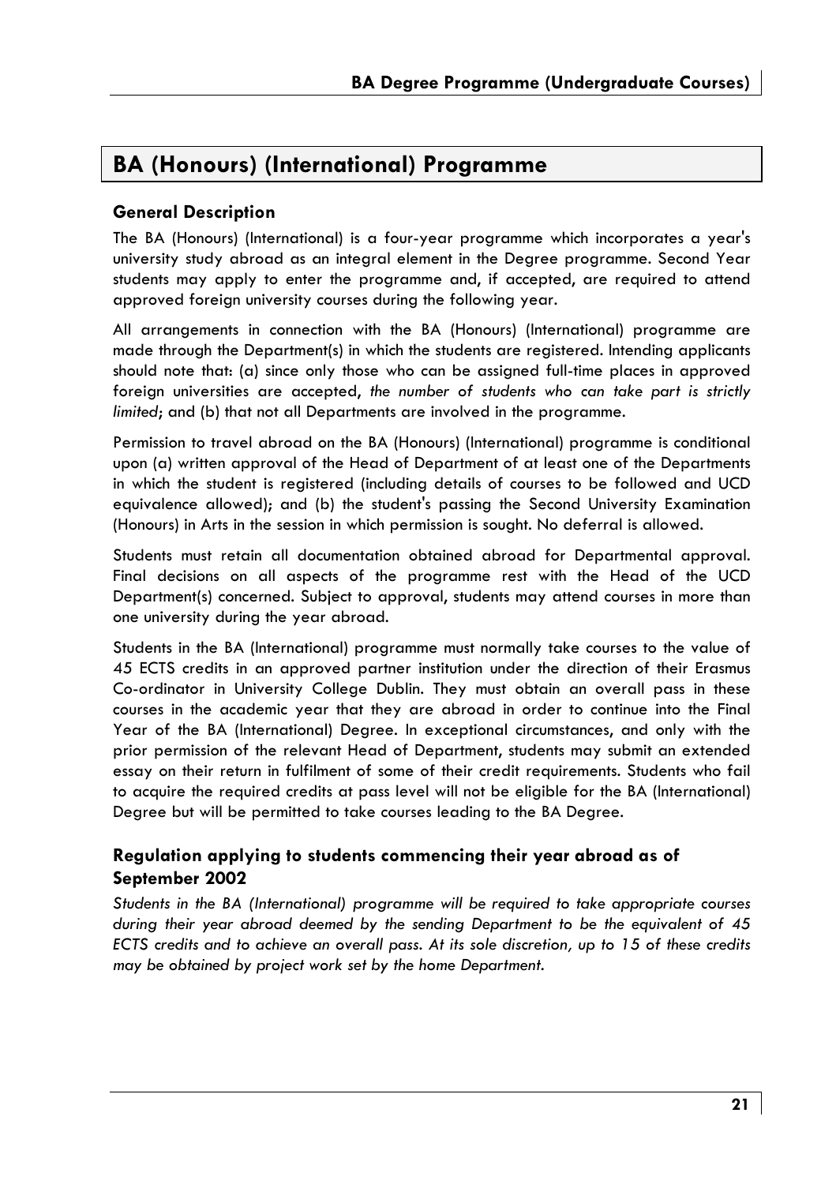## BA (Honours) (International) Programme

### General Description

The BA (Honours) (International) is a four-year programme which incorporates a year's university study abroad as an integral element in the Degree programme. Second Year students may apply to enter the programme and, if accepted, are required to attend approved foreign university courses during the following year.

All arrangements in connection with the BA (Honours) (International) programme are made through the Department(s) in which the students are registered. Intending applicants should note that: (a) since only those who can be assigned full-time places in approved foreign universities are accepted, *the number of students who can take part is strictly limited*; and (b) that not all Departments are involved in the programme.

Permission to travel abroad on the BA (Honours) (International) programme is conditional upon (a) written approval of the Head of Department of at least one of the Departments in which the student is registered (including details of courses to be followed and UCD equivalence allowed); and (b) the student's passing the Second University Examination (Honours) in Arts in the session in which permission is sought. No deferral is allowed.

Students must retain all documentation obtained abroad for Departmental approval. Final decisions on all aspects of the programme rest with the Head of the UCD Department(s) concerned. Subject to approval, students may attend courses in more than one university during the year abroad.

Students in the BA (International) programme must normally take courses to the value of 45 ECTS credits in an approved partner institution under the direction of their Erasmus Co-ordinator in University College Dublin. They must obtain an overall pass in these courses in the academic year that they are abroad in order to continue into the Final Year of the BA (International) Degree. In exceptional circumstances, and only with the prior permission of the relevant Head of Department, students may submit an extended essay on their return in fulfilment of some of their credit requirements. Students who fail to acquire the required credits at pass level will not be eligible for the BA (International) Degree but will be permitted to take courses leading to the BA Degree.

### Regulation applying to students commencing their year abroad as of September 2002

*Students in the BA (International) programme will be required to take appropriate courses during their year abroad deemed by the sending Department to be the equivalent of 45 ECTS credits and to achieve an overall pass. At its sole discretion, up to 15 of these credits may be obtained by project work set by the home Department.*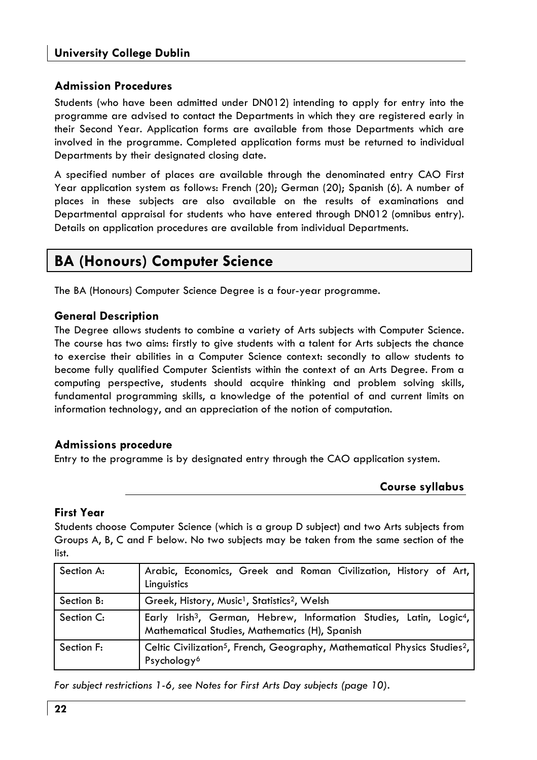### Admission Procedures

Students (who have been admitted under DN012) intending to apply for entry into the programme are advised to contact the Departments in which they are registered early in their Second Year. Application forms are available from those Departments which are involved in the programme. Completed application forms must be returned to individual Departments by their designated closing date.

A specified number of places are available through the denominated entry CAO First Year application system as follows: French (20); German (20); Spanish (6). A number of places in these subjects are also available on the results of examinations and Departmental appraisal for students who have entered through DN012 (omnibus entry). Details on application procedures are available from individual Departments.

## BA (Honours) Computer Science

The BA (Honours) Computer Science Degree is a four-year programme.

### General Description

The Degree allows students to combine a variety of Arts subjects with Computer Science. The course has two aims: firstly to give students with a talent for Arts subjects the chance to exercise their abilities in a Computer Science context: secondly to allow students to become fully qualified Computer Scientists within the context of an Arts Degree. From a computing perspective, students should acquire thinking and problem solving skills, fundamental programming skills, a knowledge of the potential of and current limits on information technology, and an appreciation of the notion of computation.

### Admissions procedure

Entry to the programme is by designated entry through the CAO application system.

### Course syllabus

### First Year

Students choose Computer Science (which is a group D subject) and two Arts subjects from Groups A, B, C and F below. No two subjects may be taken from the same section of the list.

| | |
|---|---|
| Section A: | Arabic, Economics, Greek and Roman Civilization, History of Art, Linguistics |
| Section B: | Greek, History, Music[1], Statistics[2], Welsh |
| Section C: | Early Irish[3], German, Hebrew, Information Studies, Latin, Logic[4], Mathematical Studies, Mathematics (H), Spanish |
| Section F: | Celtic Civilization[5], French, Geography, Mathematical Physics Studies[2], Psychology[6] |

*For subject restrictions 1-6, see Notes for First Arts Day subjects (page 10).*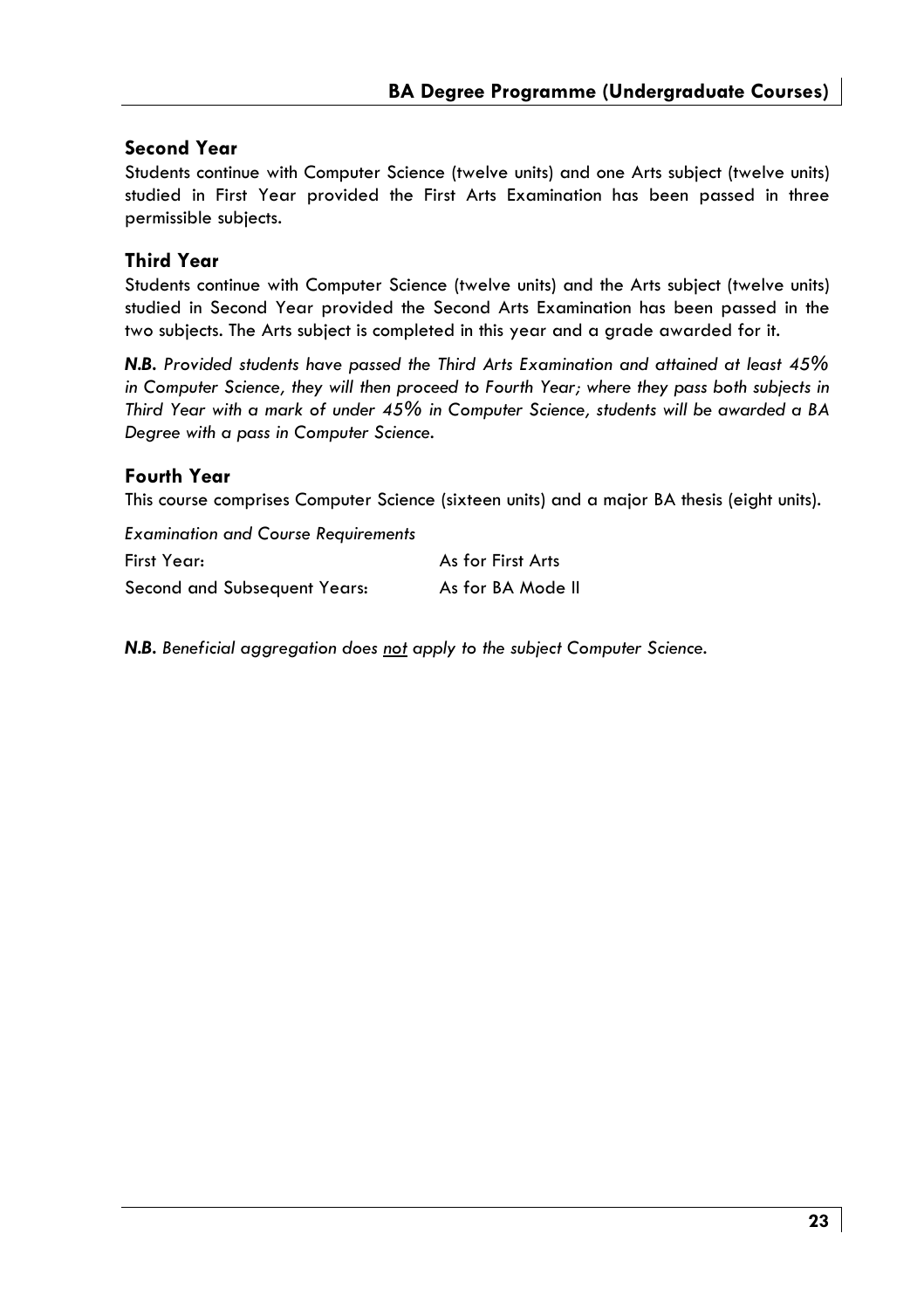## Second Year

Students continue with Computer Science (twelve units) and one Arts subject (twelve units) studied in First Year provided the First Arts Examination has been passed in three permissible subjects.

## Third Year

Students continue with Computer Science (twelve units) and the Arts subject (twelve units) studied in Second Year provided the Second Arts Examination has been passed in the two subjects. The Arts subject is completed in this year and a grade awarded for it.

***N.B.*** *Provided students have passed the Third Arts Examination and attained at least 45% in Computer Science, they will then proceed to Fourth Year; where they pass both subjects in Third Year with a mark of under 45% in Computer Science, students will be awarded a BA Degree with a pass in Computer Science.*

## Fourth Year

This course comprises Computer Science (sixteen units) and a major BA thesis (eight units).

*Examination and Course Requirements*

| | |
|---|---|
| First Year: | As for First Arts |
| Second and Subsequent Years: | As for BA Mode II |

***N.B.*** *Beneficial aggregation does <u>not</u> apply to the subject Computer Science.*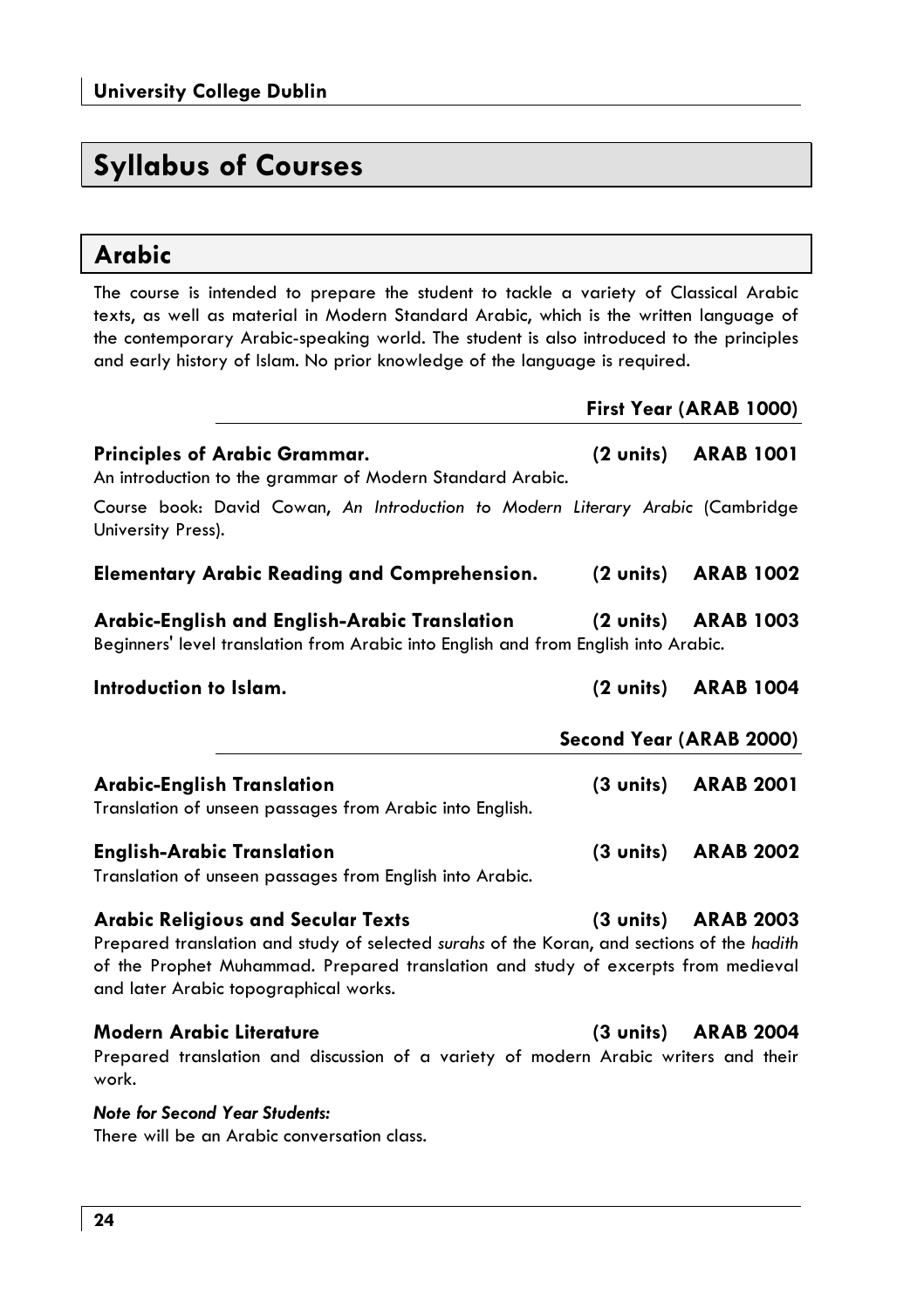# Syllabus of Courses

## Arabic

The course is intended to prepare the student to tackle a variety of Classical Arabic texts, as well as material in Modern Standard Arabic, which is the written language of the contemporary Arabic-speaking world. The student is also introduced to the principles and early history of Islam. No prior knowledge of the language is required.

### First Year (ARAB 1000)

**Principles of Arabic Grammar. (2 units) ARAB 1001**
An introduction to the grammar of Modern Standard Arabic.

Course book: David Cowan, *An Introduction to Modern Literary Arabic* (Cambridge University Press).

**Elementary Arabic Reading and Comprehension. (2 units) ARAB 1002**

**Arabic-English and English-Arabic Translation (2 units) ARAB 1003**
Beginners' level translation from Arabic into English and from English into Arabic.

**Introduction to Islam. (2 units) ARAB 1004**

### Second Year (ARAB 2000)

**Arabic-English Translation (3 units) ARAB 2001**
Translation of unseen passages from Arabic into English.

**English-Arabic Translation (3 units) ARAB 2002**
Translation of unseen passages from English into Arabic.

**Arabic Religious and Secular Texts (3 units) ARAB 2003**
Prepared translation and study of selected *surahs* of the Koran, and sections of the *hadith* of the Prophet Muhammad. Prepared translation and study of excerpts from medieval and later Arabic topographical works.

**Modern Arabic Literature (3 units) ARAB 2004**
Prepared translation and discussion of a variety of modern Arabic writers and their work.

***Note for Second Year Students:***
There will be an Arabic conversation class.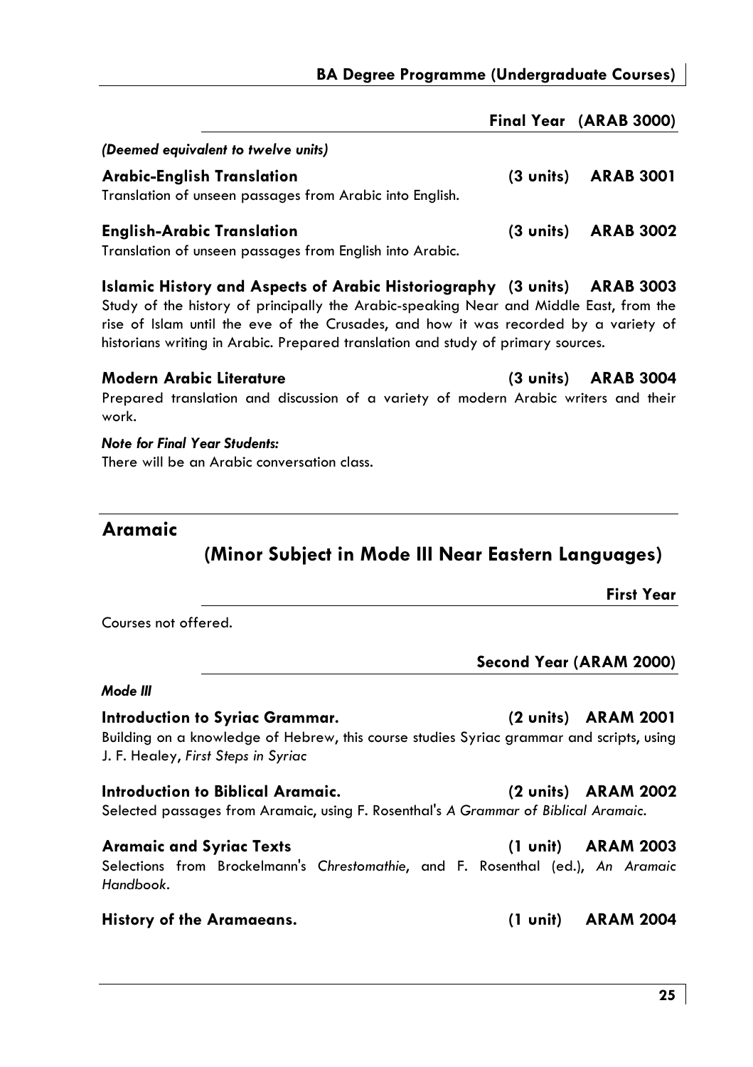### Final Year (ARAB 3000)

*(Deemed equivalent to twelve units)*

**Arabic-English Translation** **(3 units) ARAB 3001**
Translation of unseen passages from Arabic into English.

**English-Arabic Translation** **(3 units) ARAB 3002**
Translation of unseen passages from English into Arabic.

**Islamic History and Aspects of Arabic Historiography (3 units) ARAB 3003**
Study of the history of principally the Arabic-speaking Near and Middle East, from the rise of Islam until the eve of the Crusades, and how it was recorded by a variety of historians writing in Arabic. Prepared translation and study of primary sources.

**Modern Arabic Literature** **(3 units) ARAB 3004**
Prepared translation and discussion of a variety of modern Arabic writers and their work.

***Note for Final Year Students:***
There will be an Arabic conversation class.

## Aramaic

## (Minor Subject in Mode III Near Eastern Languages)

### First Year

Courses not offered.

### Second Year (ARAM 2000)

***Mode III***

**Introduction to Syriac Grammar.** **(2 units) ARAM 2001**
Building on a knowledge of Hebrew, this course studies Syriac grammar and scripts, using J. F. Healey, *First Steps in Syriac*

**Introduction to Biblical Aramaic.** **(2 units) ARAM 2002**
Selected passages from Aramaic, using F. Rosenthal's *A Grammar of Biblical Aramaic*.

**Aramaic and Syriac Texts** **(1 unit) ARAM 2003**
Selections from Brockelmann's *Chrestomathie*, and F. Rosenthal (ed.), *An Aramaic Handbook*.

**History of the Aramaeans.** **(1 unit) ARAM 2004**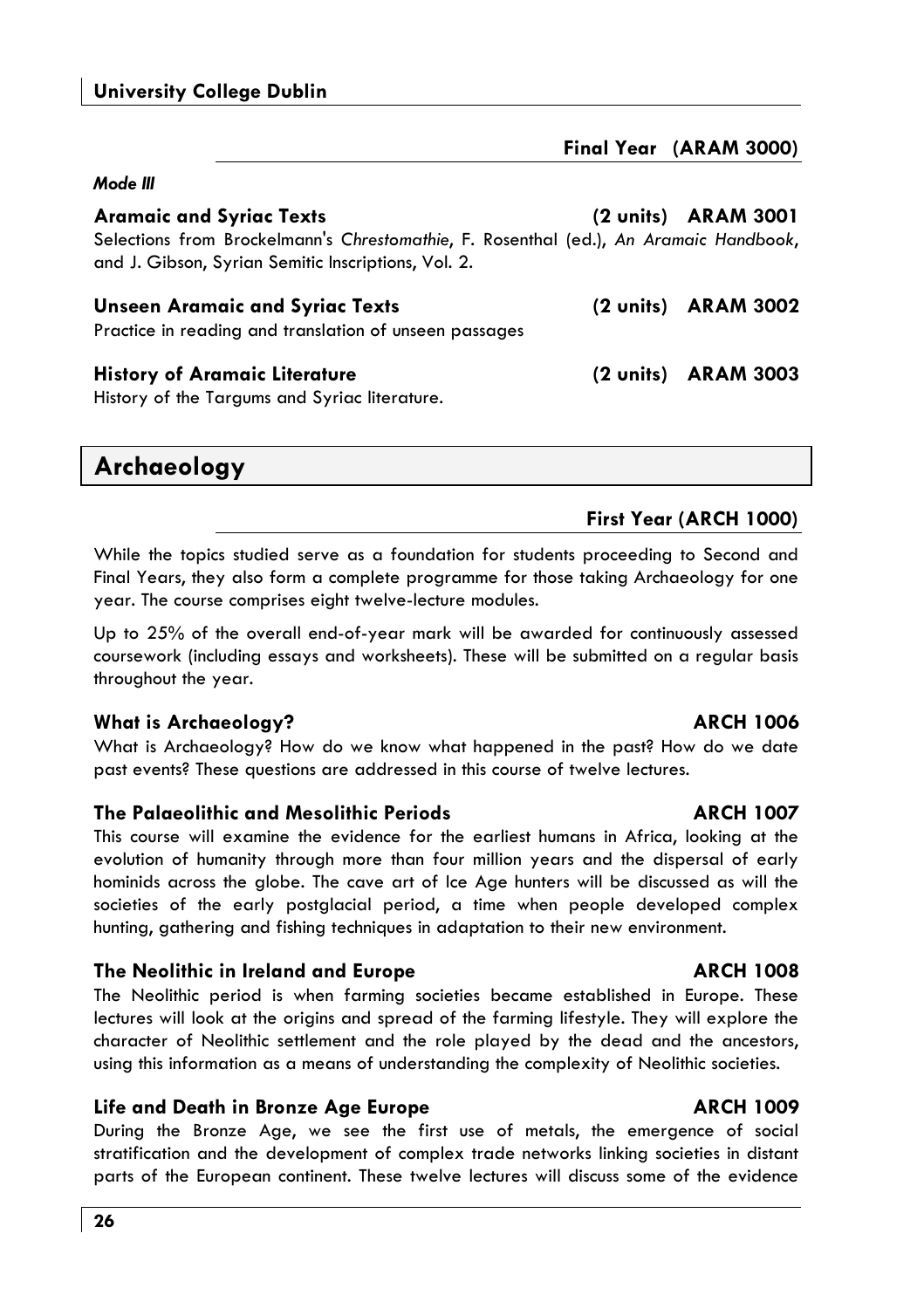### Final Year (ARAM 3000)

*Mode III*

**Aramaic and Syriac Texts** **(2 units) ARAM 3001**
Selections from Brockelmann's *Chrestomathie*, F. Rosenthal (ed.), *An Aramaic Handbook*, and J. Gibson, Syrian Semitic Inscriptions, Vol. 2.

**Unseen Aramaic and Syriac Texts** **(2 units) ARAM 3002**
Practice in reading and translation of unseen passages

**History of Aramaic Literature** **(2 units) ARAM 3003**
History of the Targums and Syriac literature.

## Archaeology

### First Year (ARCH 1000)

While the topics studied serve as a foundation for students proceeding to Second and Final Years, they also form a complete programme for those taking Archaeology for one year. The course comprises eight twelve-lecture modules.

Up to 25% of the overall end-of-year mark will be awarded for continuously assessed coursework (including essays and worksheets). These will be submitted on a regular basis throughout the year.

**What is Archaeology?** **ARCH 1006**
What is Archaeology? How do we know what happened in the past? How do we date past events? These questions are addressed in this course of twelve lectures.

**The Palaeolithic and Mesolithic Periods** **ARCH 1007**
This course will examine the evidence for the earliest humans in Africa, looking at the evolution of humanity through more than four million years and the dispersal of early hominids across the globe. The cave art of Ice Age hunters will be discussed as will the societies of the early postglacial period, a time when people developed complex hunting, gathering and fishing techniques in adaptation to their new environment.

**The Neolithic in Ireland and Europe** **ARCH 1008**
The Neolithic period is when farming societies became established in Europe. These lectures will look at the origins and spread of the farming lifestyle. They will explore the character of Neolithic settlement and the role played by the dead and the ancestors, using this information as a means of understanding the complexity of Neolithic societies.

**Life and Death in Bronze Age Europe** **ARCH 1009**
During the Bronze Age, we see the first use of metals, the emergence of social stratification and the development of complex trade networks linking societies in distant parts of the European continent. These twelve lectures will discuss some of the evidence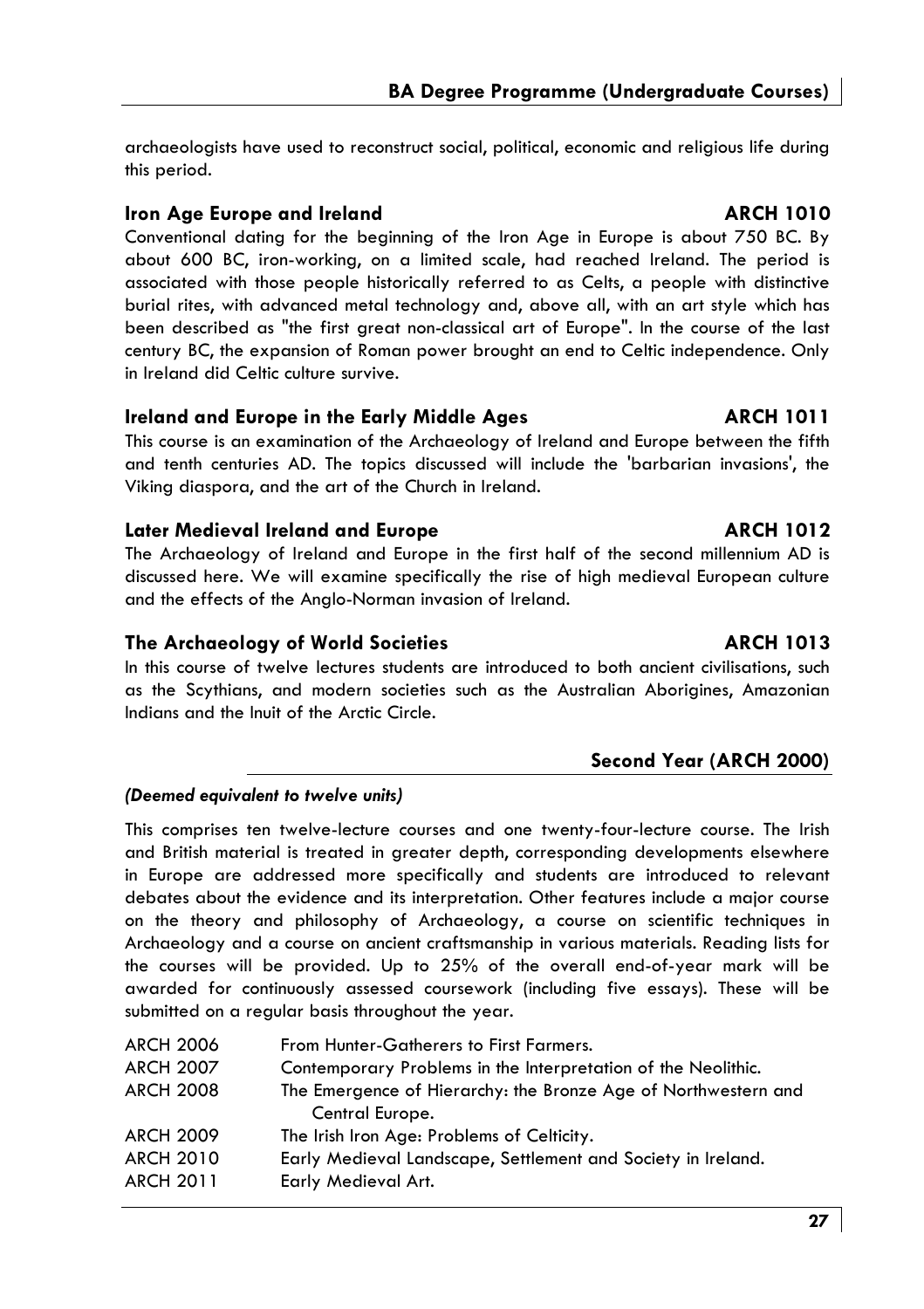archaeologists have used to reconstruct social, political, economic and religious life during this period.

### Iron Age Europe and Ireland — ARCH 1010

Conventional dating for the beginning of the Iron Age in Europe is about 750 BC. By about 600 BC, iron-working, on a limited scale, had reached Ireland. The period is associated with those people historically referred to as Celts, a people with distinctive burial rites, with advanced metal technology and, above all, with an art style which has been described as "the first great non-classical art of Europe". In the course of the last century BC, the expansion of Roman power brought an end to Celtic independence. Only in Ireland did Celtic culture survive.

### Ireland and Europe in the Early Middle Ages — ARCH 1011

This course is an examination of the Archaeology of Ireland and Europe between the fifth and tenth centuries AD. The topics discussed will include the 'barbarian invasions', the Viking diaspora, and the art of the Church in Ireland.

### Later Medieval Ireland and Europe — ARCH 1012

The Archaeology of Ireland and Europe in the first half of the second millennium AD is discussed here. We will examine specifically the rise of high medieval European culture and the effects of the Anglo-Norman invasion of Ireland.

### The Archaeology of World Societies — ARCH 1013

In this course of twelve lectures students are introduced to both ancient civilisations, such as the Scythians, and modern societies such as the Australian Aborigines, Amazonian Indians and the Inuit of the Arctic Circle.

## Second Year (ARCH 2000)

***(Deemed equivalent to twelve units)***

This comprises ten twelve-lecture courses and one twenty-four-lecture course. The Irish and British material is treated in greater depth, corresponding developments elsewhere in Europe are addressed more specifically and students are introduced to relevant debates about the evidence and its interpretation. Other features include a major course on the theory and philosophy of Archaeology, a course on scientific techniques in Archaeology and a course on ancient craftsmanship in various materials. Reading lists for the courses will be provided. Up to 25% of the overall end-of-year mark will be awarded for continuously assessed coursework (including five essays). These will be submitted on a regular basis throughout the year.

| | |
|---|---|
| ARCH 2006 | From Hunter-Gatherers to First Farmers. |
| ARCH 2007 | Contemporary Problems in the Interpretation of the Neolithic. |
| ARCH 2008 | The Emergence of Hierarchy: the Bronze Age of Northwestern and Central Europe. |
| ARCH 2009 | The Irish Iron Age: Problems of Celticity. |
| ARCH 2010 | Early Medieval Landscape, Settlement and Society in Ireland. |
| ARCH 2011 | Early Medieval Art. |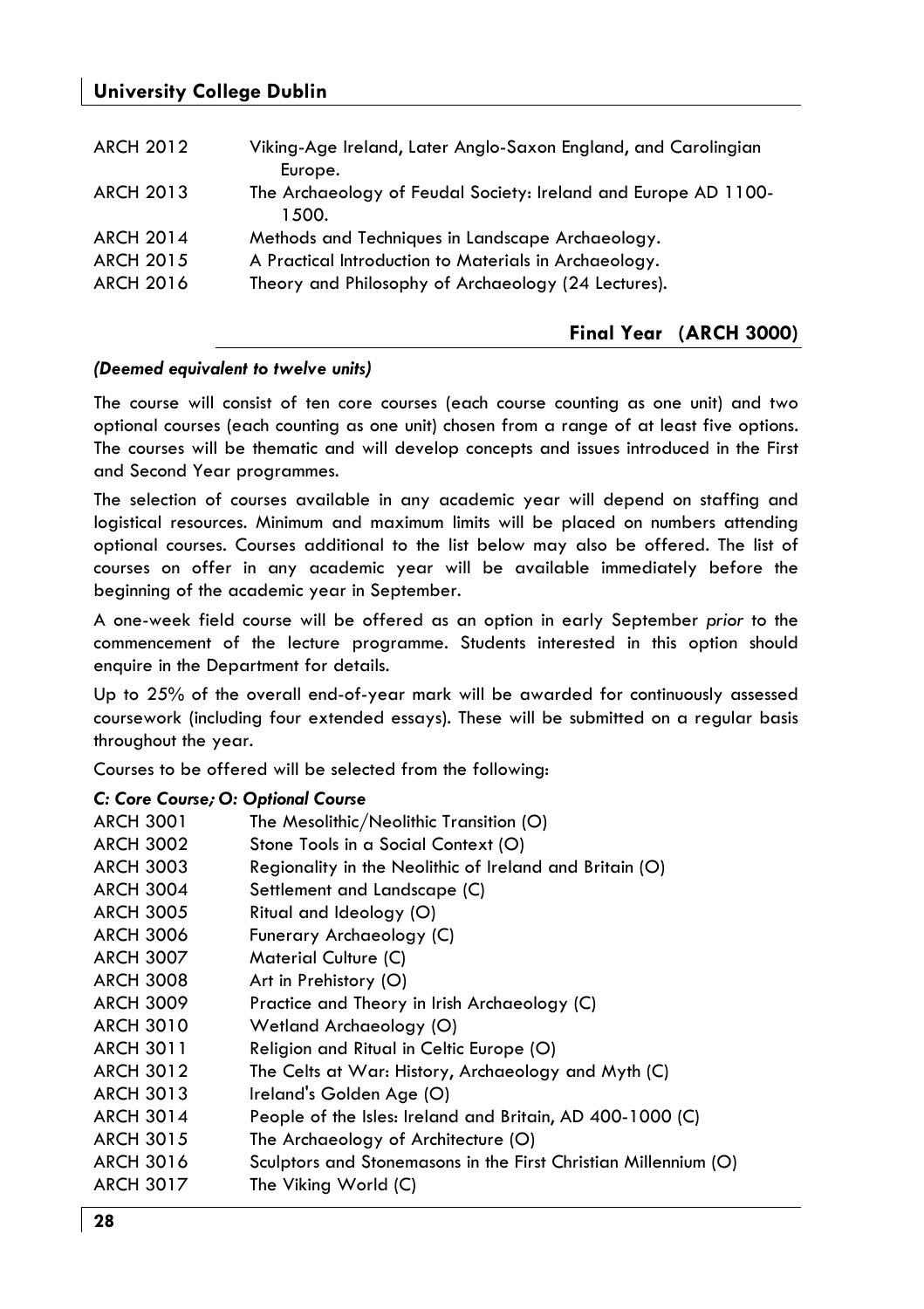| | |
|---|---|
| ARCH 2012 | Viking-Age Ireland, Later Anglo-Saxon England, and Carolingian Europe. |
| ARCH 2013 | The Archaeology of Feudal Society: Ireland and Europe AD 1100-1500. |
| ARCH 2014 | Methods and Techniques in Landscape Archaeology. |
| ARCH 2015 | A Practical Introduction to Materials in Archaeology. |
| ARCH 2016 | Theory and Philosophy of Archaeology (24 Lectures). |

## Final Year (ARCH 3000)

***(Deemed equivalent to twelve units)***

The course will consist of ten core courses (each course counting as one unit) and two optional courses (each counting as one unit) chosen from a range of at least five options. The courses will be thematic and will develop concepts and issues introduced in the First and Second Year programmes.

The selection of courses available in any academic year will depend on staffing and logistical resources. Minimum and maximum limits will be placed on numbers attending optional courses. Courses additional to the list below may also be offered. The list of courses on offer in any academic year will be available immediately before the beginning of the academic year in September.

A one-week field course will be offered as an option in early September *prior* to the commencement of the lecture programme. Students interested in this option should enquire in the Department for details.

Up to 25% of the overall end-of-year mark will be awarded for continuously assessed coursework (including four extended essays). These will be submitted on a regular basis throughout the year.

Courses to be offered will be selected from the following:

***C: Core Course; O: Optional Course***

| | |
|---|---|
| ARCH 3001 | The Mesolithic/Neolithic Transition (O) |
| ARCH 3002 | Stone Tools in a Social Context (O) |
| ARCH 3003 | Regionality in the Neolithic of Ireland and Britain (O) |
| ARCH 3004 | Settlement and Landscape (C) |
| ARCH 3005 | Ritual and Ideology (O) |
| ARCH 3006 | Funerary Archaeology (C) |
| ARCH 3007 | Material Culture (C) |
| ARCH 3008 | Art in Prehistory (O) |
| ARCH 3009 | Practice and Theory in Irish Archaeology (C) |
| ARCH 3010 | Wetland Archaeology (O) |
| ARCH 3011 | Religion and Ritual in Celtic Europe (O) |
| ARCH 3012 | The Celts at War: History, Archaeology and Myth (C) |
| ARCH 3013 | Ireland's Golden Age (O) |
| ARCH 3014 | People of the Isles: Ireland and Britain, AD 400-1000 (C) |
| ARCH 3015 | The Archaeology of Architecture (O) |
| ARCH 3016 | Sculptors and Stonemasons in the First Christian Millennium (O) |
| ARCH 3017 | The Viking World (C) |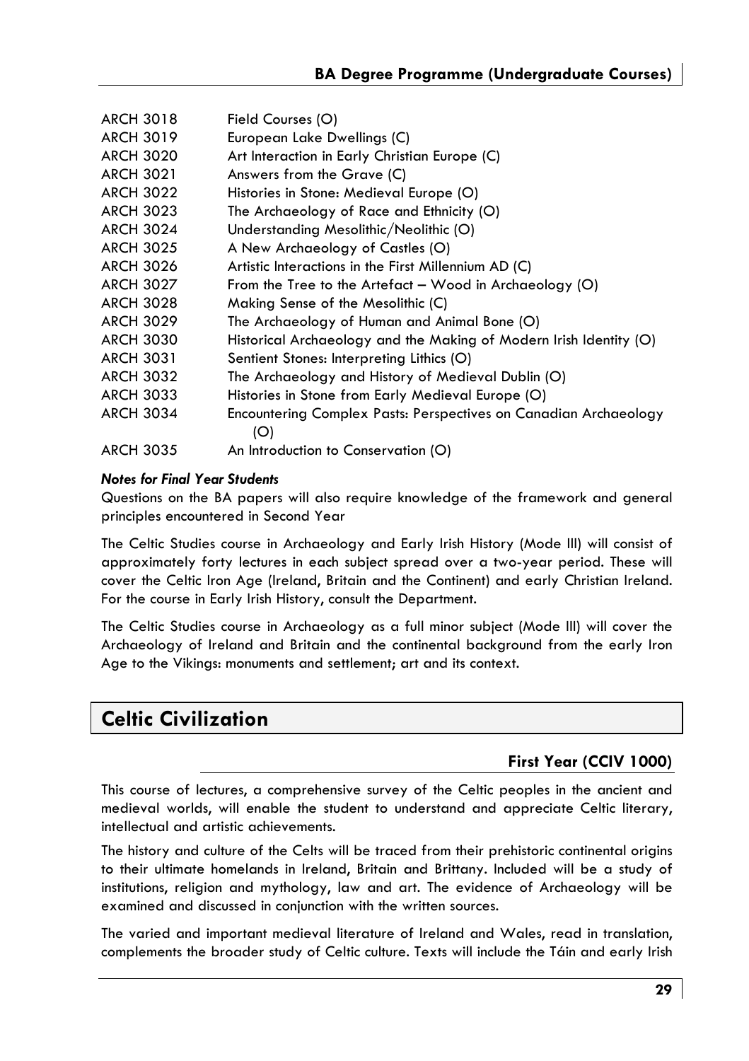| | |
|---|---|
| ARCH 3018 | Field Courses (O) |
| ARCH 3019 | European Lake Dwellings (C) |
| ARCH 3020 | Art Interaction in Early Christian Europe (C) |
| ARCH 3021 | Answers from the Grave (C) |
| ARCH 3022 | Histories in Stone: Medieval Europe (O) |
| ARCH 3023 | The Archaeology of Race and Ethnicity (O) |
| ARCH 3024 | Understanding Mesolithic/Neolithic (O) |
| ARCH 3025 | A New Archaeology of Castles (O) |
| ARCH 3026 | Artistic Interactions in the First Millennium AD (C) |
| ARCH 3027 | From the Tree to the Artefact – Wood in Archaeology (O) |
| ARCH 3028 | Making Sense of the Mesolithic (C) |
| ARCH 3029 | The Archaeology of Human and Animal Bone (O) |
| ARCH 3030 | Historical Archaeology and the Making of Modern Irish Identity (O) |
| ARCH 3031 | Sentient Stones: Interpreting Lithics (O) |
| ARCH 3032 | The Archaeology and History of Medieval Dublin (O) |
| ARCH 3033 | Histories in Stone from Early Medieval Europe (O) |
| ARCH 3034 | Encountering Complex Pasts: Perspectives on Canadian Archaeology (O) |
| ARCH 3035 | An Introduction to Conservation (O) |

***Notes for Final Year Students***

Questions on the BA papers will also require knowledge of the framework and general principles encountered in Second Year

The Celtic Studies course in Archaeology and Early Irish History (Mode III) will consist of approximately forty lectures in each subject spread over a two-year period. These will cover the Celtic Iron Age (Ireland, Britain and the Continent) and early Christian Ireland. For the course in Early Irish History, consult the Department.

The Celtic Studies course in Archaeology as a full minor subject (Mode III) will cover the Archaeology of Ireland and Britain and the continental background from the early Iron Age to the Vikings: monuments and settlement; art and its context.

## Celtic Civilization

### First Year (CCIV 1000)

This course of lectures, a comprehensive survey of the Celtic peoples in the ancient and medieval worlds, will enable the student to understand and appreciate Celtic literary, intellectual and artistic achievements.

The history and culture of the Celts will be traced from their prehistoric continental origins to their ultimate homelands in Ireland, Britain and Brittany. Included will be a study of institutions, religion and mythology, law and art. The evidence of Archaeology will be examined and discussed in conjunction with the written sources.

The varied and important medieval literature of Ireland and Wales, read in translation, complements the broader study of Celtic culture. Texts will include the Táin and early Irish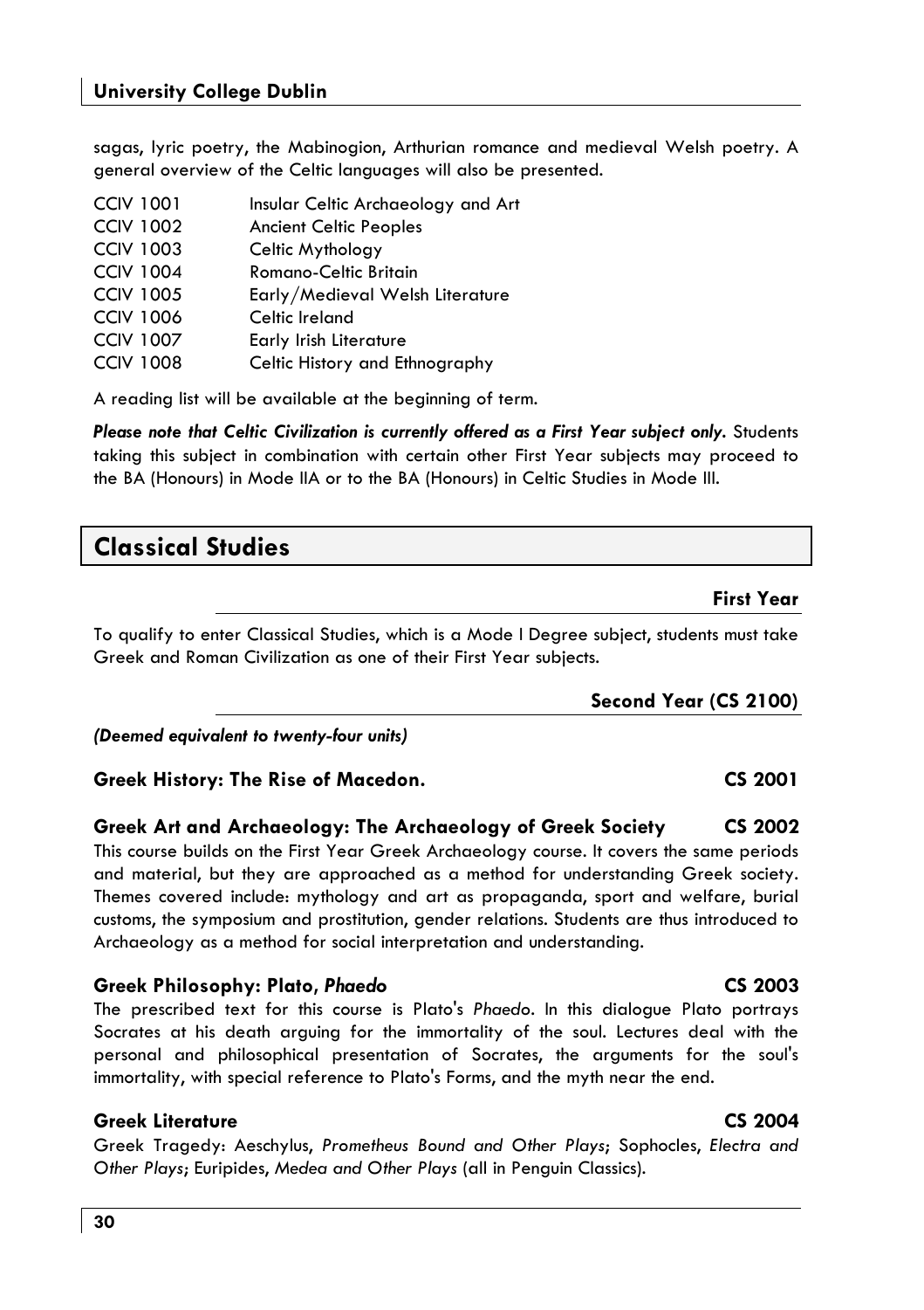sagas, lyric poetry, the Mabinogion, Arthurian romance and medieval Welsh poetry. A general overview of the Celtic languages will also be presented.

| | |
|---|---|
| CCIV 1001 | Insular Celtic Archaeology and Art |
| CCIV 1002 | Ancient Celtic Peoples |
| CCIV 1003 | Celtic Mythology |
| CCIV 1004 | Romano-Celtic Britain |
| CCIV 1005 | Early/Medieval Welsh Literature |
| CCIV 1006 | Celtic Ireland |
| CCIV 1007 | Early Irish Literature |
| CCIV 1008 | Celtic History and Ethnography |

A reading list will be available at the beginning of term.

***Please note that Celtic Civilization is currently offered as a First Year subject only.*** Students taking this subject in combination with certain other First Year subjects may proceed to the BA (Honours) in Mode IIA or to the BA (Honours) in Celtic Studies in Mode III.

## Classical Studies

### First Year

To qualify to enter Classical Studies, which is a Mode I Degree subject, students must take Greek and Roman Civilization as one of their First Year subjects.

### Second Year (CS 2100)

*(Deemed equivalent to twenty-four units)*

#### Greek History: The Rise of Macedon. CS 2001

#### Greek Art and Archaeology: The Archaeology of Greek Society CS 2002

This course builds on the First Year Greek Archaeology course. It covers the same periods and material, but they are approached as a method for understanding Greek society. Themes covered include: mythology and art as propaganda, sport and welfare, burial customs, the symposium and prostitution, gender relations. Students are thus introduced to Archaeology as a method for social interpretation and understanding.

#### Greek Philosophy: Plato, *Phaedo* CS 2003

The prescribed text for this course is Plato's *Phaedo*. In this dialogue Plato portrays Socrates at his death arguing for the immortality of the soul. Lectures deal with the personal and philosophical presentation of Socrates, the arguments for the soul's immortality, with special reference to Plato's Forms, and the myth near the end.

#### Greek Literature CS 2004

Greek Tragedy: Aeschylus, *Prometheus Bound and Other Plays*; Sophocles, *Electra and Other Plays*; Euripides, *Medea and Other Plays* (all in Penguin Classics).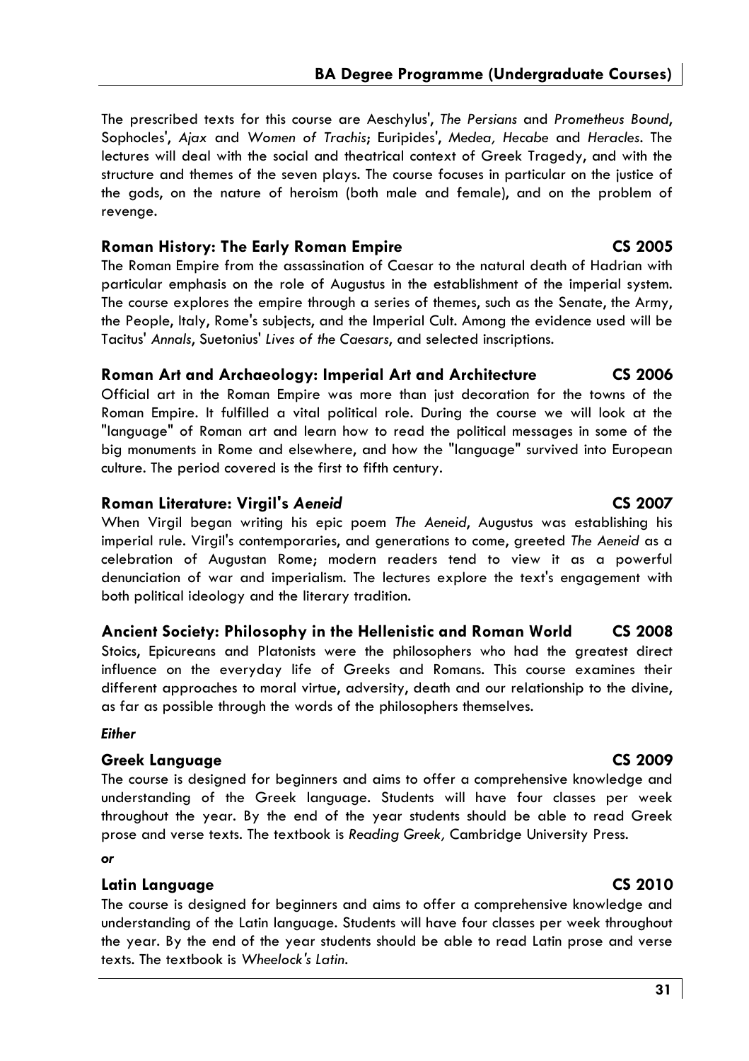The prescribed texts for this course are Aeschylus', *The Persians* and *Prometheus Bound*, Sophocles', *Ajax* and *Women of Trachis*; Euripides', *Medea, Hecabe* and *Heracles*. The lectures will deal with the social and theatrical context of Greek Tragedy, and with the structure and themes of the seven plays. The course focuses in particular on the justice of the gods, on the nature of heroism (both male and female), and on the problem of revenge.

### Roman History: The Early Roman Empire — CS 2005

The Roman Empire from the assassination of Caesar to the natural death of Hadrian with particular emphasis on the role of Augustus in the establishment of the imperial system. The course explores the empire through a series of themes, such as the Senate, the Army, the People, Italy, Rome's subjects, and the Imperial Cult. Among the evidence used will be Tacitus' *Annals*, Suetonius' *Lives of the Caesars*, and selected inscriptions.

### Roman Art and Archaeology: Imperial Art and Architecture — CS 2006

Official art in the Roman Empire was more than just decoration for the towns of the Roman Empire. It fulfilled a vital political role. During the course we will look at the "language" of Roman art and learn how to read the political messages in some of the big monuments in Rome and elsewhere, and how the "language" survived into European culture. The period covered is the first to fifth century.

### Roman Literature: Virgil's *Aeneid* — CS 2007

When Virgil began writing his epic poem *The Aeneid*, Augustus was establishing his imperial rule. Virgil's contemporaries, and generations to come, greeted *The Aeneid* as a celebration of Augustan Rome; modern readers tend to view it as a powerful denunciation of war and imperialism. The lectures explore the text's engagement with both political ideology and the literary tradition.

### Ancient Society: Philosophy in the Hellenistic and Roman World — CS 2008

Stoics, Epicureans and Platonists were the philosophers who had the greatest direct influence on the everyday life of Greeks and Romans. This course examines their different approaches to moral virtue, adversity, death and our relationship to the divine, as far as possible through the words of the philosophers themselves.

***Either***

### Greek Language — CS 2009

The course is designed for beginners and aims to offer a comprehensive knowledge and understanding of the Greek language. Students will have four classes per week throughout the year. By the end of the year students should be able to read Greek prose and verse texts. The textbook is *Reading Greek,* Cambridge University Press.

***or***

### Latin Language — CS 2010

The course is designed for beginners and aims to offer a comprehensive knowledge and understanding of the Latin language. Students will have four classes per week throughout the year. By the end of the year students should be able to read Latin prose and verse texts. The textbook is *Wheelock's Latin*.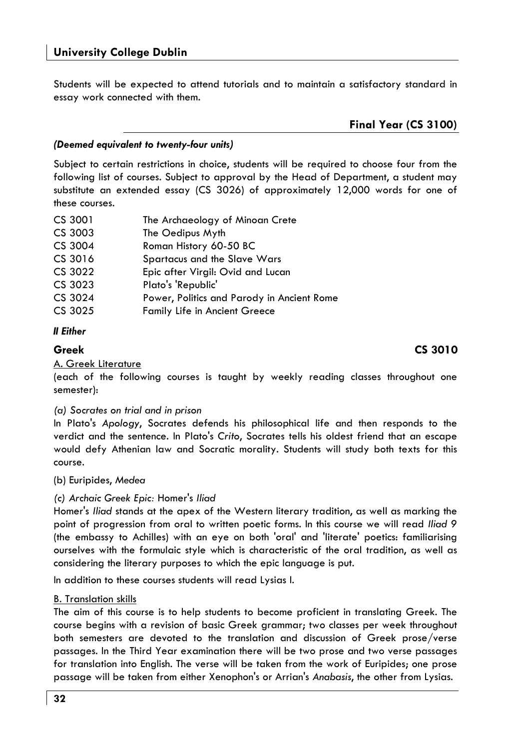Students will be expected to attend tutorials and to maintain a satisfactory standard in essay work connected with them.

## Final Year (CS 3100)

***(Deemed equivalent to twenty-four units)***

Subject to certain restrictions in choice, students will be required to choose four from the following list of courses. Subject to approval by the Head of Department, a student may substitute an extended essay (CS 3026) of approximately 12,000 words for one of these courses.

| | |
|---|---|
| CS 3001 | The Archaeology of Minoan Crete |
| CS 3003 | The Oedipus Myth |
| CS 3004 | Roman History 60-50 BC |
| CS 3016 | Spartacus and the Slave Wars |
| CS 3022 | Epic after Virgil: Ovid and Lucan |
| CS 3023 | Plato's 'Republic' |
| CS 3024 | Power, Politics and Parody in Ancient Rome |
| CS 3025 | Family Life in Ancient Greece |

***II Either***

### Greek — CS 3010

A. Greek Literature

(each of the following courses is taught by weekly reading classes throughout one semester):

*(a) Socrates on trial and in prison*

In Plato's *Apology*, Socrates defends his philosophical life and then responds to the verdict and the sentence. In Plato's *Crito*, Socrates tells his oldest friend that an escape would defy Athenian law and Socratic morality. Students will study both texts for this course.

(b) Euripides, *Medea*

*(c) Archaic Greek Epic:* Homer's *Iliad*

Homer's *Iliad* stands at the apex of the Western literary tradition, as well as marking the point of progression from oral to written poetic forms. In this course we will read *Iliad 9* (the embassy to Achilles) with an eye on both 'oral' and 'literate' poetics: familiarising ourselves with the formulaic style which is characteristic of the oral tradition, as well as considering the literary purposes to which the epic language is put.

In addition to these courses students will read Lysias I.

B. Translation skills

The aim of this course is to help students to become proficient in translating Greek. The course begins with a revision of basic Greek grammar; two classes per week throughout both semesters are devoted to the translation and discussion of Greek prose/verse passages. In the Third Year examination there will be two prose and two verse passages for translation into English. The verse will be taken from the work of Euripides; one prose passage will be taken from either Xenophon's or Arrian's *Anabasis*, the other from Lysias.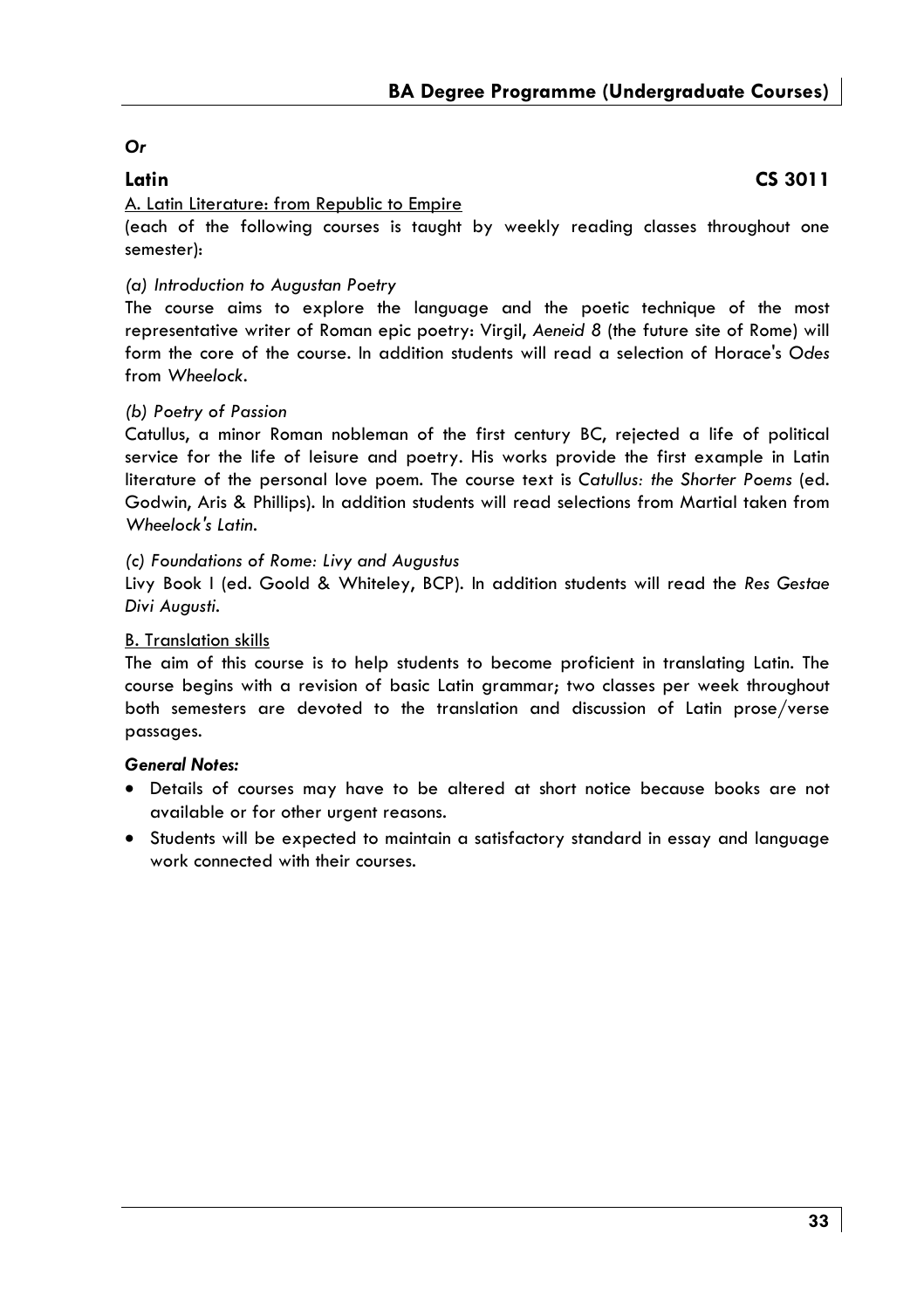*Or*

## Latin CS 3011

A. Latin Literature: from Republic to Empire

(each of the following courses is taught by weekly reading classes throughout one semester):

*(a) Introduction to Augustan Poetry*

The course aims to explore the language and the poetic technique of the most representative writer of Roman epic poetry: Virgil, *Aeneid 8* (the future site of Rome) will form the core of the course. In addition students will read a selection of Horace's *Odes* from *Wheelock*.

*(b) Poetry of Passion*

Catullus, a minor Roman nobleman of the first century BC, rejected a life of political service for the life of leisure and poetry. His works provide the first example in Latin literature of the personal love poem. The course text is *Catullus: the Shorter Poems* (ed. Godwin, Aris & Phillips). In addition students will read selections from Martial taken from *Wheelock's Latin*.

*(c) Foundations of Rome: Livy and Augustus*

Livy Book I (ed. Goold & Whiteley, BCP). In addition students will read the *Res Gestae Divi Augusti*.

B. Translation skills

The aim of this course is to help students to become proficient in translating Latin. The course begins with a revision of basic Latin grammar; two classes per week throughout both semesters are devoted to the translation and discussion of Latin prose/verse passages.

***General Notes:***

- Details of courses may have to be altered at short notice because books are not available or for other urgent reasons.
- Students will be expected to maintain a satisfactory standard in essay and language work connected with their courses.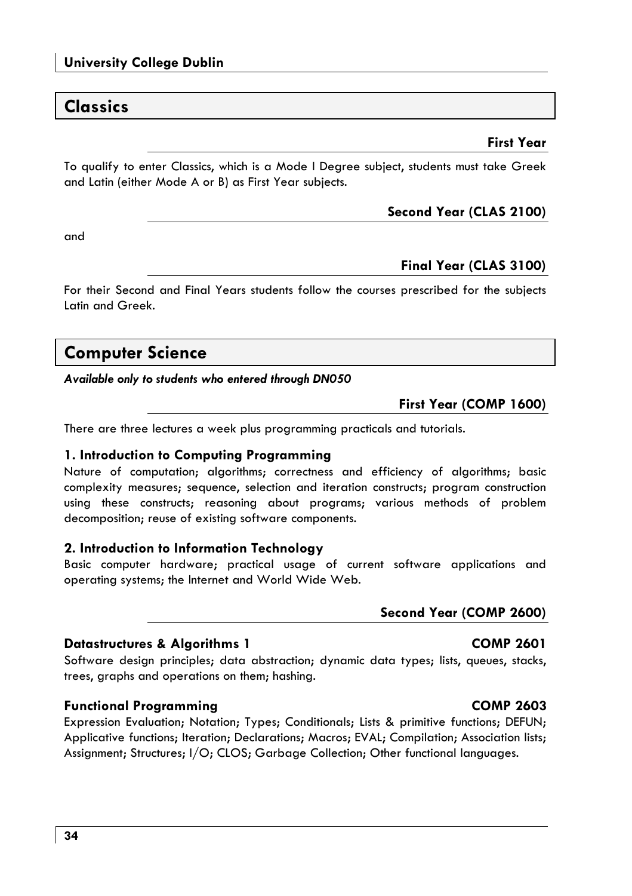# Classics

### First Year

To qualify to enter Classics, which is a Mode I Degree subject, students must take Greek and Latin (either Mode A or B) as First Year subjects.

### Second Year (CLAS 2100)

and

### Final Year (CLAS 3100)

For their Second and Final Years students follow the courses prescribed for the subjects Latin and Greek.

# Computer Science

***Available only to students who entered through DN050***

### First Year (COMP 1600)

There are three lectures a week plus programming practicals and tutorials.

**1. Introduction to Computing Programming**

Nature of computation; algorithms; correctness and efficiency of algorithms; basic complexity measures; sequence, selection and iteration constructs; program construction using these constructs; reasoning about programs; various methods of problem decomposition; reuse of existing software components.

**2. Introduction to Information Technology**

Basic computer hardware; practical usage of current software applications and operating systems; the Internet and World Wide Web.

### Second Year (COMP 2600)

**Datastructures & Algorithms 1 — COMP 2601**

Software design principles; data abstraction; dynamic data types; lists, queues, stacks, trees, graphs and operations on them; hashing.

**Functional Programming — COMP 2603**

Expression Evaluation; Notation; Types; Conditionals; Lists & primitive functions; DEFUN; Applicative functions; Iteration; Declarations; Macros; EVAL; Compilation; Association lists; Assignment; Structures; I/O; CLOS; Garbage Collection; Other functional languages.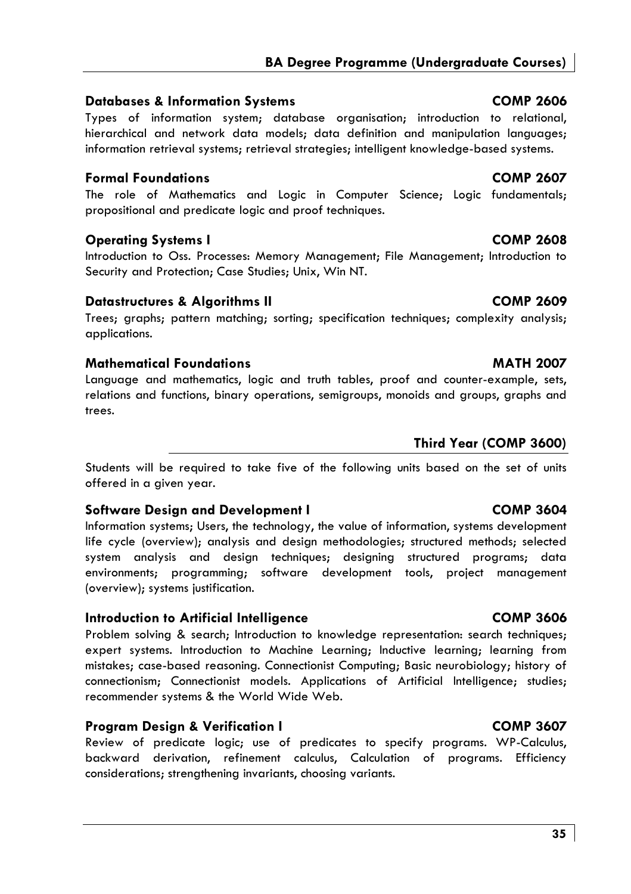### Databases & Information Systems — COMP 2606

Types of information system; database organisation; introduction to relational, hierarchical and network data models; data definition and manipulation languages; information retrieval systems; retrieval strategies; intelligent knowledge-based systems.

### Formal Foundations — COMP 2607

The role of Mathematics and Logic in Computer Science; Logic fundamentals; propositional and predicate logic and proof techniques.

### Operating Systems I — COMP 2608

Introduction to Oss. Processes: Memory Management; File Management; Introduction to Security and Protection; Case Studies; Unix, Win NT.

### Datastructures & Algorithms II — COMP 2609

Trees; graphs; pattern matching; sorting; specification techniques; complexity analysis; applications.

### Mathematical Foundations — MATH 2007

Language and mathematics, logic and truth tables, proof and counter-example, sets, relations and functions, binary operations, semigroups, monoids and groups, graphs and trees.

## Third Year (COMP 3600)

Students will be required to take five of the following units based on the set of units offered in a given year.

### Software Design and Development I — COMP 3604

Information systems; Users, the technology, the value of information, systems development life cycle (overview); analysis and design methodologies; structured methods; selected system analysis and design techniques; designing structured programs; data environments; programming; software development tools, project management (overview); systems justification.

### Introduction to Artificial Intelligence — COMP 3606

Problem solving & search; Introduction to knowledge representation: search techniques; expert systems. Introduction to Machine Learning; Inductive learning; learning from mistakes; case-based reasoning. Connectionist Computing; Basic neurobiology; history of connectionism; Connectionist models. Applications of Artificial Intelligence; studies; recommender systems & the World Wide Web.

### Program Design & Verification I — COMP 3607

Review of predicate logic; use of predicates to specify programs. WP-Calculus, backward derivation, refinement calculus, Calculation of programs. Efficiency considerations; strengthening invariants, choosing variants.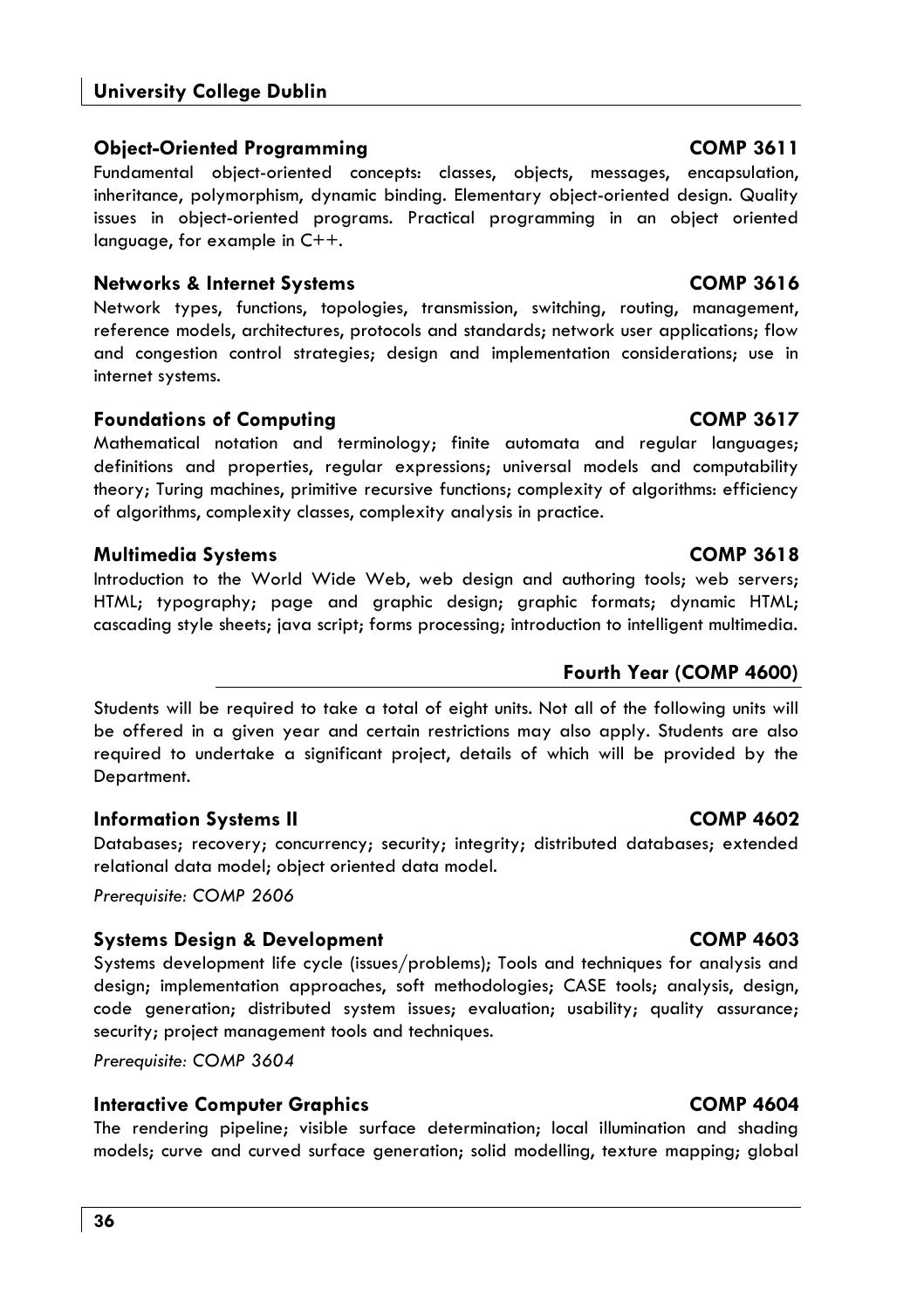### Object-Oriented Programming COMP 3611

Fundamental object-oriented concepts: classes, objects, messages, encapsulation, inheritance, polymorphism, dynamic binding. Elementary object-oriented design. Quality issues in object-oriented programs. Practical programming in an object oriented language, for example in C++.

### Networks & Internet Systems COMP 3616

Network types, functions, topologies, transmission, switching, routing, management, reference models, architectures, protocols and standards; network user applications; flow and congestion control strategies; design and implementation considerations; use in internet systems.

### Foundations of Computing COMP 3617

Mathematical notation and terminology; finite automata and regular languages; definitions and properties, regular expressions; universal models and computability theory; Turing machines, primitive recursive functions; complexity of algorithms: efficiency of algorithms, complexity classes, complexity analysis in practice.

### Multimedia Systems COMP 3618

Introduction to the World Wide Web, web design and authoring tools; web servers; HTML; typography; page and graphic design; graphic formats; dynamic HTML; cascading style sheets; java script; forms processing; introduction to intelligent multimedia.

## Fourth Year (COMP 4600)

Students will be required to take a total of eight units. Not all of the following units will be offered in a given year and certain restrictions may also apply. Students are also required to undertake a significant project, details of which will be provided by the Department.

### Information Systems II COMP 4602

Databases; recovery; concurrency; security; integrity; distributed databases; extended relational data model; object oriented data model.

*Prerequisite: COMP 2606*

### Systems Design & Development COMP 4603

Systems development life cycle (issues/problems); Tools and techniques for analysis and design; implementation approaches, soft methodologies; CASE tools; analysis, design, code generation; distributed system issues; evaluation; usability; quality assurance; security; project management tools and techniques.

*Prerequisite: COMP 3604*

### Interactive Computer Graphics COMP 4604

The rendering pipeline; visible surface determination; local illumination and shading models; curve and curved surface generation; solid modelling, texture mapping; global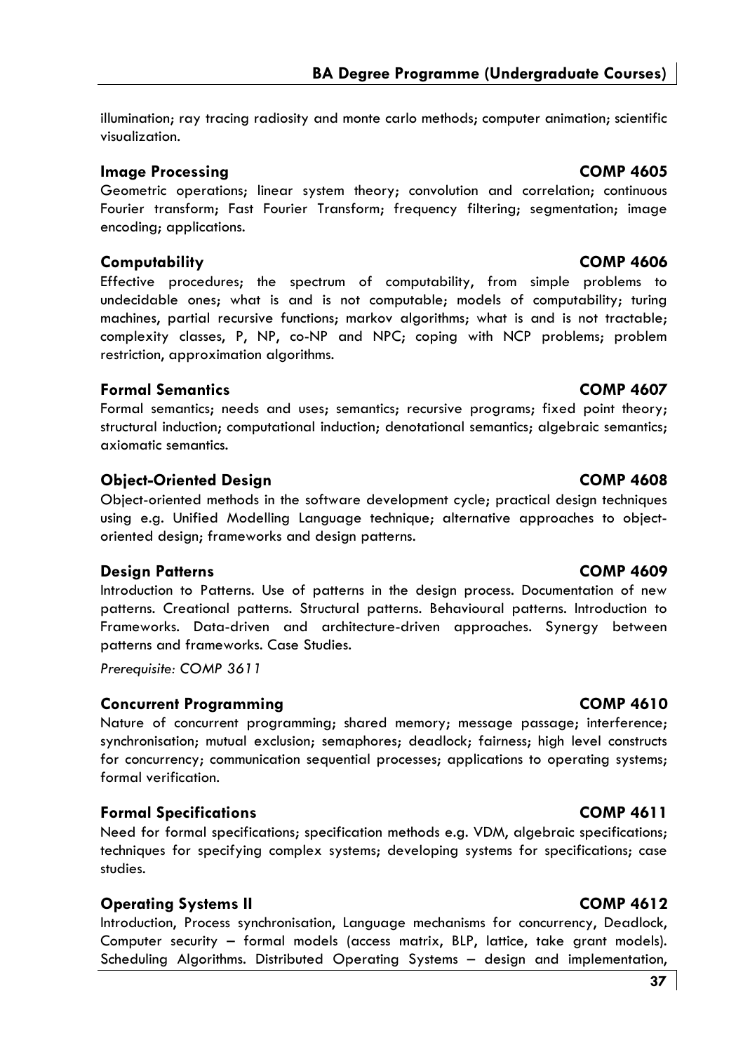illumination; ray tracing radiosity and monte carlo methods; computer animation; scientific visualization.

### Image Processing — COMP 4605

Geometric operations; linear system theory; convolution and correlation; continuous Fourier transform; Fast Fourier Transform; frequency filtering; segmentation; image encoding; applications.

### Computability — COMP 4606

Effective procedures; the spectrum of computability, from simple problems to undecidable ones; what is and is not computable; models of computability; turing machines, partial recursive functions; markov algorithms; what is and is not tractable; complexity classes, P, NP, co-NP and NPC; coping with NCP problems; problem restriction, approximation algorithms.

### Formal Semantics — COMP 4607

Formal semantics; needs and uses; semantics; recursive programs; fixed point theory; structural induction; computational induction; denotational semantics; algebraic semantics; axiomatic semantics.

### Object-Oriented Design — COMP 4608

Object-oriented methods in the software development cycle; practical design techniques using e.g. Unified Modelling Language technique; alternative approaches to object-oriented design; frameworks and design patterns.

### Design Patterns — COMP 4609

Introduction to Patterns. Use of patterns in the design process. Documentation of new patterns. Creational patterns. Structural patterns. Behavioural patterns. Introduction to Frameworks. Data-driven and architecture-driven approaches. Synergy between patterns and frameworks. Case Studies.

*Prerequisite: COMP 3611*

### Concurrent Programming — COMP 4610

Nature of concurrent programming; shared memory; message passage; interference; synchronisation; mutual exclusion; semaphores; deadlock; fairness; high level constructs for concurrency; communication sequential processes; applications to operating systems; formal verification.

### Formal Specifications — COMP 4611

Need for formal specifications; specification methods e.g. VDM, algebraic specifications; techniques for specifying complex systems; developing systems for specifications; case studies.

### Operating Systems II — COMP 4612

Introduction, Process synchronisation, Language mechanisms for concurrency, Deadlock, Computer security – formal models (access matrix, BLP, lattice, take grant models). Scheduling Algorithms. Distributed Operating Systems – design and implementation,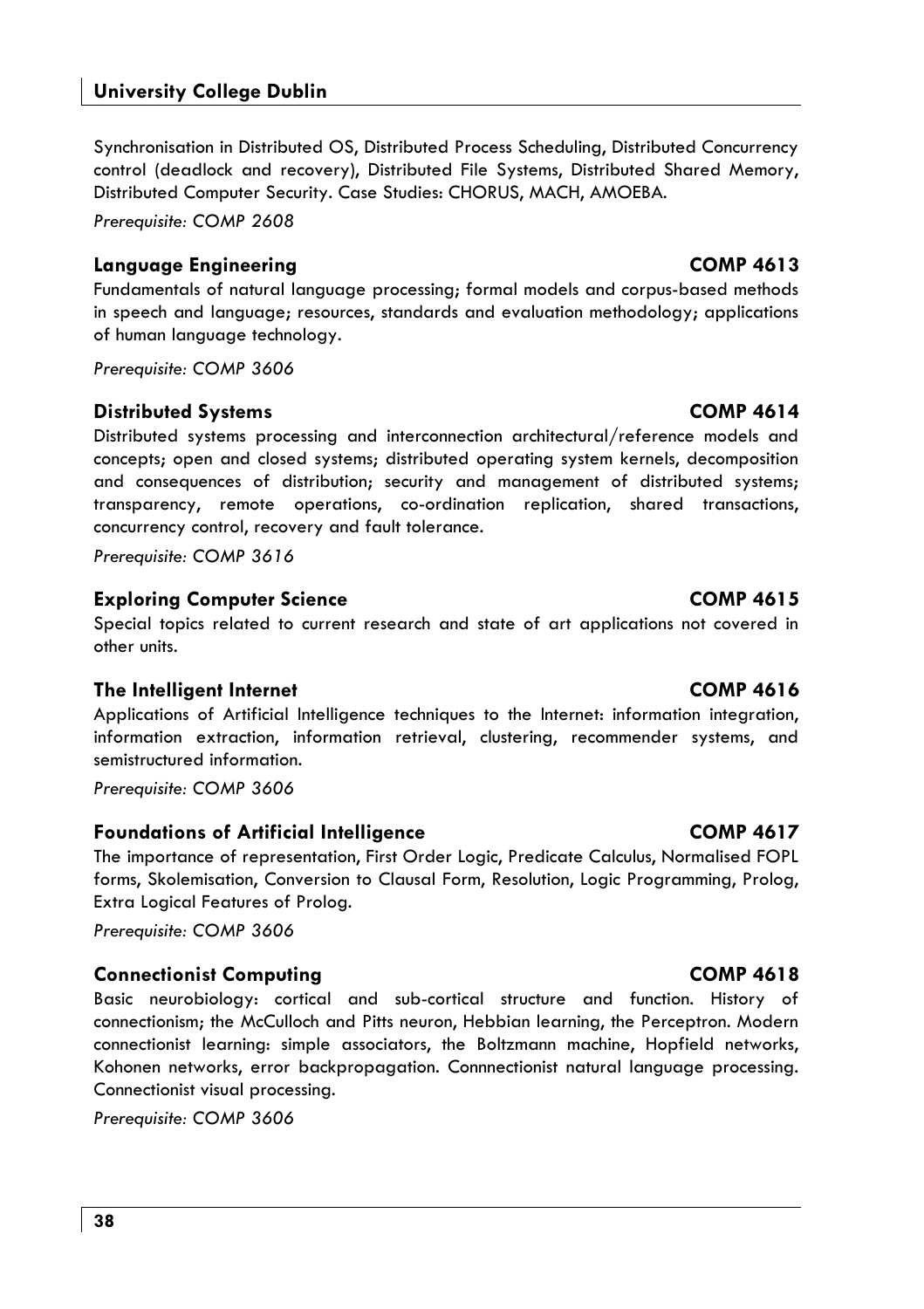Synchronisation in Distributed OS, Distributed Process Scheduling, Distributed Concurrency control (deadlock and recovery), Distributed File Systems, Distributed Shared Memory, Distributed Computer Security. Case Studies: CHORUS, MACH, AMOEBA.

*Prerequisite: COMP 2608*

### Language Engineering — COMP 4613

Fundamentals of natural language processing; formal models and corpus-based methods in speech and language; resources, standards and evaluation methodology; applications of human language technology.

*Prerequisite: COMP 3606*

### Distributed Systems — COMP 4614

Distributed systems processing and interconnection architectural/reference models and concepts; open and closed systems; distributed operating system kernels, decomposition and consequences of distribution; security and management of distributed systems; transparency, remote operations, co-ordination replication, shared transactions, concurrency control, recovery and fault tolerance.

*Prerequisite: COMP 3616*

### Exploring Computer Science — COMP 4615

Special topics related to current research and state of art applications not covered in other units.

### The Intelligent Internet — COMP 4616

Applications of Artificial Intelligence techniques to the Internet: information integration, information extraction, information retrieval, clustering, recommender systems, and semistructured information.

*Prerequisite: COMP 3606*

### Foundations of Artificial Intelligence — COMP 4617

The importance of representation, First Order Logic, Predicate Calculus, Normalised FOPL forms, Skolemisation, Conversion to Clausal Form, Resolution, Logic Programming, Prolog, Extra Logical Features of Prolog.

*Prerequisite: COMP 3606*

### Connectionist Computing — COMP 4618

Basic neurobiology: cortical and sub-cortical structure and function. History of connectionism; the McCulloch and Pitts neuron, Hebbian learning, the Perceptron. Modern connectionist learning: simple associators, the Boltzmann machine, Hopfield networks, Kohonen networks, error backpropagation. Connnectionist natural language processing. Connectionist visual processing.

*Prerequisite: COMP 3606*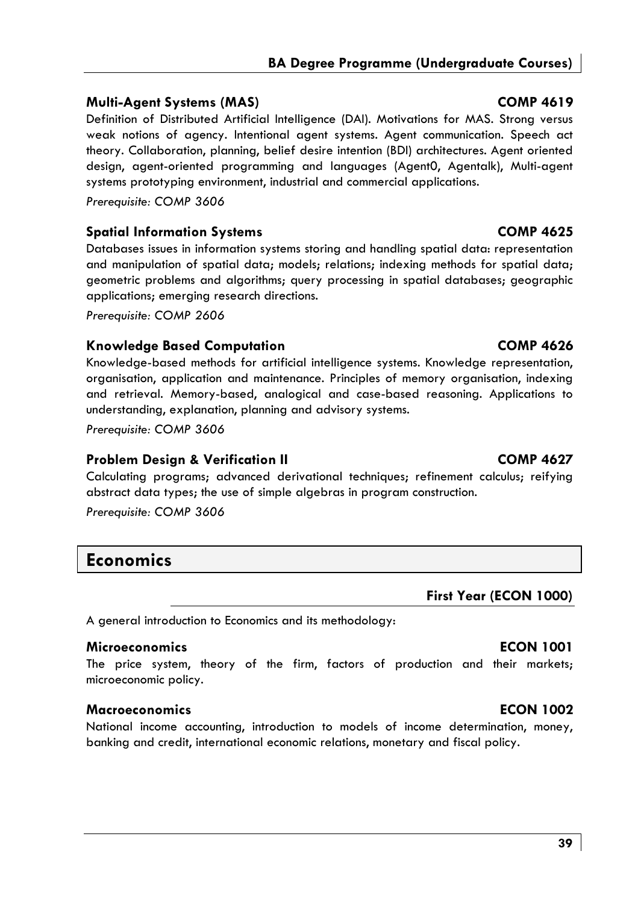### Multi-Agent Systems (MAS) — COMP 4619

Definition of Distributed Artificial Intelligence (DAI). Motivations for MAS. Strong versus weak notions of agency. Intentional agent systems. Agent communication. Speech act theory. Collaboration, planning, belief desire intention (BDI) architectures. Agent oriented design, agent-oriented programming and languages (Agent0, Agentalk), Multi-agent systems prototyping environment, industrial and commercial applications.

*Prerequisite: COMP 3606*

### Spatial Information Systems — COMP 4625

Databases issues in information systems storing and handling spatial data: representation and manipulation of spatial data; models; relations; indexing methods for spatial data; geometric problems and algorithms; query processing in spatial databases; geographic applications; emerging research directions.

*Prerequisite: COMP 2606*

### Knowledge Based Computation — COMP 4626

Knowledge-based methods for artificial intelligence systems. Knowledge representation, organisation, application and maintenance. Principles of memory organisation, indexing and retrieval. Memory-based, analogical and case-based reasoning. Applications to understanding, explanation, planning and advisory systems.

*Prerequisite: COMP 3606*

### Problem Design & Verification II — COMP 4627

Calculating programs; advanced derivational techniques; refinement calculus; reifying abstract data types; the use of simple algebras in program construction.

*Prerequisite: COMP 3606*

## Economics

### First Year (ECON 1000)

A general introduction to Economics and its methodology:

### Microeconomics — ECON 1001

The price system, theory of the firm, factors of production and their markets; microeconomic policy.

### Macroeconomics — ECON 1002

National income accounting, introduction to models of income determination, money, banking and credit, international economic relations, monetary and fiscal policy.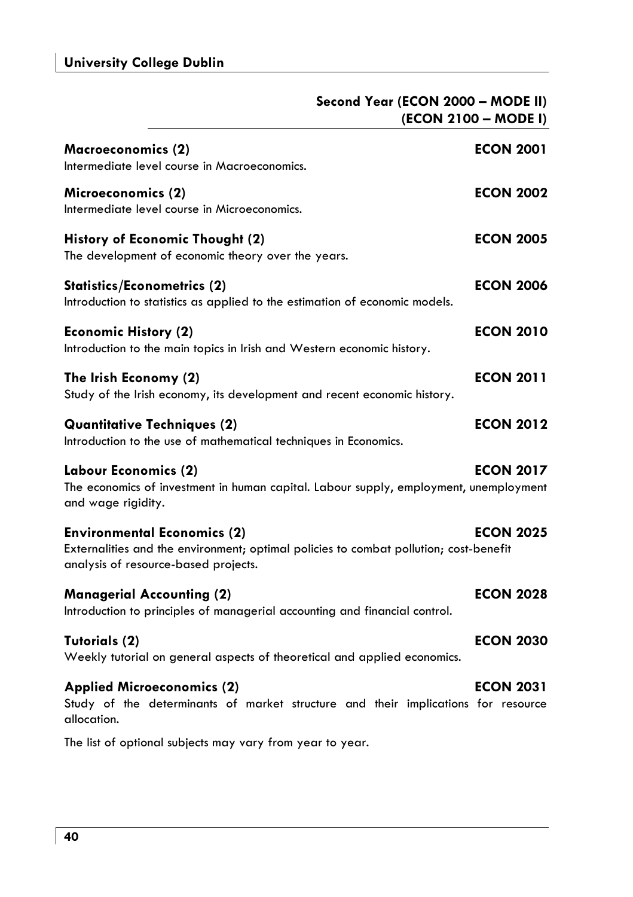## Second Year (ECON 2000 – MODE II) (ECON 2100 – MODE I)

**Macroeconomics (2)** **ECON 2001**
Intermediate level course in Macroeconomics.

**Microeconomics (2)** **ECON 2002**
Intermediate level course in Microeconomics.

**History of Economic Thought (2)** **ECON 2005**
The development of economic theory over the years.

**Statistics/Econometrics (2)** **ECON 2006**
Introduction to statistics as applied to the estimation of economic models.

**Economic History (2)** **ECON 2010**
Introduction to the main topics in Irish and Western economic history.

**The Irish Economy (2)** **ECON 2011**
Study of the Irish economy, its development and recent economic history.

**Quantitative Techniques (2)** **ECON 2012**
Introduction to the use of mathematical techniques in Economics.

**Labour Economics (2)** **ECON 2017**
The economics of investment in human capital. Labour supply, employment, unemployment and wage rigidity.

**Environmental Economics (2)** **ECON 2025**
Externalities and the environment; optimal policies to combat pollution; cost-benefit analysis of resource-based projects.

**Managerial Accounting (2)** **ECON 2028**
Introduction to principles of managerial accounting and financial control.

**Tutorials (2)** **ECON 2030**
Weekly tutorial on general aspects of theoretical and applied economics.

**Applied Microeconomics (2)** **ECON 2031**
Study of the determinants of market structure and their implications for resource allocation.

The list of optional subjects may vary from year to year.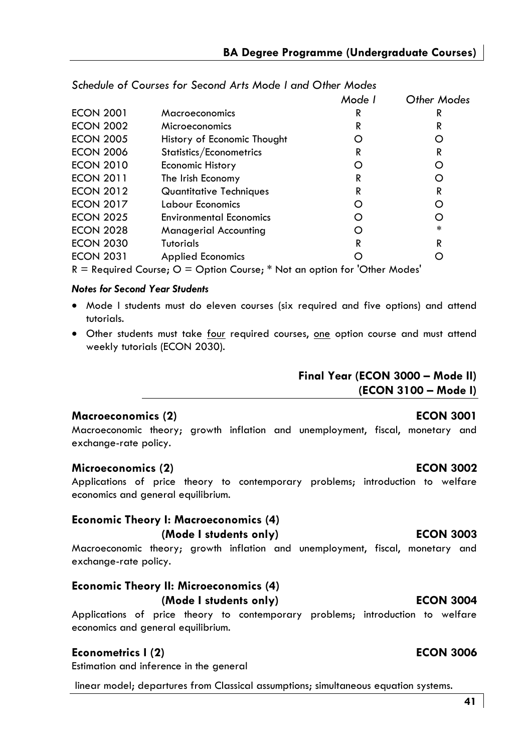*Schedule of Courses for Second Arts Mode I and Other Modes*

| | | Mode I | Other Modes |
|---|---|---|---|
| ECON 2001 | Macroeconomics | R | R |
| ECON 2002 | Microeconomics | R | R |
| ECON 2005 | History of Economic Thought | O | O |
| ECON 2006 | Statistics/Econometrics | R | R |
| ECON 2010 | Economic History | O | O |
| ECON 2011 | The Irish Economy | R | O |
| ECON 2012 | Quantitative Techniques | R | R |
| ECON 2017 | Labour Economics | O | O |
| ECON 2025 | Environmental Economics | O | O |
| ECON 2028 | Managerial Accounting | O | * |
| ECON 2030 | Tutorials | R | R |
| ECON 2031 | Applied Economics | O | O |

R = Required Course; O = Option Course; * Not an option for 'Other Modes'

***Notes for Second Year Students***

- Mode I students must do eleven courses (six required and five options) and attend tutorials.
- Other students must take four required courses, one option course and must attend weekly tutorials (ECON 2030).

## Final Year (ECON 3000 – Mode II) (ECON 3100 – Mode I)

### Macroeconomics (2) — ECON 3001

Macroeconomic theory; growth inflation and unemployment, fiscal, monetary and exchange-rate policy.

### Microeconomics (2) — ECON 3002

Applications of price theory to contemporary problems; introduction to welfare economics and general equilibrium.

### Economic Theory I: Macroeconomics (4) (Mode I students only) — ECON 3003

Macroeconomic theory; growth inflation and unemployment, fiscal, monetary and exchange-rate policy.

### Economic Theory II: Microeconomics (4) (Mode I students only) — ECON 3004

Applications of price theory to contemporary problems; introduction to welfare economics and general equilibrium.

### Econometrics I (2) — ECON 3006

Estimation and inference in the general linear model; departures from Classical assumptions; simultaneous equation systems.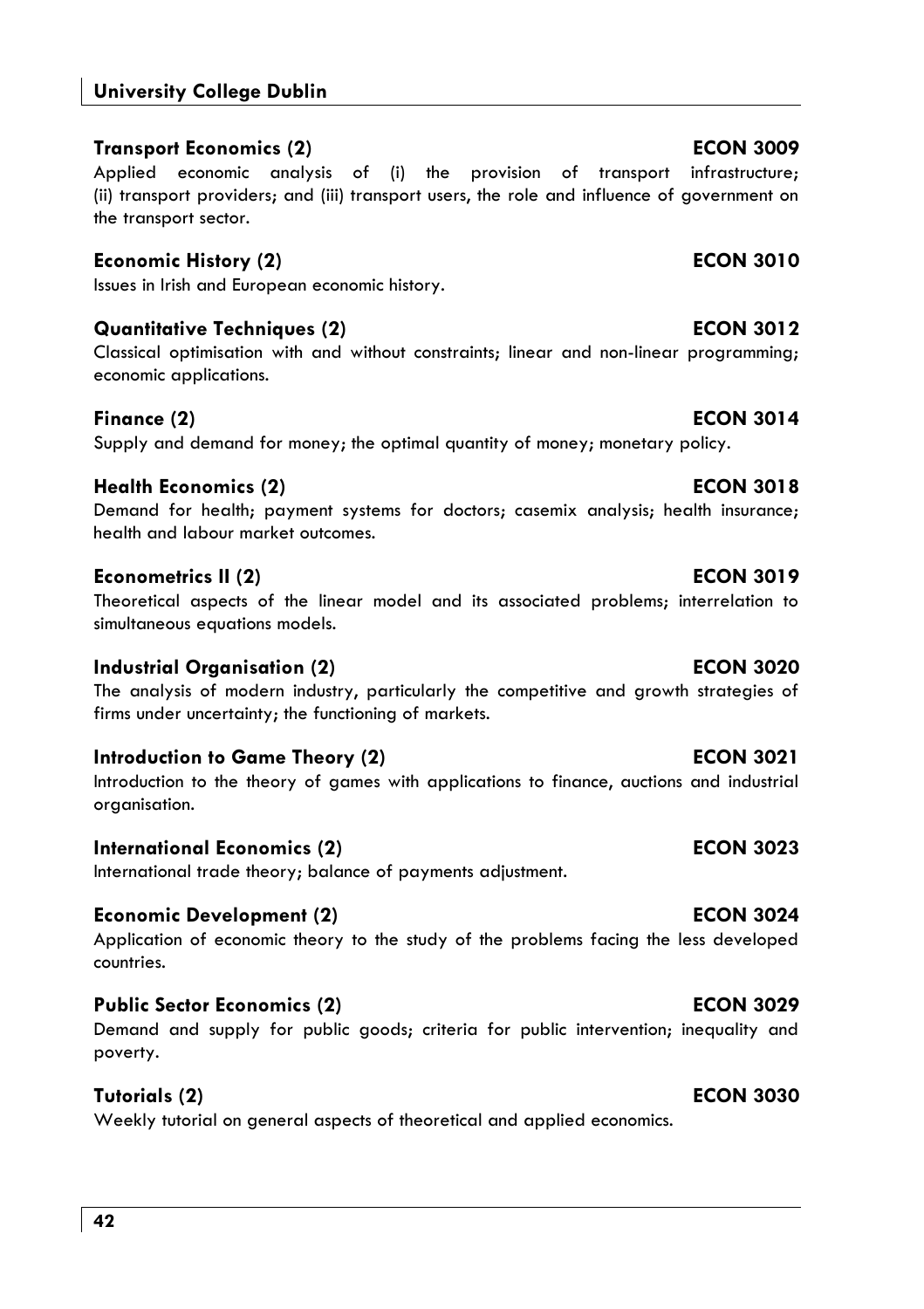**Transport Economics (2)** **ECON 3009**

Applied economic analysis of (i) the provision of transport infrastructure; (ii) transport providers; and (iii) transport users, the role and influence of government on the transport sector.

**Economic History (2)** **ECON 3010**

Issues in Irish and European economic history.

**Quantitative Techniques (2)** **ECON 3012**

Classical optimisation with and without constraints; linear and non-linear programming; economic applications.

**Finance (2)** **ECON 3014**

Supply and demand for money; the optimal quantity of money; monetary policy.

**Health Economics (2)** **ECON 3018**

Demand for health; payment systems for doctors; casemix analysis; health insurance; health and labour market outcomes.

**Econometrics II (2)** **ECON 3019**

Theoretical aspects of the linear model and its associated problems; interrelation to simultaneous equations models.

**Industrial Organisation (2)** **ECON 3020**

The analysis of modern industry, particularly the competitive and growth strategies of firms under uncertainty; the functioning of markets.

**Introduction to Game Theory (2)** **ECON 3021**

Introduction to the theory of games with applications to finance, auctions and industrial organisation.

**International Economics (2)** **ECON 3023**

International trade theory; balance of payments adjustment.

**Economic Development (2)** **ECON 3024**

Application of economic theory to the study of the problems facing the less developed countries.

**Public Sector Economics (2)** **ECON 3029**

Demand and supply for public goods; criteria for public intervention; inequality and poverty.

**Tutorials (2)** **ECON 3030**

Weekly tutorial on general aspects of theoretical and applied economics.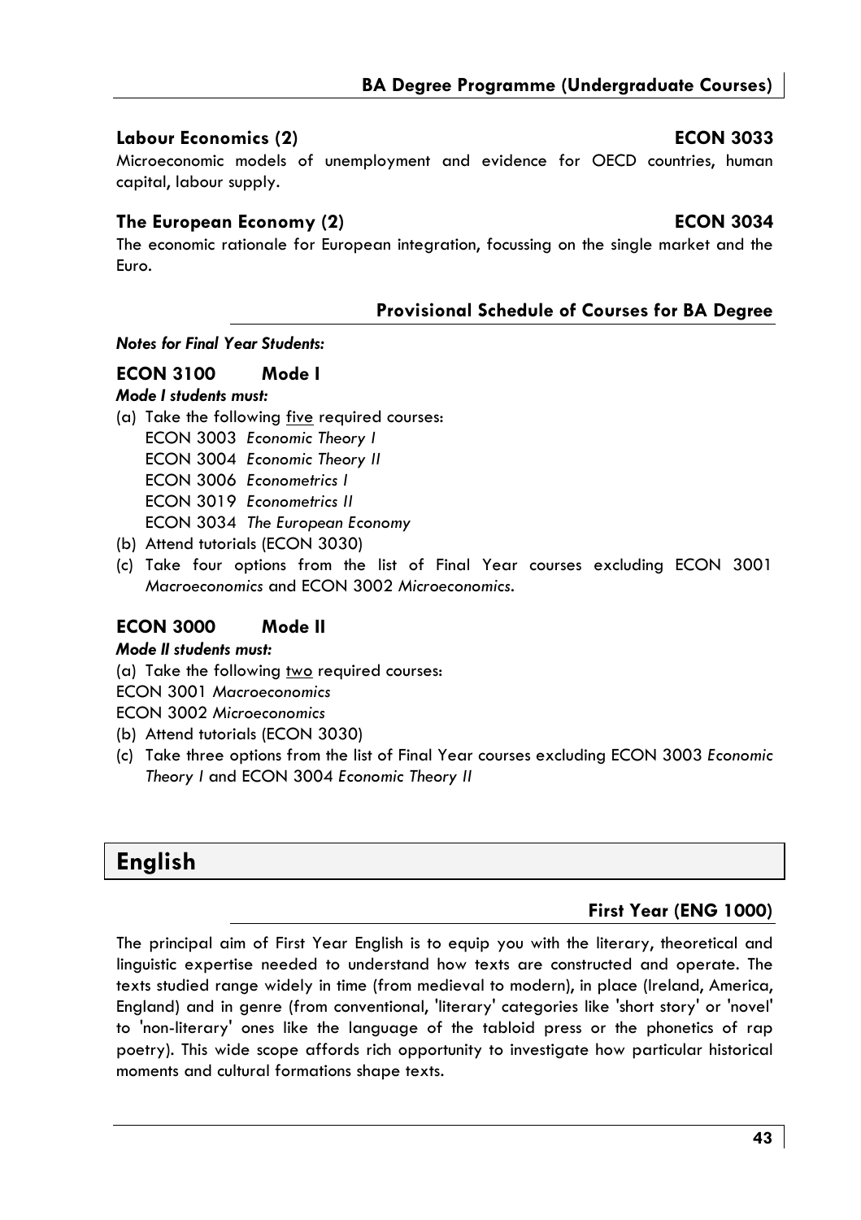### Labour Economics (2) — ECON 3033

Microeconomic models of unemployment and evidence for OECD countries, human capital, labour supply.

### The European Economy (2) — ECON 3034

The economic rationale for European integration, focussing on the single market and the Euro.

## Provisional Schedule of Courses for BA Degree

***Notes for Final Year Students:***

### ECON 3100 Mode I

***Mode I students must:***

(a) Take the following <u>five</u> required courses:
ECON 3003 *Economic Theory I*
ECON 3004 *Economic Theory II*
ECON 3006 *Econometrics I*
ECON 3019 *Econometrics II*
ECON 3034 *The European Economy*

(b) Attend tutorials (ECON 3030)

(c) Take four options from the list of Final Year courses excluding ECON 3001 *Macroeconomics* and ECON 3002 *Microeconomics*.

### ECON 3000 Mode II

***Mode II students must:***

(a) Take the following <u>two</u> required courses:
ECON 3001 *Macroeconomics*
ECON 3002 *Microeconomics*

(b) Attend tutorials (ECON 3030)

(c) Take three options from the list of Final Year courses excluding ECON 3003 *Economic Theory I* and ECON 3004 *Economic Theory II*

# English

## First Year (ENG 1000)

The principal aim of First Year English is to equip you with the literary, theoretical and linguistic expertise needed to understand how texts are constructed and operate. The texts studied range widely in time (from medieval to modern), in place (Ireland, America, England) and in genre (from conventional, 'literary' categories like 'short story' or 'novel' to 'non-literary' ones like the language of the tabloid press or the phonetics of rap poetry). This wide scope affords rich opportunity to investigate how particular historical moments and cultural formations shape texts.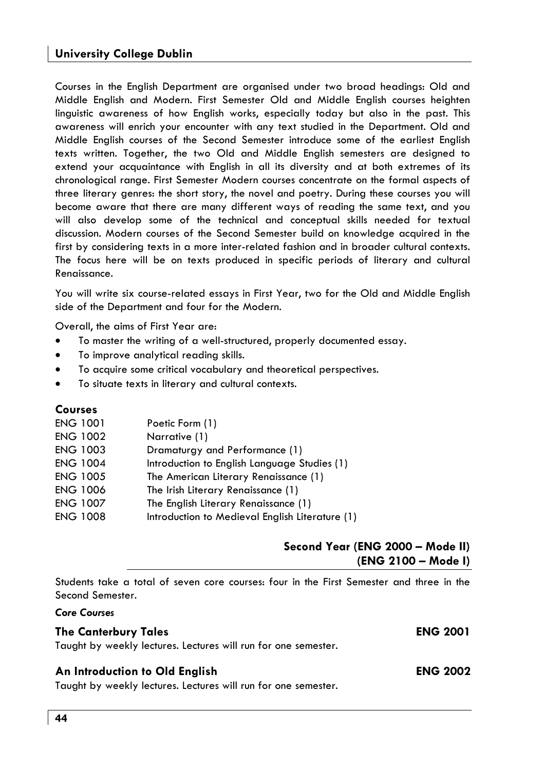Courses in the English Department are organised under two broad headings: Old and Middle English and Modern. First Semester Old and Middle English courses heighten linguistic awareness of how English works, especially today but also in the past. This awareness will enrich your encounter with any text studied in the Department. Old and Middle English courses of the Second Semester introduce some of the earliest English texts written. Together, the two Old and Middle English semesters are designed to extend your acquaintance with English in all its diversity and at both extremes of its chronological range. First Semester Modern courses concentrate on the formal aspects of three literary genres: the short story, the novel and poetry. During these courses you will become aware that there are many different ways of reading the same text, and you will also develop some of the technical and conceptual skills needed for textual discussion. Modern courses of the Second Semester build on knowledge acquired in the first by considering texts in a more inter-related fashion and in broader cultural contexts. The focus here will be on texts produced in specific periods of literary and cultural Renaissance.

You will write six course-related essays in First Year, two for the Old and Middle English side of the Department and four for the Modern.

Overall, the aims of First Year are:

- To master the writing of a well-structured, properly documented essay.
- To improve analytical reading skills.
- To acquire some critical vocabulary and theoretical perspectives.
- To situate texts in literary and cultural contexts.

### Courses

| | |
|---|---|
| ENG 1001 | Poetic Form (1) |
| ENG 1002 | Narrative (1) |
| ENG 1003 | Dramaturgy and Performance (1) |
| ENG 1004 | Introduction to English Language Studies (1) |
| ENG 1005 | The American Literary Renaissance (1) |
| ENG 1006 | The Irish Literary Renaissance (1) |
| ENG 1007 | The English Literary Renaissance (1) |
| ENG 1008 | Introduction to Medieval English Literature (1) |

## Second Year (ENG 2000 – Mode II) (ENG 2100 – Mode I)

Students take a total of seven core courses: four in the First Semester and three in the Second Semester.

***Core Courses***

**The Canterbury Tales** — **ENG 2001**

Taught by weekly lectures. Lectures will run for one semester.

**An Introduction to Old English** — **ENG 2002**

Taught by weekly lectures. Lectures will run for one semester.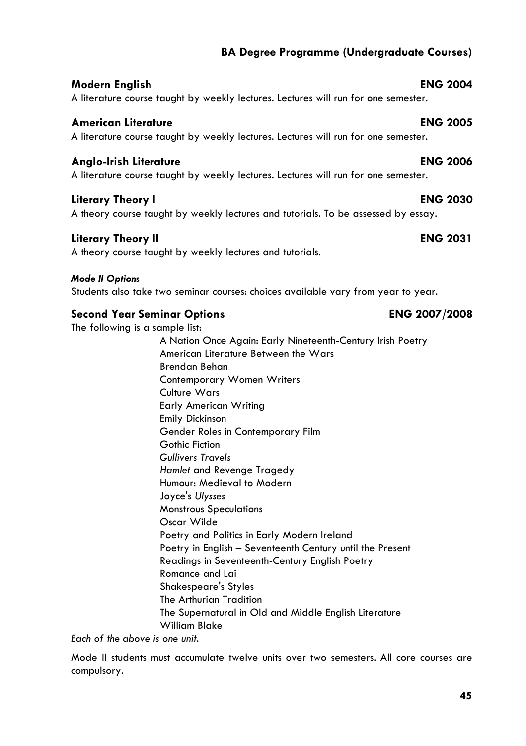### Modern English — ENG 2004

A literature course taught by weekly lectures. Lectures will run for one semester.

### American Literature — ENG 2005

A literature course taught by weekly lectures. Lectures will run for one semester.

### Anglo-Irish Literature — ENG 2006

A literature course taught by weekly lectures. Lectures will run for one semester.

### Literary Theory I — ENG 2030

A theory course taught by weekly lectures and tutorials. To be assessed by essay.

### Literary Theory II — ENG 2031

A theory course taught by weekly lectures and tutorials.

***Mode II Options***

Students also take two seminar courses: choices available vary from year to year.

### Second Year Seminar Options — ENG 2007/2008

The following is a sample list:

- A Nation Once Again: Early Nineteenth-Century Irish Poetry
- American Literature Between the Wars
- Brendan Behan
- Contemporary Women Writers
- Culture Wars
- Early American Writing
- Emily Dickinson
- Gender Roles in Contemporary Film
- Gothic Fiction
- *Gullivers Travels*
- *Hamlet* and Revenge Tragedy
- Humour: Medieval to Modern
- Joyce's *Ulysses*
- Monstrous Speculations
- Oscar Wilde
- Poetry and Politics in Early Modern Ireland
- Poetry in English – Seventeenth Century until the Present
- Readings in Seventeenth-Century English Poetry
- Romance and Lai
- Shakespeare's Styles
- The Arthurian Tradition
- The Supernatural in Old and Middle English Literature
- William Blake

*Each of the above is one unit.*

Mode II students must accumulate twelve units over two semesters. All core courses are compulsory.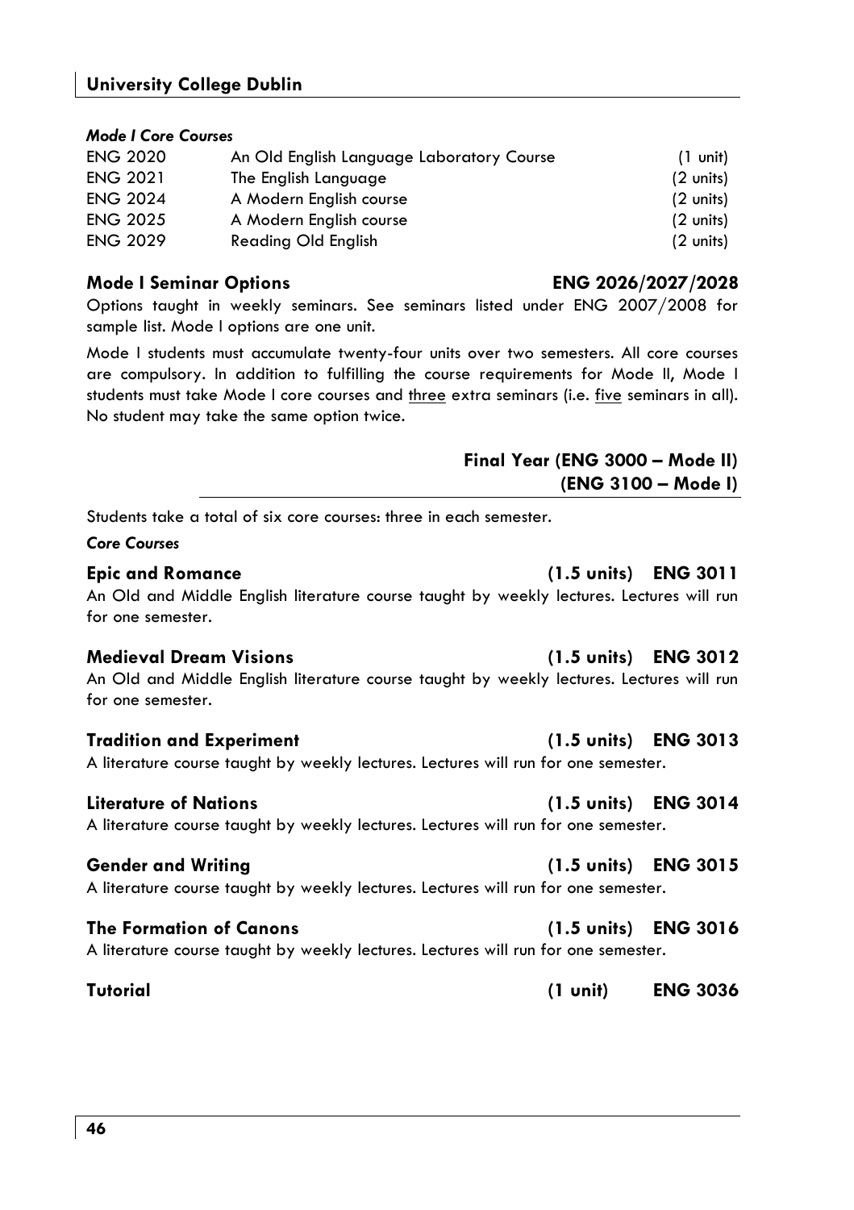#### *Mode I Core Courses*

| | | |
|---|---|---|
| ENG 2020 | An Old English Language Laboratory Course | (1 unit) |
| ENG 2021 | The English Language | (2 units) |
| ENG 2024 | A Modern English course | (2 units) |
| ENG 2025 | A Modern English course | (2 units) |
| ENG 2029 | Reading Old English | (2 units) |

### Mode I Seminar Options ENG 2026/2027/2028

Options taught in weekly seminars. See seminars listed under ENG 2007/2008 for sample list. Mode I options are one unit.

Mode I students must accumulate twenty-four units over two semesters. All core courses are compulsory. In addition to fulfilling the course requirements for Mode II, Mode I students must take Mode I core courses and three extra seminars (i.e. five seminars in all). No student may take the same option twice.

## Final Year (ENG 3000 – Mode II) (ENG 3100 – Mode I)

Students take a total of six core courses: three in each semester.

#### *Core Courses*

### Epic and Romance (1.5 units) ENG 3011

An Old and Middle English literature course taught by weekly lectures. Lectures will run for one semester.

### Medieval Dream Visions (1.5 units) ENG 3012

An Old and Middle English literature course taught by weekly lectures. Lectures will run for one semester.

### Tradition and Experiment (1.5 units) ENG 3013

A literature course taught by weekly lectures. Lectures will run for one semester.

### Literature of Nations (1.5 units) ENG 3014

A literature course taught by weekly lectures. Lectures will run for one semester.

### Gender and Writing (1.5 units) ENG 3015

A literature course taught by weekly lectures. Lectures will run for one semester.

### The Formation of Canons (1.5 units) ENG 3016

A literature course taught by weekly lectures. Lectures will run for one semester.

### Tutorial (1 unit) ENG 3036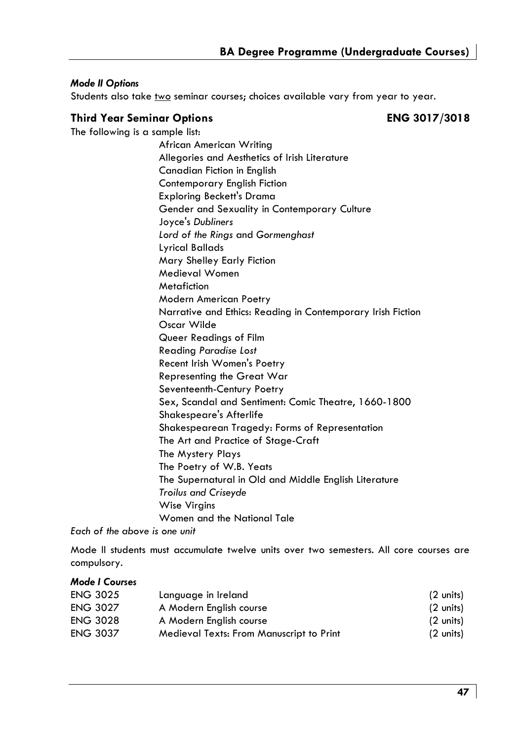*Mode II Options*

Students also take two seminar courses; choices available vary from year to year.

### Third Year Seminar Options ENG 3017/3018

The following is a sample list:

- African American Writing
- Allegories and Aesthetics of Irish Literature
- Canadian Fiction in English
- Contemporary English Fiction
- Exploring Beckett's Drama
- Gender and Sexuality in Contemporary Culture
- Joyce's *Dubliners*
- *Lord of the Rings* and *Gormenghast*
- Lyrical Ballads
- Mary Shelley Early Fiction
- Medieval Women
- Metafiction
- Modern American Poetry
- Narrative and Ethics: Reading in Contemporary Irish Fiction
- Oscar Wilde
- Queer Readings of Film
- Reading *Paradise Lost*
- Recent Irish Women's Poetry
- Representing the Great War
- Seventeenth-Century Poetry
- Sex, Scandal and Sentiment: Comic Theatre, 1660-1800
- Shakespeare's Afterlife
- Shakespearean Tragedy: Forms of Representation
- The Art and Practice of Stage-Craft
- The Mystery Plays
- The Poetry of W.B. Yeats
- The Supernatural in Old and Middle English Literature
- *Troilus and Criseyde*
- Wise Virgins
- Women and the National Tale

*Each of the above is one unit*

Mode II students must accumulate twelve units over two semesters. All core courses are compulsory.

*Mode I Courses*

| | | |
|---|---|---|
| ENG 3025 | Language in Ireland | (2 units) |
| ENG 3027 | A Modern English course | (2 units) |
| ENG 3028 | A Modern English course | (2 units) |
| ENG 3037 | Medieval Texts: From Manuscript to Print | (2 units) |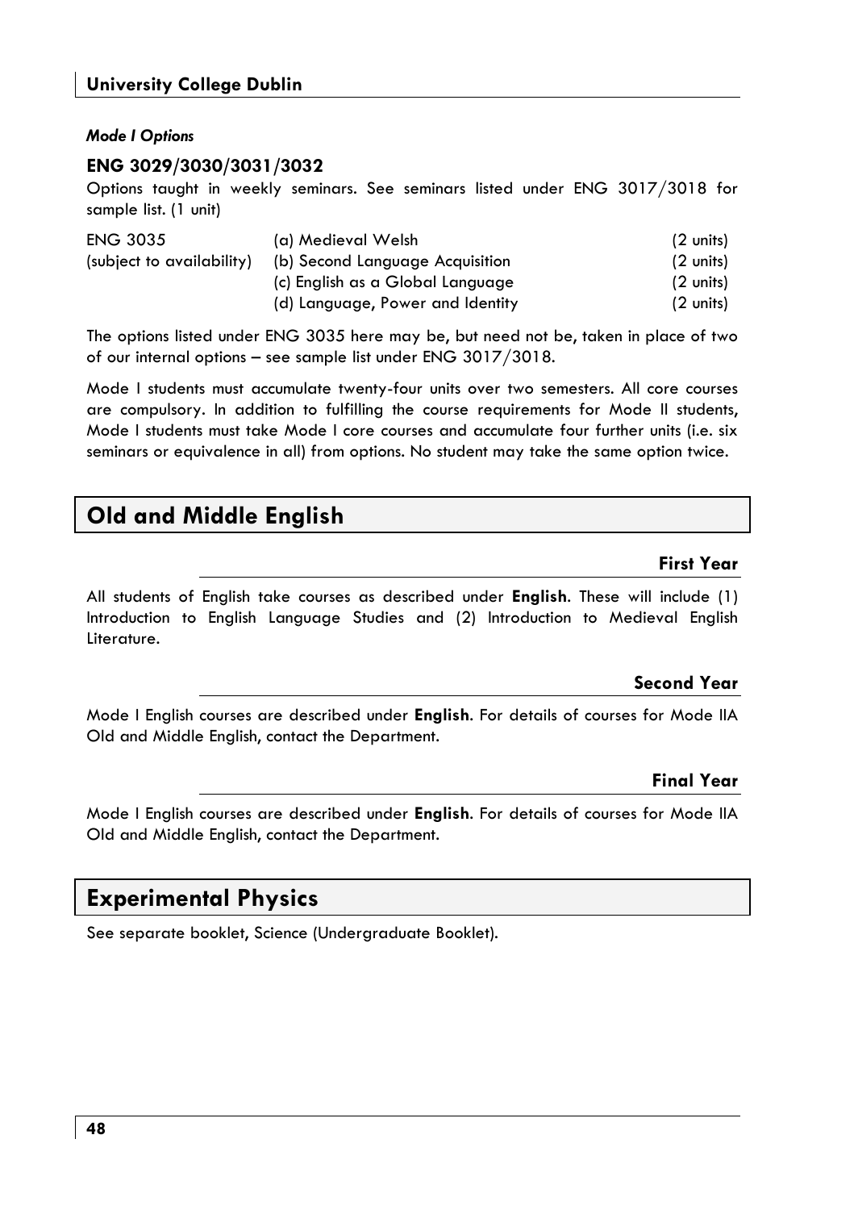*Mode I Options*

**ENG 3029/3030/3031/3032**

Options taught in weekly seminars. See seminars listed under ENG 3017/3018 for sample list. (1 unit)

| | | |
|---|---|---|
| ENG 3035 | (a) Medieval Welsh | (2 units) |
| (subject to availability) | (b) Second Language Acquisition | (2 units) |
| | (c) English as a Global Language | (2 units) |
| | (d) Language, Power and Identity | (2 units) |

The options listed under ENG 3035 here may be, but need not be, taken in place of two of our internal options – see sample list under ENG 3017/3018.

Mode I students must accumulate twenty-four units over two semesters. All core courses are compulsory. In addition to fulfilling the course requirements for Mode II students, Mode I students must take Mode I core courses and accumulate four further units (i.e. six seminars or equivalence in all) from options. No student may take the same option twice.

## Old and Middle English

### First Year

All students of English take courses as described under **English**. These will include (1) Introduction to English Language Studies and (2) Introduction to Medieval English Literature.

### Second Year

Mode I English courses are described under **English**. For details of courses for Mode IIA Old and Middle English, contact the Department.

### Final Year

Mode I English courses are described under **English**. For details of courses for Mode IIA Old and Middle English, contact the Department.

## Experimental Physics

See separate booklet, Science (Undergraduate Booklet).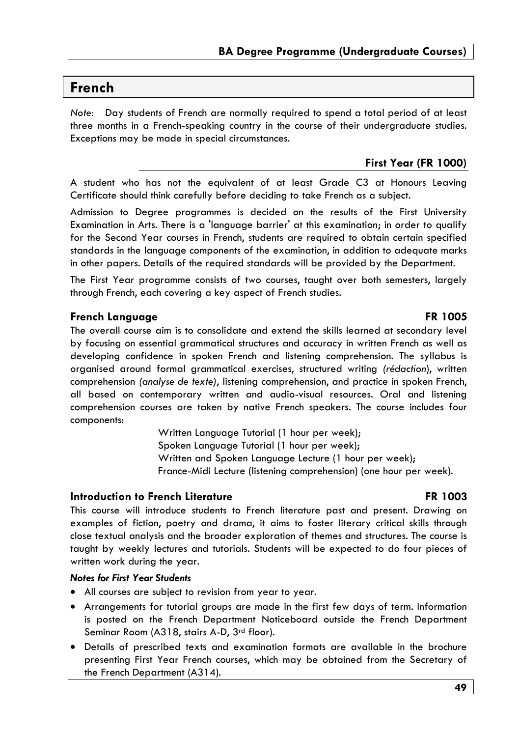# French

*Note:* Day students of French are normally required to spend a total period of at least three months in a French-speaking country in the course of their undergraduate studies. Exceptions may be made in special circumstances.

## First Year (FR 1000)

A student who has not the equivalent of at least Grade C3 at Honours Leaving Certificate should think carefully before deciding to take French as a subject.

Admission to Degree programmes is decided on the results of the First University Examination in Arts. There is a 'language barrier' at this examination; in order to qualify for the Second Year courses in French, students are required to obtain certain specified standards in the language components of the examination, in addition to adequate marks in other papers. Details of the required standards will be provided by the Department.

The First Year programme consists of two courses, taught over both semesters, largely through French, each covering a key aspect of French studies.

### French Language — FR 1005

The overall course aim is to consolidate and extend the skills learned at secondary level by focusing on essential grammatical structures and accuracy in written French as well as developing confidence in spoken French and listening comprehension. The syllabus is organised around formal grammatical exercises, structured writing *(rédaction)*, written comprehension *(analyse de texte)*, listening comprehension, and practice in spoken French, all based on contemporary written and audio-visual resources. Oral and listening comprehension courses are taken by native French speakers. The course includes four components:

Written Language Tutorial (1 hour per week);
Spoken Language Tutorial (1 hour per week);
Written and Spoken Language Lecture (1 hour per week);
France-Midi Lecture (listening comprehension) (one hour per week).

### Introduction to French Literature — FR 1003

This course will introduce students to French literature past and present. Drawing on examples of fiction, poetry and drama, it aims to foster literary critical skills through close textual analysis and the broader exploration of themes and structures. The course is taught by weekly lectures and tutorials. Students will be expected to do four pieces of written work during the year.

***Notes for First Year Students***

- All courses are subject to revision from year to year.
- Arrangements for tutorial groups are made in the first few days of term. Information is posted on the French Department Noticeboard outside the French Department Seminar Room (A318, stairs A-D, 3rd floor).
- Details of prescribed texts and examination formats are available in the brochure presenting First Year French courses, which may be obtained from the Secretary of the French Department (A314).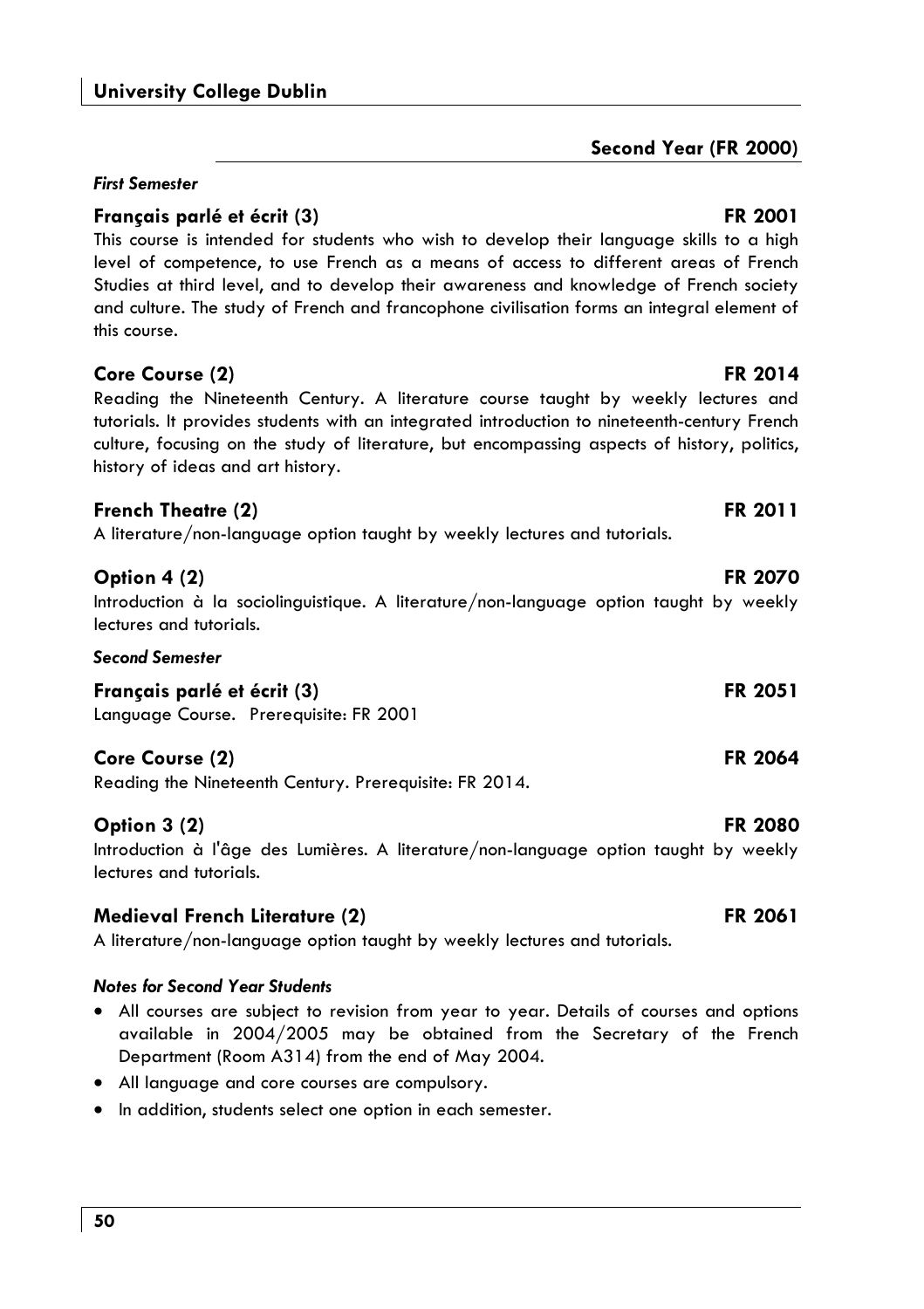## Second Year (FR 2000)

### *First Semester*

**Français parlé et écrit (3)** **FR 2001**

This course is intended for students who wish to develop their language skills to a high level of competence, to use French as a means of access to different areas of French Studies at third level, and to develop their awareness and knowledge of French society and culture. The study of French and francophone civilisation forms an integral element of this course.

**Core Course (2)** **FR 2014**

Reading the Nineteenth Century. A literature course taught by weekly lectures and tutorials. It provides students with an integrated introduction to nineteenth-century French culture, focusing on the study of literature, but encompassing aspects of history, politics, history of ideas and art history.

**French Theatre (2)** **FR 2011**

A literature/non-language option taught by weekly lectures and tutorials.

**Option 4 (2)** **FR 2070**

Introduction à la sociolinguistique. A literature/non-language option taught by weekly lectures and tutorials.

### *Second Semester*

**Français parlé et écrit (3)** **FR 2051**

Language Course. Prerequisite: FR 2001

**Core Course (2)** **FR 2064**

Reading the Nineteenth Century. Prerequisite: FR 2014.

**Option 3 (2)** **FR 2080**

Introduction à l'âge des Lumières. A literature/non-language option taught by weekly lectures and tutorials.

**Medieval French Literature (2)** **FR 2061**

A literature/non-language option taught by weekly lectures and tutorials.

### *Notes for Second Year Students*

- All courses are subject to revision from year to year. Details of courses and options available in 2004/2005 may be obtained from the Secretary of the French Department (Room A314) from the end of May 2004.
- All language and core courses are compulsory.
- In addition, students select one option in each semester.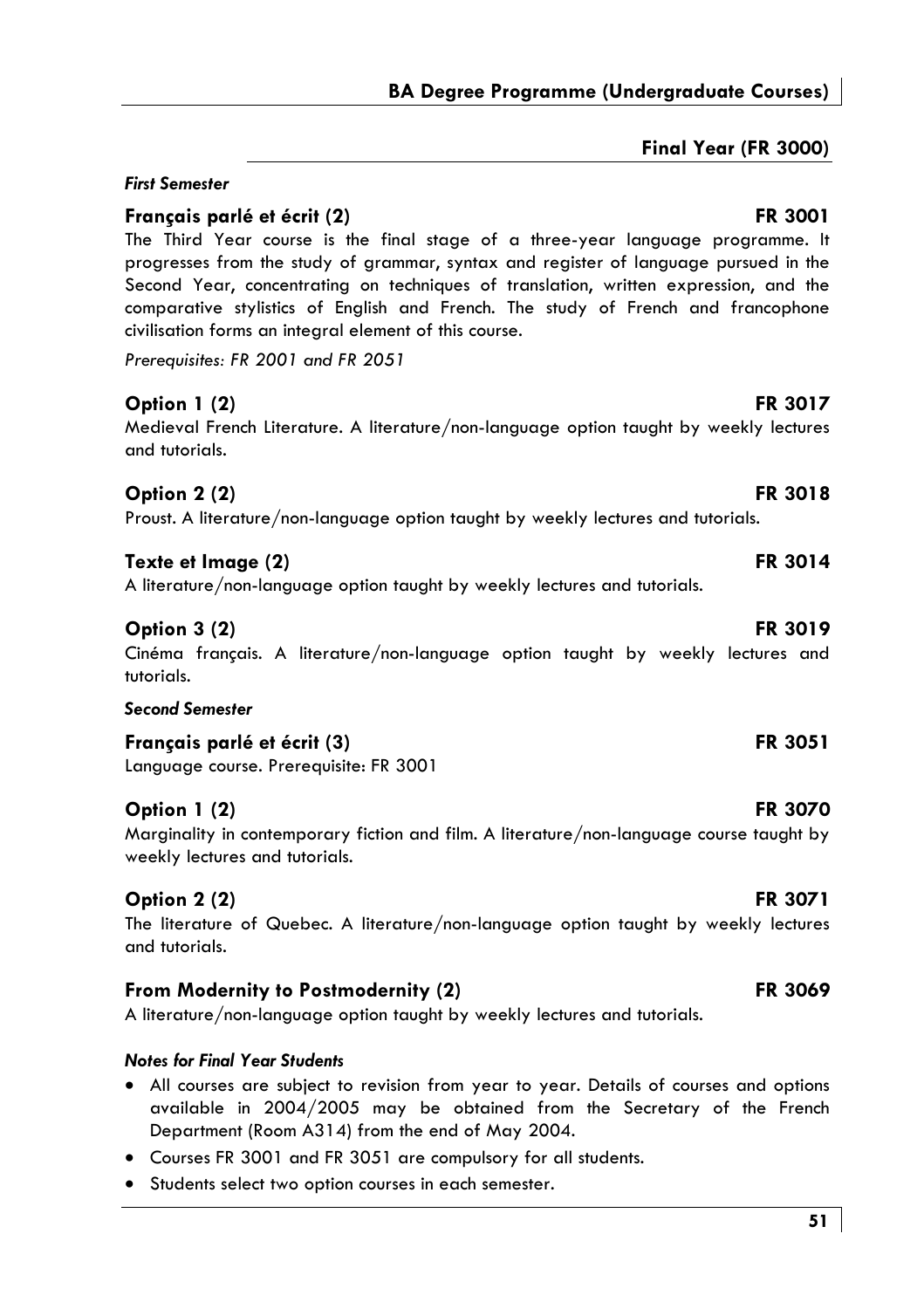## Final Year (FR 3000)

### *First Semester*

**Français parlé et écrit (2)** **FR 3001**

The Third Year course is the final stage of a three-year language programme. It progresses from the study of grammar, syntax and register of language pursued in the Second Year, concentrating on techniques of translation, written expression, and the comparative stylistics of English and French. The study of French and francophone civilisation forms an integral element of this course.

*Prerequisites: FR 2001 and FR 2051*

**Option 1 (2)** **FR 3017**

Medieval French Literature. A literature/non-language option taught by weekly lectures and tutorials.

**Option 2 (2)** **FR 3018**

Proust. A literature/non-language option taught by weekly lectures and tutorials.

**Texte et Image (2)** **FR 3014**

A literature/non-language option taught by weekly lectures and tutorials.

**Option 3 (2)** **FR 3019**

Cinéma français. A literature/non-language option taught by weekly lectures and tutorials.

### *Second Semester*

**Français parlé et écrit (3)** **FR 3051**

Language course. Prerequisite: FR 3001

**Option 1 (2)** **FR 3070**

Marginality in contemporary fiction and film. A literature/non-language course taught by weekly lectures and tutorials.

**Option 2 (2)** **FR 3071**

The literature of Quebec. A literature/non-language option taught by weekly lectures and tutorials.

**From Modernity to Postmodernity (2)** **FR 3069**

A literature/non-language option taught by weekly lectures and tutorials.

### *Notes for Final Year Students*

- All courses are subject to revision from year to year. Details of courses and options available in 2004/2005 may be obtained from the Secretary of the French Department (Room A314) from the end of May 2004.
- Courses FR 3001 and FR 3051 are compulsory for all students.
- Students select two option courses in each semester.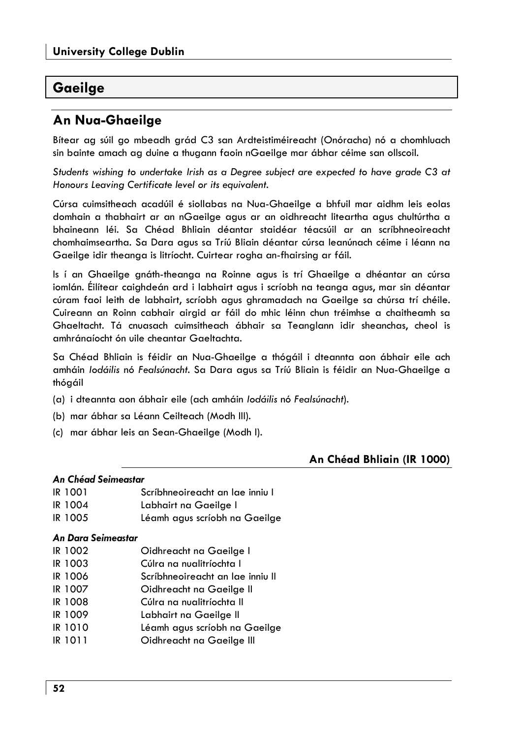# Gaeilge

## An Nua-Ghaeilge

Bítear ag súil go mbeadh grád C3 san Ardteistiméireacht (Onóracha) nó a chomhluach sin bainte amach ag duine a thugann faoin nGaeilge mar ábhar céime san ollscoil.

*Students wishing to undertake Irish as a Degree subject are expected to have grade C3 at Honours Leaving Certificate level or its equivalent.*

Cúrsa cuimsitheach acadúil é siollabas na Nua-Ghaeilge a bhfuil mar aidhm leis eolas domhain a thabhairt ar an nGaeilge agus ar an oidhreacht liteartha agus chultúrtha a bhaineann léi. Sa Chéad Bhliain déantar staidéar téacsúil ar an scríbhneoireacht chomhaimseartha. Sa Dara agus sa Tríú Bliain déantar cúrsa leanúnach céime i léann na Gaeilge idir theanga is litríocht. Cuirtear rogha an-fhairsing ar fáil.

Is í an Ghaeilge gnáth-theanga na Roinne agus is trí Ghaeilge a dhéantar an cúrsa iomlán. Éilítear caighdeán ard i labhairt agus i scríobh na teanga agus, mar sin déantar cúram faoi leith de labhairt, scríobh agus ghramadach na Gaeilge sa chúrsa trí chéile. Cuireann an Roinn cabhair airgid ar fáil do mhic léinn chun tréimhse a chaitheamh sa Ghaeltacht. Tá cnuasach cuimsitheach ábhair sa Teanglann idir sheanchas, cheol is amhránaíocht ón uile cheantar Gaeltachta.

Sa Chéad Bhliain is féidir an Nua-Ghaeilge a thógáil i dteannta aon ábhair eile ach amháin *Iodáilis* nó *Fealsúnacht*. Sa Dara agus sa Tríú Bliain is féidir an Nua-Ghaeilge a thógáil

(a) i dteannta aon ábhair eile (ach amháin *Iodáilis* nó *Fealsúnacht*).

(b) mar ábhar sa Léann Ceilteach (Modh III).

(c) mar ábhar leis an Sean-Ghaeilge (Modh I).

### An Chéad Bhliain (IR 1000)

***An Chéad Seimeastar***

| | |
|---|---|
| IR 1001 | Scríbhneoireacht an lae inniu I |
| IR 1004 | Labhairt na Gaeilge I |
| IR 1005 | Léamh agus scríobh na Gaeilge |

***An Dara Seimeastar***

| | |
|---|---|
| IR 1002 | Oidhreacht na Gaeilge I |
| IR 1003 | Cúlra na nualitríochta I |
| IR 1006 | Scríbhneoireacht an lae inniu II |
| IR 1007 | Oidhreacht na Gaeilge II |
| IR 1008 | Cúlra na nualitríochta II |
| IR 1009 | Labhairt na Gaeilge II |
| IR 1010 | Léamh agus scríobh na Gaeilge |
| IR 1011 | Oidhreacht na Gaeilge III |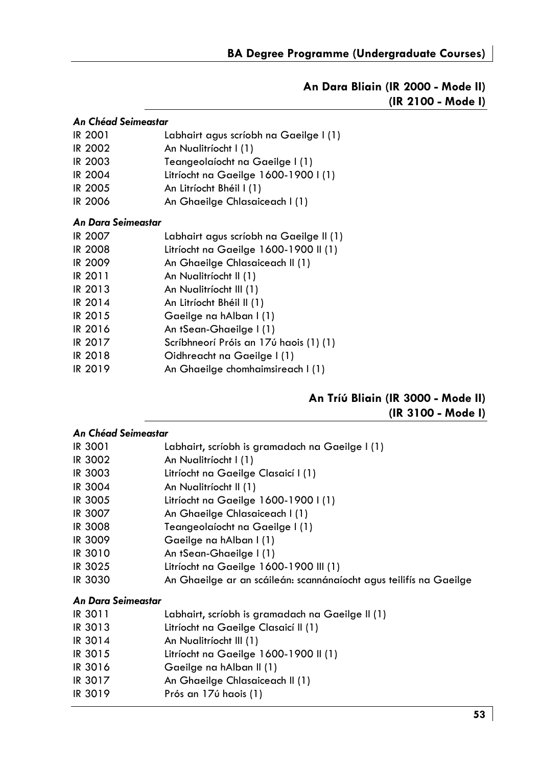## An Dara Bliain (IR 2000 - Mode II) (IR 2100 - Mode I)

*An Chéad Seimeastar*

| | |
|---|---|
| IR 2001 | Labhairt agus scríobh na Gaeilge I (1) |
| IR 2002 | An Nualitríocht I (1) |
| IR 2003 | Teangeolaíocht na Gaeilge I (1) |
| IR 2004 | Litríocht na Gaeilge 1600-1900 I (1) |
| IR 2005 | An Litríocht Bhéil I (1) |
| IR 2006 | An Ghaeilge Chlasaiceach I (1) |

*An Dara Seimeastar*

| | |
|---|---|
| IR 2007 | Labhairt agus scríobh na Gaeilge II (1) |
| IR 2008 | Litríocht na Gaeilge 1600-1900 II (1) |
| IR 2009 | An Ghaeilge Chlasaiceach II (1) |
| IR 2011 | An Nualitríocht II (1) |
| IR 2013 | An Nualitríocht III (1) |
| IR 2014 | An Litríocht Bhéil II (1) |
| IR 2015 | Gaeilge na hAlban I (1) |
| IR 2016 | An tSean-Ghaeilge I (1) |
| IR 2017 | Scríbhneorí Próis an 17ú haois (1) (1) |
| IR 2018 | Oidhreacht na Gaeilge I (1) |
| IR 2019 | An Ghaeilge chomhaimsireach I (1) |

## An Tríú Bliain (IR 3000 - Mode II) (IR 3100 - Mode I)

*An Chéad Seimeastar*

| | |
|---|---|
| IR 3001 | Labhairt, scríobh is gramadach na Gaeilge I (1) |
| IR 3002 | An Nualitríocht I (1) |
| IR 3003 | Litríocht na Gaeilge Clasaicí I (1) |
| IR 3004 | An Nualitríocht II (1) |
| IR 3005 | Litríocht na Gaeilge 1600-1900 I (1) |
| IR 3007 | An Ghaeilge Chlasaiceach I (1) |
| IR 3008 | Teangeolaíocht na Gaeilge I (1) |
| IR 3009 | Gaeilge na hAlban I (1) |
| IR 3010 | An tSean-Ghaeilge I (1) |
| IR 3025 | Litríocht na Gaeilge 1600-1900 III (1) |
| IR 3030 | An Ghaeilge ar an scáileán: scannánaíocht agus teilifís na Gaeilge |

*An Dara Seimeastar*

| | |
|---|---|
| IR 3011 | Labhairt, scríobh is gramadach na Gaeilge II (1) |
| IR 3013 | Litríocht na Gaeilge Clasaicí II (1) |
| IR 3014 | An Nualitríocht III (1) |
| IR 3015 | Litríocht na Gaeilge 1600-1900 II (1) |
| IR 3016 | Gaeilge na hAlban II (1) |
| IR 3017 | An Ghaeilge Chlasaiceach II (1) |
| IR 3019 | Prós an 17ú haois (1) |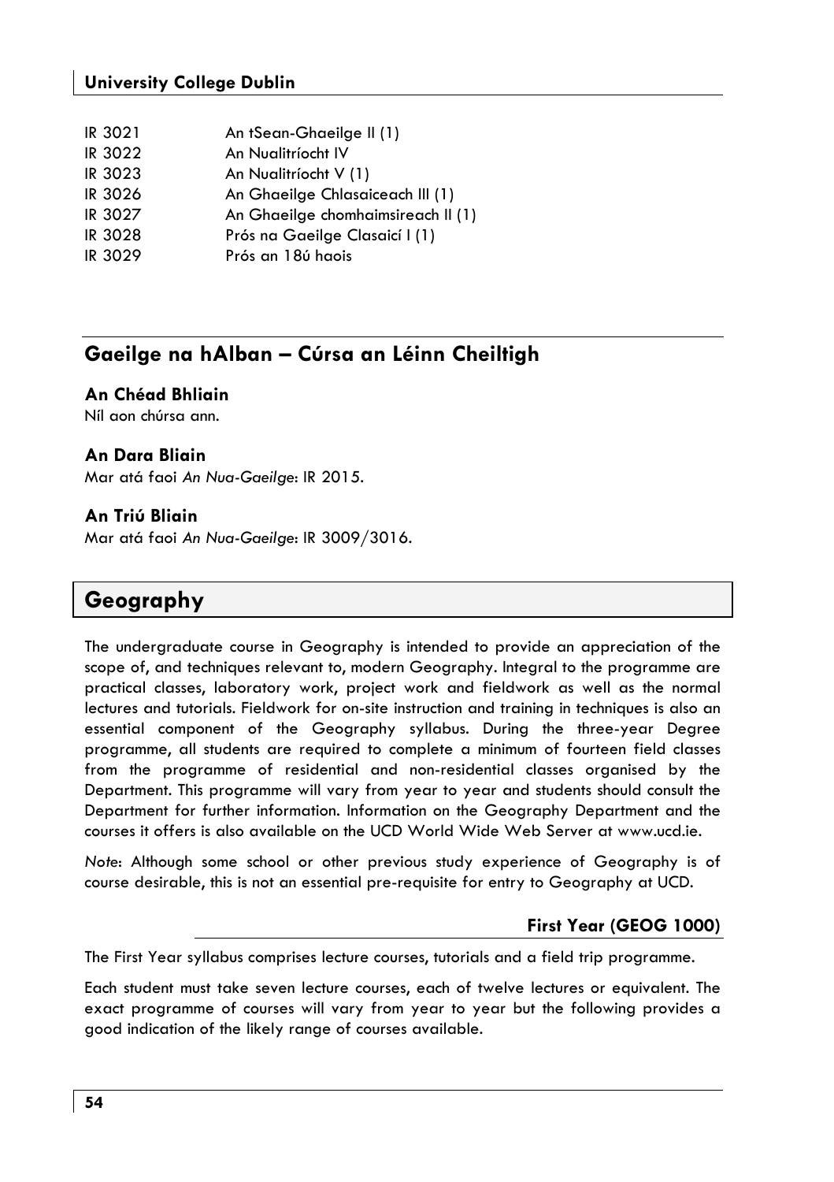| | |
|---|---|
| IR 3021 | An tSean-Ghaeilge II (1) |
| IR 3022 | An Nualitríocht IV |
| IR 3023 | An Nualitríocht V (1) |
| IR 3026 | An Ghaeilge Chlasaiceach III (1) |
| IR 3027 | An Ghaeilge chomhaimsireach II (1) |
| IR 3028 | Prós na Gaeilge Clasaicí I (1) |
| IR 3029 | Prós an 18ú haois |

## Gaeilge na hAlban – Cúrsa an Léinn Cheiltigh

### An Chéad Bhliain

Níl aon chúrsa ann.

### An Dara Bliain

Mar atá faoi *An Nua-Ghaeilge*: IR 2015.

### An Triú Bliain

Mar atá faoi *An Nua-Ghaeilge*: IR 3009/3016.

# Geography

The undergraduate course in Geography is intended to provide an appreciation of the scope of, and techniques relevant to, modern Geography. Integral to the programme are practical classes, laboratory work, project work and fieldwork as well as the normal lectures and tutorials. Fieldwork for on-site instruction and training in techniques is also an essential component of the Geography syllabus. During the three-year Degree programme, all students are required to complete a minimum of fourteen field classes from the programme of residential and non-residential classes organised by the Department. This programme will vary from year to year and students should consult the Department for further information. Information on the Geography Department and the courses it offers is also available on the UCD World Wide Web Server at www.ucd.ie.

*Note*: Although some school or other previous study experience of Geography is of course desirable, this is not an essential pre-requisite for entry to Geography at UCD.

### First Year (GEOG 1000)

The First Year syllabus comprises lecture courses, tutorials and a field trip programme.

Each student must take seven lecture courses, each of twelve lectures or equivalent. The exact programme of courses will vary from year to year but the following provides a good indication of the likely range of courses available.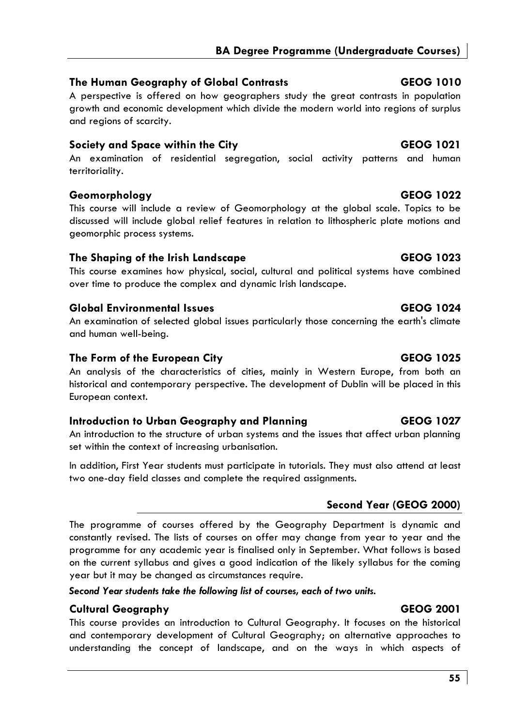### The Human Geography of Global Contrasts — GEOG 1010

A perspective is offered on how geographers study the great contrasts in population growth and economic development which divide the modern world into regions of surplus and regions of scarcity.

### Society and Space within the City — GEOG 1021

An examination of residential segregation, social activity patterns and human territoriality.

### Geomorphology — GEOG 1022

This course will include a review of Geomorphology at the global scale. Topics to be discussed will include global relief features in relation to lithospheric plate motions and geomorphic process systems.

### The Shaping of the Irish Landscape — GEOG 1023

This course examines how physical, social, cultural and political systems have combined over time to produce the complex and dynamic Irish landscape.

### Global Environmental Issues — GEOG 1024

An examination of selected global issues particularly those concerning the earth's climate and human well-being.

### The Form of the European City — GEOG 1025

An analysis of the characteristics of cities, mainly in Western Europe, from both an historical and contemporary perspective. The development of Dublin will be placed in this European context.

### Introduction to Urban Geography and Planning — GEOG 1027

An introduction to the structure of urban systems and the issues that affect urban planning set within the context of increasing urbanisation.

In addition, First Year students must participate in tutorials. They must also attend at least two one-day field classes and complete the required assignments.

## Second Year (GEOG 2000)

The programme of courses offered by the Geography Department is dynamic and constantly revised. The lists of courses on offer may change from year to year and the programme for any academic year is finalised only in September. What follows is based on the current syllabus and gives a good indication of the likely syllabus for the coming year but it may be changed as circumstances require.

***Second Year students take the following list of courses, each of two units.***

### Cultural Geography — GEOG 2001

This course provides an introduction to Cultural Geography. It focuses on the historical and contemporary development of Cultural Geography; on alternative approaches to understanding the concept of landscape, and on the ways in which aspects of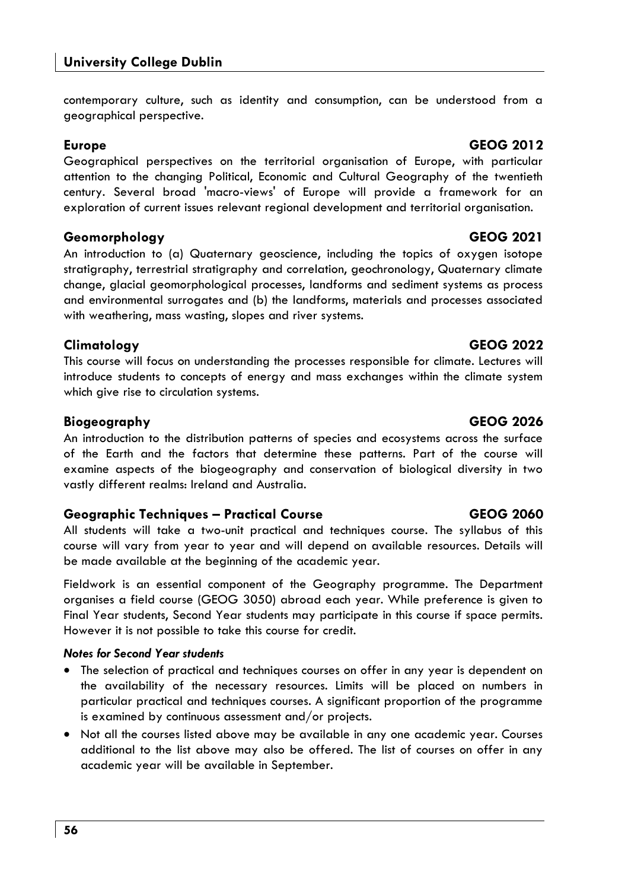contemporary culture, such as identity and consumption, can be understood from a geographical perspective.

### Europe — GEOG 2012

Geographical perspectives on the territorial organisation of Europe, with particular attention to the changing Political, Economic and Cultural Geography of the twentieth century. Several broad 'macro-views' of Europe will provide a framework for an exploration of current issues relevant regional development and territorial organisation.

### Geomorphology — GEOG 2021

An introduction to (a) Quaternary geoscience, including the topics of oxygen isotope stratigraphy, terrestrial stratigraphy and correlation, geochronology, Quaternary climate change, glacial geomorphological processes, landforms and sediment systems as process and environmental surrogates and (b) the landforms, materials and processes associated with weathering, mass wasting, slopes and river systems.

### Climatology — GEOG 2022

This course will focus on understanding the processes responsible for climate. Lectures will introduce students to concepts of energy and mass exchanges within the climate system which give rise to circulation systems.

### Biogeography — GEOG 2026

An introduction to the distribution patterns of species and ecosystems across the surface of the Earth and the factors that determine these patterns. Part of the course will examine aspects of the biogeography and conservation of biological diversity in two vastly different realms: Ireland and Australia.

### Geographic Techniques – Practical Course — GEOG 2060

All students will take a two-unit practical and techniques course. The syllabus of this course will vary from year to year and will depend on available resources. Details will be made available at the beginning of the academic year.

Fieldwork is an essential component of the Geography programme. The Department organises a field course (GEOG 3050) abroad each year. While preference is given to Final Year students, Second Year students may participate in this course if space permits. However it is not possible to take this course for credit.

***Notes for Second Year students***

- The selection of practical and techniques courses on offer in any year is dependent on the availability of the necessary resources. Limits will be placed on numbers in particular practical and techniques courses. A significant proportion of the programme is examined by continuous assessment and/or projects.
- Not all the courses listed above may be available in any one academic year. Courses additional to the list above may also be offered. The list of courses on offer in any academic year will be available in September.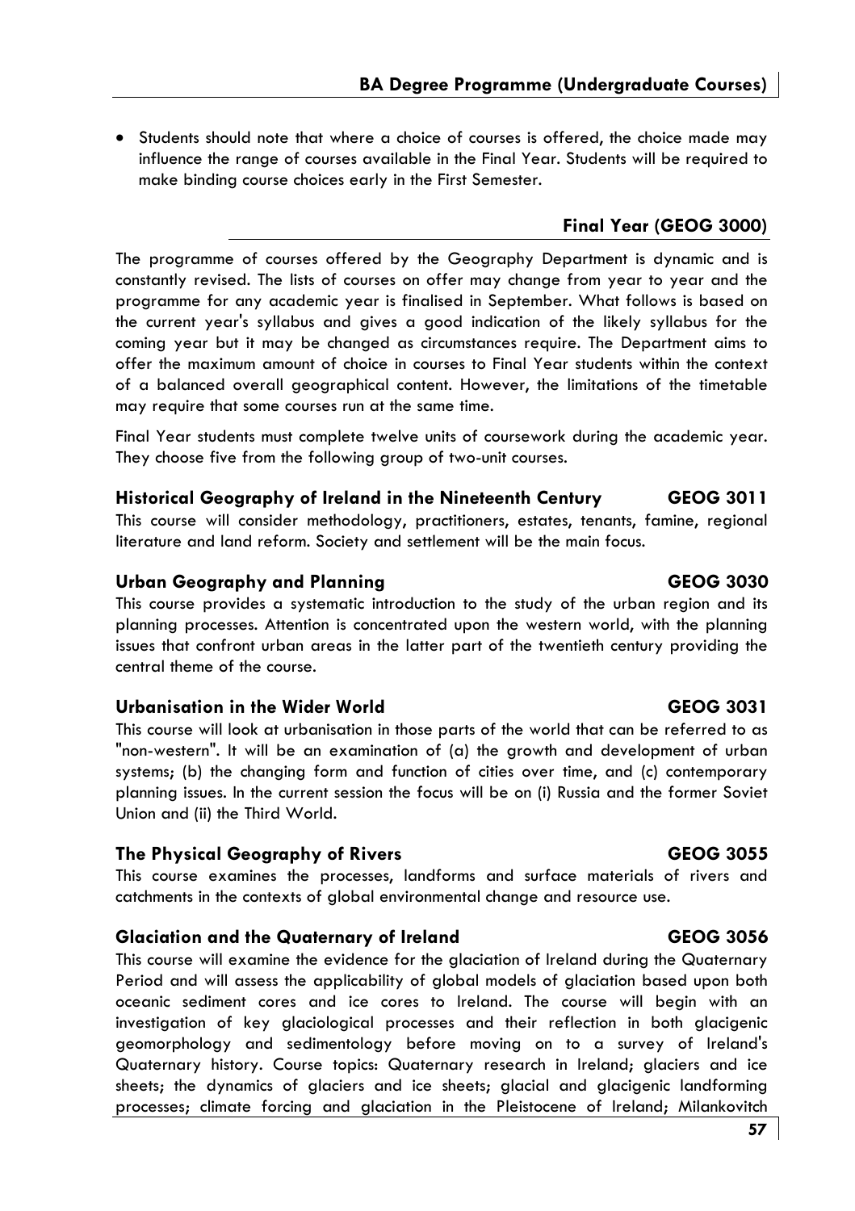- Students should note that where a choice of courses is offered, the choice made may influence the range of courses available in the Final Year. Students will be required to make binding course choices early in the First Semester.

## Final Year (GEOG 3000)

The programme of courses offered by the Geography Department is dynamic and is constantly revised. The lists of courses on offer may change from year to year and the programme for any academic year is finalised in September. What follows is based on the current year's syllabus and gives a good indication of the likely syllabus for the coming year but it may be changed as circumstances require. The Department aims to offer the maximum amount of choice in courses to Final Year students within the context of a balanced overall geographical content. However, the limitations of the timetable may require that some courses run at the same time.

Final Year students must complete twelve units of coursework during the academic year. They choose five from the following group of two-unit courses.

### Historical Geography of Ireland in the Nineteenth Century — GEOG 3011

This course will consider methodology, practitioners, estates, tenants, famine, regional literature and land reform. Society and settlement will be the main focus.

### Urban Geography and Planning — GEOG 3030

This course provides a systematic introduction to the study of the urban region and its planning processes. Attention is concentrated upon the western world, with the planning issues that confront urban areas in the latter part of the twentieth century providing the central theme of the course.

### Urbanisation in the Wider World — GEOG 3031

This course will look at urbanisation in those parts of the world that can be referred to as "non-western". It will be an examination of (a) the growth and development of urban systems; (b) the changing form and function of cities over time, and (c) contemporary planning issues. In the current session the focus will be on (i) Russia and the former Soviet Union and (ii) the Third World.

### The Physical Geography of Rivers — GEOG 3055

This course examines the processes, landforms and surface materials of rivers and catchments in the contexts of global environmental change and resource use.

### Glaciation and the Quaternary of Ireland — GEOG 3056

This course will examine the evidence for the glaciation of Ireland during the Quaternary Period and will assess the applicability of global models of glaciation based upon both oceanic sediment cores and ice cores to Ireland. The course will begin with an investigation of key glaciological processes and their reflection in both glacigenic geomorphology and sedimentology before moving on to a survey of Ireland's Quaternary history. Course topics: Quaternary research in Ireland; glaciers and ice sheets; the dynamics of glaciers and ice sheets; glacial and glacigenic landforming processes; climate forcing and glaciation in the Pleistocene of Ireland; Milankovitch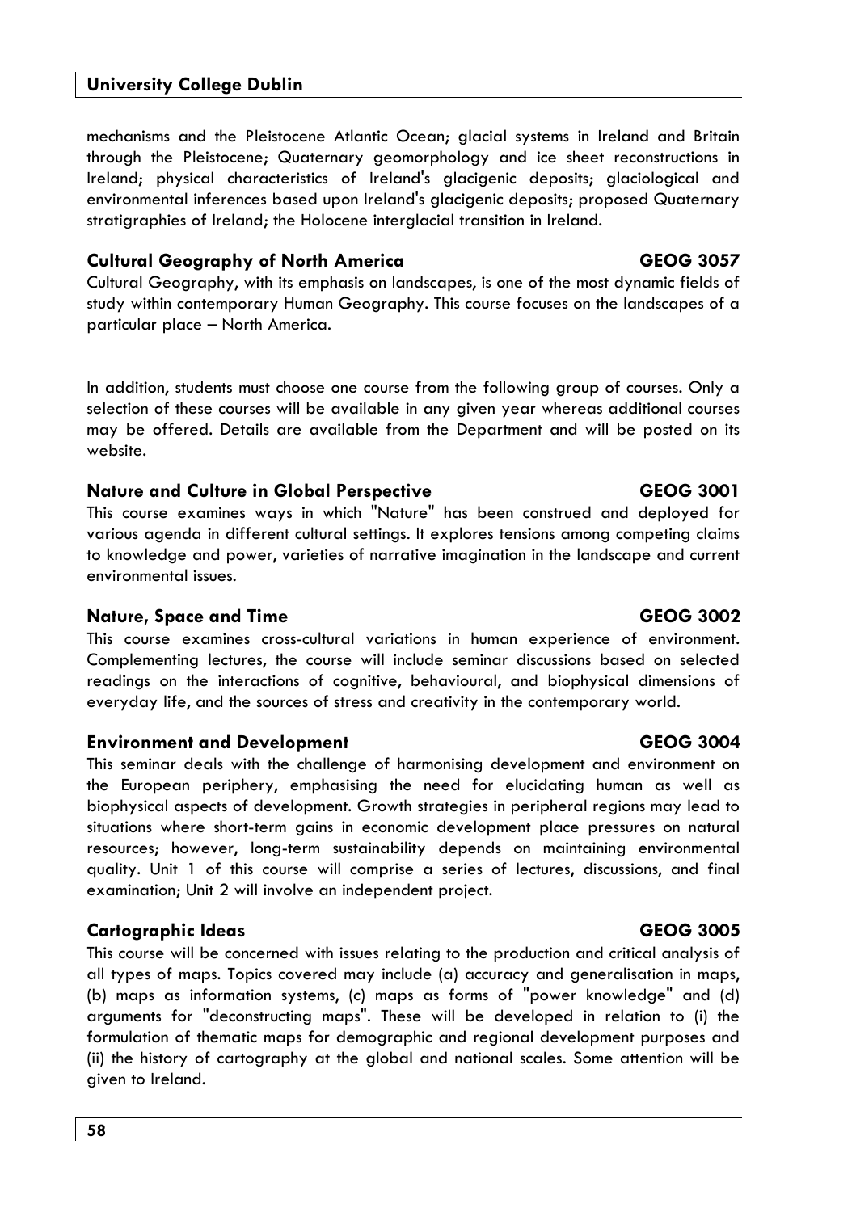mechanisms and the Pleistocene Atlantic Ocean; glacial systems in Ireland and Britain through the Pleistocene; Quaternary geomorphology and ice sheet reconstructions in Ireland; physical characteristics of Ireland's glacigenic deposits; glaciological and environmental inferences based upon Ireland's glacigenic deposits; proposed Quaternary stratigraphies of Ireland; the Holocene interglacial transition in Ireland.

### Cultural Geography of North America — GEOG 3057

Cultural Geography, with its emphasis on landscapes, is one of the most dynamic fields of study within contemporary Human Geography. This course focuses on the landscapes of a particular place – North America.

In addition, students must choose one course from the following group of courses. Only a selection of these courses will be available in any given year whereas additional courses may be offered. Details are available from the Department and will be posted on its website.

### Nature and Culture in Global Perspective — GEOG 3001

This course examines ways in which "Nature" has been construed and deployed for various agenda in different cultural settings. It explores tensions among competing claims to knowledge and power, varieties of narrative imagination in the landscape and current environmental issues.

### Nature, Space and Time — GEOG 3002

This course examines cross-cultural variations in human experience of environment. Complementing lectures, the course will include seminar discussions based on selected readings on the interactions of cognitive, behavioural, and biophysical dimensions of everyday life, and the sources of stress and creativity in the contemporary world.

### Environment and Development — GEOG 3004

This seminar deals with the challenge of harmonising development and environment on the European periphery, emphasising the need for elucidating human as well as biophysical aspects of development. Growth strategies in peripheral regions may lead to situations where short-term gains in economic development place pressures on natural resources; however, long-term sustainability depends on maintaining environmental quality. Unit 1 of this course will comprise a series of lectures, discussions, and final examination; Unit 2 will involve an independent project.

### Cartographic Ideas — GEOG 3005

This course will be concerned with issues relating to the production and critical analysis of all types of maps. Topics covered may include (a) accuracy and generalisation in maps, (b) maps as information systems, (c) maps as forms of "power knowledge" and (d) arguments for "deconstructing maps". These will be developed in relation to (i) the formulation of thematic maps for demographic and regional development purposes and (ii) the history of cartography at the global and national scales. Some attention will be given to Ireland.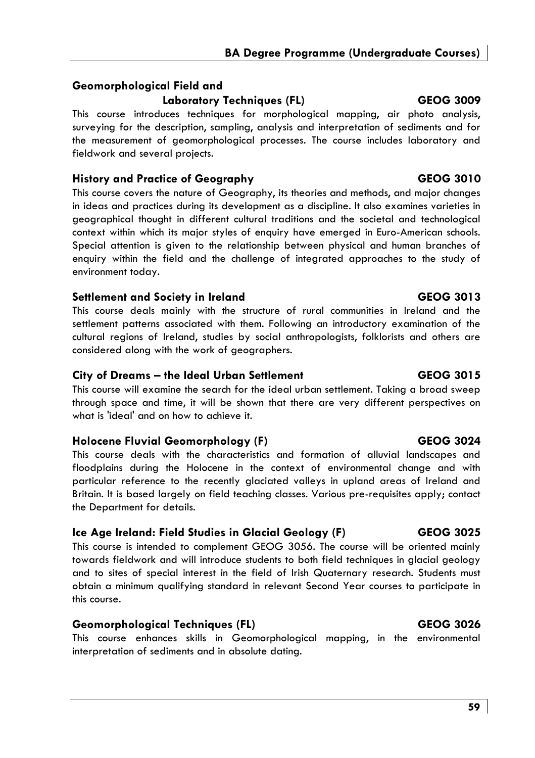### Geomorphological Field and Laboratory Techniques (FL) — GEOG 3009

This course introduces techniques for morphological mapping, air photo analysis, surveying for the description, sampling, analysis and interpretation of sediments and for the measurement of geomorphological processes. The course includes laboratory and fieldwork and several projects.

### History and Practice of Geography — GEOG 3010

This course covers the nature of Geography, its theories and methods, and major changes in ideas and practices during its development as a discipline. It also examines varieties in geographical thought in different cultural traditions and the societal and technological context within which its major styles of enquiry have emerged in Euro-American schools. Special attention is given to the relationship between physical and human branches of enquiry within the field and the challenge of integrated approaches to the study of environment today.

### Settlement and Society in Ireland — GEOG 3013

This course deals mainly with the structure of rural communities in Ireland and the settlement patterns associated with them. Following an introductory examination of the cultural regions of Ireland, studies by social anthropologists, folklorists and others are considered along with the work of geographers.

### City of Dreams – the Ideal Urban Settlement — GEOG 3015

This course will examine the search for the ideal urban settlement. Taking a broad sweep through space and time, it will be shown that there are very different perspectives on what is 'ideal' and on how to achieve it.

### Holocene Fluvial Geomorphology (F) — GEOG 3024

This course deals with the characteristics and formation of alluvial landscapes and floodplains during the Holocene in the context of environmental change and with particular reference to the recently glaciated valleys in upland areas of Ireland and Britain. It is based largely on field teaching classes. Various pre-requisites apply; contact the Department for details.

### Ice Age Ireland: Field Studies in Glacial Geology (F) — GEOG 3025

This course is intended to complement GEOG 3056. The course will be oriented mainly towards fieldwork and will introduce students to both field techniques in glacial geology and to sites of special interest in the field of Irish Quaternary research. Students must obtain a minimum qualifying standard in relevant Second Year courses to participate in this course.

### Geomorphological Techniques (FL) — GEOG 3026

This course enhances skills in Geomorphological mapping, in the environmental interpretation of sediments and in absolute dating.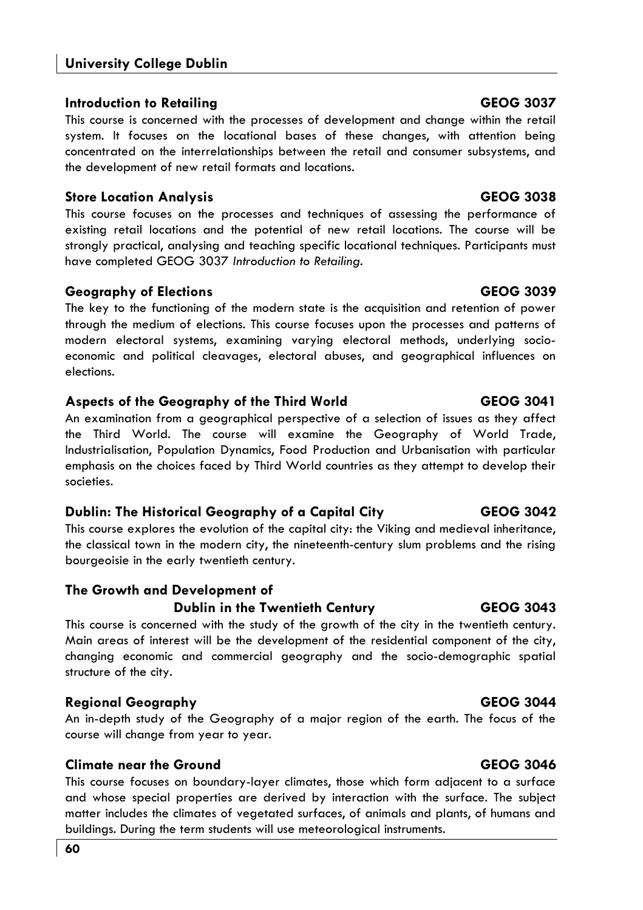### Introduction to Retailing GEOG 3037

This course is concerned with the processes of development and change within the retail system. It focuses on the locational bases of these changes, with attention being concentrated on the interrelationships between the retail and consumer subsystems, and the development of new retail formats and locations.

### Store Location Analysis GEOG 3038

This course focuses on the processes and techniques of assessing the performance of existing retail locations and the potential of new retail locations. The course will be strongly practical, analysing and teaching specific locational techniques. Participants must have completed GEOG 3037 *Introduction to Retailing*.

### Geography of Elections GEOG 3039

The key to the functioning of the modern state is the acquisition and retention of power through the medium of elections. This course focuses upon the processes and patterns of modern electoral systems, examining varying electoral methods, underlying socio-economic and political cleavages, electoral abuses, and geographical influences on elections.

### Aspects of the Geography of the Third World GEOG 3041

An examination from a geographical perspective of a selection of issues as they affect the Third World. The course will examine the Geography of World Trade, Industrialisation, Population Dynamics, Food Production and Urbanisation with particular emphasis on the choices faced by Third World countries as they attempt to develop their societies.

### Dublin: The Historical Geography of a Capital City GEOG 3042

This course explores the evolution of the capital city: the Viking and medieval inheritance, the classical town in the modern city, the nineteenth-century slum problems and the rising bourgeoisie in the early twentieth century.

### The Growth and Development of Dublin in the Twentieth Century GEOG 3043

This course is concerned with the study of the growth of the city in the twentieth century. Main areas of interest will be the development of the residential component of the city, changing economic and commercial geography and the socio-demographic spatial structure of the city.

### Regional Geography GEOG 3044

An in-depth study of the Geography of a major region of the earth. The focus of the course will change from year to year.

### Climate near the Ground GEOG 3046

This course focuses on boundary-layer climates, those which form adjacent to a surface and whose special properties are derived by interaction with the surface. The subject matter includes the climates of vegetated surfaces, of animals and plants, of humans and buildings. During the term students will use meteorological instruments.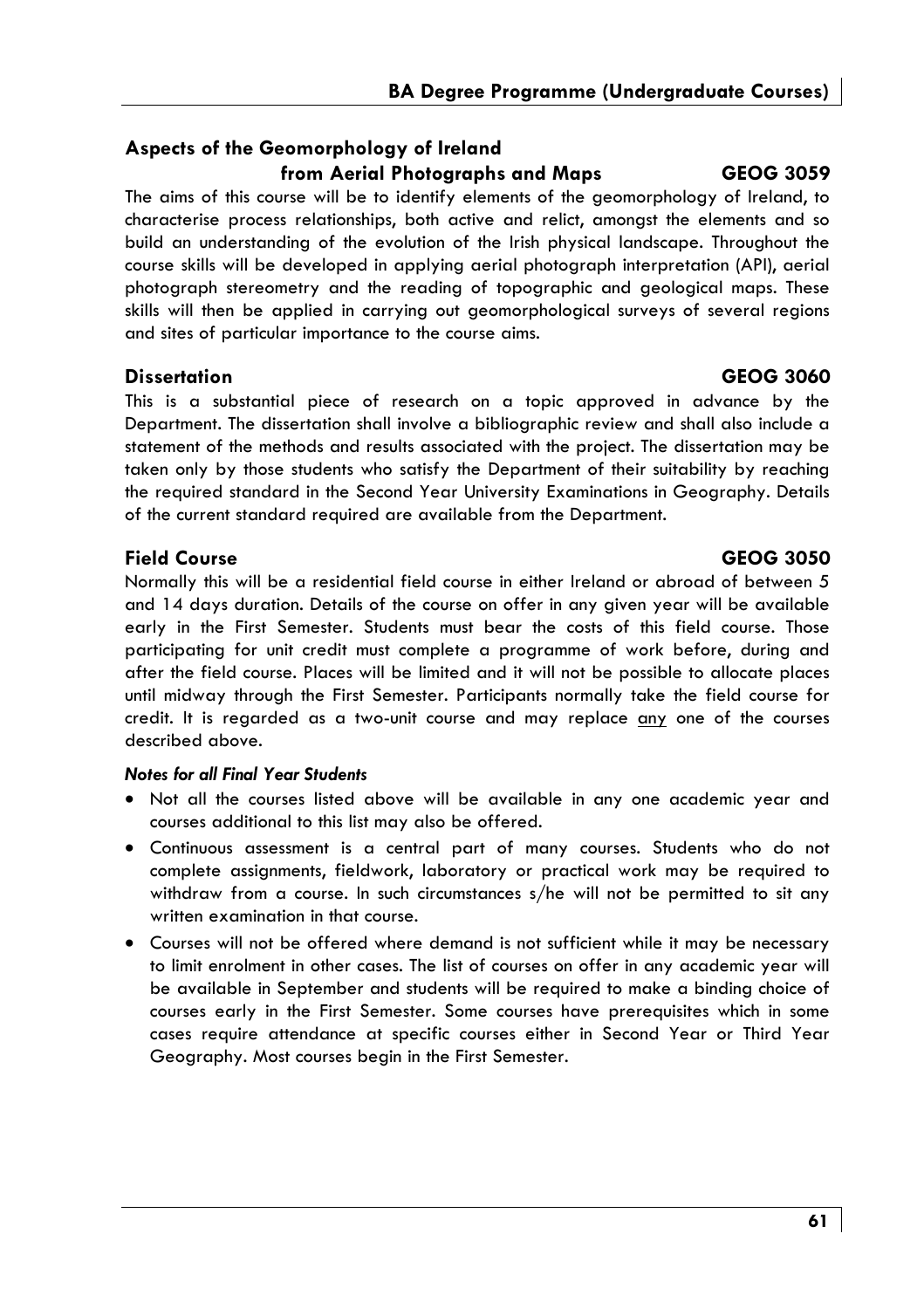### Aspects of the Geomorphology of Ireland from Aerial Photographs and Maps — GEOG 3059

The aims of this course will be to identify elements of the geomorphology of Ireland, to characterise process relationships, both active and relict, amongst the elements and so build an understanding of the evolution of the Irish physical landscape. Throughout the course skills will be developed in applying aerial photograph interpretation (API), aerial photograph stereometry and the reading of topographic and geological maps. These skills will then be applied in carrying out geomorphological surveys of several regions and sites of particular importance to the course aims.

### Dissertation — GEOG 3060

This is a substantial piece of research on a topic approved in advance by the Department. The dissertation shall involve a bibliographic review and shall also include a statement of the methods and results associated with the project. The dissertation may be taken only by those students who satisfy the Department of their suitability by reaching the required standard in the Second Year University Examinations in Geography. Details of the current standard required are available from the Department.

### Field Course — GEOG 3050

Normally this will be a residential field course in either Ireland or abroad of between 5 and 14 days duration. Details of the course on offer in any given year will be available early in the First Semester. Students must bear the costs of this field course. Those participating for unit credit must complete a programme of work before, during and after the field course. Places will be limited and it will not be possible to allocate places until midway through the First Semester. Participants normally take the field course for credit. It is regarded as a two-unit course and may replace <u>any</u> one of the courses described above.

***Notes for all Final Year Students***

- Not all the courses listed above will be available in any one academic year and courses additional to this list may also be offered.
- Continuous assessment is a central part of many courses. Students who do not complete assignments, fieldwork, laboratory or practical work may be required to withdraw from a course. In such circumstances s/he will not be permitted to sit any written examination in that course.
- Courses will not be offered where demand is not sufficient while it may be necessary to limit enrolment in other cases. The list of courses on offer in any academic year will be available in September and students will be required to make a binding choice of courses early in the First Semester. Some courses have prerequisites which in some cases require attendance at specific courses either in Second Year or Third Year Geography. Most courses begin in the First Semester.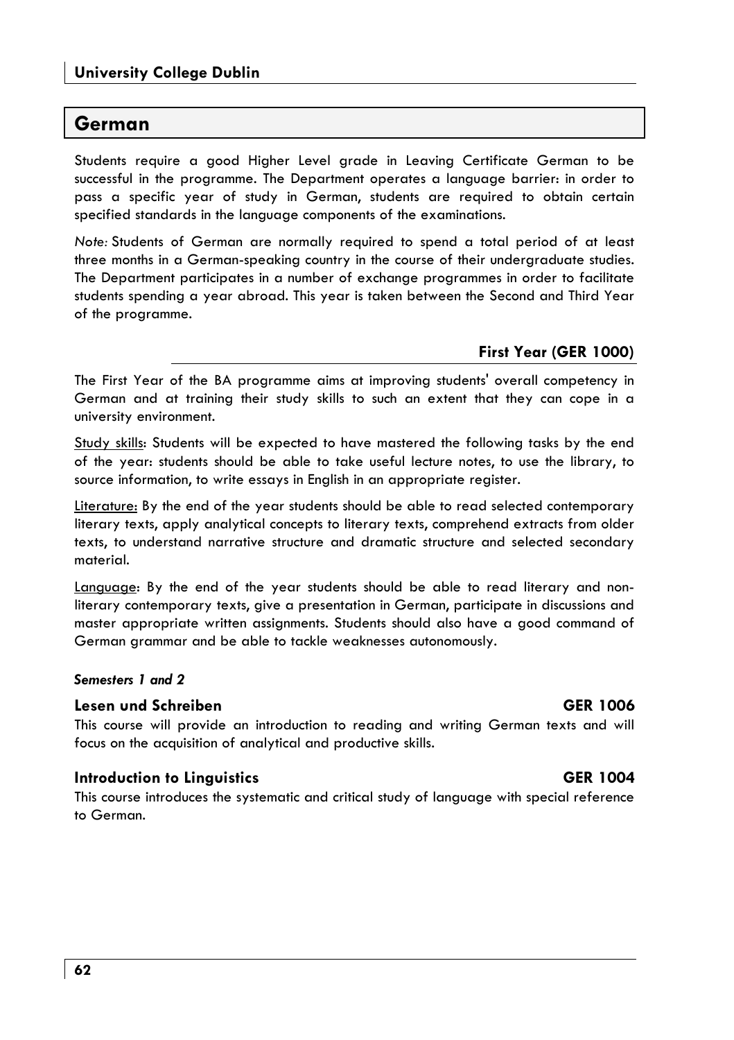# German

Students require a good Higher Level grade in Leaving Certificate German to be successful in the programme. The Department operates a language barrier: in order to pass a specific year of study in German, students are required to obtain certain specified standards in the language components of the examinations.

*Note:* Students of German are normally required to spend a total period of at least three months in a German-speaking country in the course of their undergraduate studies. The Department participates in a number of exchange programmes in order to facilitate students spending a year abroad. This year is taken between the Second and Third Year of the programme.

## First Year (GER 1000)

The First Year of the BA programme aims at improving students' overall competency in German and at training their study skills to such an extent that they can cope in a university environment.

Study skills: Students will be expected to have mastered the following tasks by the end of the year: students should be able to take useful lecture notes, to use the library, to source information, to write essays in English in an appropriate register.

Literature: By the end of the year students should be able to read selected contemporary literary texts, apply analytical concepts to literary texts, comprehend extracts from older texts, to understand narrative structure and dramatic structure and selected secondary material.

Language: By the end of the year students should be able to read literary and non-literary contemporary texts, give a presentation in German, participate in discussions and master appropriate written assignments. Students should also have a good command of German grammar and be able to tackle weaknesses autonomously.

***Semesters 1 and 2***

### Lesen und Schreiben — GER 1006

This course will provide an introduction to reading and writing German texts and will focus on the acquisition of analytical and productive skills.

### Introduction to Linguistics — GER 1004

This course introduces the systematic and critical study of language with special reference to German.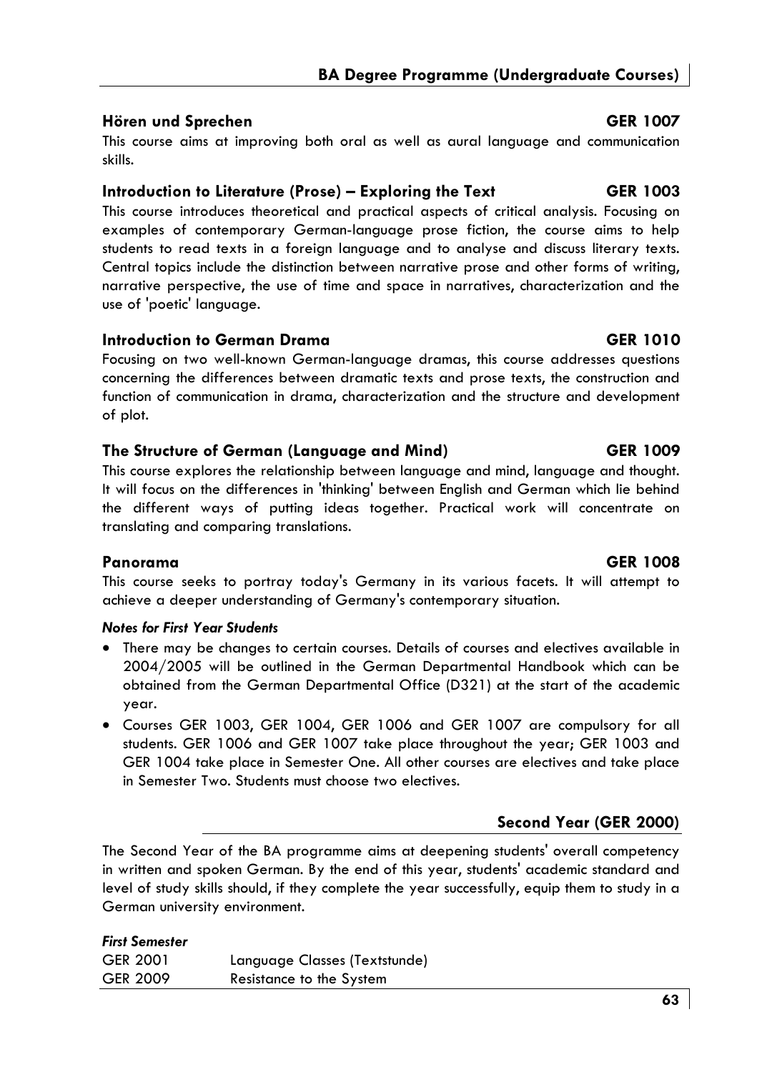### Hören und Sprechen — GER 1007

This course aims at improving both oral as well as aural language and communication skills.

### Introduction to Literature (Prose) – Exploring the Text — GER 1003

This course introduces theoretical and practical aspects of critical analysis. Focusing on examples of contemporary German-language prose fiction, the course aims to help students to read texts in a foreign language and to analyse and discuss literary texts. Central topics include the distinction between narrative prose and other forms of writing, narrative perspective, the use of time and space in narratives, characterization and the use of 'poetic' language.

### Introduction to German Drama — GER 1010

Focusing on two well-known German-language dramas, this course addresses questions concerning the differences between dramatic texts and prose texts, the construction and function of communication in drama, characterization and the structure and development of plot.

### The Structure of German (Language and Mind) — GER 1009

This course explores the relationship between language and mind, language and thought. It will focus on the differences in 'thinking' between English and German which lie behind the different ways of putting ideas together. Practical work will concentrate on translating and comparing translations.

### Panorama — GER 1008

This course seeks to portray today's Germany in its various facets. It will attempt to achieve a deeper understanding of Germany's contemporary situation.

***Notes for First Year Students***

- There may be changes to certain courses. Details of courses and electives available in 2004/2005 will be outlined in the German Departmental Handbook which can be obtained from the German Departmental Office (D321) at the start of the academic year.
- Courses GER 1003, GER 1004, GER 1006 and GER 1007 are compulsory for all students. GER 1006 and GER 1007 take place throughout the year; GER 1003 and GER 1004 take place in Semester One. All other courses are electives and take place in Semester Two. Students must choose two electives.

## Second Year (GER 2000)

The Second Year of the BA programme aims at deepening students' overall competency in written and spoken German. By the end of this year, students' academic standard and level of study skills should, if they complete the year successfully, equip them to study in a German university environment.

***First Semester***

| | |
|---|---|
| GER 2001 | Language Classes (Textstunde) |
| GER 2009 | Resistance to the System |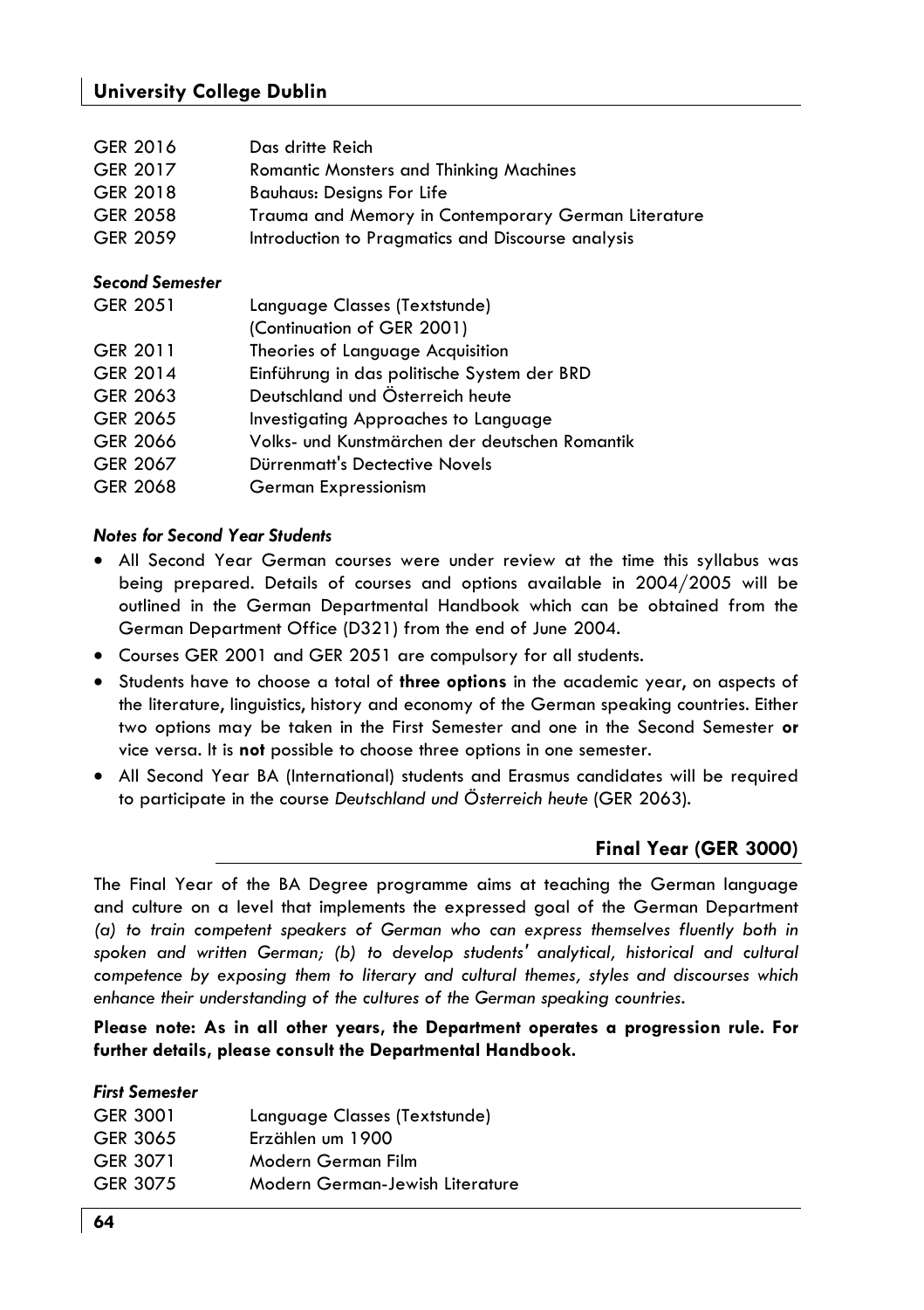| | |
|---|---|
| GER 2016 | Das dritte Reich |
| GER 2017 | Romantic Monsters and Thinking Machines |
| GER 2018 | Bauhaus: Designs For Life |
| GER 2058 | Trauma and Memory in Contemporary German Literature |
| GER 2059 | Introduction to Pragmatics and Discourse analysis |

***Second Semester***

| | |
|---|---|
| GER 2051 | Language Classes (Textstunde) (Continuation of GER 2001) |
| GER 2011 | Theories of Language Acquisition |
| GER 2014 | Einführung in das politische System der BRD |
| GER 2063 | Deutschland und Österreich heute |
| GER 2065 | Investigating Approaches to Language |
| GER 2066 | Volks- und Kunstmärchen der deutschen Romantik |
| GER 2067 | Dürrenmatt's Dectective Novels |
| GER 2068 | German Expressionism |

***Notes for Second Year Students***

- All Second Year German courses were under review at the time this syllabus was being prepared. Details of courses and options available in 2004/2005 will be outlined in the German Departmental Handbook which can be obtained from the German Department Office (D321) from the end of June 2004.
- Courses GER 2001 and GER 2051 are compulsory for all students.
- Students have to choose a total of **three options** in the academic year, on aspects of the literature, linguistics, history and economy of the German speaking countries. Either two options may be taken in the First Semester and one in the Second Semester **or** vice versa. It is **not** possible to choose three options in one semester.
- All Second Year BA (International) students and Erasmus candidates will be required to participate in the course *Deutschland und Österreich heute* (GER 2063).

## Final Year (GER 3000)

The Final Year of the BA Degree programme aims at teaching the German language and culture on a level that implements the expressed goal of the German Department *(a) to train competent speakers of German who can express themselves fluently both in spoken and written German; (b) to develop students' analytical, historical and cultural competence by exposing them to literary and cultural themes, styles and discourses which enhance their understanding of the cultures of the German speaking countries.*

**Please note: As in all other years, the Department operates a progression rule. For further details, please consult the Departmental Handbook.**

***First Semester***

| | |
|---|---|
| GER 3001 | Language Classes (Textstunde) |
| GER 3065 | Erzählen um 1900 |
| GER 3071 | Modern German Film |
| GER 3075 | Modern German-Jewish Literature |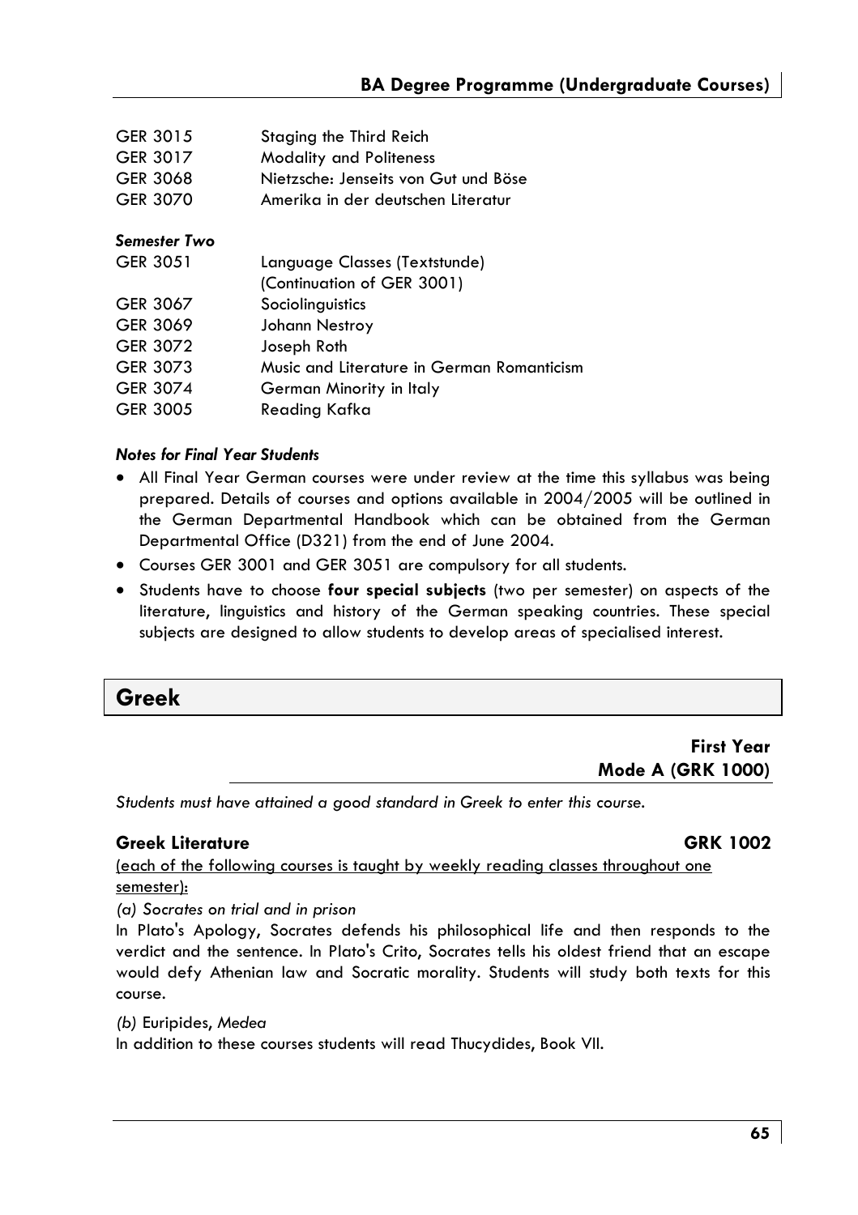| | |
|---|---|
| GER 3015 | Staging the Third Reich |
| GER 3017 | Modality and Politeness |
| GER 3068 | Nietzsche: Jenseits von Gut und Böse |
| GER 3070 | Amerika in der deutschen Literatur |

***Semester Two***

| | |
|---|---|
| GER 3051 | Language Classes (Textstunde) (Continuation of GER 3001) |
| GER 3067 | Sociolinguistics |
| GER 3069 | Johann Nestroy |
| GER 3072 | Joseph Roth |
| GER 3073 | Music and Literature in German Romanticism |
| GER 3074 | German Minority in Italy |
| GER 3005 | Reading Kafka |

***Notes for Final Year Students***

- All Final Year German courses were under review at the time this syllabus was being prepared. Details of courses and options available in 2004/2005 will be outlined in the German Departmental Handbook which can be obtained from the German Departmental Office (D321) from the end of June 2004.
- Courses GER 3001 and GER 3051 are compulsory for all students.
- Students have to choose **four special subjects** (two per semester) on aspects of the literature, linguistics and history of the German speaking countries. These special subjects are designed to allow students to develop areas of specialised interest.

## Greek

### First Year
### Mode A (GRK 1000)

*Students must have attained a good standard in Greek to enter this course.*

#### Greek Literature — GRK 1002

(each of the following courses is taught by weekly reading classes throughout one semester):

*(a) Socrates on trial and in prison*

In Plato's Apology, Socrates defends his philosophical life and then responds to the verdict and the sentence. In Plato's Crito, Socrates tells his oldest friend that an escape would defy Athenian law and Socratic morality. Students will study both texts for this course.

*(b)* Euripides, *Medea*

In addition to these courses students will read Thucydides, Book VII.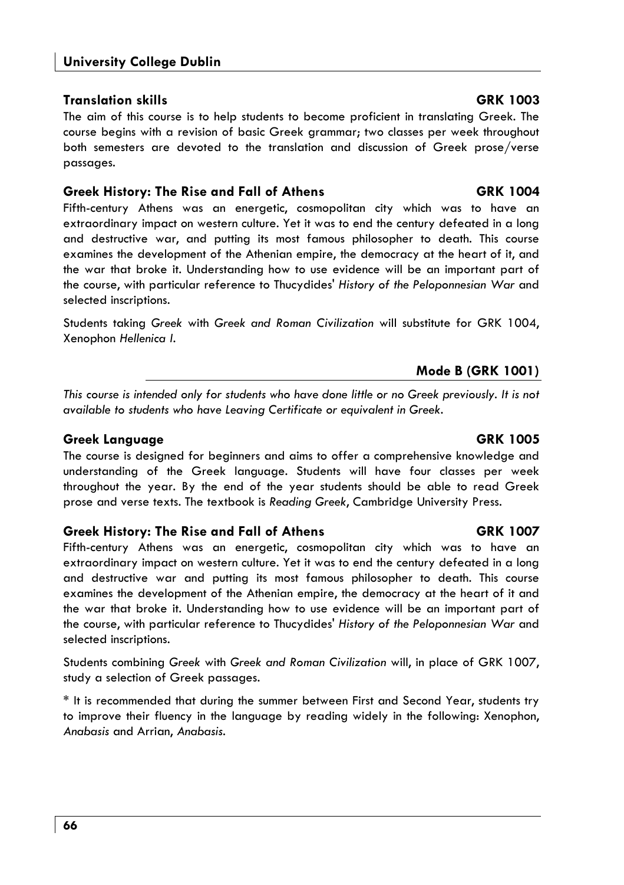### Translation skills GRK 1003

The aim of this course is to help students to become proficient in translating Greek. The course begins with a revision of basic Greek grammar; two classes per week throughout both semesters are devoted to the translation and discussion of Greek prose/verse passages.

### Greek History: The Rise and Fall of Athens GRK 1004

Fifth-century Athens was an energetic, cosmopolitan city which was to have an extraordinary impact on western culture. Yet it was to end the century defeated in a long and destructive war, and putting its most famous philosopher to death. This course examines the development of the Athenian empire, the democracy at the heart of it, and the war that broke it. Understanding how to use evidence will be an important part of the course, with particular reference to Thucydides' *History of the Peloponnesian War* and selected inscriptions.

Students taking *Greek* with *Greek and Roman Civilization* will substitute for GRK 1004, Xenophon *Hellenica I*.

## Mode B (GRK 1001)

*This course is intended only for students who have done little or no Greek previously. It is not available to students who have Leaving Certificate or equivalent in Greek.*

### Greek Language GRK 1005

The course is designed for beginners and aims to offer a comprehensive knowledge and understanding of the Greek language. Students will have four classes per week throughout the year. By the end of the year students should be able to read Greek prose and verse texts. The textbook is *Reading Greek*, Cambridge University Press.

### Greek History: The Rise and Fall of Athens GRK 1007

Fifth-century Athens was an energetic, cosmopolitan city which was to have an extraordinary impact on western culture. Yet it was to end the century defeated in a long and destructive war and putting its most famous philosopher to death. This course examines the development of the Athenian empire, the democracy at the heart of it and the war that broke it. Understanding how to use evidence will be an important part of the course, with particular reference to Thucydides' *History of the Peloponnesian War* and selected inscriptions.

Students combining *Greek* with *Greek and Roman Civilization* will, in place of GRK 1007, study a selection of Greek passages.

* It is recommended that during the summer between First and Second Year, students try to improve their fluency in the language by reading widely in the following: Xenophon, *Anabasis* and Arrian, *Anabasis*.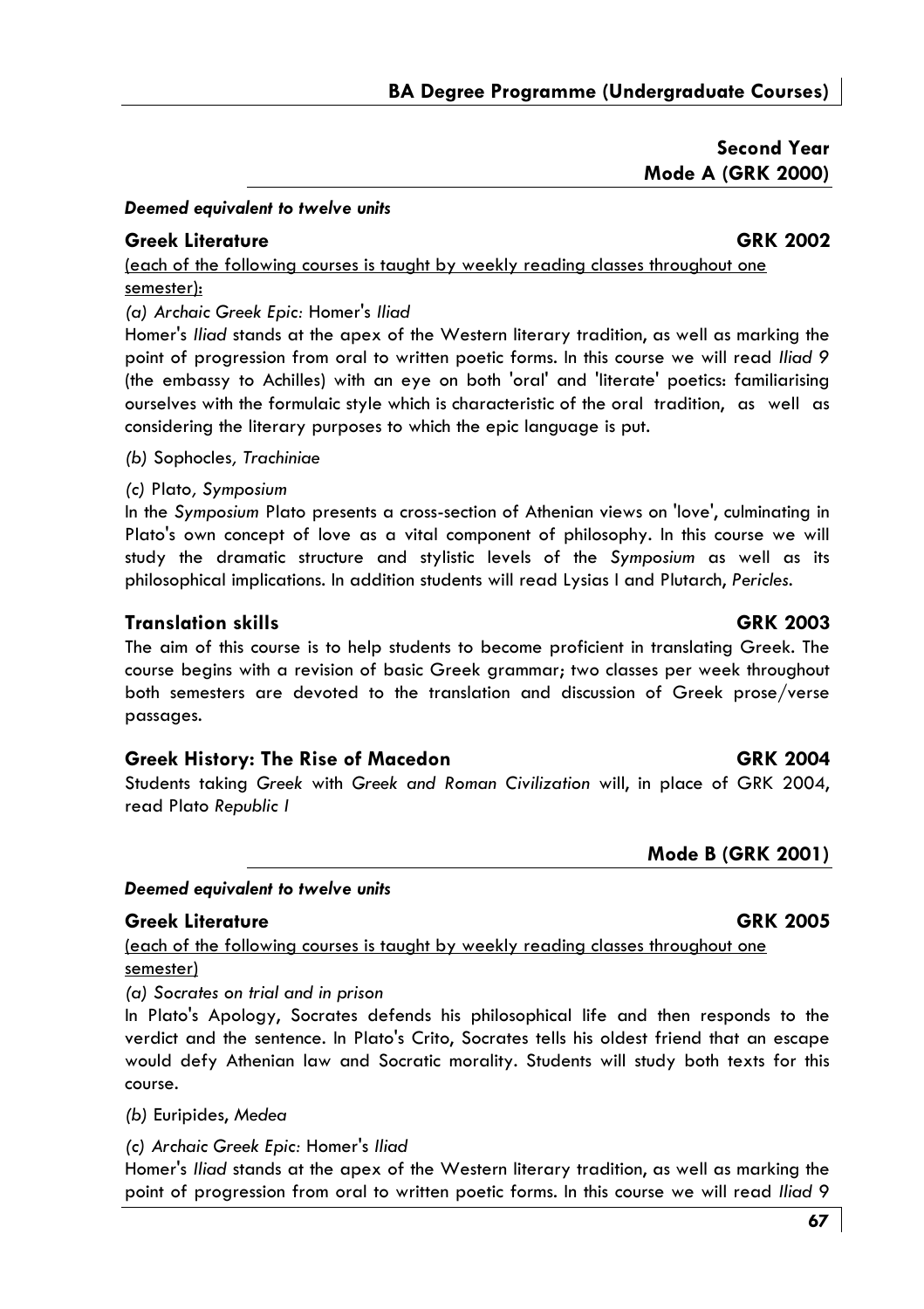## Second Year

### Mode A (GRK 2000)

***Deemed equivalent to twelve units***

**Greek Literature** **GRK 2002**

(each of the following courses is taught by weekly reading classes throughout one semester):

*(a) Archaic Greek Epic:* Homer's *Iliad*

Homer's *Iliad* stands at the apex of the Western literary tradition, as well as marking the point of progression from oral to written poetic forms. In this course we will read *Iliad 9* (the embassy to Achilles) with an eye on both 'oral' and 'literate' poetics: familiarising ourselves with the formulaic style which is characteristic of the oral tradition, as well as considering the literary purposes to which the epic language is put.

*(b)* Sophocles*, Trachiniae*

*(c)* Plato*, Symposium*

In the *Symposium* Plato presents a cross-section of Athenian views on 'love', culminating in Plato's own concept of love as a vital component of philosophy. In this course we will study the dramatic structure and stylistic levels of the *Symposium* as well as its philosophical implications. In addition students will read Lysias I and Plutarch, *Pericles*.

**Translation skills** **GRK 2003**

The aim of this course is to help students to become proficient in translating Greek. The course begins with a revision of basic Greek grammar; two classes per week throughout both semesters are devoted to the translation and discussion of Greek prose/verse passages.

**Greek History: The Rise of Macedon** **GRK 2004**

Students taking *Greek* with *Greek and Roman Civilization* will, in place of GRK 2004, read Plato *Republic I*

### Mode B (GRK 2001)

***Deemed equivalent to twelve units***

**Greek Literature** **GRK 2005**

(each of the following courses is taught by weekly reading classes throughout one semester)

*(a) Socrates on trial and in prison*

In Plato's Apology, Socrates defends his philosophical life and then responds to the verdict and the sentence. In Plato's Crito, Socrates tells his oldest friend that an escape would defy Athenian law and Socratic morality. Students will study both texts for this course.

*(b)* Euripides*, Medea*

*(c) Archaic Greek Epic:* Homer's *Iliad*

Homer's *Iliad* stands at the apex of the Western literary tradition, as well as marking the point of progression from oral to written poetic forms. In this course we will read *Iliad* 9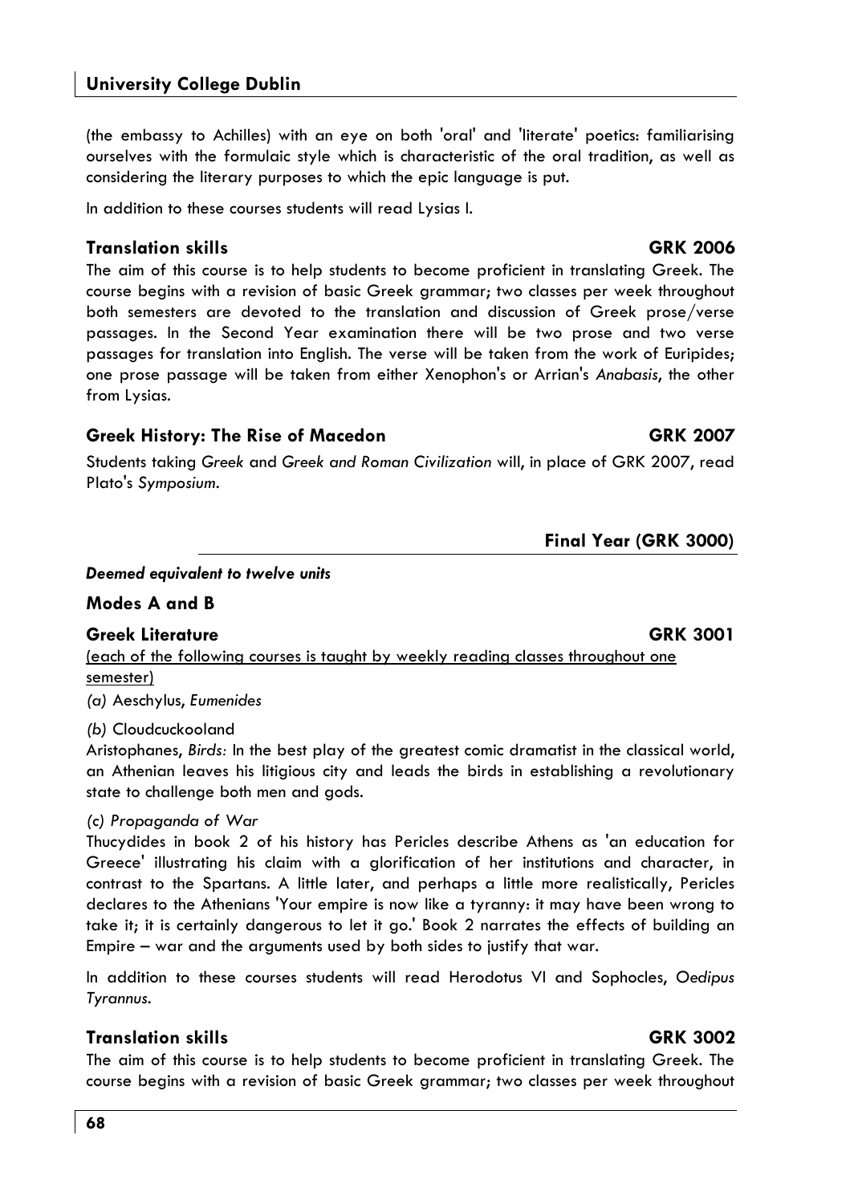(the embassy to Achilles) with an eye on both 'oral' and 'literate' poetics: familiarising ourselves with the formulaic style which is characteristic of the oral tradition, as well as considering the literary purposes to which the epic language is put.

In addition to these courses students will read Lysias I.

### Translation skills GRK 2006

The aim of this course is to help students to become proficient in translating Greek. The course begins with a revision of basic Greek grammar; two classes per week throughout both semesters are devoted to the translation and discussion of Greek prose/verse passages. In the Second Year examination there will be two prose and two verse passages for translation into English. The verse will be taken from the work of Euripides; one prose passage will be taken from either Xenophon's or Arrian's *Anabasis*, the other from Lysias.

### Greek History: The Rise of Macedon GRK 2007

Students taking *Greek* and *Greek and Roman Civilization* will, in place of GRK 2007, read Plato's *Symposium*.

## Final Year (GRK 3000)

***Deemed equivalent to twelve units***

### Modes A and B

### Greek Literature GRK 3001

(each of the following courses is taught by weekly reading classes throughout one semester)

*(a)* Aeschylus, *Eumenides*

*(b)* Cloudcuckooland

Aristophanes, *Birds:* In the best play of the greatest comic dramatist in the classical world, an Athenian leaves his litigious city and leads the birds in establishing a revolutionary state to challenge both men and gods.

*(c) Propaganda of War*

Thucydides in book 2 of his history has Pericles describe Athens as 'an education for Greece' illustrating his claim with a glorification of her institutions and character, in contrast to the Spartans. A little later, and perhaps a little more realistically, Pericles declares to the Athenians 'Your empire is now like a tyranny: it may have been wrong to take it; it is certainly dangerous to let it go.' Book 2 narrates the effects of building an Empire – war and the arguments used by both sides to justify that war.

In addition to these courses students will read Herodotus VI and Sophocles, *Oedipus Tyrannus*.

### Translation skills GRK 3002

The aim of this course is to help students to become proficient in translating Greek. The course begins with a revision of basic Greek grammar; two classes per week throughout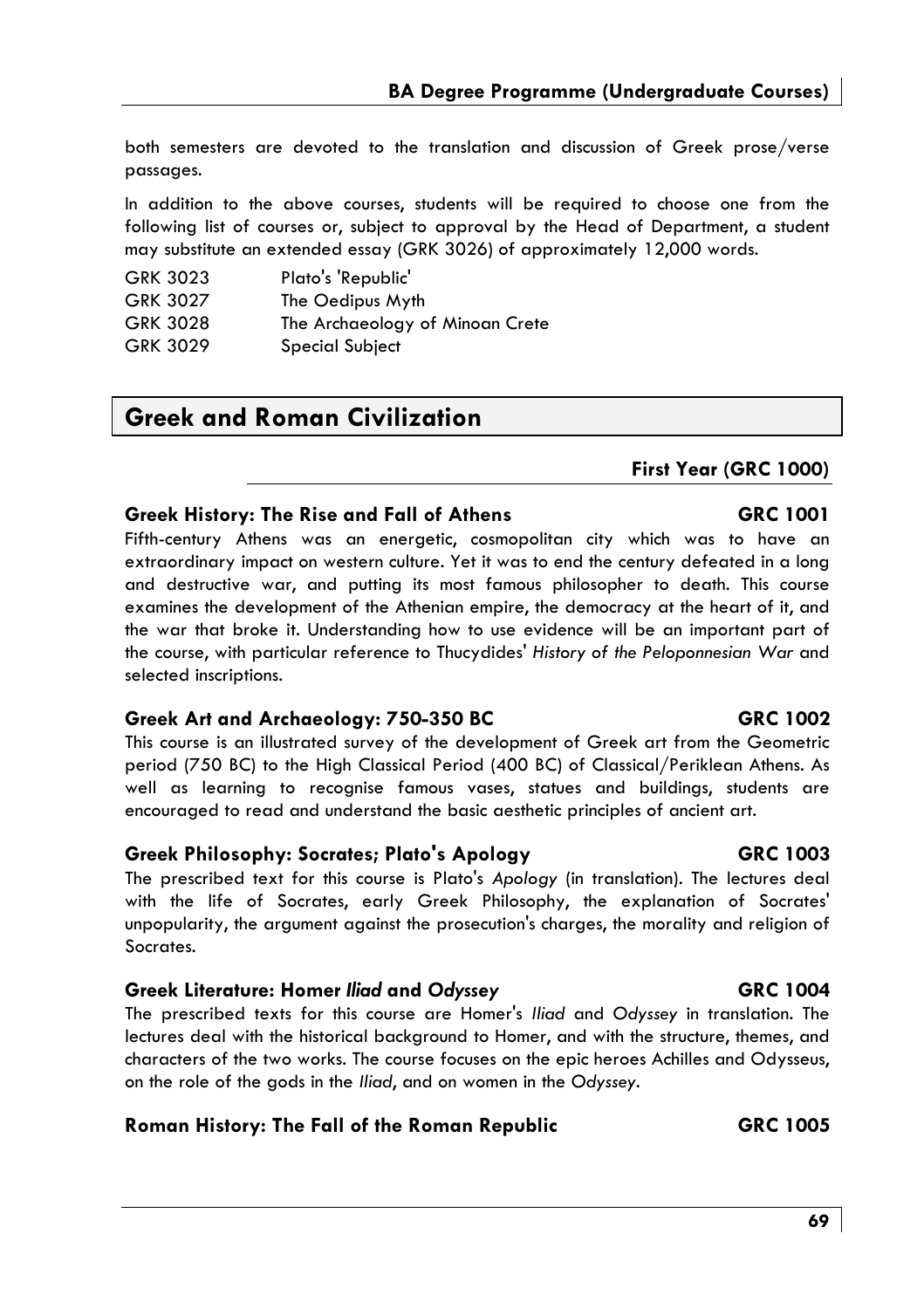both semesters are devoted to the translation and discussion of Greek prose/verse passages.

In addition to the above courses, students will be required to choose one from the following list of courses or, subject to approval by the Head of Department, a student may substitute an extended essay (GRK 3026) of approximately 12,000 words.

| | |
|---|---|
| GRK 3023 | Plato's 'Republic' |
| GRK 3027 | The Oedipus Myth |
| GRK 3028 | The Archaeology of Minoan Crete |
| GRK 3029 | Special Subject |

## Greek and Roman Civilization

### First Year (GRC 1000)

#### Greek History: The Rise and Fall of Athens — GRC 1001

Fifth-century Athens was an energetic, cosmopolitan city which was to have an extraordinary impact on western culture. Yet it was to end the century defeated in a long and destructive war, and putting its most famous philosopher to death. This course examines the development of the Athenian empire, the democracy at the heart of it, and the war that broke it. Understanding how to use evidence will be an important part of the course, with particular reference to Thucydides' *History of the Peloponnesian War* and selected inscriptions.

#### Greek Art and Archaeology: 750-350 BC — GRC 1002

This course is an illustrated survey of the development of Greek art from the Geometric period (750 BC) to the High Classical Period (400 BC) of Classical/Periklean Athens. As well as learning to recognise famous vases, statues and buildings, students are encouraged to read and understand the basic aesthetic principles of ancient art.

#### Greek Philosophy: Socrates; Plato's Apology — GRC 1003

The prescribed text for this course is Plato's *Apology* (in translation). The lectures deal with the life of Socrates, early Greek Philosophy, the explanation of Socrates' unpopularity, the argument against the prosecution's charges, the morality and religion of Socrates.

#### Greek Literature: Homer *Iliad* and *Odyssey* — GRC 1004

The prescribed texts for this course are Homer's *Iliad* and *Odyssey* in translation. The lectures deal with the historical background to Homer, and with the structure, themes, and characters of the two works. The course focuses on the epic heroes Achilles and Odysseus, on the role of the gods in the *Iliad*, and on women in the *Odyssey*.

#### Roman History: The Fall of the Roman Republic — GRC 1005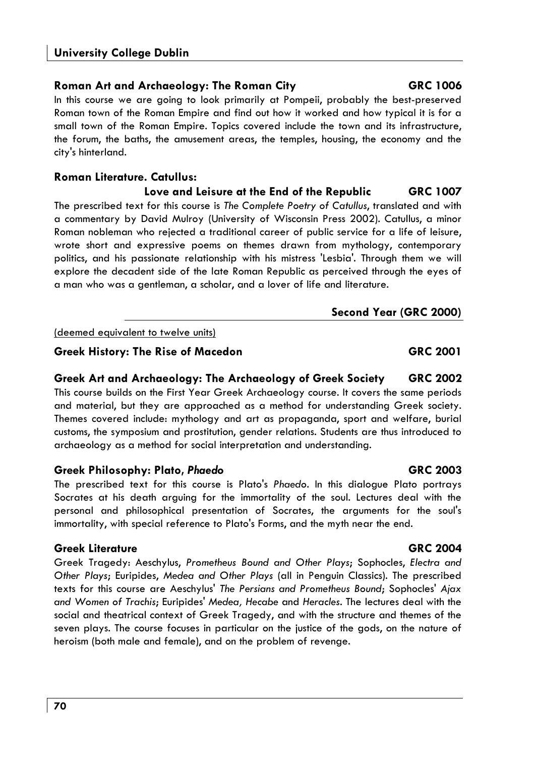### Roman Art and Archaeology: The Roman City — GRC 1006

In this course we are going to look primarily at Pompeii, probably the best-preserved Roman town of the Roman Empire and find out how it worked and how typical it is for a small town of the Roman Empire. Topics covered include the town and its infrastructure, the forum, the baths, the amusement areas, the temples, housing, the economy and the city's hinterland.

### Roman Literature. Catullus: Love and Leisure at the End of the Republic — GRC 1007

The prescribed text for this course is *The Complete Poetry of Catullus*, translated and with a commentary by David Mulroy (University of Wisconsin Press 2002). Catullus, a minor Roman nobleman who rejected a traditional career of public service for a life of leisure, wrote short and expressive poems on themes drawn from mythology, contemporary politics, and his passionate relationship with his mistress 'Lesbia'. Through them we will explore the decadent side of the late Roman Republic as perceived through the eyes of a man who was a gentleman, a scholar, and a lover of life and literature.

## Second Year (GRC 2000)

(deemed equivalent to twelve units)

### Greek History: The Rise of Macedon — GRC 2001

### Greek Art and Archaeology: The Archaeology of Greek Society — GRC 2002

This course builds on the First Year Greek Archaeology course. It covers the same periods and material, but they are approached as a method for understanding Greek society. Themes covered include: mythology and art as propaganda, sport and welfare, burial customs, the symposium and prostitution, gender relations. Students are thus introduced to archaeology as a method for social interpretation and understanding.

### Greek Philosophy: Plato, *Phaedo* — GRC 2003

The prescribed text for this course is Plato's *Phaedo*. In this dialogue Plato portrays Socrates at his death arguing for the immortality of the soul. Lectures deal with the personal and philosophical presentation of Socrates, the arguments for the soul's immortality, with special reference to Plato's Forms, and the myth near the end.

### Greek Literature — GRC 2004

Greek Tragedy: Aeschylus, *Prometheus Bound and Other Plays*; Sophocles, *Electra and Other Plays*; Euripides, *Medea and Other Plays* (all in Penguin Classics). The prescribed texts for this course are Aeschylus' *The Persians and Prometheus Bound*; Sophocles' *Ajax and Women of Trachis*; Euripides' *Medea, Hecabe* and *Heracles*. The lectures deal with the social and theatrical context of Greek Tragedy, and with the structure and themes of the seven plays. The course focuses in particular on the justice of the gods, on the nature of heroism (both male and female), and on the problem of revenge.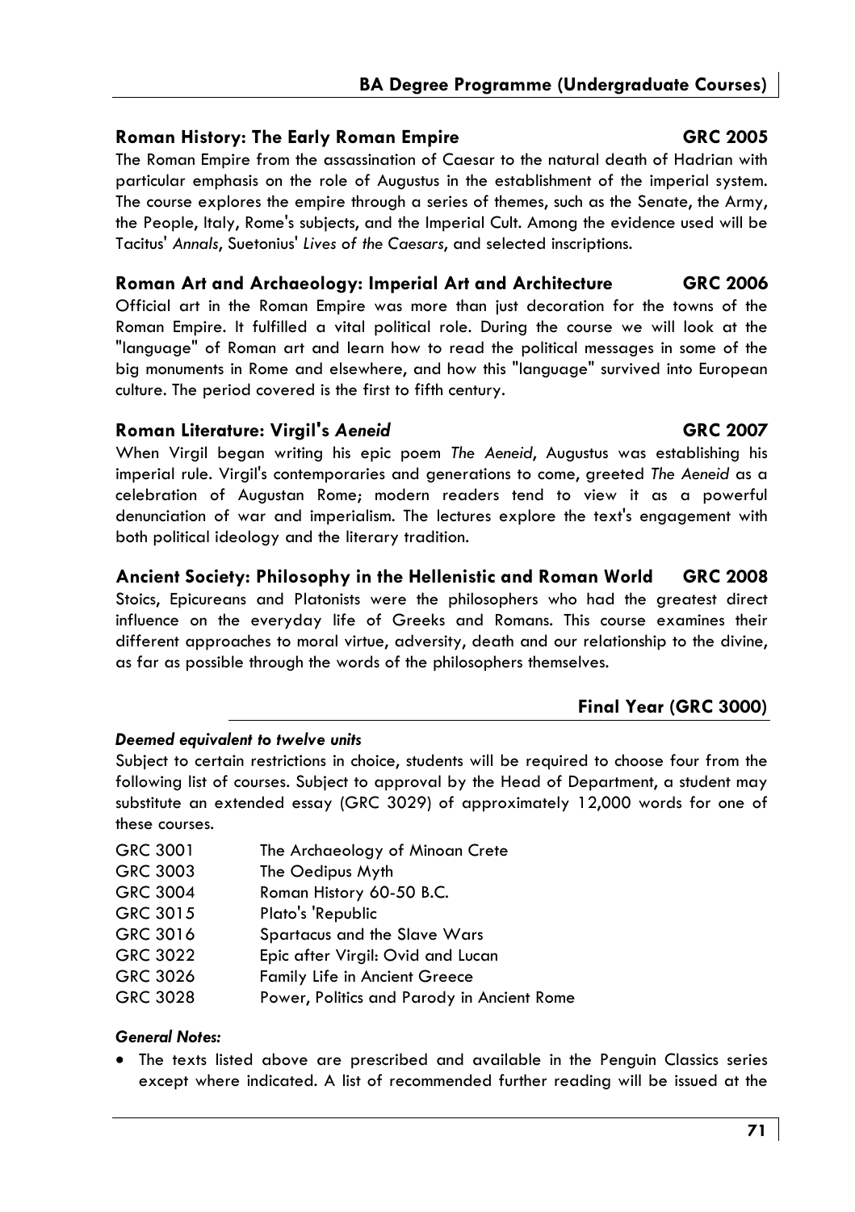### Roman History: The Early Roman Empire — GRC 2005

The Roman Empire from the assassination of Caesar to the natural death of Hadrian with particular emphasis on the role of Augustus in the establishment of the imperial system. The course explores the empire through a series of themes, such as the Senate, the Army, the People, Italy, Rome's subjects, and the Imperial Cult. Among the evidence used will be Tacitus' *Annals*, Suetonius' *Lives of the Caesars*, and selected inscriptions.

### Roman Art and Archaeology: Imperial Art and Architecture — GRC 2006

Official art in the Roman Empire was more than just decoration for the towns of the Roman Empire. It fulfilled a vital political role. During the course we will look at the "language" of Roman art and learn how to read the political messages in some of the big monuments in Rome and elsewhere, and how this "language" survived into European culture. The period covered is the first to fifth century.

### Roman Literature: Virgil's *Aeneid* — GRC 2007

When Virgil began writing his epic poem *The Aeneid*, Augustus was establishing his imperial rule. Virgil's contemporaries and generations to come, greeted *The Aeneid* as a celebration of Augustan Rome; modern readers tend to view it as a powerful denunciation of war and imperialism. The lectures explore the text's engagement with both political ideology and the literary tradition.

### Ancient Society: Philosophy in the Hellenistic and Roman World — GRC 2008

Stoics, Epicureans and Platonists were the philosophers who had the greatest direct influence on the everyday life of Greeks and Romans. This course examines their different approaches to moral virtue, adversity, death and our relationship to the divine, as far as possible through the words of the philosophers themselves.

## Final Year (GRC 3000)

***Deemed equivalent to twelve units***

Subject to certain restrictions in choice, students will be required to choose four from the following list of courses. Subject to approval by the Head of Department, a student may substitute an extended essay (GRC 3029) of approximately 12,000 words for one of these courses.

| | |
|---|---|
| GRC 3001 | The Archaeology of Minoan Crete |
| GRC 3003 | The Oedipus Myth |
| GRC 3004 | Roman History 60-50 B.C. |
| GRC 3015 | Plato's 'Republic |
| GRC 3016 | Spartacus and the Slave Wars |
| GRC 3022 | Epic after Virgil: Ovid and Lucan |
| GRC 3026 | Family Life in Ancient Greece |
| GRC 3028 | Power, Politics and Parody in Ancient Rome |

***General Notes:***

- The texts listed above are prescribed and available in the Penguin Classics series except where indicated. A list of recommended further reading will be issued at the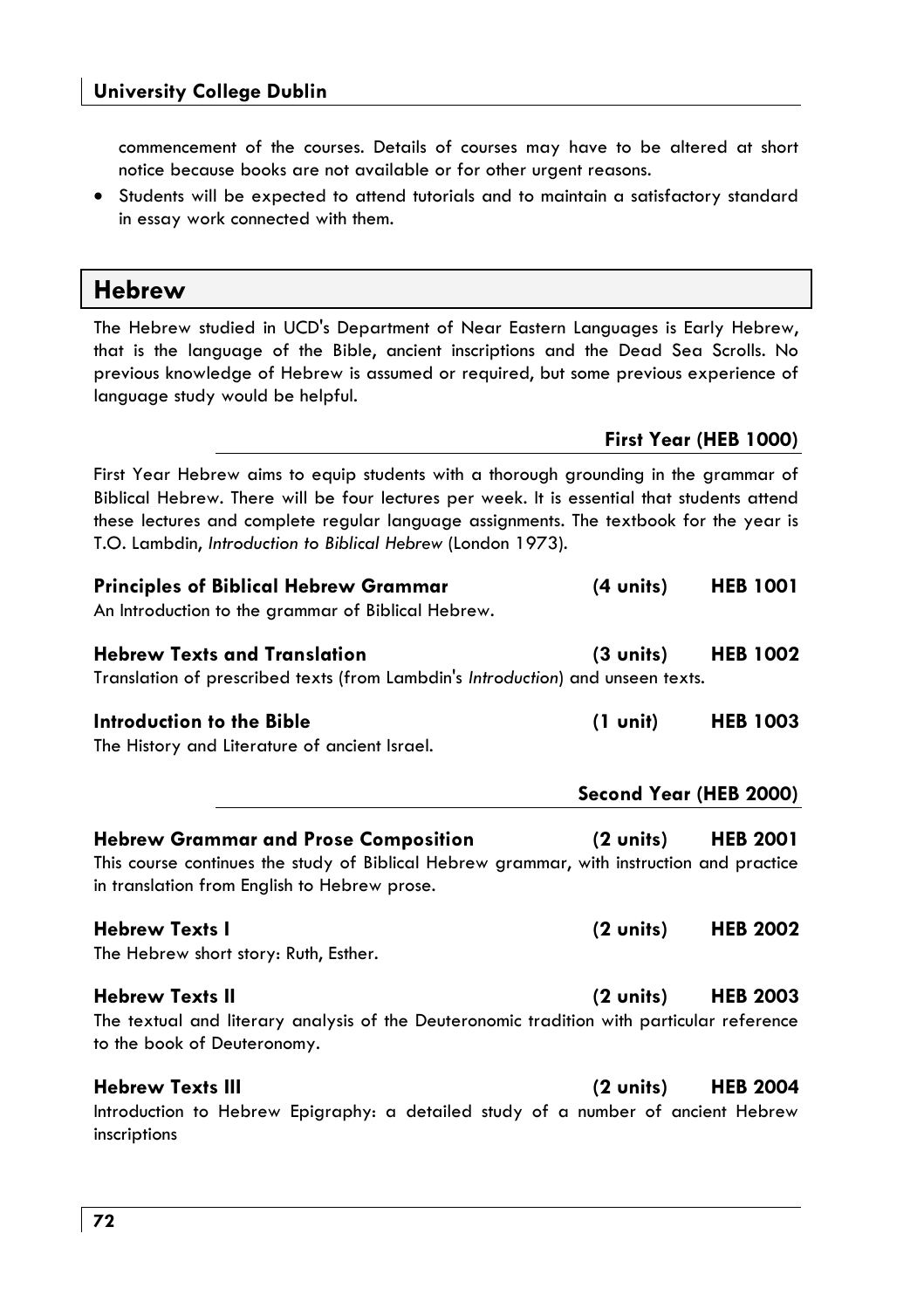commencement of the courses. Details of courses may have to be altered at short notice because books are not available or for other urgent reasons.

- Students will be expected to attend tutorials and to maintain a satisfactory standard in essay work connected with them.

## Hebrew

The Hebrew studied in UCD's Department of Near Eastern Languages is Early Hebrew, that is the language of the Bible, ancient inscriptions and the Dead Sea Scrolls. No previous knowledge of Hebrew is assumed or required, but some previous experience of language study would be helpful.

### First Year (HEB 1000)

First Year Hebrew aims to equip students with a thorough grounding in the grammar of Biblical Hebrew. There will be four lectures per week. It is essential that students attend these lectures and complete regular language assignments. The textbook for the year is T.O. Lambdin, *Introduction to Biblical Hebrew* (London 1973).

**Principles of Biblical Hebrew Grammar (4 units) HEB 1001**
An Introduction to the grammar of Biblical Hebrew.

**Hebrew Texts and Translation (3 units) HEB 1002**
Translation of prescribed texts (from Lambdin's *Introduction*) and unseen texts.

**Introduction to the Bible (1 unit) HEB 1003**
The History and Literature of ancient Israel.

### Second Year (HEB 2000)

**Hebrew Grammar and Prose Composition (2 units) HEB 2001**
This course continues the study of Biblical Hebrew grammar, with instruction and practice in translation from English to Hebrew prose.

**Hebrew Texts I (2 units) HEB 2002**
The Hebrew short story: Ruth, Esther.

**Hebrew Texts II (2 units) HEB 2003**
The textual and literary analysis of the Deuteronomic tradition with particular reference to the book of Deuteronomy.

**Hebrew Texts III (2 units) HEB 2004**
Introduction to Hebrew Epigraphy: a detailed study of a number of ancient Hebrew inscriptions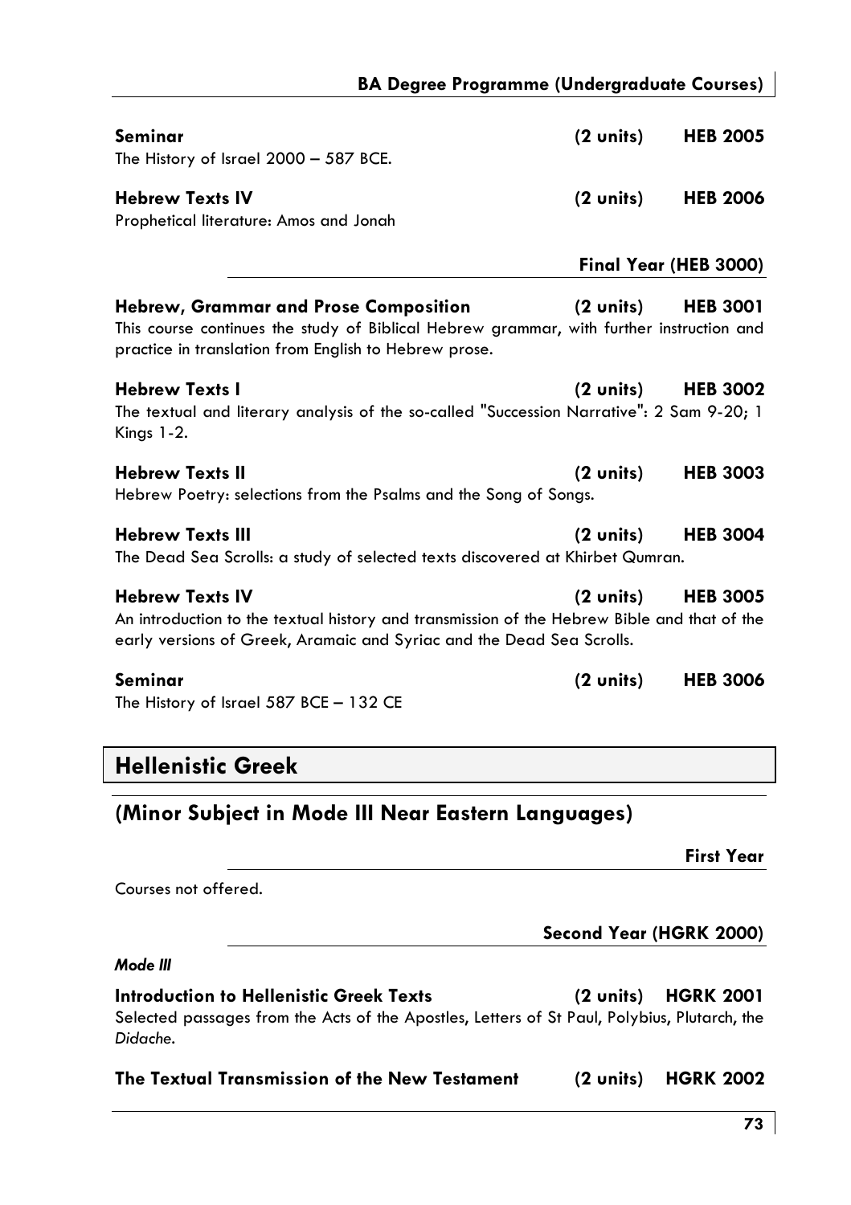**Seminar** (2 units) **HEB 2005**
The History of Israel 2000 – 587 BCE.

**Hebrew Texts IV** (2 units) **HEB 2006**
Prophetical literature: Amos and Jonah

#### Final Year (HEB 3000)

**Hebrew, Grammar and Prose Composition** (2 units) **HEB 3001**
This course continues the study of Biblical Hebrew grammar, with further instruction and practice in translation from English to Hebrew prose.

**Hebrew Texts I** (2 units) **HEB 3002**
The textual and literary analysis of the so-called "Succession Narrative": 2 Sam 9-20; 1 Kings 1-2.

**Hebrew Texts II** (2 units) **HEB 3003**
Hebrew Poetry: selections from the Psalms and the Song of Songs.

**Hebrew Texts III** (2 units) **HEB 3004**
The Dead Sea Scrolls: a study of selected texts discovered at Khirbet Qumran.

**Hebrew Texts IV** (2 units) **HEB 3005**
An introduction to the textual history and transmission of the Hebrew Bible and that of the early versions of Greek, Aramaic and Syriac and the Dead Sea Scrolls.

**Seminar** (2 units) **HEB 3006**
The History of Israel 587 BCE – 132 CE

## Hellenistic Greek

## (Minor Subject in Mode III Near Eastern Languages)

#### First Year

Courses not offered.

#### Second Year (HGRK 2000)

***Mode III***

**Introduction to Hellenistic Greek Texts** (2 units) **HGRK 2001**
Selected passages from the Acts of the Apostles, Letters of St Paul, Polybius, Plutarch, the *Didache*.

**The Textual Transmission of the New Testament** (2 units) **HGRK 2002**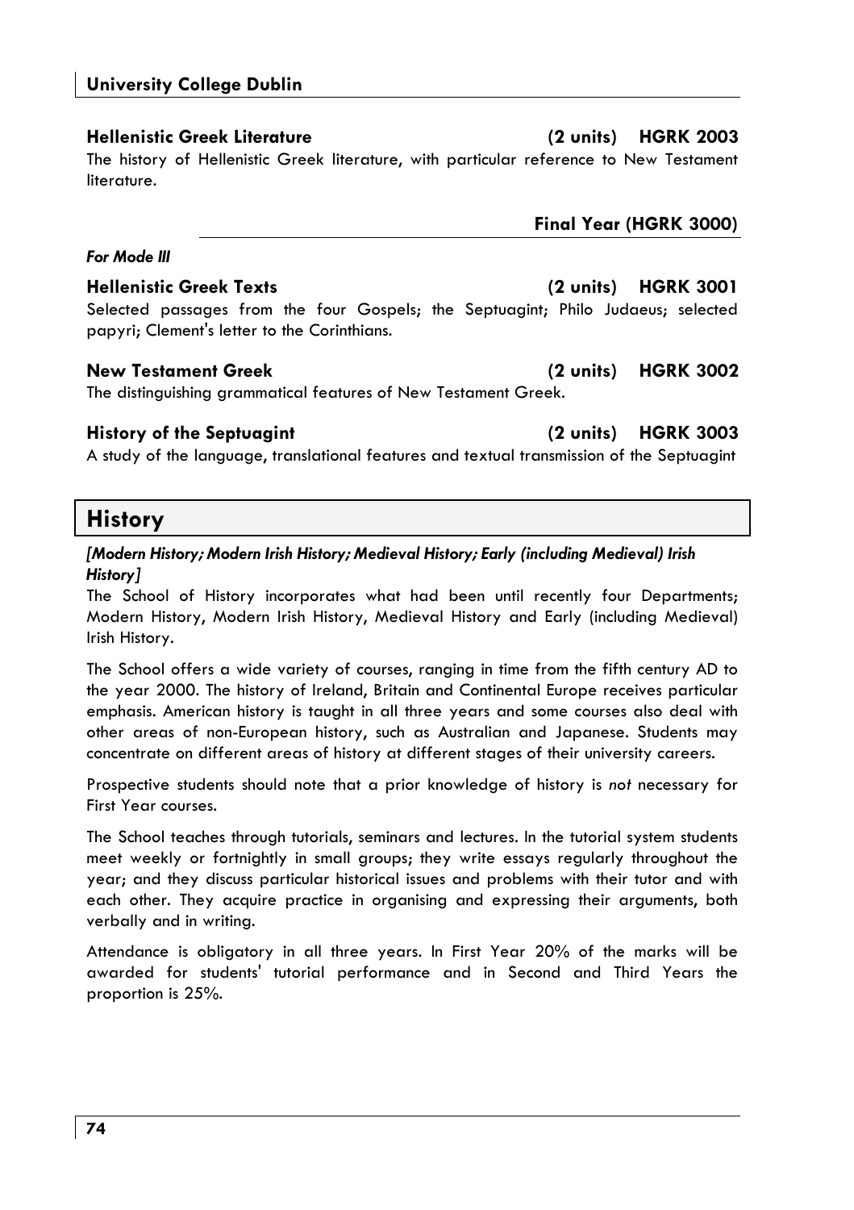### Hellenistic Greek Literature (2 units) HGRK 2003

The history of Hellenistic Greek literature, with particular reference to New Testament literature.

## Final Year (HGRK 3000)

*For Mode III*

### Hellenistic Greek Texts (2 units) HGRK 3001

Selected passages from the four Gospels; the Septuagint; Philo Judaeus; selected papyri; Clement's letter to the Corinthians.

### New Testament Greek (2 units) HGRK 3002

The distinguishing grammatical features of New Testament Greek.

### History of the Septuagint (2 units) HGRK 3003

A study of the language, translational features and textual transmission of the Septuagint

# History

***[Modern History; Modern Irish History; Medieval History; Early (including Medieval) Irish History]***

The School of History incorporates what had been until recently four Departments; Modern History, Modern Irish History, Medieval History and Early (including Medieval) Irish History.

The School offers a wide variety of courses, ranging in time from the fifth century AD to the year 2000. The history of Ireland, Britain and Continental Europe receives particular emphasis. American history is taught in all three years and some courses also deal with other areas of non-European history, such as Australian and Japanese. Students may concentrate on different areas of history at different stages of their university careers.

Prospective students should note that a prior knowledge of history is *not* necessary for First Year courses.

The School teaches through tutorials, seminars and lectures. In the tutorial system students meet weekly or fortnightly in small groups; they write essays regularly throughout the year; and they discuss particular historical issues and problems with their tutor and with each other. They acquire practice in organising and expressing their arguments, both verbally and in writing.

Attendance is obligatory in all three years. In First Year 20% of the marks will be awarded for students' tutorial performance and in Second and Third Years the proportion is 25%.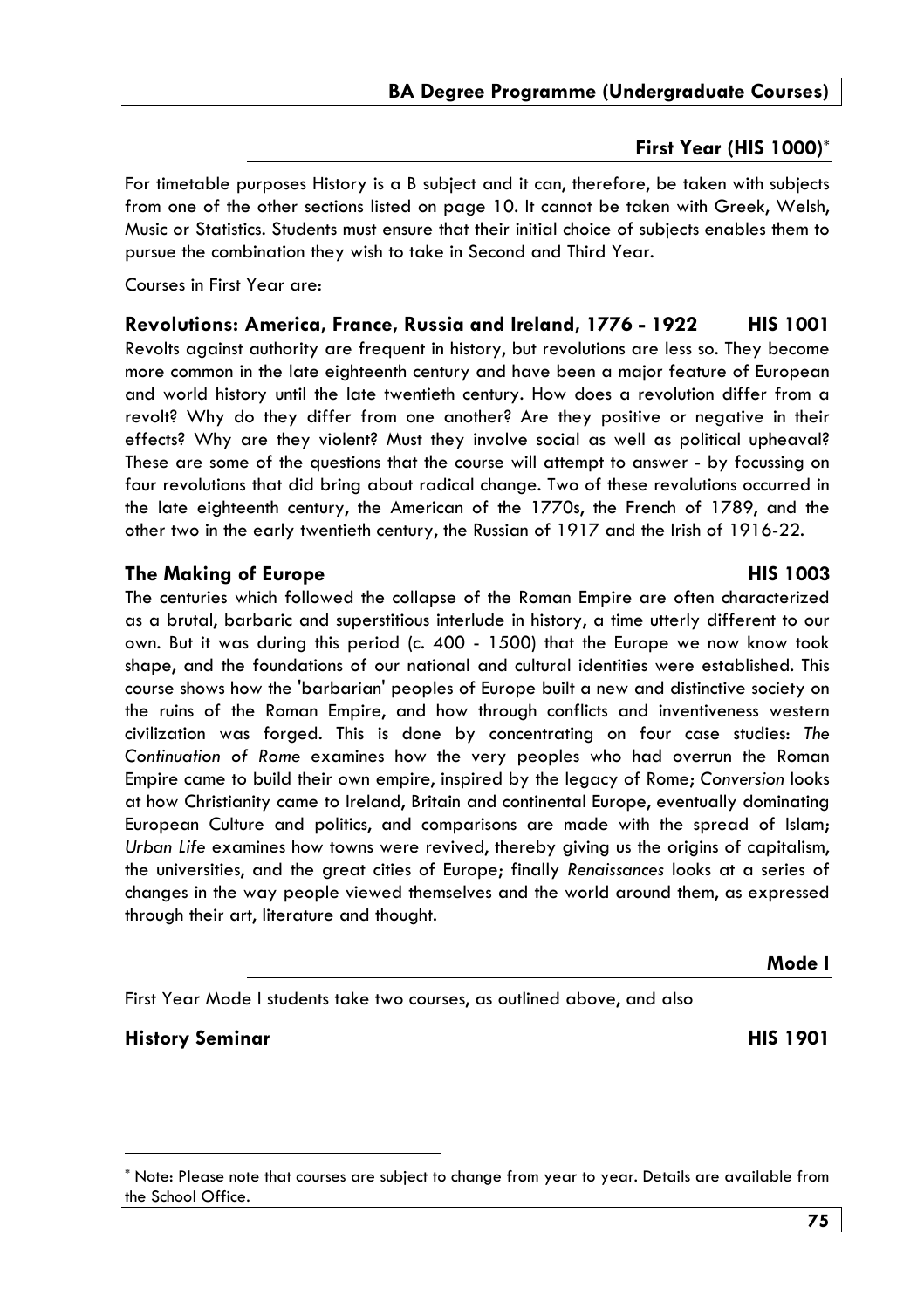## First Year (HIS 1000)*

For timetable purposes History is a B subject and it can, therefore, be taken with subjects from one of the other sections listed on page 10. It cannot be taken with Greek, Welsh, Music or Statistics. Students must ensure that their initial choice of subjects enables them to pursue the combination they wish to take in Second and Third Year.

Courses in First Year are:

### Revolutions: America, France, Russia and Ireland, 1776 - 1922 — HIS 1001

Revolts against authority are frequent in history, but revolutions are less so. They become more common in the late eighteenth century and have been a major feature of European and world history until the late twentieth century. How does a revolution differ from a revolt? Why do they differ from one another? Are they positive or negative in their effects? Why are they violent? Must they involve social as well as political upheaval? These are some of the questions that the course will attempt to answer - by focussing on four revolutions that did bring about radical change. Two of these revolutions occurred in the late eighteenth century, the American of the 1770s, the French of 1789, and the other two in the early twentieth century, the Russian of 1917 and the Irish of 1916-22.

### The Making of Europe — HIS 1003

The centuries which followed the collapse of the Roman Empire are often characterized as a brutal, barbaric and superstitious interlude in history, a time utterly different to our own. But it was during this period (c. 400 - 1500) that the Europe we now know took shape, and the foundations of our national and cultural identities were established. This course shows how the 'barbarian' peoples of Europe built a new and distinctive society on the ruins of the Roman Empire, and how through conflicts and inventiveness western civilization was forged. This is done by concentrating on four case studies: *The Continuation of Rome* examines how the very peoples who had overrun the Roman Empire came to build their own empire, inspired by the legacy of Rome; *Conversion* looks at how Christianity came to Ireland, Britain and continental Europe, eventually dominating European Culture and politics, and comparisons are made with the spread of Islam; *Urban Life* examines how towns were revived, thereby giving us the origins of capitalism, the universities, and the great cities of Europe; finally *Renaissances* looks at a series of changes in the way people viewed themselves and the world around them, as expressed through their art, literature and thought.

## Mode I

First Year Mode I students take two courses, as outlined above, and also

### History Seminar — HIS 1901

---

\* Note: Please note that courses are subject to change from year to year. Details are available from the School Office.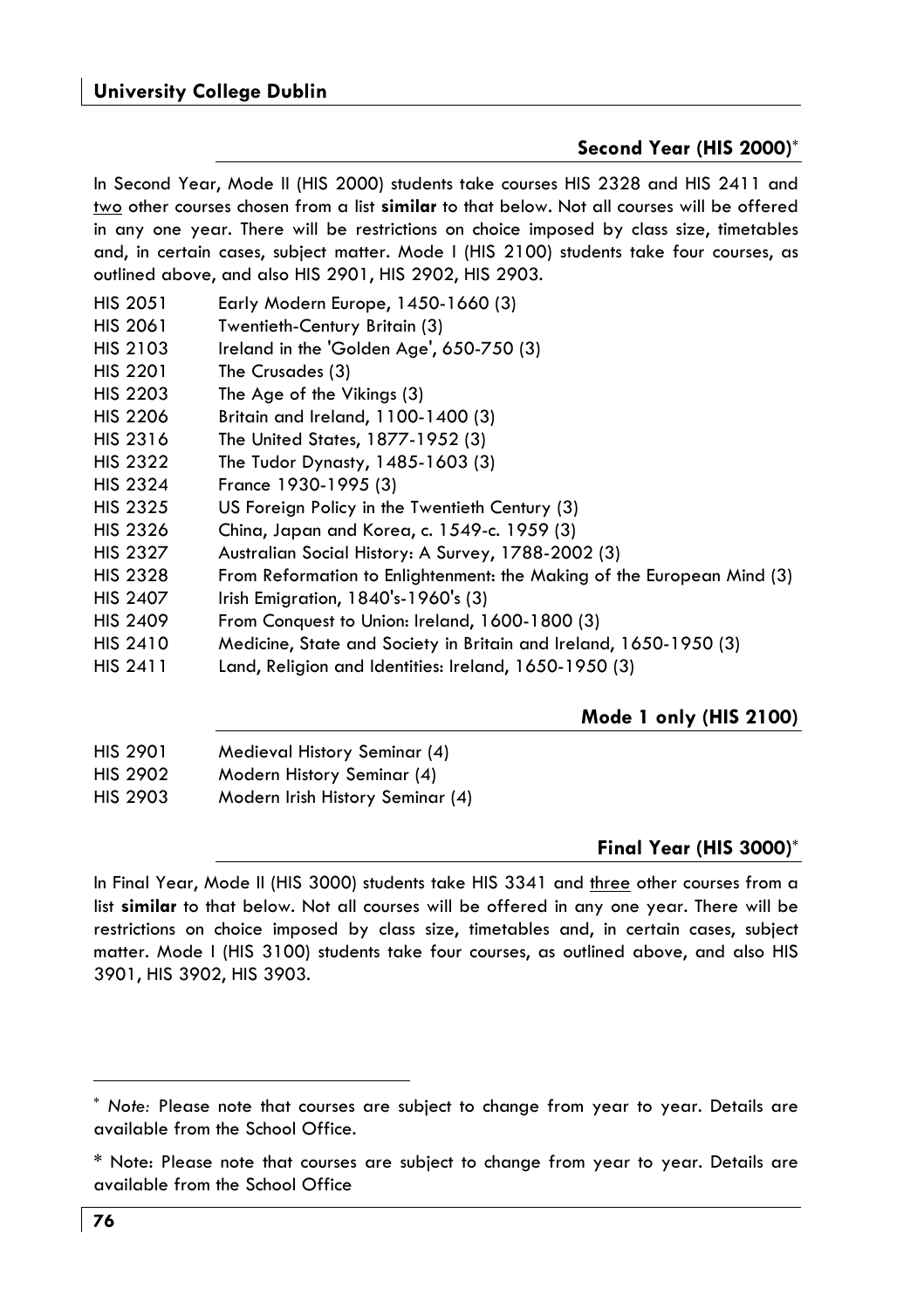## Second Year (HIS 2000)*

In Second Year, Mode II (HIS 2000) students take courses HIS 2328 and HIS 2411 and two other courses chosen from a list **similar** to that below. Not all courses will be offered in any one year. There will be restrictions on choice imposed by class size, timetables and, in certain cases, subject matter. Mode I (HIS 2100) students take four courses, as outlined above, and also HIS 2901, HIS 2902, HIS 2903.

| | |
|---|---|
| HIS 2051 | Early Modern Europe, 1450-1660 (3) |
| HIS 2061 | Twentieth-Century Britain (3) |
| HIS 2103 | Ireland in the 'Golden Age', 650-750 (3) |
| HIS 2201 | The Crusades (3) |
| HIS 2203 | The Age of the Vikings (3) |
| HIS 2206 | Britain and Ireland, 1100-1400 (3) |
| HIS 2316 | The United States, 1877-1952 (3) |
| HIS 2322 | The Tudor Dynasty, 1485-1603 (3) |
| HIS 2324 | France 1930-1995 (3) |
| HIS 2325 | US Foreign Policy in the Twentieth Century (3) |
| HIS 2326 | China, Japan and Korea, c. 1549-c. 1959 (3) |
| HIS 2327 | Australian Social History: A Survey, 1788-2002 (3) |
| HIS 2328 | From Reformation to Enlightenment: the Making of the European Mind (3) |
| HIS 2407 | Irish Emigration, 1840's-1960's (3) |
| HIS 2409 | From Conquest to Union: Ireland, 1600-1800 (3) |
| HIS 2410 | Medicine, State and Society in Britain and Ireland, 1650-1950 (3) |
| HIS 2411 | Land, Religion and Identities: Ireland, 1650-1950 (3) |

## Mode 1 only (HIS 2100)

| | |
|---|---|
| HIS 2901 | Medieval History Seminar (4) |
| HIS 2902 | Modern History Seminar (4) |
| HIS 2903 | Modern Irish History Seminar (4) |

## Final Year (HIS 3000)*

In Final Year, Mode II (HIS 3000) students take HIS 3341 and three other courses from a list **similar** to that below. Not all courses will be offered in any one year. There will be restrictions on choice imposed by class size, timetables and, in certain cases, subject matter. Mode I (HIS 3100) students take four courses, as outlined above, and also HIS 3901, HIS 3902, HIS 3903.

---

* *Note:* Please note that courses are subject to change from year to year. Details are available from the School Office.

* Note: Please note that courses are subject to change from year to year. Details are available from the School Office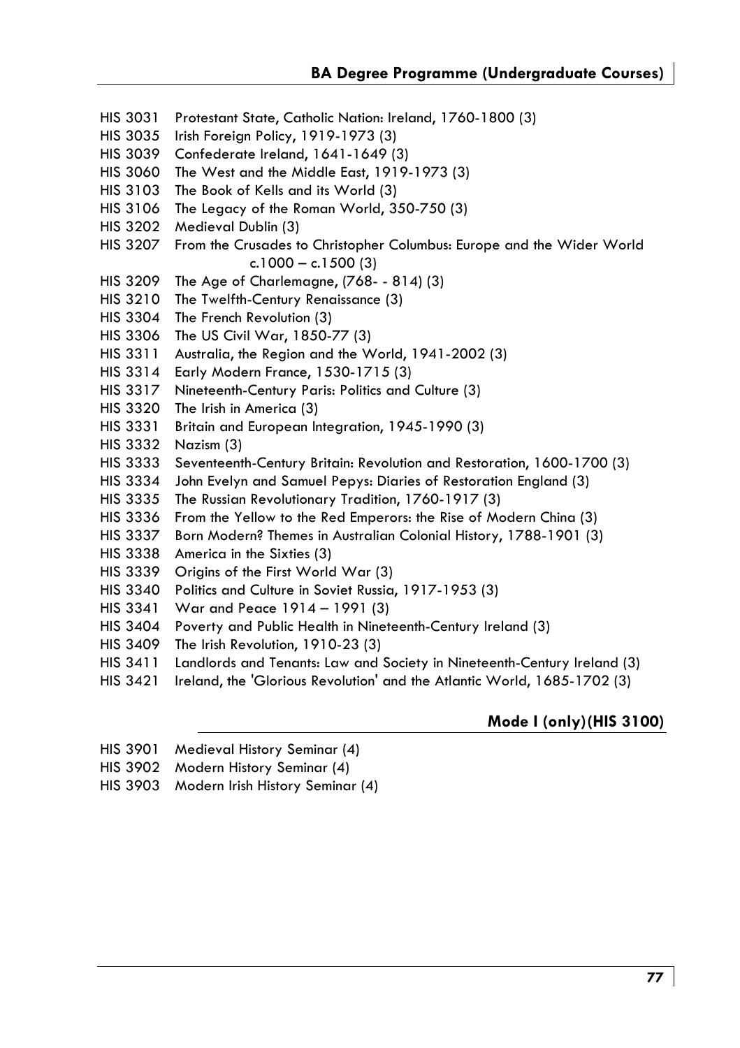HIS 3031 Protestant State, Catholic Nation: Ireland, 1760-1800 (3)
HIS 3035 Irish Foreign Policy, 1919-1973 (3)
HIS 3039 Confederate Ireland, 1641-1649 (3)
HIS 3060 The West and the Middle East, 1919-1973 (3)
HIS 3103 The Book of Kells and its World (3)
HIS 3106 The Legacy of the Roman World, 350-750 (3)
HIS 3202 Medieval Dublin (3)
HIS 3207 From the Crusades to Christopher Columbus: Europe and the Wider World c.1000 – c.1500 (3)
HIS 3209 The Age of Charlemagne, (768- - 814) (3)
HIS 3210 The Twelfth-Century Renaissance (3)
HIS 3304 The French Revolution (3)
HIS 3306 The US Civil War, 1850-77 (3)
HIS 3311 Australia, the Region and the World, 1941-2002 (3)
HIS 3314 Early Modern France, 1530-1715 (3)
HIS 3317 Nineteenth-Century Paris: Politics and Culture (3)
HIS 3320 The Irish in America (3)
HIS 3331 Britain and European Integration, 1945-1990 (3)
HIS 3332 Nazism (3)
HIS 3333 Seventeenth-Century Britain: Revolution and Restoration, 1600-1700 (3)
HIS 3334 John Evelyn and Samuel Pepys: Diaries of Restoration England (3)
HIS 3335 The Russian Revolutionary Tradition, 1760-1917 (3)
HIS 3336 From the Yellow to the Red Emperors: the Rise of Modern China (3)
HIS 3337 Born Modern? Themes in Australian Colonial History, 1788-1901 (3)
HIS 3338 America in the Sixties (3)
HIS 3339 Origins of the First World War (3)
HIS 3340 Politics and Culture in Soviet Russia, 1917-1953 (3)
HIS 3341 War and Peace 1914 – 1991 (3)
HIS 3404 Poverty and Public Health in Nineteenth-Century Ireland (3)
HIS 3409 The Irish Revolution, 1910-23 (3)
HIS 3411 Landlords and Tenants: Law and Society in Nineteenth-Century Ireland (3)
HIS 3421 Ireland, the 'Glorious Revolution' and the Atlantic World, 1685-1702 (3)

**Mode I (only)(HIS 3100)**

HIS 3901 Medieval History Seminar (4)
HIS 3902 Modern History Seminar (4)
HIS 3903 Modern Irish History Seminar (4)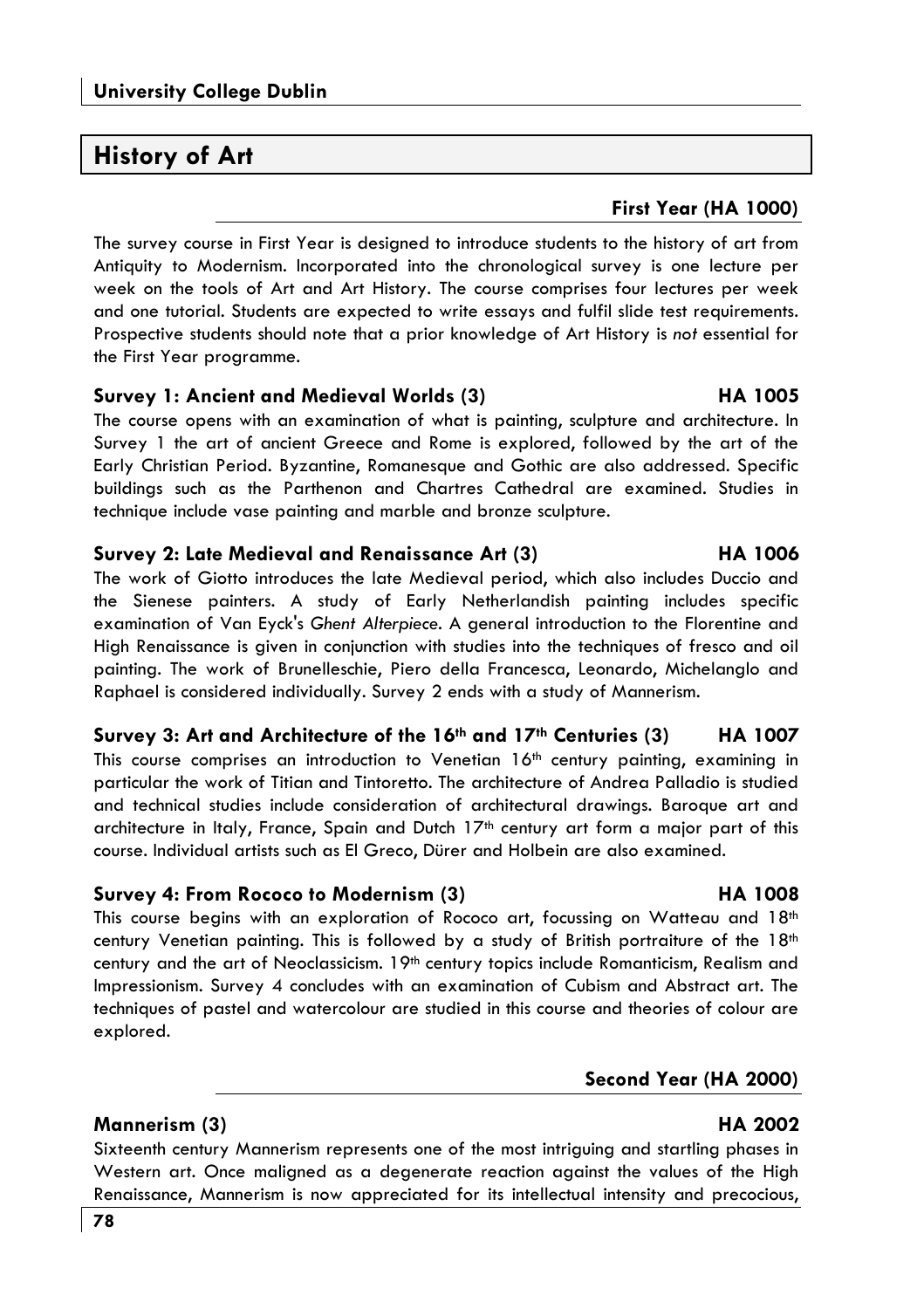## History of Art

### First Year (HA 1000)

The survey course in First Year is designed to introduce students to the history of art from Antiquity to Modernism. Incorporated into the chronological survey is one lecture per week on the tools of Art and Art History. The course comprises four lectures per week and one tutorial. Students are expected to write essays and fulfil slide test requirements. Prospective students should note that a prior knowledge of Art History is *not* essential for the First Year programme.

#### Survey 1: Ancient and Medieval Worlds (3) — HA 1005

The course opens with an examination of what is painting, sculpture and architecture. In Survey 1 the art of ancient Greece and Rome is explored, followed by the art of the Early Christian Period. Byzantine, Romanesque and Gothic are also addressed. Specific buildings such as the Parthenon and Chartres Cathedral are examined. Studies in technique include vase painting and marble and bronze sculpture.

#### Survey 2: Late Medieval and Renaissance Art (3) — HA 1006

The work of Giotto introduces the late Medieval period, which also includes Duccio and the Sienese painters. A study of Early Netherlandish painting includes specific examination of Van Eyck's *Ghent Alterpiece*. A general introduction to the Florentine and High Renaissance is given in conjunction with studies into the techniques of fresco and oil painting. The work of Brunelleschie, Piero della Francesca, Leonardo, Michelanglo and Raphael is considered individually. Survey 2 ends with a study of Mannerism.

#### Survey 3: Art and Architecture of the 16th and 17th Centuries (3) — HA 1007

This course comprises an introduction to Venetian 16th century painting, examining in particular the work of Titian and Tintoretto. The architecture of Andrea Palladio is studied and technical studies include consideration of architectural drawings. Baroque art and architecture in Italy, France, Spain and Dutch 17th century art form a major part of this course. Individual artists such as El Greco, Dürer and Holbein are also examined.

#### Survey 4: From Rococo to Modernism (3) — HA 1008

This course begins with an exploration of Rococo art, focussing on Watteau and 18th century Venetian painting. This is followed by a study of British portraiture of the 18th century and the art of Neoclassicism. 19th century topics include Romanticism, Realism and Impressionism. Survey 4 concludes with an examination of Cubism and Abstract art. The techniques of pastel and watercolour are studied in this course and theories of colour are explored.

### Second Year (HA 2000)

#### Mannerism (3) — HA 2002

Sixteenth century Mannerism represents one of the most intriguing and startling phases in Western art. Once maligned as a degenerate reaction against the values of the High Renaissance, Mannerism is now appreciated for its intellectual intensity and precocious,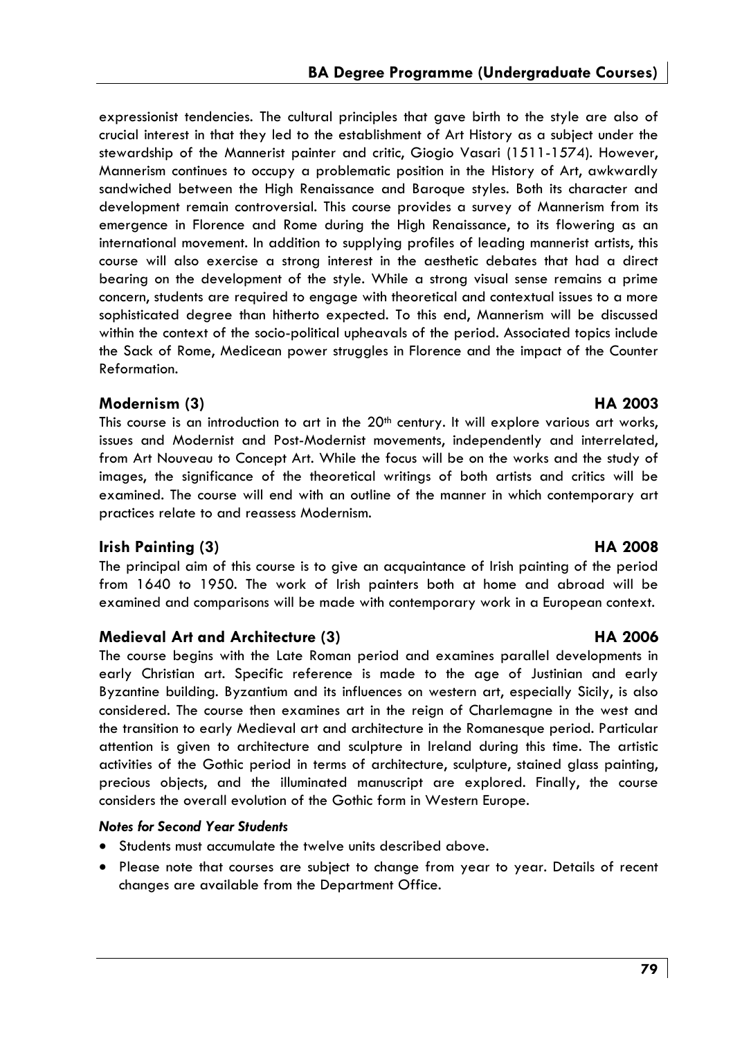expressionist tendencies. The cultural principles that gave birth to the style are also of crucial interest in that they led to the establishment of Art History as a subject under the stewardship of the Mannerist painter and critic, Giogio Vasari (1511-1574). However, Mannerism continues to occupy a problematic position in the History of Art, awkwardly sandwiched between the High Renaissance and Baroque styles. Both its character and development remain controversial. This course provides a survey of Mannerism from its emergence in Florence and Rome during the High Renaissance, to its flowering as an international movement. In addition to supplying profiles of leading mannerist artists, this course will also exercise a strong interest in the aesthetic debates that had a direct bearing on the development of the style. While a strong visual sense remains a prime concern, students are required to engage with theoretical and contextual issues to a more sophisticated degree than hitherto expected. To this end, Mannerism will be discussed within the context of the socio-political upheavals of the period. Associated topics include the Sack of Rome, Medicean power struggles in Florence and the impact of the Counter Reformation.

### Modernism (3) — HA 2003

This course is an introduction to art in the 20th century. It will explore various art works, issues and Modernist and Post-Modernist movements, independently and interrelated, from Art Nouveau to Concept Art. While the focus will be on the works and the study of images, the significance of the theoretical writings of both artists and critics will be examined. The course will end with an outline of the manner in which contemporary art practices relate to and reassess Modernism.

### Irish Painting (3) — HA 2008

The principal aim of this course is to give an acquaintance of Irish painting of the period from 1640 to 1950. The work of Irish painters both at home and abroad will be examined and comparisons will be made with contemporary work in a European context.

### Medieval Art and Architecture (3) — HA 2006

The course begins with the Late Roman period and examines parallel developments in early Christian art. Specific reference is made to the age of Justinian and early Byzantine building. Byzantium and its influences on western art, especially Sicily, is also considered. The course then examines art in the reign of Charlemagne in the west and the transition to early Medieval art and architecture in the Romanesque period. Particular attention is given to architecture and sculpture in Ireland during this time. The artistic activities of the Gothic period in terms of architecture, sculpture, stained glass painting, precious objects, and the illuminated manuscript are explored. Finally, the course considers the overall evolution of the Gothic form in Western Europe.

***Notes for Second Year Students***

- Students must accumulate the twelve units described above.
- Please note that courses are subject to change from year to year. Details of recent changes are available from the Department Office.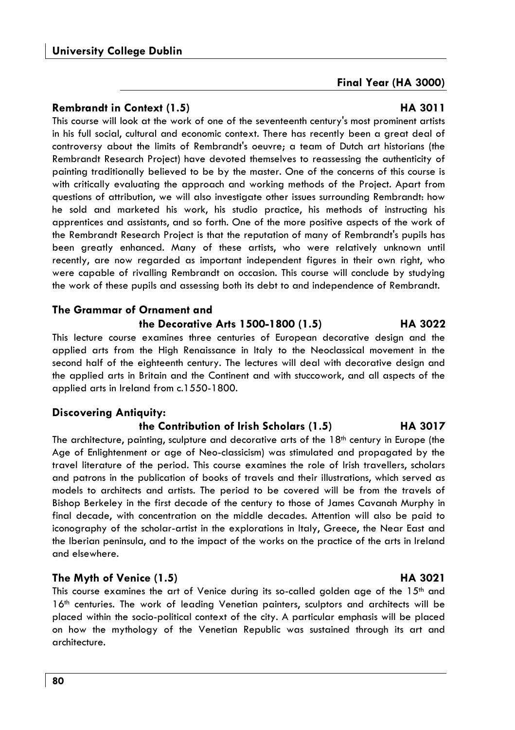## Final Year (HA 3000)

### Rembrandt in Context (1.5) HA 3011

This course will look at the work of one of the seventeenth century's most prominent artists in his full social, cultural and economic context. There has recently been a great deal of controversy about the limits of Rembrandt's oeuvre; a team of Dutch art historians (the Rembrandt Research Project) have devoted themselves to reassessing the authenticity of painting traditionally believed to be by the master. One of the concerns of this course is with critically evaluating the approach and working methods of the Project. Apart from questions of attribution, we will also investigate other issues surrounding Rembrandt: how he sold and marketed his work, his studio practice, his methods of instructing his apprentices and assistants, and so forth. One of the more positive aspects of the work of the Rembrandt Research Project is that the reputation of many of Rembrandt's pupils has been greatly enhanced. Many of these artists, who were relatively unknown until recently, are now regarded as important independent figures in their own right, who were capable of rivalling Rembrandt on occasion. This course will conclude by studying the work of these pupils and assessing both its debt to and independence of Rembrandt.

### The Grammar of Ornament and the Decorative Arts 1500-1800 (1.5) HA 3022

This lecture course examines three centuries of European decorative design and the applied arts from the High Renaissance in Italy to the Neoclassical movement in the second half of the eighteenth century. The lectures will deal with decorative design and the applied arts in Britain and the Continent and with stuccowork, and all aspects of the applied arts in Ireland from c.1550-1800.

### Discovering Antiquity: the Contribution of Irish Scholars (1.5) HA 3017

The architecture, painting, sculpture and decorative arts of the 18th century in Europe (the Age of Enlightenment or age of Neo-classicism) was stimulated and propagated by the travel literature of the period. This course examines the role of Irish travellers, scholars and patrons in the publication of books of travels and their illustrations, which served as models to architects and artists. The period to be covered will be from the travels of Bishop Berkeley in the first decade of the century to those of James Cavanah Murphy in final decade, with concentration on the middle decades. Attention will also be paid to iconography of the scholar-artist in the explorations in Italy, Greece, the Near East and the Iberian peninsula, and to the impact of the works on the practice of the arts in Ireland and elsewhere.

### The Myth of Venice (1.5) HA 3021

This course examines the art of Venice during its so-called golden age of the 15th and 16th centuries. The work of leading Venetian painters, sculptors and architects will be placed within the socio-political context of the city. A particular emphasis will be placed on how the mythology of the Venetian Republic was sustained through its art and architecture.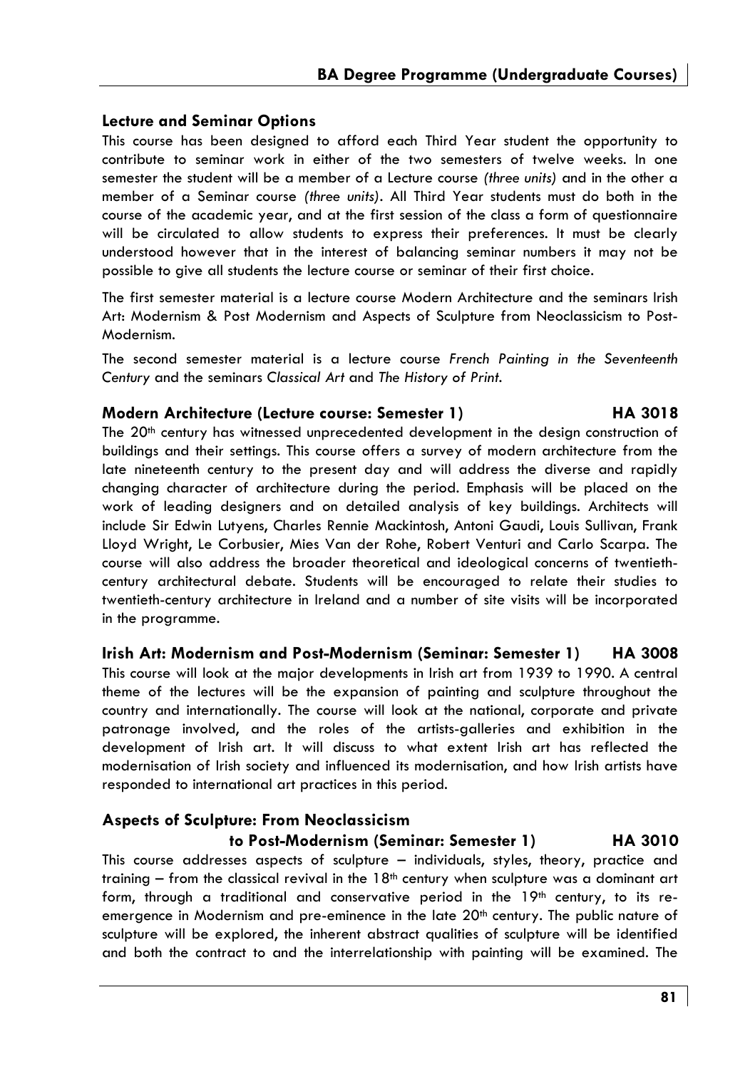### Lecture and Seminar Options

This course has been designed to afford each Third Year student the opportunity to contribute to seminar work in either of the two semesters of twelve weeks. In one semester the student will be a member of a Lecture course *(three units)* and in the other a member of a Seminar course *(three units)*. All Third Year students must do both in the course of the academic year, and at the first session of the class a form of questionnaire will be circulated to allow students to express their preferences. It must be clearly understood however that in the interest of balancing seminar numbers it may not be possible to give all students the lecture course or seminar of their first choice.

The first semester material is a lecture course Modern Architecture and the seminars Irish Art: Modernism & Post Modernism and Aspects of Sculpture from Neoclassicism to Post-Modernism.

The second semester material is a lecture course *French Painting in the Seventeenth Century* and the seminars *Classical Art* and *The History of Print.*

### Modern Architecture (Lecture course: Semester 1) HA 3018

The 20th century has witnessed unprecedented development in the design construction of buildings and their settings. This course offers a survey of modern architecture from the late nineteenth century to the present day and will address the diverse and rapidly changing character of architecture during the period. Emphasis will be placed on the work of leading designers and on detailed analysis of key buildings. Architects will include Sir Edwin Lutyens, Charles Rennie Mackintosh, Antoni Gaudi, Louis Sullivan, Frank Lloyd Wright, Le Corbusier, Mies Van der Rohe, Robert Venturi and Carlo Scarpa. The course will also address the broader theoretical and ideological concerns of twentieth-century architectural debate. Students will be encouraged to relate their studies to twentieth-century architecture in Ireland and a number of site visits will be incorporated in the programme.

### Irish Art: Modernism and Post-Modernism (Seminar: Semester 1) HA 3008

This course will look at the major developments in Irish art from 1939 to 1990. A central theme of the lectures will be the expansion of painting and sculpture throughout the country and internationally. The course will look at the national, corporate and private patronage involved, and the roles of the artists-galleries and exhibition in the development of Irish art. It will discuss to what extent Irish art has reflected the modernisation of Irish society and influenced its modernisation, and how Irish artists have responded to international art practices in this period.

### Aspects of Sculpture: From Neoclassicism to Post-Modernism (Seminar: Semester 1) HA 3010

This course addresses aspects of sculpture – individuals, styles, theory, practice and training – from the classical revival in the 18th century when sculpture was a dominant art form, through a traditional and conservative period in the 19th century, to its re-emergence in Modernism and pre-eminence in the late 20th century. The public nature of sculpture will be explored, the inherent abstract qualities of sculpture will be identified and both the contract to and the interrelationship with painting will be examined. The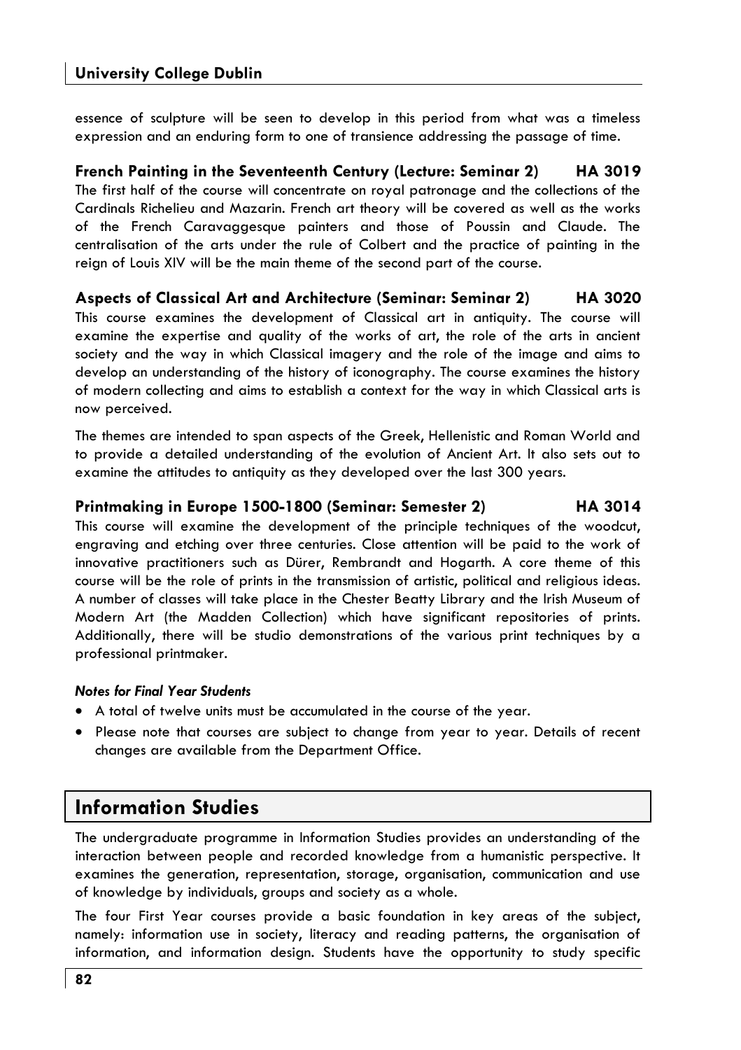essence of sculpture will be seen to develop in this period from what was a timeless expression and an enduring form to one of transience addressing the passage of time.

### French Painting in the Seventeenth Century (Lecture: Seminar 2) HA 3019

The first half of the course will concentrate on royal patronage and the collections of the Cardinals Richelieu and Mazarin. French art theory will be covered as well as the works of the French Caravaggesque painters and those of Poussin and Claude. The centralisation of the arts under the rule of Colbert and the practice of painting in the reign of Louis XIV will be the main theme of the second part of the course.

### Aspects of Classical Art and Architecture (Seminar: Seminar 2) HA 3020

This course examines the development of Classical art in antiquity. The course will examine the expertise and quality of the works of art, the role of the arts in ancient society and the way in which Classical imagery and the role of the image and aims to develop an understanding of the history of iconography. The course examines the history of modern collecting and aims to establish a context for the way in which Classical arts is now perceived.

The themes are intended to span aspects of the Greek, Hellenistic and Roman World and to provide a detailed understanding of the evolution of Ancient Art. It also sets out to examine the attitudes to antiquity as they developed over the last 300 years.

### Printmaking in Europe 1500-1800 (Seminar: Semester 2) HA 3014

This course will examine the development of the principle techniques of the woodcut, engraving and etching over three centuries. Close attention will be paid to the work of innovative practitioners such as Dürer, Rembrandt and Hogarth. A core theme of this course will be the role of prints in the transmission of artistic, political and religious ideas. A number of classes will take place in the Chester Beatty Library and the Irish Museum of Modern Art (the Madden Collection) which have significant repositories of prints. Additionally, there will be studio demonstrations of the various print techniques by a professional printmaker.

***Notes for Final Year Students***

- A total of twelve units must be accumulated in the course of the year.
- Please note that courses are subject to change from year to year. Details of recent changes are available from the Department Office.

## Information Studies

The undergraduate programme in Information Studies provides an understanding of the interaction between people and recorded knowledge from a humanistic perspective. It examines the generation, representation, storage, organisation, communication and use of knowledge by individuals, groups and society as a whole.

The four First Year courses provide a basic foundation in key areas of the subject, namely: information use in society, literacy and reading patterns, the organisation of information, and information design. Students have the opportunity to study specific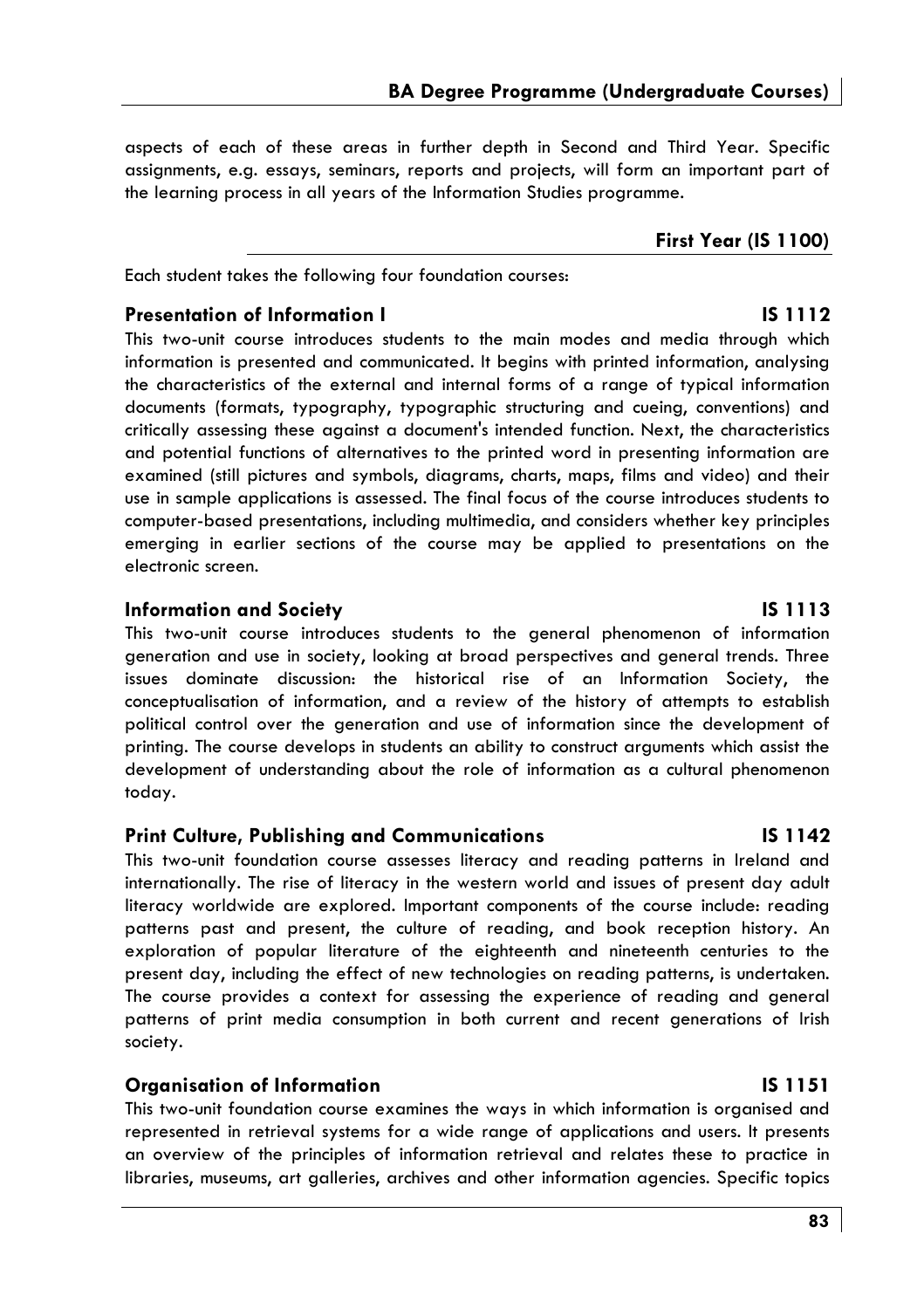aspects of each of these areas in further depth in Second and Third Year. Specific assignments, e.g. essays, seminars, reports and projects, will form an important part of the learning process in all years of the Information Studies programme.

## First Year (IS 1100)

Each student takes the following four foundation courses:

### Presentation of Information I — IS 1112

This two-unit course introduces students to the main modes and media through which information is presented and communicated. It begins with printed information, analysing the characteristics of the external and internal forms of a range of typical information documents (formats, typography, typographic structuring and cueing, conventions) and critically assessing these against a document's intended function. Next, the characteristics and potential functions of alternatives to the printed word in presenting information are examined (still pictures and symbols, diagrams, charts, maps, films and video) and their use in sample applications is assessed. The final focus of the course introduces students to computer-based presentations, including multimedia, and considers whether key principles emerging in earlier sections of the course may be applied to presentations on the electronic screen.

### Information and Society — IS 1113

This two-unit course introduces students to the general phenomenon of information generation and use in society, looking at broad perspectives and general trends. Three issues dominate discussion: the historical rise of an Information Society, the conceptualisation of information, and a review of the history of attempts to establish political control over the generation and use of information since the development of printing. The course develops in students an ability to construct arguments which assist the development of understanding about the role of information as a cultural phenomenon today.

### Print Culture, Publishing and Communications — IS 1142

This two-unit foundation course assesses literacy and reading patterns in Ireland and internationally. The rise of literacy in the western world and issues of present day adult literacy worldwide are explored. Important components of the course include: reading patterns past and present, the culture of reading, and book reception history. An exploration of popular literature of the eighteenth and nineteenth centuries to the present day, including the effect of new technologies on reading patterns, is undertaken. The course provides a context for assessing the experience of reading and general patterns of print media consumption in both current and recent generations of Irish society.

### Organisation of Information — IS 1151

This two-unit foundation course examines the ways in which information is organised and represented in retrieval systems for a wide range of applications and users. It presents an overview of the principles of information retrieval and relates these to practice in libraries, museums, art galleries, archives and other information agencies. Specific topics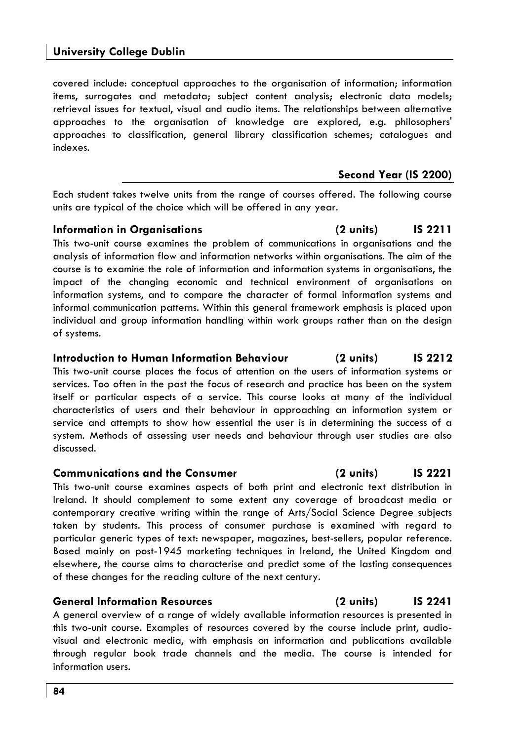covered include: conceptual approaches to the organisation of information; information items, surrogates and metadata; subject content analysis; electronic data models; retrieval issues for textual, visual and audio items. The relationships between alternative approaches to the organisation of knowledge are explored, e.g. philosophers' approaches to classification, general library classification schemes; catalogues and indexes.

## Second Year (IS 2200)

Each student takes twelve units from the range of courses offered. The following course units are typical of the choice which will be offered in any year.

### Information in Organisations (2 units) IS 2211

This two-unit course examines the problem of communications in organisations and the analysis of information flow and information networks within organisations. The aim of the course is to examine the role of information and information systems in organisations, the impact of the changing economic and technical environment of organisations on information systems, and to compare the character of formal information systems and informal communication patterns. Within this general framework emphasis is placed upon individual and group information handling within work groups rather than on the design of systems.

### Introduction to Human Information Behaviour (2 units) IS 2212

This two-unit course places the focus of attention on the users of information systems or services. Too often in the past the focus of research and practice has been on the system itself or particular aspects of a service. This course looks at many of the individual characteristics of users and their behaviour in approaching an information system or service and attempts to show how essential the user is in determining the success of a system. Methods of assessing user needs and behaviour through user studies are also discussed.

### Communications and the Consumer (2 units) IS 2221

This two-unit course examines aspects of both print and electronic text distribution in Ireland. It should complement to some extent any coverage of broadcast media or contemporary creative writing within the range of Arts/Social Science Degree subjects taken by students. This process of consumer purchase is examined with regard to particular generic types of text: newspaper, magazines, best-sellers, popular reference. Based mainly on post-1945 marketing techniques in Ireland, the United Kingdom and elsewhere, the course aims to characterise and predict some of the lasting consequences of these changes for the reading culture of the next century.

### General Information Resources (2 units) IS 2241

A general overview of a range of widely available information resources is presented in this two-unit course. Examples of resources covered by the course include print, audio-visual and electronic media, with emphasis on information and publications available through regular book trade channels and the media. The course is intended for information users.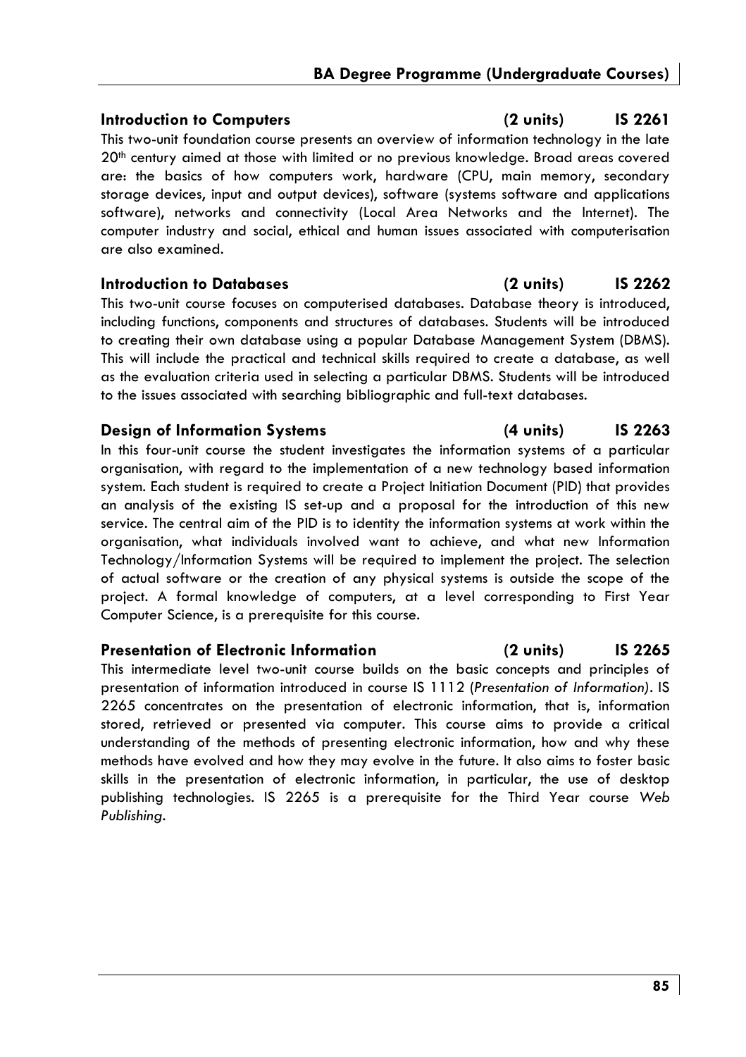### Introduction to Computers (2 units) IS 2261

This two-unit foundation course presents an overview of information technology in the late 20th century aimed at those with limited or no previous knowledge. Broad areas covered are: the basics of how computers work, hardware (CPU, main memory, secondary storage devices, input and output devices), software (systems software and applications software), networks and connectivity (Local Area Networks and the Internet). The computer industry and social, ethical and human issues associated with computerisation are also examined.

### Introduction to Databases (2 units) IS 2262

This two-unit course focuses on computerised databases. Database theory is introduced, including functions, components and structures of databases. Students will be introduced to creating their own database using a popular Database Management System (DBMS). This will include the practical and technical skills required to create a database, as well as the evaluation criteria used in selecting a particular DBMS. Students will be introduced to the issues associated with searching bibliographic and full-text databases.

### Design of Information Systems (4 units) IS 2263

In this four-unit course the student investigates the information systems of a particular organisation, with regard to the implementation of a new technology based information system. Each student is required to create a Project Initiation Document (PID) that provides an analysis of the existing IS set-up and a proposal for the introduction of this new service. The central aim of the PID is to identity the information systems at work within the organisation, what individuals involved want to achieve, and what new Information Technology/Information Systems will be required to implement the project. The selection of actual software or the creation of any physical systems is outside the scope of the project. A formal knowledge of computers, at a level corresponding to First Year Computer Science, is a prerequisite for this course.

### Presentation of Electronic Information (2 units) IS 2265

This intermediate level two-unit course builds on the basic concepts and principles of presentation of information introduced in course IS 1112 (*Presentation of Information)*. IS 2265 concentrates on the presentation of electronic information, that is, information stored, retrieved or presented via computer. This course aims to provide a critical understanding of the methods of presenting electronic information, how and why these methods have evolved and how they may evolve in the future. It also aims to foster basic skills in the presentation of electronic information, in particular, the use of desktop publishing technologies. IS 2265 is a prerequisite for the Third Year course *Web Publishing*.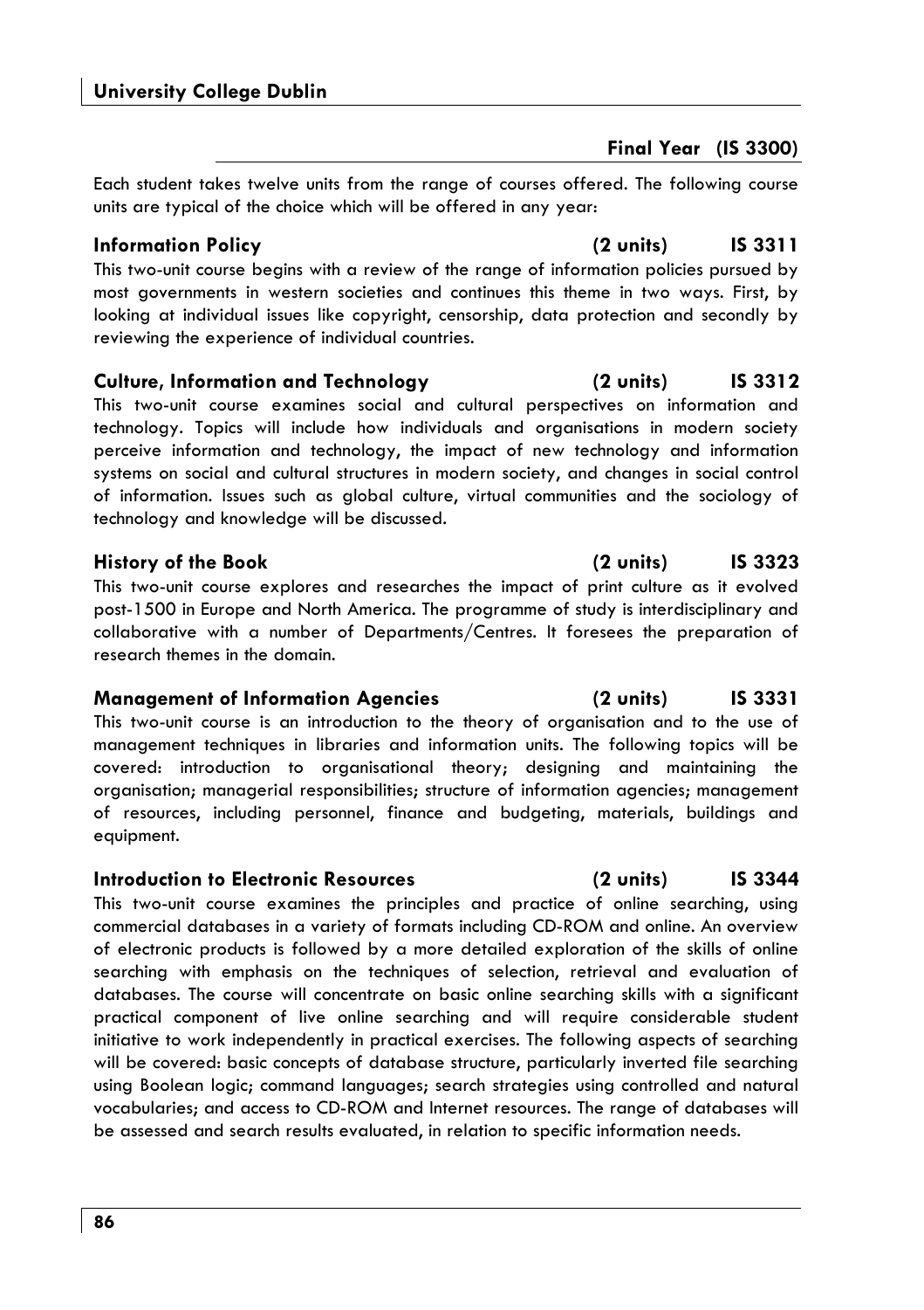## Final Year (IS 3300)

Each student takes twelve units from the range of courses offered. The following course units are typical of the choice which will be offered in any year:

### Information Policy (2 units) IS 3311

This two-unit course begins with a review of the range of information policies pursued by most governments in western societies and continues this theme in two ways. First, by looking at individual issues like copyright, censorship, data protection and secondly by reviewing the experience of individual countries.

### Culture, Information and Technology (2 units) IS 3312

This two-unit course examines social and cultural perspectives on information and technology. Topics will include how individuals and organisations in modern society perceive information and technology, the impact of new technology and information systems on social and cultural structures in modern society, and changes in social control of information. Issues such as global culture, virtual communities and the sociology of technology and knowledge will be discussed.

### History of the Book (2 units) IS 3323

This two-unit course explores and researches the impact of print culture as it evolved post-1500 in Europe and North America. The programme of study is interdisciplinary and collaborative with a number of Departments/Centres. It foresees the preparation of research themes in the domain.

### Management of Information Agencies (2 units) IS 3331

This two-unit course is an introduction to the theory of organisation and to the use of management techniques in libraries and information units. The following topics will be covered: introduction to organisational theory; designing and maintaining the organisation; managerial responsibilities; structure of information agencies; management of resources, including personnel, finance and budgeting, materials, buildings and equipment.

### Introduction to Electronic Resources (2 units) IS 3344

This two-unit course examines the principles and practice of online searching, using commercial databases in a variety of formats including CD-ROM and online. An overview of electronic products is followed by a more detailed exploration of the skills of online searching with emphasis on the techniques of selection, retrieval and evaluation of databases. The course will concentrate on basic online searching skills with a significant practical component of live online searching and will require considerable student initiative to work independently in practical exercises. The following aspects of searching will be covered: basic concepts of database structure, particularly inverted file searching using Boolean logic; command languages; search strategies using controlled and natural vocabularies; and access to CD-ROM and Internet resources. The range of databases will be assessed and search results evaluated, in relation to specific information needs.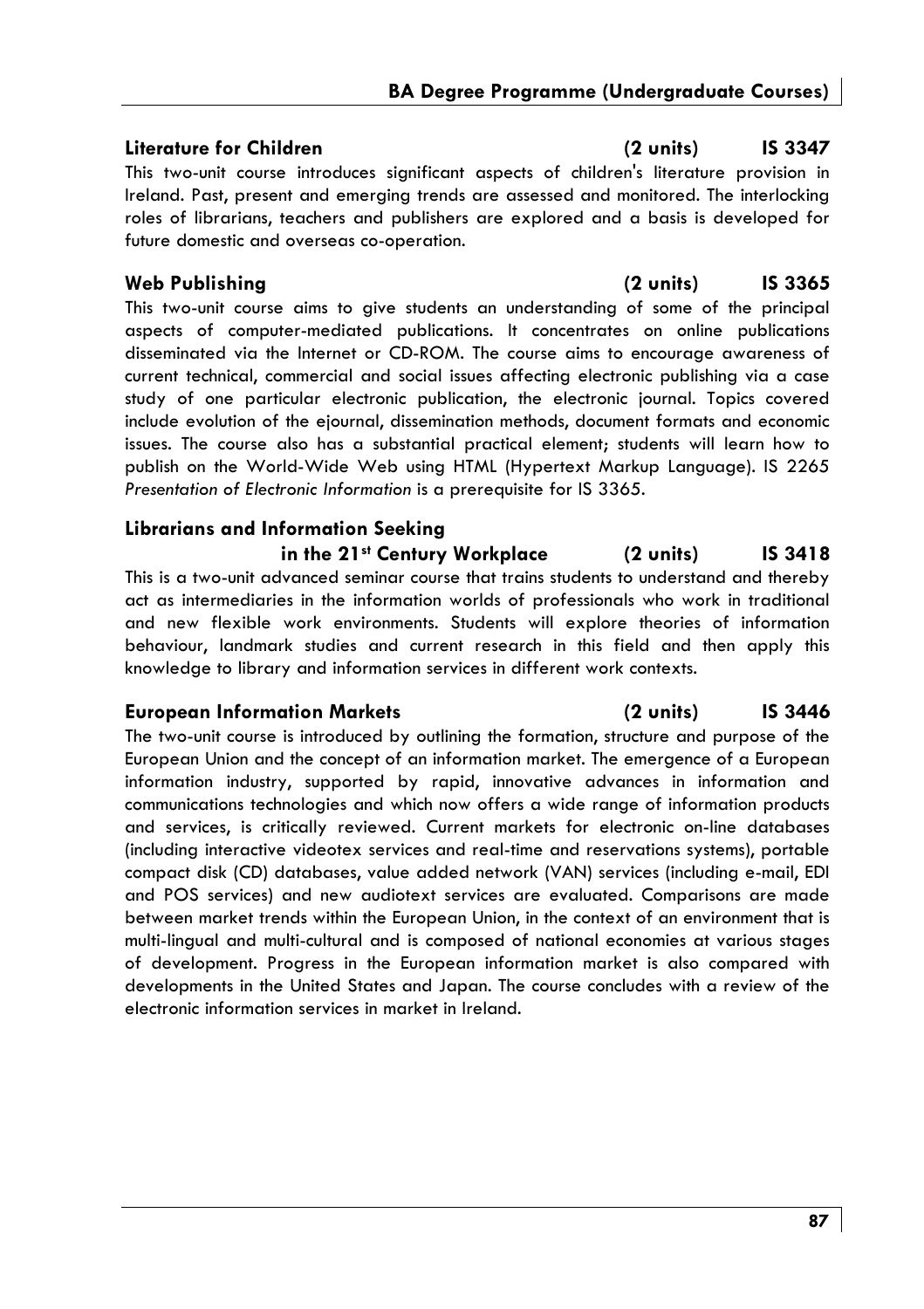### Literature for Children (2 units) IS 3347

This two-unit course introduces significant aspects of children's literature provision in Ireland. Past, present and emerging trends are assessed and monitored. The interlocking roles of librarians, teachers and publishers are explored and a basis is developed for future domestic and overseas co-operation.

### Web Publishing (2 units) IS 3365

This two-unit course aims to give students an understanding of some of the principal aspects of computer-mediated publications. It concentrates on online publications disseminated via the Internet or CD-ROM. The course aims to encourage awareness of current technical, commercial and social issues affecting electronic publishing via a case study of one particular electronic publication, the electronic journal. Topics covered include evolution of the ejournal, dissemination methods, document formats and economic issues. The course also has a substantial practical element; students will learn how to publish on the World-Wide Web using HTML (Hypertext Markup Language). IS 2265 *Presentation of Electronic Information* is a prerequisite for IS 3365.

### Librarians and Information Seeking in the 21st Century Workplace (2 units) IS 3418

This is a two-unit advanced seminar course that trains students to understand and thereby act as intermediaries in the information worlds of professionals who work in traditional and new flexible work environments. Students will explore theories of information behaviour, landmark studies and current research in this field and then apply this knowledge to library and information services in different work contexts.

### European Information Markets (2 units) IS 3446

The two-unit course is introduced by outlining the formation, structure and purpose of the European Union and the concept of an information market. The emergence of a European information industry, supported by rapid, innovative advances in information and communications technologies and which now offers a wide range of information products and services, is critically reviewed. Current markets for electronic on-line databases (including interactive videotex services and real-time and reservations systems), portable compact disk (CD) databases, value added network (VAN) services (including e-mail, EDI and POS services) and new audiotext services are evaluated. Comparisons are made between market trends within the European Union, in the context of an environment that is multi-lingual and multi-cultural and is composed of national economies at various stages of development. Progress in the European information market is also compared with developments in the United States and Japan. The course concludes with a review of the electronic information services in market in Ireland.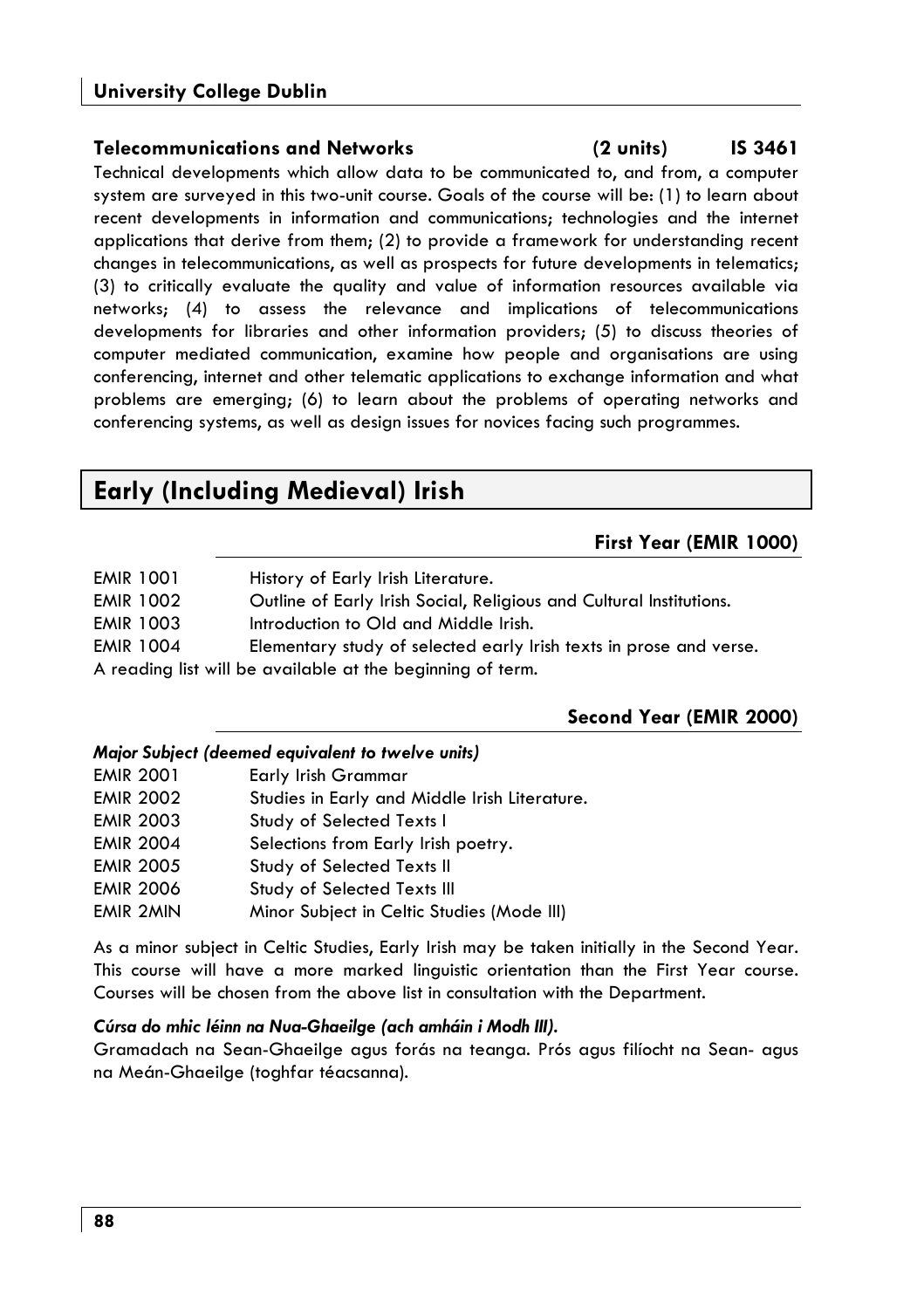**Telecommunications and Networks (2 units) IS 3461**

Technical developments which allow data to be communicated to, and from, a computer system are surveyed in this two-unit course. Goals of the course will be: (1) to learn about recent developments in information and communications; technologies and the internet applications that derive from them; (2) to provide a framework for understanding recent changes in telecommunications, as well as prospects for future developments in telematics; (3) to critically evaluate the quality and value of information resources available via networks; (4) to assess the relevance and implications of telecommunications developments for libraries and other information providers; (5) to discuss theories of computer mediated communication, examine how people and organisations are using conferencing, internet and other telematic applications to exchange information and what problems are emerging; (6) to learn about the problems of operating networks and conferencing systems, as well as design issues for novices facing such programmes.

## Early (Including Medieval) Irish

### First Year (EMIR 1000)

| | |
|---|---|
| EMIR 1001 | History of Early Irish Literature. |
| EMIR 1002 | Outline of Early Irish Social, Religious and Cultural Institutions. |
| EMIR 1003 | Introduction to Old and Middle Irish. |
| EMIR 1004 | Elementary study of selected early Irish texts in prose and verse. |

A reading list will be available at the beginning of term.

### Second Year (EMIR 2000)

***Major Subject (deemed equivalent to twelve units)***

| | |
|---|---|
| EMIR 2001 | Early Irish Grammar |
| EMIR 2002 | Studies in Early and Middle Irish Literature. |
| EMIR 2003 | Study of Selected Texts I |
| EMIR 2004 | Selections from Early Irish poetry. |
| EMIR 2005 | Study of Selected Texts II |
| EMIR 2006 | Study of Selected Texts III |
| EMIR 2MIN | Minor Subject in Celtic Studies (Mode III) |

As a minor subject in Celtic Studies, Early Irish may be taken initially in the Second Year. This course will have a more marked linguistic orientation than the First Year course. Courses will be chosen from the above list in consultation with the Department.

***Cúrsa do mhic léinn na Nua-Ghaeilge (ach amháin i Modh III).***

Gramadach na Sean-Ghaeilge agus forás na teanga. Prós agus filíocht na Sean- agus na Meán-Ghaeilge (toghfar téacsanna).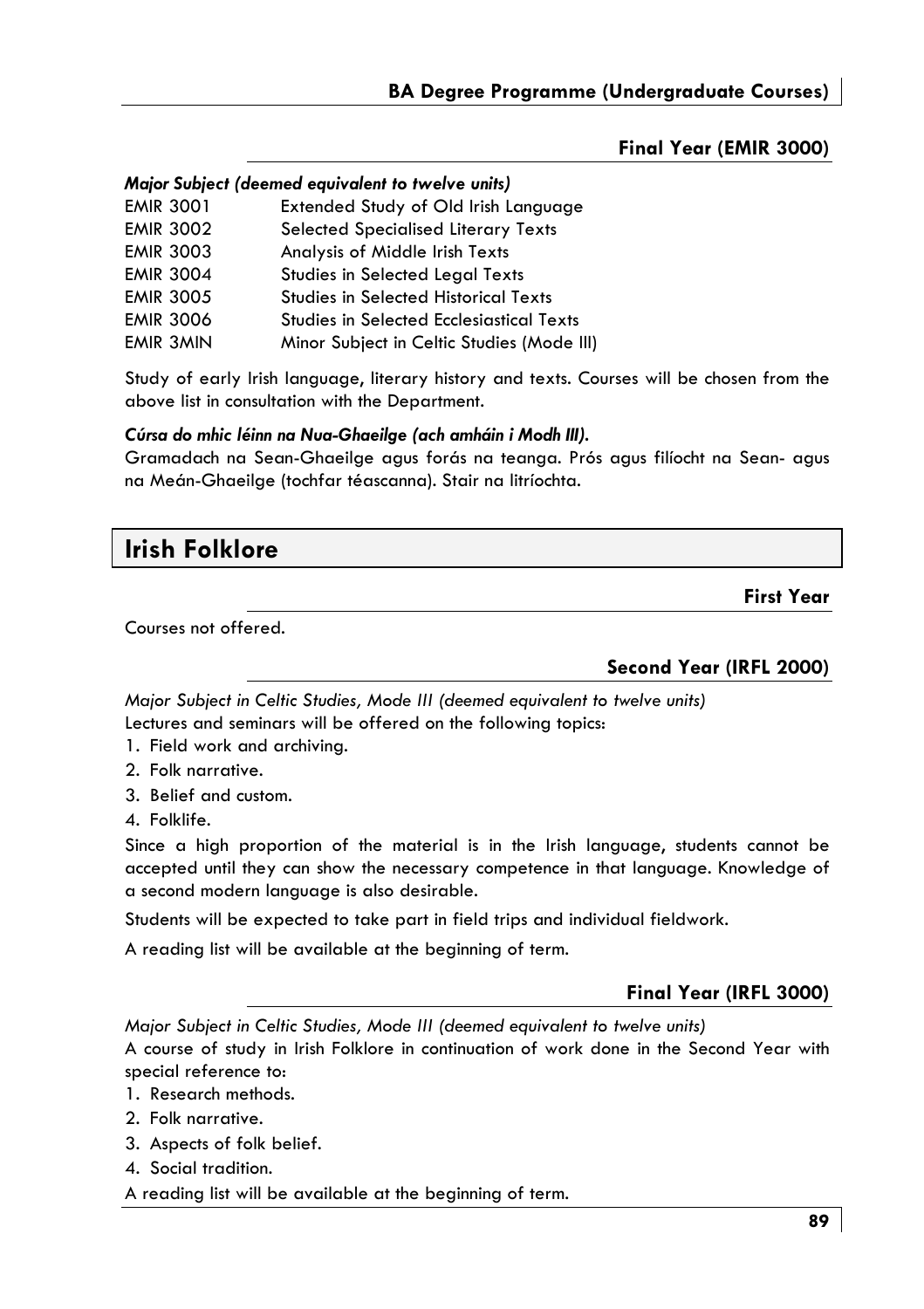### Final Year (EMIR 3000)

***Major Subject (deemed equivalent to twelve units)***

| | |
|---|---|
| EMIR 3001 | Extended Study of Old Irish Language |
| EMIR 3002 | Selected Specialised Literary Texts |
| EMIR 3003 | Analysis of Middle Irish Texts |
| EMIR 3004 | Studies in Selected Legal Texts |
| EMIR 3005 | Studies in Selected Historical Texts |
| EMIR 3006 | Studies in Selected Ecclesiastical Texts |
| EMIR 3MIN | Minor Subject in Celtic Studies (Mode III) |

Study of early Irish language, literary history and texts. Courses will be chosen from the above list in consultation with the Department.

***Cúrsa do mhic léinn na Nua-Ghaeilge (ach amháin i Modh III).***

Gramadach na Sean-Ghaeilge agus forás na teanga. Prós agus filíocht na Sean- agus na Meán-Ghaeilge (tochfar téascanna). Stair na litríochta.

## Irish Folklore

### First Year

Courses not offered.

### Second Year (IRFL 2000)

*Major Subject in Celtic Studies, Mode III (deemed equivalent to twelve units)*

Lectures and seminars will be offered on the following topics:

1. Field work and archiving.
2. Folk narrative.
3. Belief and custom.
4. Folklife.

Since a high proportion of the material is in the Irish language, students cannot be accepted until they can show the necessary competence in that language. Knowledge of a second modern language is also desirable.

Students will be expected to take part in field trips and individual fieldwork.

A reading list will be available at the beginning of term.

### Final Year (IRFL 3000)

*Major Subject in Celtic Studies, Mode III (deemed equivalent to twelve units)*

A course of study in Irish Folklore in continuation of work done in the Second Year with special reference to:

1. Research methods.
2. Folk narrative.
3. Aspects of folk belief.
4. Social tradition.

A reading list will be available at the beginning of term.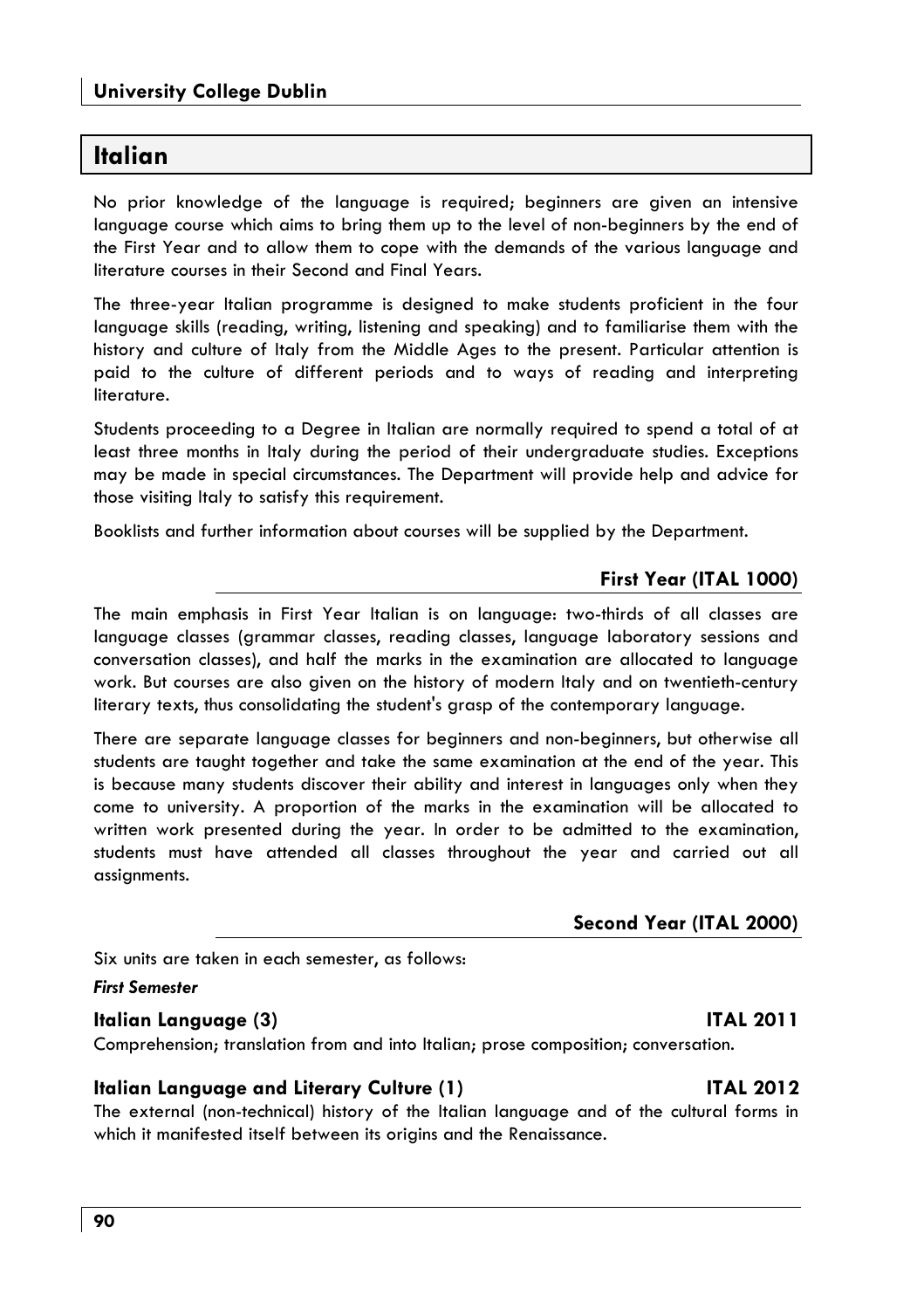## Italian

No prior knowledge of the language is required; beginners are given an intensive language course which aims to bring them up to the level of non-beginners by the end of the First Year and to allow them to cope with the demands of the various language and literature courses in their Second and Final Years.

The three-year Italian programme is designed to make students proficient in the four language skills (reading, writing, listening and speaking) and to familiarise them with the history and culture of Italy from the Middle Ages to the present. Particular attention is paid to the culture of different periods and to ways of reading and interpreting literature.

Students proceeding to a Degree in Italian are normally required to spend a total of at least three months in Italy during the period of their undergraduate studies. Exceptions may be made in special circumstances. The Department will provide help and advice for those visiting Italy to satisfy this requirement.

Booklists and further information about courses will be supplied by the Department.

### First Year (ITAL 1000)

The main emphasis in First Year Italian is on language: two-thirds of all classes are language classes (grammar classes, reading classes, language laboratory sessions and conversation classes), and half the marks in the examination are allocated to language work. But courses are also given on the history of modern Italy and on twentieth-century literary texts, thus consolidating the student's grasp of the contemporary language.

There are separate language classes for beginners and non-beginners, but otherwise all students are taught together and take the same examination at the end of the year. This is because many students discover their ability and interest in languages only when they come to university. A proportion of the marks in the examination will be allocated to written work presented during the year. In order to be admitted to the examination, students must have attended all classes throughout the year and carried out all assignments.

### Second Year (ITAL 2000)

Six units are taken in each semester, as follows:

***First Semester***

**Italian Language (3)** **ITAL 2011**

Comprehension; translation from and into Italian; prose composition; conversation.

**Italian Language and Literary Culture (1)** **ITAL 2012**

The external (non-technical) history of the Italian language and of the cultural forms in which it manifested itself between its origins and the Renaissance.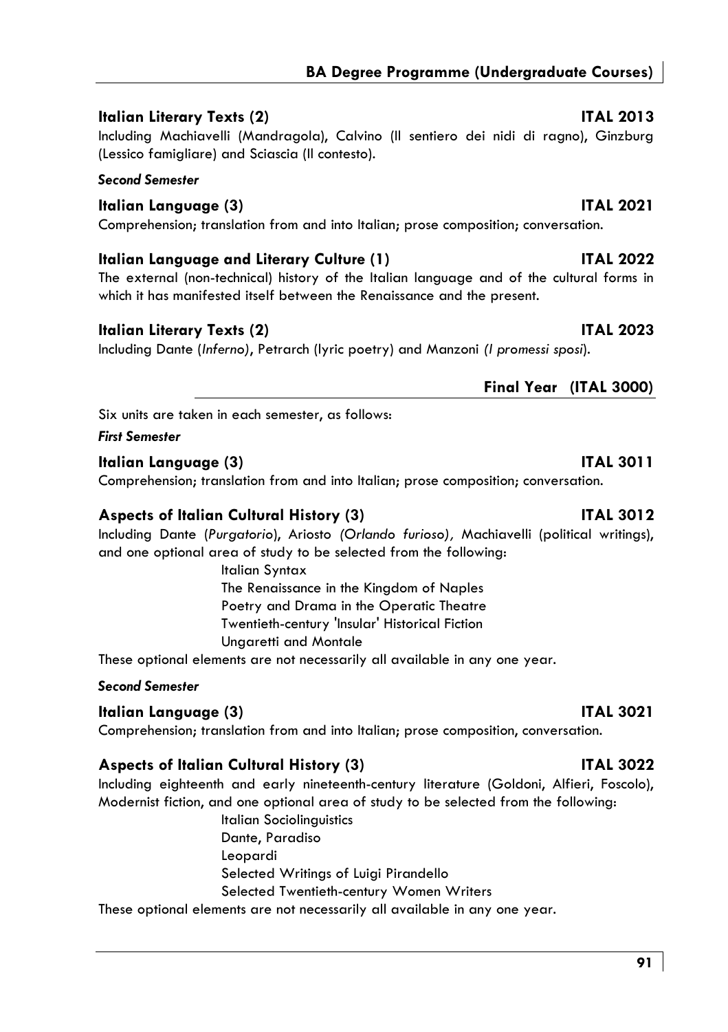### Italian Literary Texts (2) — ITAL 2013

Including Machiavelli (Mandragola), Calvino (Il sentiero dei nidi di ragno), Ginzburg (Lessico famigliare) and Sciascia (Il contesto).

***Second Semester***

### Italian Language (3) — ITAL 2021

Comprehension; translation from and into Italian; prose composition; conversation.

### Italian Language and Literary Culture (1) — ITAL 2022

The external (non-technical) history of the Italian language and of the cultural forms in which it has manifested itself between the Renaissance and the present.

### Italian Literary Texts (2) — ITAL 2023

Including Dante (*Inferno*), Petrarch (lyric poetry) and Manzoni *(I promessi sposi*).

## Final Year (ITAL 3000)

Six units are taken in each semester, as follows:

***First Semester***

### Italian Language (3) — ITAL 3011

Comprehension; translation from and into Italian; prose composition; conversation.

### Aspects of Italian Cultural History (3) — ITAL 3012

Including Dante (*Purgatorio*), Ariosto *(Orlando furioso),* Machiavelli (political writings), and one optional area of study to be selected from the following:

- Italian Syntax
- The Renaissance in the Kingdom of Naples
- Poetry and Drama in the Operatic Theatre
- Twentieth-century 'Insular' Historical Fiction
- Ungaretti and Montale

These optional elements are not necessarily all available in any one year.

***Second Semester***

### Italian Language (3) — ITAL 3021

Comprehension; translation from and into Italian; prose composition, conversation.

### Aspects of Italian Cultural History (3) — ITAL 3022

Including eighteenth and early nineteenth-century literature (Goldoni, Alfieri, Foscolo), Modernist fiction, and one optional area of study to be selected from the following:

- Italian Sociolinguistics
- Dante, Paradiso
- Leopardi
- Selected Writings of Luigi Pirandello
- Selected Twentieth-century Women Writers

These optional elements are not necessarily all available in any one year.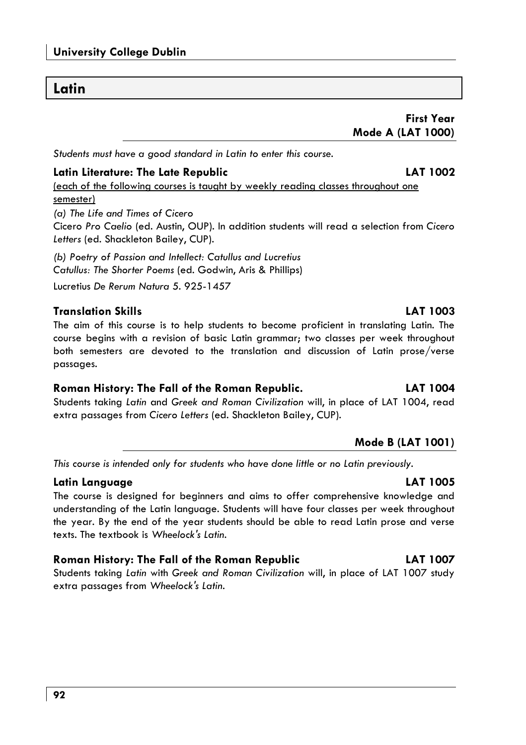# Latin

## First Year
## Mode A (LAT 1000)

*Students must have a good standard in Latin to enter this course.*

### Latin Literature: The Late Republic — LAT 1002

(each of the following courses is taught by weekly reading classes throughout one semester)

*(a) The Life and Times of Cicero*

Cicero *Pro Caelio* (ed. Austin, OUP). In addition students will read a selection from *Cicero Letters* (ed. Shackleton Bailey, CUP).

*(b) Poetry of Passion and Intellect: Catullus and Lucretius*

*Catullus: The Shorter Poems* (ed. Godwin, Aris & Phillips)

Lucretius *De Rerum Natura 5*. 925-1457

### Translation Skills — LAT 1003

The aim of this course is to help students to become proficient in translating Latin. The course begins with a revision of basic Latin grammar; two classes per week throughout both semesters are devoted to the translation and discussion of Latin prose/verse passages.

### Roman History: The Fall of the Roman Republic. — LAT 1004

Students taking *Latin* and *Greek and Roman Civilization* will, in place of LAT 1004, read extra passages from *Cicero Letters* (ed. Shackleton Bailey, CUP).

## Mode B (LAT 1001)

*This course is intended only for students who have done little or no Latin previously.*

### Latin Language — LAT 1005

The course is designed for beginners and aims to offer comprehensive knowledge and understanding of the Latin language. Students will have four classes per week throughout the year. By the end of the year students should be able to read Latin prose and verse texts. The textbook is *Wheelock's Latin*.

### Roman History: The Fall of the Roman Republic — LAT 1007

Students taking *Latin* with *Greek and Roman Civilization* will, in place of LAT 1007 study extra passages from *Wheelock's Latin*.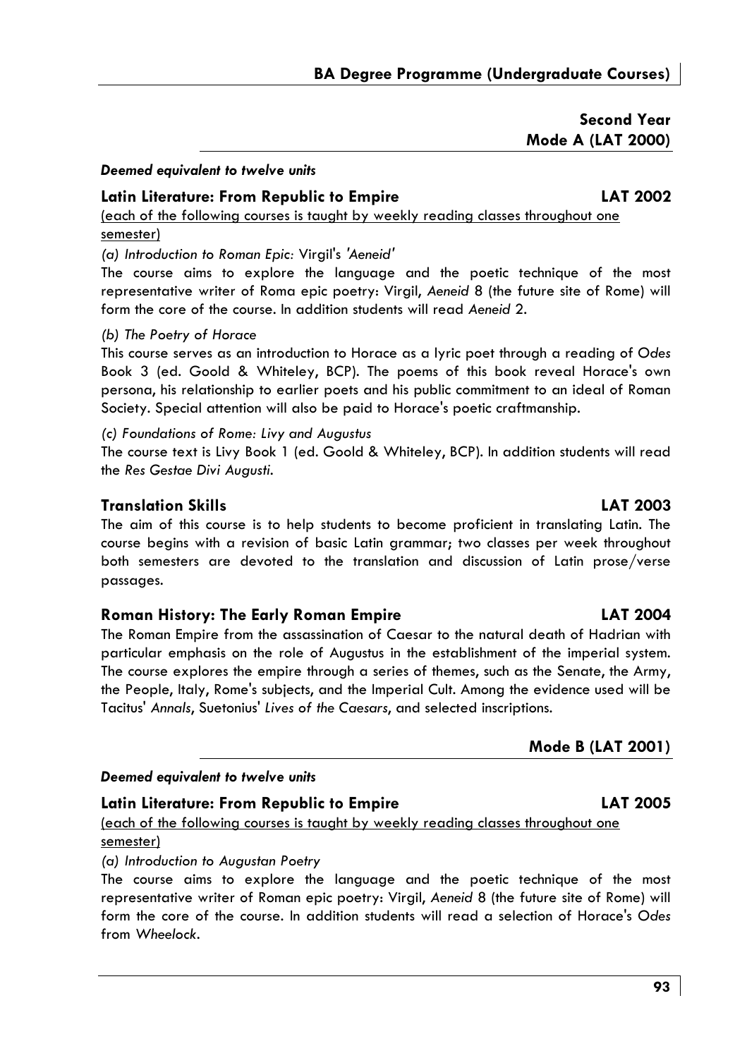## Second Year
## Mode A (LAT 2000)

***Deemed equivalent to twelve units***

### Latin Literature: From Republic to Empire — LAT 2002

(each of the following courses is taught by weekly reading classes throughout one semester)

*(a) Introduction to Roman Epic:* Virgil's *'Aeneid'*

The course aims to explore the language and the poetic technique of the most representative writer of Roma epic poetry: Virgil, *Aeneid* 8 (the future site of Rome) will form the core of the course. In addition students will read *Aeneid* 2.

*(b) The Poetry of Horace*

This course serves as an introduction to Horace as a lyric poet through a reading of *Odes* Book 3 (ed. Goold & Whiteley, BCP). The poems of this book reveal Horace's own persona, his relationship to earlier poets and his public commitment to an ideal of Roman Society. Special attention will also be paid to Horace's poetic craftmanship.

*(c) Foundations of Rome: Livy and Augustus*

The course text is Livy Book 1 (ed. Goold & Whiteley, BCP). In addition students will read the *Res Gestae Divi Augusti*.

### Translation Skills — LAT 2003

The aim of this course is to help students to become proficient in translating Latin. The course begins with a revision of basic Latin grammar; two classes per week throughout both semesters are devoted to the translation and discussion of Latin prose/verse passages.

### Roman History: The Early Roman Empire — LAT 2004

The Roman Empire from the assassination of Caesar to the natural death of Hadrian with particular emphasis on the role of Augustus in the establishment of the imperial system. The course explores the empire through a series of themes, such as the Senate, the Army, the People, Italy, Rome's subjects, and the Imperial Cult. Among the evidence used will be Tacitus' *Annals*, Suetonius' *Lives of the Caesars*, and selected inscriptions.

## Mode B (LAT 2001)

***Deemed equivalent to twelve units***

### Latin Literature: From Republic to Empire — LAT 2005

(each of the following courses is taught by weekly reading classes throughout one semester)

*(a) Introduction to Augustan Poetry*

The course aims to explore the language and the poetic technique of the most representative writer of Roman epic poetry: Virgil, *Aeneid* 8 (the future site of Rome) will form the core of the course. In addition students will read a selection of Horace's *Odes* from *Wheelock*.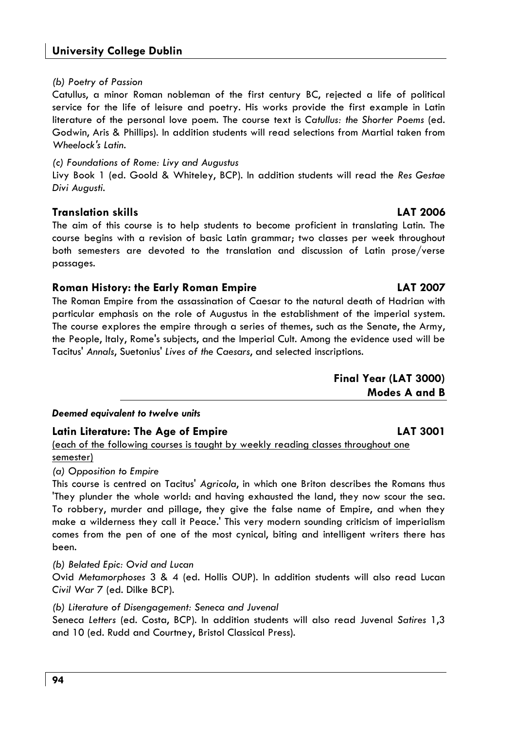*(b) Poetry of Passion*

Catullus, a minor Roman nobleman of the first century BC, rejected a life of political service for the life of leisure and poetry. His works provide the first example in Latin literature of the personal love poem. The course text is *Catullus: the Shorter Poems* (ed. Godwin, Aris & Phillips). In addition students will read selections from Martial taken from *Wheelock's Latin*.

*(c) Foundations of Rome: Livy and Augustus*

Livy Book 1 (ed. Goold & Whiteley, BCP). In addition students will read the *Res Gestae Divi Augusti*.

### Translation skills — LAT 2006

The aim of this course is to help students to become proficient in translating Latin. The course begins with a revision of basic Latin grammar; two classes per week throughout both semesters are devoted to the translation and discussion of Latin prose/verse passages.

### Roman History: the Early Roman Empire — LAT 2007

The Roman Empire from the assassination of Caesar to the natural death of Hadrian with particular emphasis on the role of Augustus in the establishment of the imperial system. The course explores the empire through a series of themes, such as the Senate, the Army, the People, Italy, Rome's subjects, and the Imperial Cult. Among the evidence used will be Tacitus' *Annals*, Suetonius' *Lives of the Caesars*, and selected inscriptions.

## Final Year (LAT 3000) Modes A and B

***Deemed equivalent to twelve units***

### Latin Literature: The Age of Empire — LAT 3001

(each of the following courses is taught by weekly reading classes throughout one semester)

*(a) Opposition to Empire*

This course is centred on Tacitus' *Agricola*, in which one Briton describes the Romans thus 'They plunder the whole world: and having exhausted the land, they now scour the sea. To robbery, murder and pillage, they give the false name of Empire, and when they make a wilderness they call it Peace.' This very modern sounding criticism of imperialism comes from the pen of one of the most cynical, biting and intelligent writers there has been.

*(b) Belated Epic: Ovid and Lucan*

Ovid *Metamorphoses* 3 & 4 (ed. Hollis OUP). In addition students will also read Lucan *Civil War 7* (ed. Dilke BCP).

*(b) Literature of Disengagement: Seneca and Juvenal*

Seneca *Letters* (ed. Costa, BCP). In addition students will also read Juvenal *Satires* 1,3 and 10 (ed. Rudd and Courtney, Bristol Classical Press).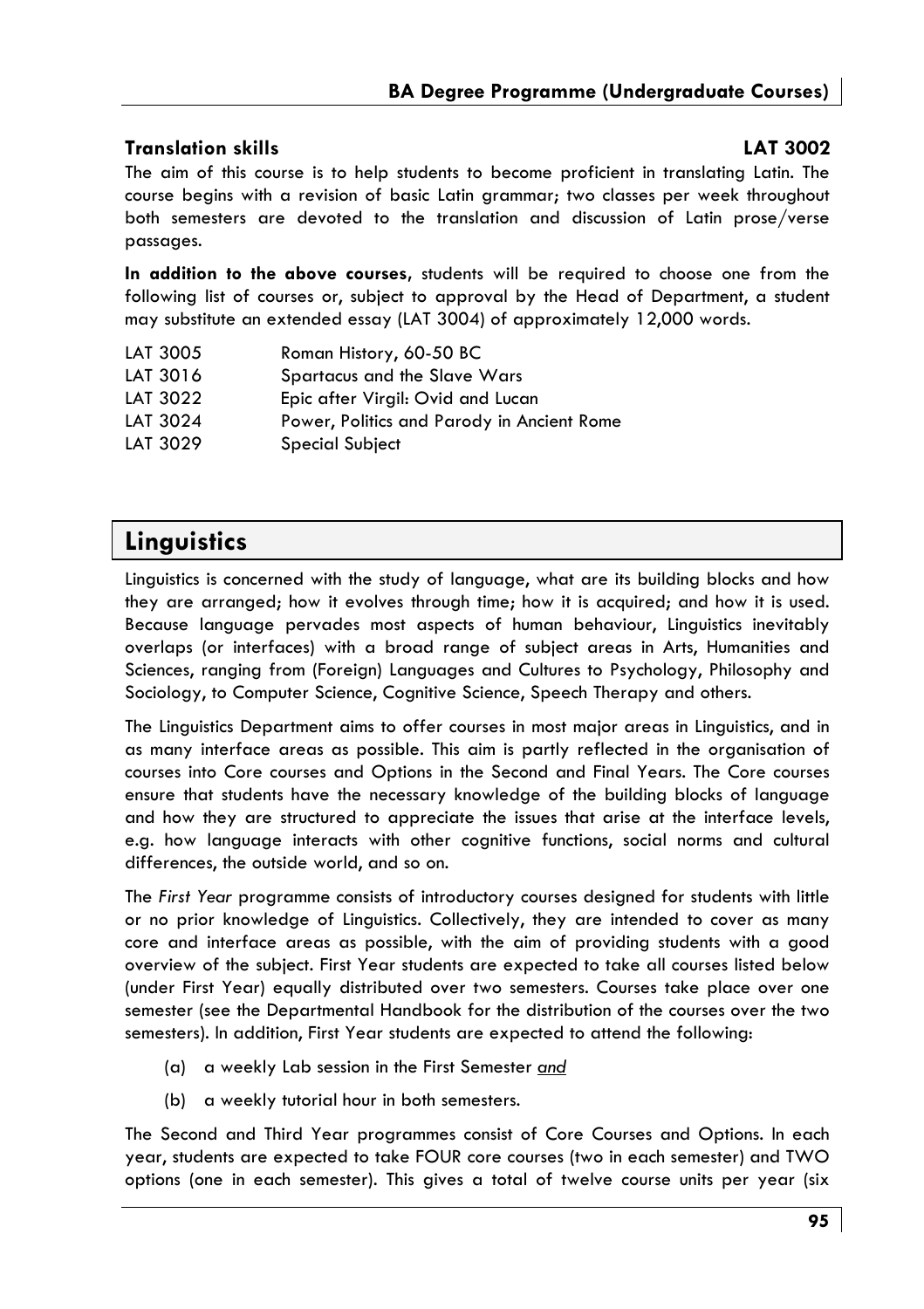### Translation skills — LAT 3002

The aim of this course is to help students to become proficient in translating Latin. The course begins with a revision of basic Latin grammar; two classes per week throughout both semesters are devoted to the translation and discussion of Latin prose/verse passages.

**In addition to the above courses**, students will be required to choose one from the following list of courses or, subject to approval by the Head of Department, a student may substitute an extended essay (LAT 3004) of approximately 12,000 words.

| | |
|---|---|
| LAT 3005 | Roman History, 60-50 BC |
| LAT 3016 | Spartacus and the Slave Wars |
| LAT 3022 | Epic after Virgil: Ovid and Lucan |
| LAT 3024 | Power, Politics and Parody in Ancient Rome |
| LAT 3029 | Special Subject |

## Linguistics

Linguistics is concerned with the study of language, what are its building blocks and how they are arranged; how it evolves through time; how it is acquired; and how it is used. Because language pervades most aspects of human behaviour, Linguistics inevitably overlaps (or interfaces) with a broad range of subject areas in Arts, Humanities and Sciences, ranging from (Foreign) Languages and Cultures to Psychology, Philosophy and Sociology, to Computer Science, Cognitive Science, Speech Therapy and others.

The Linguistics Department aims to offer courses in most major areas in Linguistics, and in as many interface areas as possible. This aim is partly reflected in the organisation of courses into Core courses and Options in the Second and Final Years. The Core courses ensure that students have the necessary knowledge of the building blocks of language and how they are structured to appreciate the issues that arise at the interface levels, e.g. how language interacts with other cognitive functions, social norms and cultural differences, the outside world, and so on.

The *First Year* programme consists of introductory courses designed for students with little or no prior knowledge of Linguistics. Collectively, they are intended to cover as many core and interface areas as possible, with the aim of providing students with a good overview of the subject. First Year students are expected to take all courses listed below (under First Year) equally distributed over two semesters. Courses take place over one semester (see the Departmental Handbook for the distribution of the courses over the two semesters). In addition, First Year students are expected to attend the following:

(a) a weekly Lab session in the First Semester *and*

(b) a weekly tutorial hour in both semesters.

The Second and Third Year programmes consist of Core Courses and Options. In each year, students are expected to take FOUR core courses (two in each semester) and TWO options (one in each semester). This gives a total of twelve course units per year (six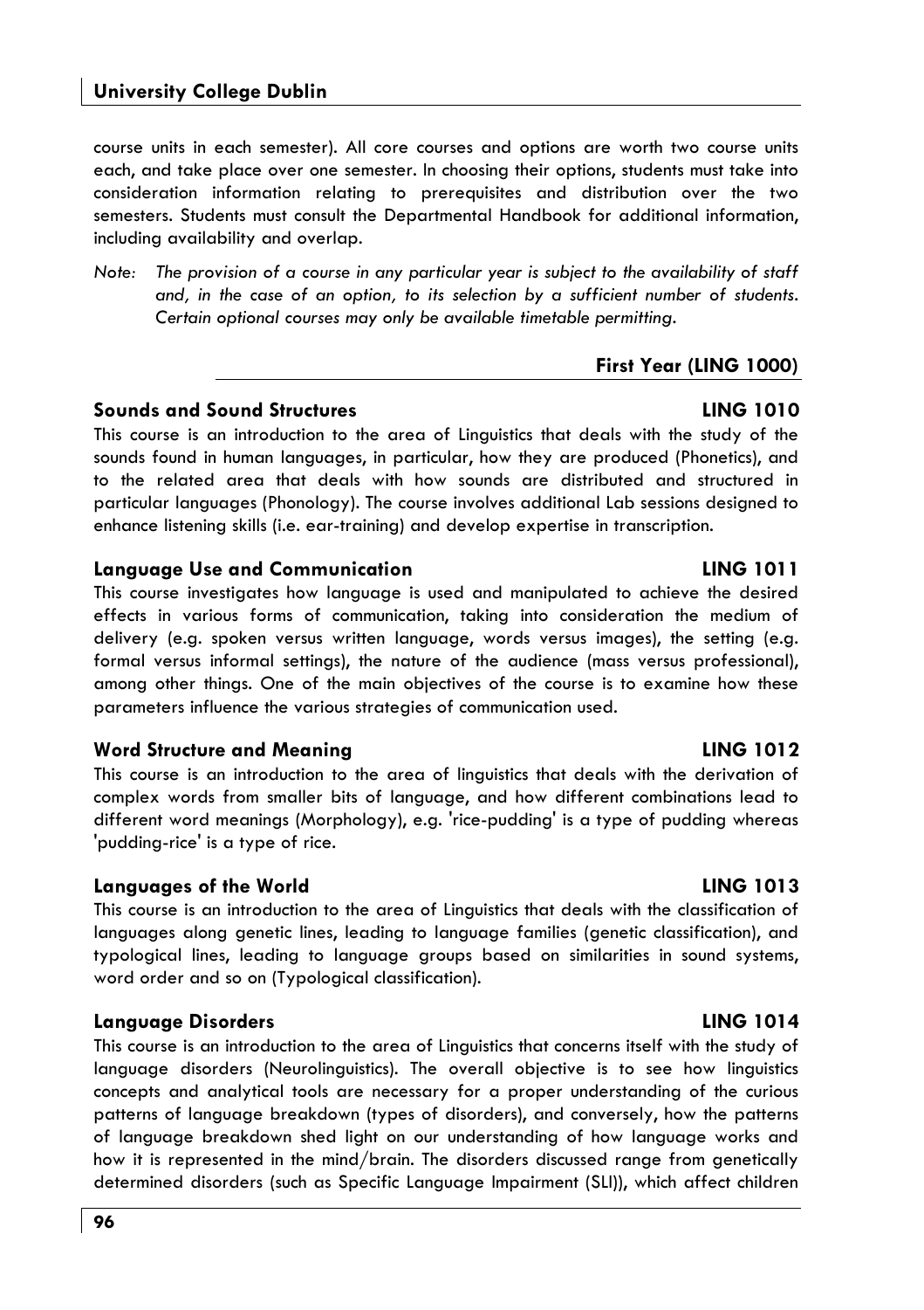course units in each semester). All core courses and options are worth two course units each, and take place over one semester. In choosing their options, students must take into consideration information relating to prerequisites and distribution over the two semesters. Students must consult the Departmental Handbook for additional information, including availability and overlap.

*Note: The provision of a course in any particular year is subject to the availability of staff and, in the case of an option, to its selection by a sufficient number of students. Certain optional courses may only be available timetable permitting.*

## First Year (LING 1000)

### Sounds and Sound Structures — LING 1010

This course is an introduction to the area of Linguistics that deals with the study of the sounds found in human languages, in particular, how they are produced (Phonetics), and to the related area that deals with how sounds are distributed and structured in particular languages (Phonology). The course involves additional Lab sessions designed to enhance listening skills (i.e. ear-training) and develop expertise in transcription.

### Language Use and Communication — LING 1011

This course investigates how language is used and manipulated to achieve the desired effects in various forms of communication, taking into consideration the medium of delivery (e.g. spoken versus written language, words versus images), the setting (e.g. formal versus informal settings), the nature of the audience (mass versus professional), among other things. One of the main objectives of the course is to examine how these parameters influence the various strategies of communication used.

### Word Structure and Meaning — LING 1012

This course is an introduction to the area of linguistics that deals with the derivation of complex words from smaller bits of language, and how different combinations lead to different word meanings (Morphology), e.g. 'rice-pudding' is a type of pudding whereas 'pudding-rice' is a type of rice.

### Languages of the World — LING 1013

This course is an introduction to the area of Linguistics that deals with the classification of languages along genetic lines, leading to language families (genetic classification), and typological lines, leading to language groups based on similarities in sound systems, word order and so on (Typological classification).

### Language Disorders — LING 1014

This course is an introduction to the area of Linguistics that concerns itself with the study of language disorders (Neurolinguistics). The overall objective is to see how linguistics concepts and analytical tools are necessary for a proper understanding of the curious patterns of language breakdown (types of disorders), and conversely, how the patterns of language breakdown shed light on our understanding of how language works and how it is represented in the mind/brain. The disorders discussed range from genetically determined disorders (such as Specific Language Impairment (SLI)), which affect children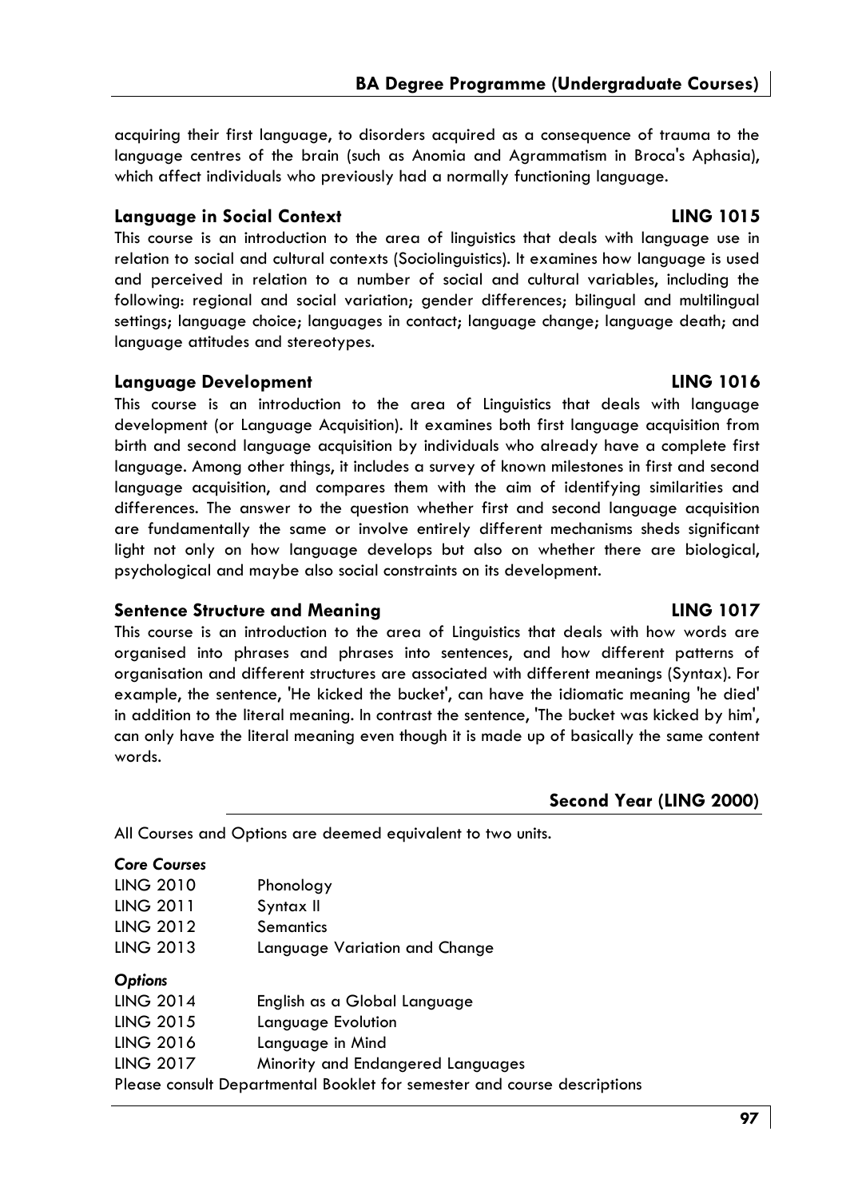acquiring their first language, to disorders acquired as a consequence of trauma to the language centres of the brain (such as Anomia and Agrammatism in Broca's Aphasia), which affect individuals who previously had a normally functioning language.

### Language in Social Context — LING 1015

This course is an introduction to the area of linguistics that deals with language use in relation to social and cultural contexts (Sociolinguistics). It examines how language is used and perceived in relation to a number of social and cultural variables, including the following: regional and social variation; gender differences; bilingual and multilingual settings; language choice; languages in contact; language change; language death; and language attitudes and stereotypes.

### Language Development — LING 1016

This course is an introduction to the area of Linguistics that deals with language development (or Language Acquisition). It examines both first language acquisition from birth and second language acquisition by individuals who already have a complete first language. Among other things, it includes a survey of known milestones in first and second language acquisition, and compares them with the aim of identifying similarities and differences. The answer to the question whether first and second language acquisition are fundamentally the same or involve entirely different mechanisms sheds significant light not only on how language develops but also on whether there are biological, psychological and maybe also social constraints on its development.

### Sentence Structure and Meaning — LING 1017

This course is an introduction to the area of Linguistics that deals with how words are organised into phrases and phrases into sentences, and how different patterns of organisation and different structures are associated with different meanings (Syntax). For example, the sentence, 'He kicked the bucket', can have the idiomatic meaning 'he died' in addition to the literal meaning. In contrast the sentence, 'The bucket was kicked by him', can only have the literal meaning even though it is made up of basically the same content words.

## Second Year (LING 2000)

All Courses and Options are deemed equivalent to two units.

*Core Courses*

| | |
|---|---|
| LING 2010 | Phonology |
| LING 2011 | Syntax II |
| LING 2012 | Semantics |
| LING 2013 | Language Variation and Change |

*Options*

| | |
|---|---|
| LING 2014 | English as a Global Language |
| LING 2015 | Language Evolution |
| LING 2016 | Language in Mind |
| LING 2017 | Minority and Endangered Languages |

Please consult Departmental Booklet for semester and course descriptions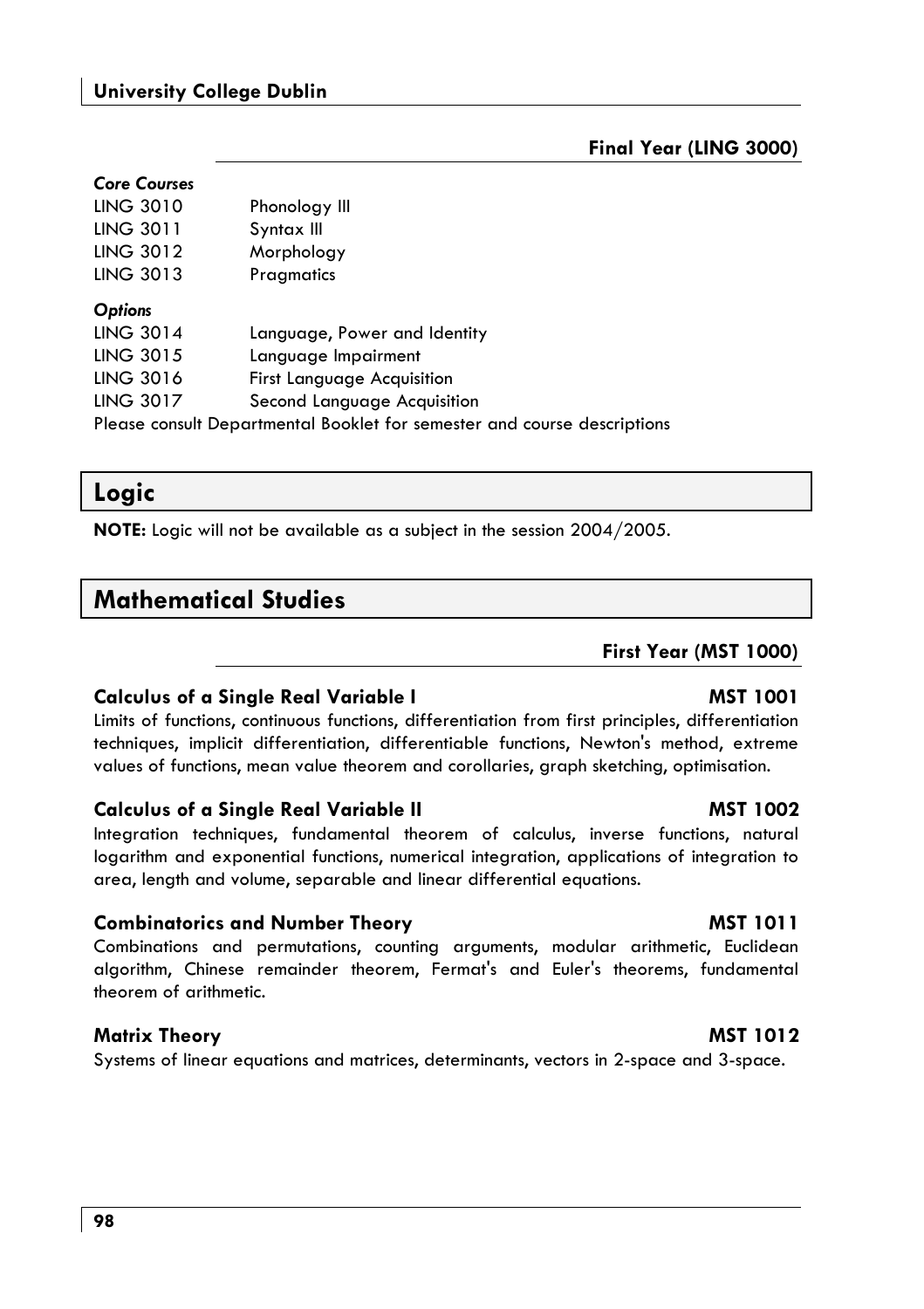### Final Year (LING 3000)

***Core Courses***

| | |
|---|---|
| LING 3010 | Phonology III |
| LING 3011 | Syntax III |
| LING 3012 | Morphology |
| LING 3013 | Pragmatics |

***Options***

| | |
|---|---|
| LING 3014 | Language, Power and Identity |
| LING 3015 | Language Impairment |
| LING 3016 | First Language Acquisition |
| LING 3017 | Second Language Acquisition |

Please consult Departmental Booklet for semester and course descriptions

## Logic

**NOTE:** Logic will not be available as a subject in the session 2004/2005.

## Mathematical Studies

### First Year (MST 1000)

**Calculus of a Single Real Variable I — MST 1001**

Limits of functions, continuous functions, differentiation from first principles, differentiation techniques, implicit differentiation, differentiable functions, Newton's method, extreme values of functions, mean value theorem and corollaries, graph sketching, optimisation.

**Calculus of a Single Real Variable II — MST 1002**

Integration techniques, fundamental theorem of calculus, inverse functions, natural logarithm and exponential functions, numerical integration, applications of integration to area, length and volume, separable and linear differential equations.

**Combinatorics and Number Theory — MST 1011**

Combinations and permutations, counting arguments, modular arithmetic, Euclidean algorithm, Chinese remainder theorem, Fermat's and Euler's theorems, fundamental theorem of arithmetic.

**Matrix Theory — MST 1012**

Systems of linear equations and matrices, determinants, vectors in 2-space and 3-space.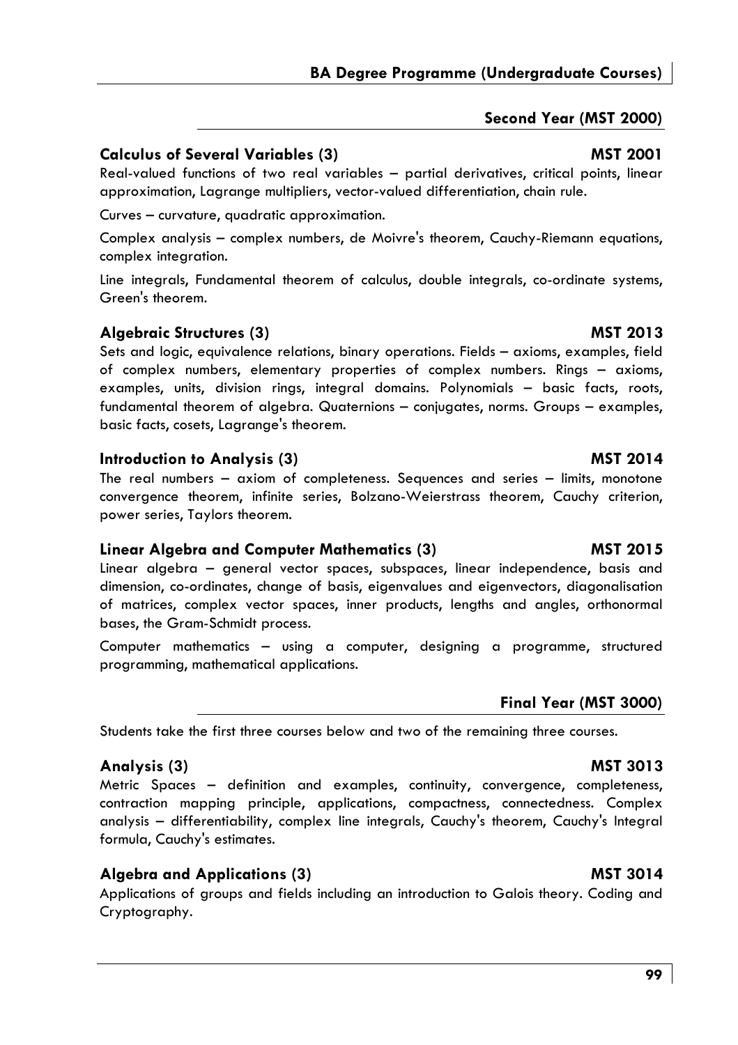## Second Year (MST 2000)

### Calculus of Several Variables (3) MST 2001

Real-valued functions of two real variables – partial derivatives, critical points, linear approximation, Lagrange multipliers, vector-valued differentiation, chain rule.

Curves – curvature, quadratic approximation.

Complex analysis – complex numbers, de Moivre's theorem, Cauchy-Riemann equations, complex integration.

Line integrals, Fundamental theorem of calculus, double integrals, co-ordinate systems, Green's theorem.

### Algebraic Structures (3) MST 2013

Sets and logic, equivalence relations, binary operations. Fields – axioms, examples, field of complex numbers, elementary properties of complex numbers. Rings – axioms, examples, units, division rings, integral domains. Polynomials – basic facts, roots, fundamental theorem of algebra. Quaternions – conjugates, norms. Groups – examples, basic facts, cosets, Lagrange's theorem.

### Introduction to Analysis (3) MST 2014

The real numbers – axiom of completeness. Sequences and series – limits, monotone convergence theorem, infinite series, Bolzano-Weierstrass theorem, Cauchy criterion, power series, Taylors theorem.

### Linear Algebra and Computer Mathematics (3) MST 2015

Linear algebra – general vector spaces, subspaces, linear independence, basis and dimension, co-ordinates, change of basis, eigenvalues and eigenvectors, diagonalisation of matrices, complex vector spaces, inner products, lengths and angles, orthonormal bases, the Gram-Schmidt process.

Computer mathematics – using a computer, designing a programme, structured programming, mathematical applications.

## Final Year (MST 3000)

Students take the first three courses below and two of the remaining three courses.

### Analysis (3) MST 3013

Metric Spaces – definition and examples, continuity, convergence, completeness, contraction mapping principle, applications, compactness, connectedness. Complex analysis – differentiability, complex line integrals, Cauchy's theorem, Cauchy's Integral formula, Cauchy's estimates.

### Algebra and Applications (3) MST 3014

Applications of groups and fields including an introduction to Galois theory. Coding and Cryptography.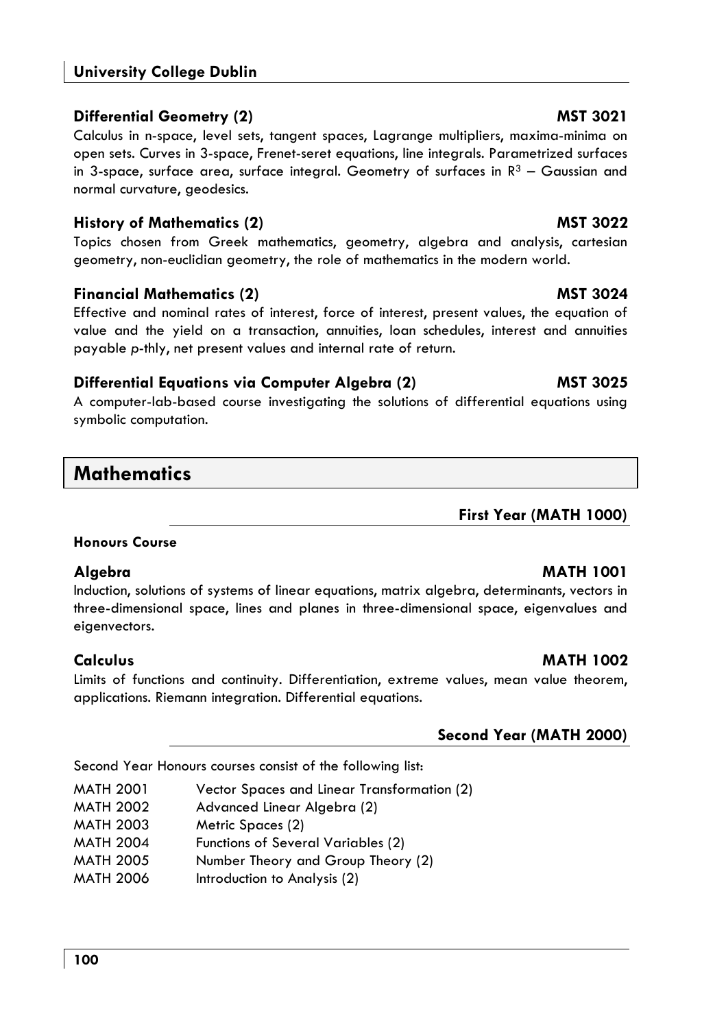### Differential Geometry (2) MST 3021

Calculus in n-space, level sets, tangent spaces, Lagrange multipliers, maxima-minima on open sets. Curves in 3-space, Frenet-seret equations, line integrals. Parametrized surfaces in 3-space, surface area, surface integral. Geometry of surfaces in $R^3$ – Gaussian and normal curvature, geodesics.

### History of Mathematics (2) MST 3022

Topics chosen from Greek mathematics, geometry, algebra and analysis, cartesian geometry, non-euclidian geometry, the role of mathematics in the modern world.

### Financial Mathematics (2) MST 3024

Effective and nominal rates of interest, force of interest, present values, the equation of value and the yield on a transaction, annuities, loan schedules, interest and annuities payable *p*-thly, net present values and internal rate of return.

### Differential Equations via Computer Algebra (2) MST 3025

A computer-lab-based course investigating the solutions of differential equations using symbolic computation.

# Mathematics

## First Year (MATH 1000)

**Honours Course**

### Algebra MATH 1001

Induction, solutions of systems of linear equations, matrix algebra, determinants, vectors in three-dimensional space, lines and planes in three-dimensional space, eigenvalues and eigenvectors.

### Calculus MATH 1002

Limits of functions and continuity. Differentiation, extreme values, mean value theorem, applications. Riemann integration. Differential equations.

## Second Year (MATH 2000)

Second Year Honours courses consist of the following list:

| | |
|---|---|
| MATH 2001 | Vector Spaces and Linear Transformation (2) |
| MATH 2002 | Advanced Linear Algebra (2) |
| MATH 2003 | Metric Spaces (2) |
| MATH 2004 | Functions of Several Variables (2) |
| MATH 2005 | Number Theory and Group Theory (2) |
| MATH 2006 | Introduction to Analysis (2) |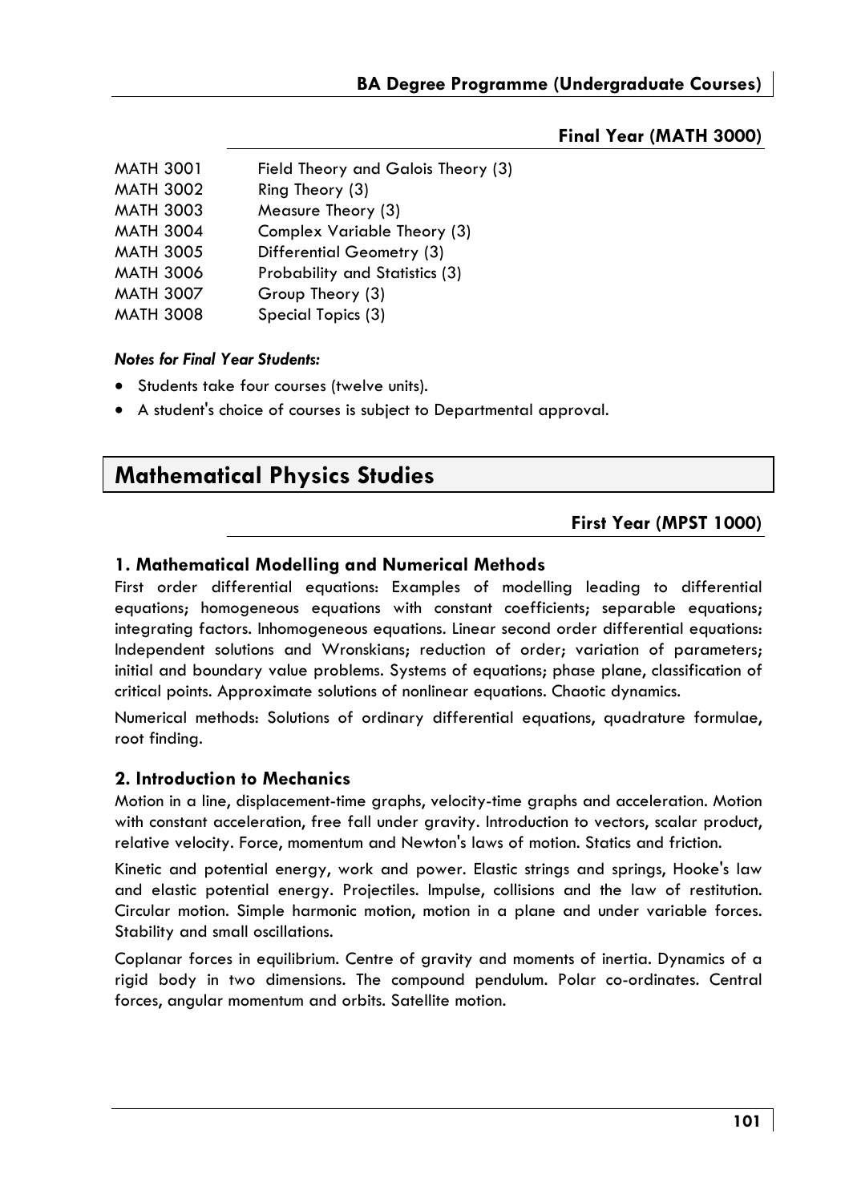### Final Year (MATH 3000)

| | |
|---|---|
| MATH 3001 | Field Theory and Galois Theory (3) |
| MATH 3002 | Ring Theory (3) |
| MATH 3003 | Measure Theory (3) |
| MATH 3004 | Complex Variable Theory (3) |
| MATH 3005 | Differential Geometry (3) |
| MATH 3006 | Probability and Statistics (3) |
| MATH 3007 | Group Theory (3) |
| MATH 3008 | Special Topics (3) |

***Notes for Final Year Students:***

- Students take four courses (twelve units).
- A student's choice of courses is subject to Departmental approval.

# Mathematical Physics Studies

### First Year (MPST 1000)

### 1. Mathematical Modelling and Numerical Methods

First order differential equations: Examples of modelling leading to differential equations; homogeneous equations with constant coefficients; separable equations; integrating factors. Inhomogeneous equations. Linear second order differential equations: Independent solutions and Wronskians; reduction of order; variation of parameters; initial and boundary value problems. Systems of equations; phase plane, classification of critical points. Approximate solutions of nonlinear equations. Chaotic dynamics.

Numerical methods: Solutions of ordinary differential equations, quadrature formulae, root finding.

### 2. Introduction to Mechanics

Motion in a line, displacement-time graphs, velocity-time graphs and acceleration. Motion with constant acceleration, free fall under gravity. Introduction to vectors, scalar product, relative velocity. Force, momentum and Newton's laws of motion. Statics and friction.

Kinetic and potential energy, work and power. Elastic strings and springs, Hooke's law and elastic potential energy. Projectiles. Impulse, collisions and the law of restitution. Circular motion. Simple harmonic motion, motion in a plane and under variable forces. Stability and small oscillations.

Coplanar forces in equilibrium. Centre of gravity and moments of inertia. Dynamics of a rigid body in two dimensions. The compound pendulum. Polar co-ordinates. Central forces, angular momentum and orbits. Satellite motion.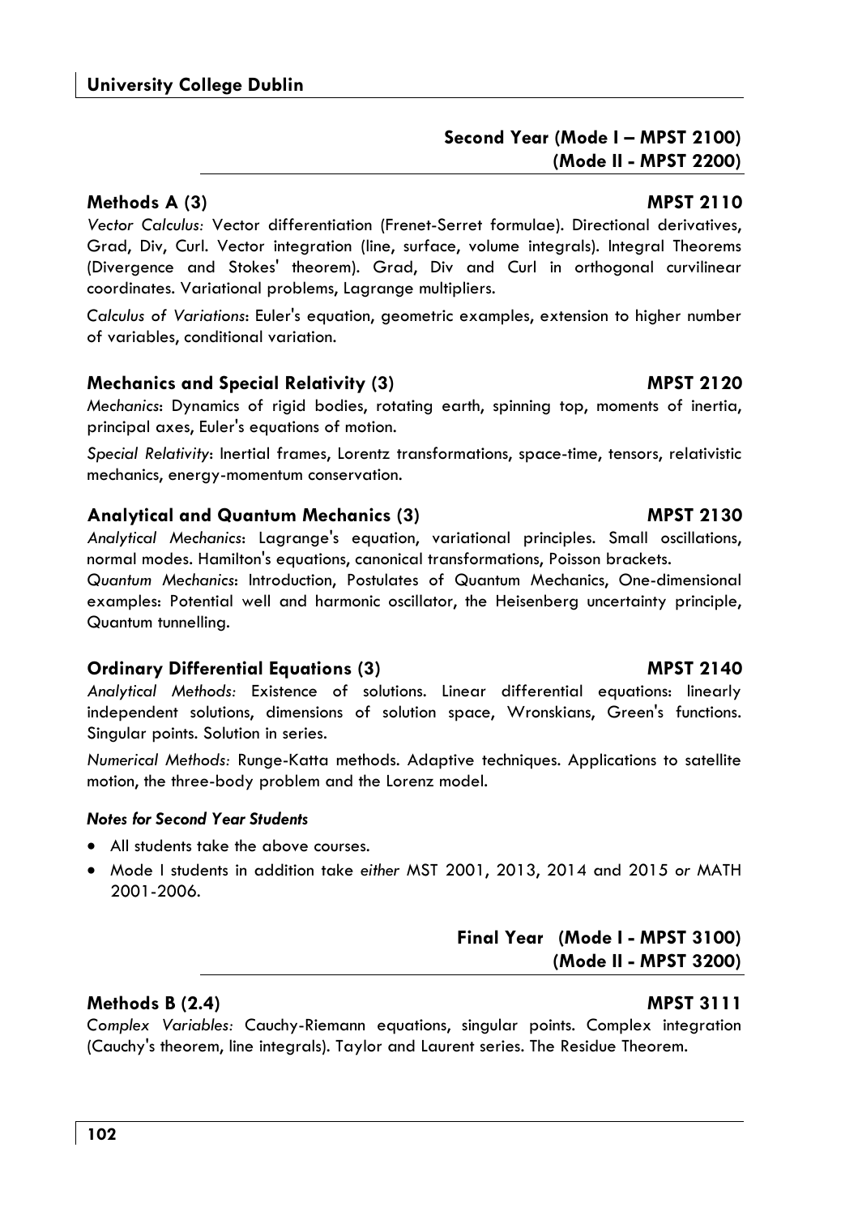## Second Year (Mode I – MPST 2100)
## (Mode II - MPST 2200)

### Methods A (3) MPST 2110

*Vector Calculus:* Vector differentiation (Frenet-Serret formulae). Directional derivatives, Grad, Div, Curl. Vector integration (line, surface, volume integrals). Integral Theorems (Divergence and Stokes' theorem). Grad, Div and Curl in orthogonal curvilinear coordinates. Variational problems, Lagrange multipliers.

*Calculus of Variations*: Euler's equation, geometric examples, extension to higher number of variables, conditional variation.

### Mechanics and Special Relativity (3) MPST 2120

*Mechanics*: Dynamics of rigid bodies, rotating earth, spinning top, moments of inertia, principal axes, Euler's equations of motion.

*Special Relativity*: Inertial frames, Lorentz transformations, space-time, tensors, relativistic mechanics, energy-momentum conservation.

### Analytical and Quantum Mechanics (3) MPST 2130

*Analytical Mechanics*: Lagrange's equation, variational principles. Small oscillations, normal modes. Hamilton's equations, canonical transformations, Poisson brackets.

*Quantum Mechanics*: Introduction, Postulates of Quantum Mechanics, One-dimensional examples: Potential well and harmonic oscillator, the Heisenberg uncertainty principle, Quantum tunnelling.

### Ordinary Differential Equations (3) MPST 2140

*Analytical Methods:* Existence of solutions. Linear differential equations: linearly independent solutions, dimensions of solution space, Wronskians, Green's functions. Singular points. Solution in series.

*Numerical Methods:* Runge-Katta methods. Adaptive techniques. Applications to satellite motion, the three-body problem and the Lorenz model.

#### *Notes for Second Year Students*

- All students take the above courses.
- Mode I students in addition take *either* MST 2001, 2013, 2014 and 2015 *or* MATH 2001-2006.

## Final Year (Mode I - MPST 3100)
## (Mode II - MPST 3200)

### Methods B (2.4) MPST 3111

*Complex Variables:* Cauchy-Riemann equations, singular points. Complex integration (Cauchy's theorem, line integrals). Taylor and Laurent series. The Residue Theorem.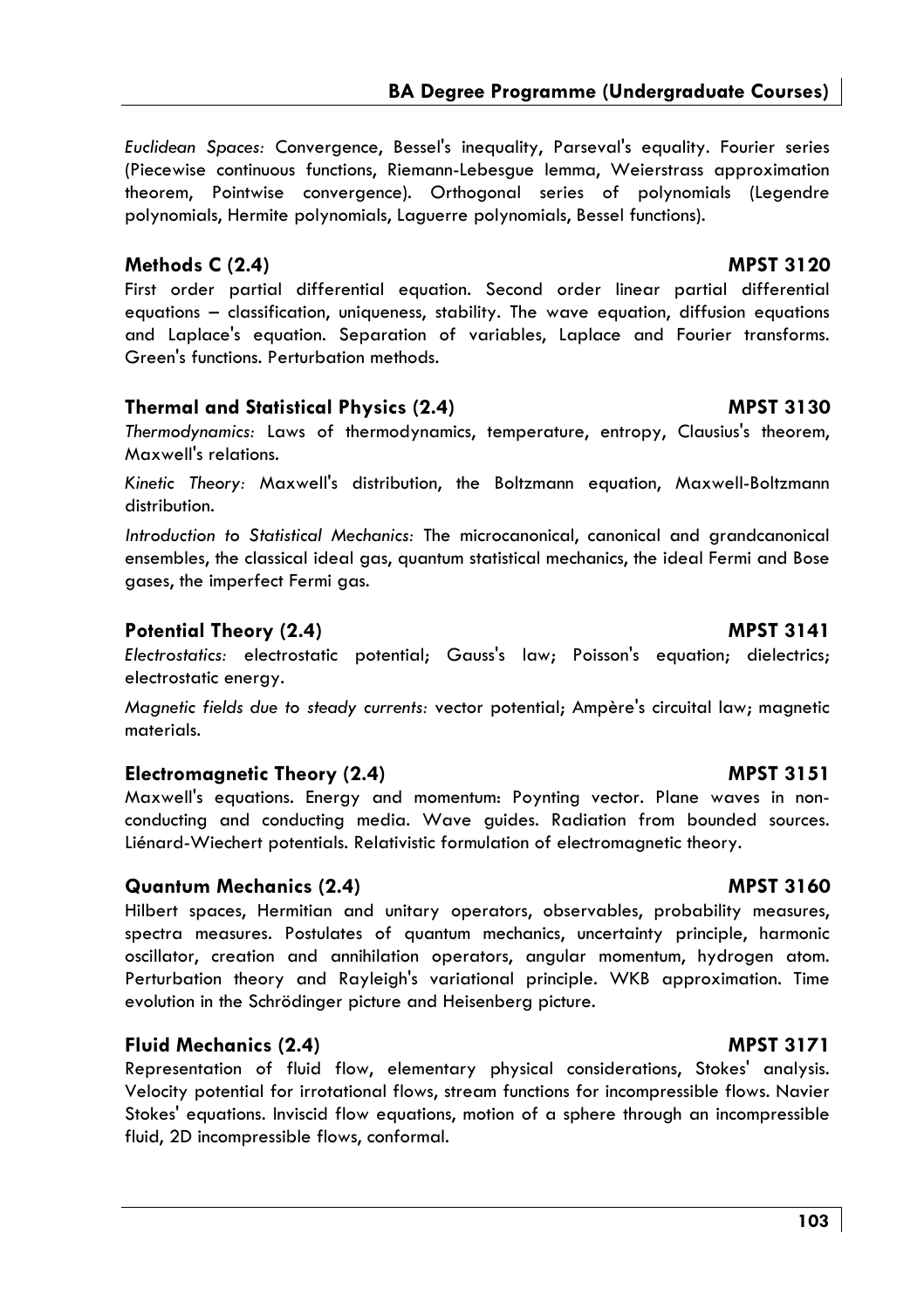*Euclidean Spaces:* Convergence, Bessel's inequality, Parseval's equality. Fourier series (Piecewise continuous functions, Riemann-Lebesgue lemma, Weierstrass approximation theorem, Pointwise convergence). Orthogonal series of polynomials (Legendre polynomials, Hermite polynomials, Laguerre polynomials, Bessel functions).

### Methods C (2.4) — MPST 3120

First order partial differential equation. Second order linear partial differential equations – classification, uniqueness, stability. The wave equation, diffusion equations and Laplace's equation. Separation of variables, Laplace and Fourier transforms. Green's functions. Perturbation methods.

### Thermal and Statistical Physics (2.4) — MPST 3130

*Thermodynamics:* Laws of thermodynamics, temperature, entropy, Clausius's theorem, Maxwell's relations.

*Kinetic Theory:* Maxwell's distribution, the Boltzmann equation, Maxwell-Boltzmann distribution.

*Introduction to Statistical Mechanics:* The microcanonical, canonical and grandcanonical ensembles, the classical ideal gas, quantum statistical mechanics, the ideal Fermi and Bose gases, the imperfect Fermi gas.

### Potential Theory (2.4) — MPST 3141

*Electrostatics:* electrostatic potential; Gauss's law; Poisson's equation; dielectrics; electrostatic energy.

*Magnetic fields due to steady currents:* vector potential; Ampère's circuital law; magnetic materials.

### Electromagnetic Theory (2.4) — MPST 3151

Maxwell's equations. Energy and momentum: Poynting vector. Plane waves in non-conducting and conducting media. Wave guides. Radiation from bounded sources. Liénard-Wiechert potentials. Relativistic formulation of electromagnetic theory.

### Quantum Mechanics (2.4) — MPST 3160

Hilbert spaces, Hermitian and unitary operators, observables, probability measures, spectra measures. Postulates of quantum mechanics, uncertainty principle, harmonic oscillator, creation and annihilation operators, angular momentum, hydrogen atom. Perturbation theory and Rayleigh's variational principle. WKB approximation. Time evolution in the Schrödinger picture and Heisenberg picture.

### Fluid Mechanics (2.4) — MPST 3171

Representation of fluid flow, elementary physical considerations, Stokes' analysis. Velocity potential for irrotational flows, stream functions for incompressible flows. Navier Stokes' equations. Inviscid flow equations, motion of a sphere through an incompressible fluid, 2D incompressible flows, conformal.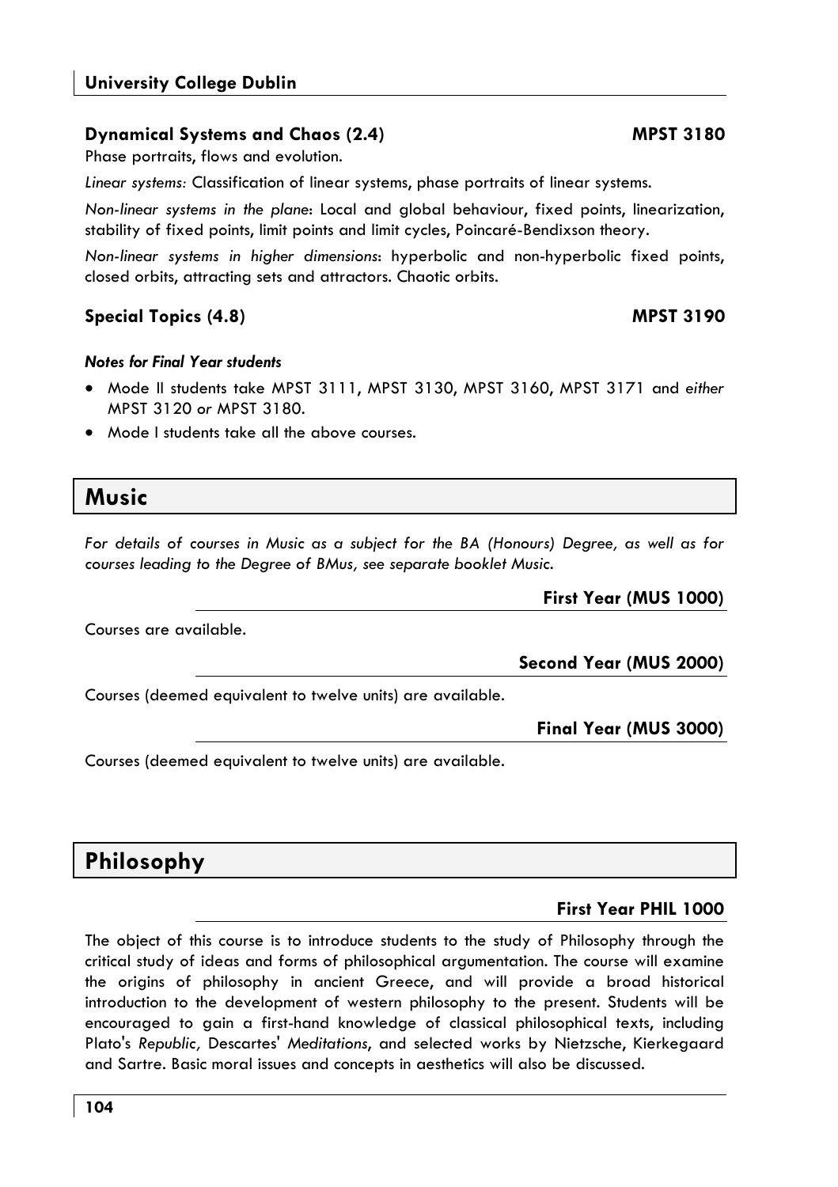### Dynamical Systems and Chaos (2.4) MPST 3180

Phase portraits, flows and evolution.

*Linear systems:* Classification of linear systems, phase portraits of linear systems.

*Non-linear systems in the plane*: Local and global behaviour, fixed points, linearization, stability of fixed points, limit points and limit cycles, Poincaré-Bendixson theory.

*Non-linear systems in higher dimensions*: hyperbolic and non-hyperbolic fixed points, closed orbits, attracting sets and attractors. Chaotic orbits.

### Special Topics (4.8) MPST 3190

***Notes for Final Year students***

- Mode II students take MPST 3111, MPST 3130, MPST 3160, MPST 3171 and *either* MPST 3120 *or* MPST 3180.
- Mode I students take all the above courses.

## Music

*For details of courses in Music as a subject for the BA (Honours) Degree, as well as for courses leading to the Degree of BMus, see separate booklet Music.*

### First Year (MUS 1000)

Courses are available.

### Second Year (MUS 2000)

Courses (deemed equivalent to twelve units) are available.

### Final Year (MUS 3000)

Courses (deemed equivalent to twelve units) are available.

## Philosophy

### First Year PHIL 1000

The object of this course is to introduce students to the study of Philosophy through the critical study of ideas and forms of philosophical argumentation. The course will examine the origins of philosophy in ancient Greece, and will provide a broad historical introduction to the development of western philosophy to the present. Students will be encouraged to gain a first-hand knowledge of classical philosophical texts, including Plato's *Republic,* Descartes' *Meditations*, and selected works by Nietzsche, Kierkegaard and Sartre. Basic moral issues and concepts in aesthetics will also be discussed.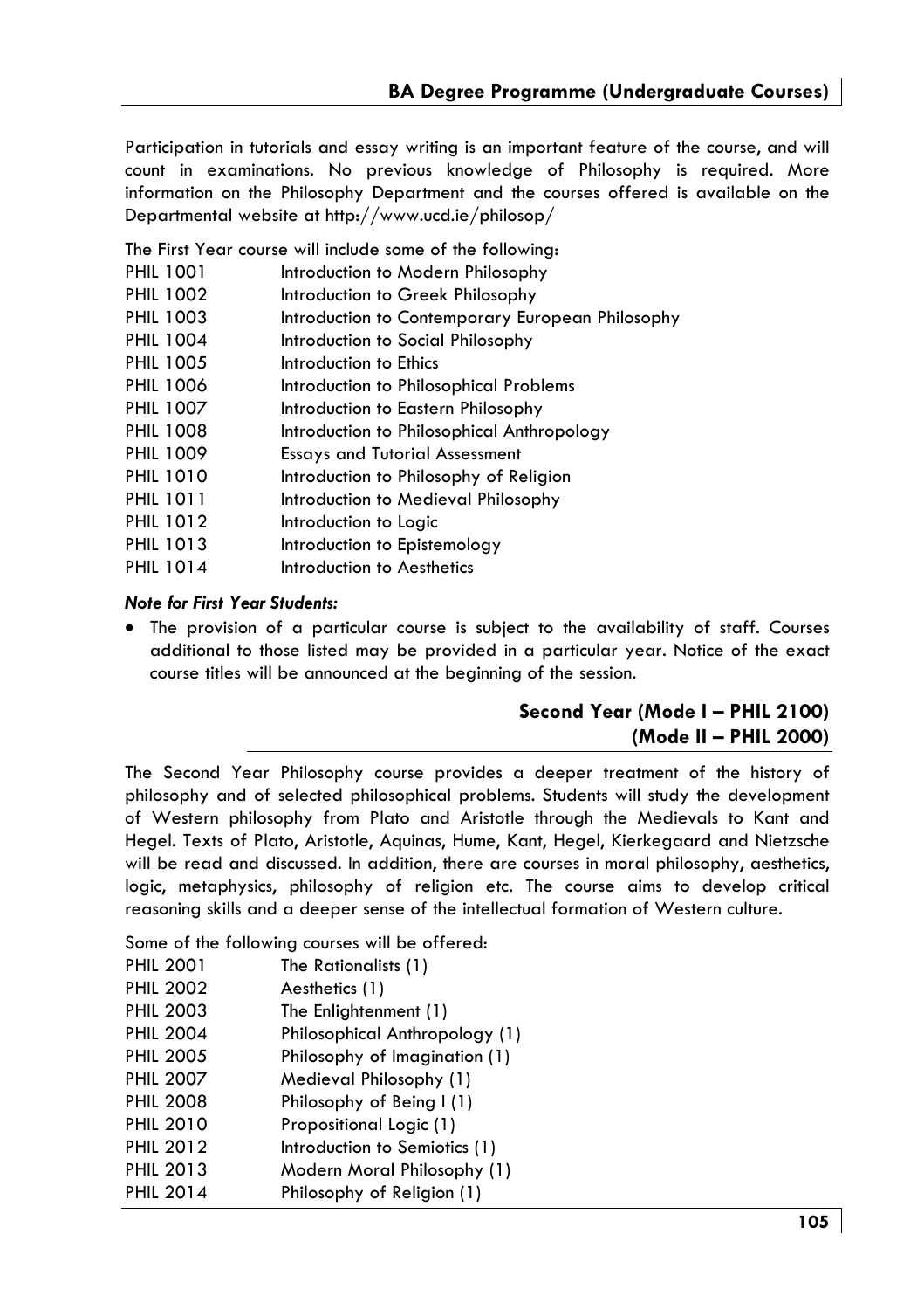Participation in tutorials and essay writing is an important feature of the course, and will count in examinations. No previous knowledge of Philosophy is required. More information on the Philosophy Department and the courses offered is available on the Departmental website at http://www.ucd.ie/philosop/

The First Year course will include some of the following:

| | |
|---|---|
| PHIL 1001 | Introduction to Modern Philosophy |
| PHIL 1002 | Introduction to Greek Philosophy |
| PHIL 1003 | Introduction to Contemporary European Philosophy |
| PHIL 1004 | Introduction to Social Philosophy |
| PHIL 1005 | Introduction to Ethics |
| PHIL 1006 | Introduction to Philosophical Problems |
| PHIL 1007 | Introduction to Eastern Philosophy |
| PHIL 1008 | Introduction to Philosophical Anthropology |
| PHIL 1009 | Essays and Tutorial Assessment |
| PHIL 1010 | Introduction to Philosophy of Religion |
| PHIL 1011 | Introduction to Medieval Philosophy |
| PHIL 1012 | Introduction to Logic |
| PHIL 1013 | Introduction to Epistemology |
| PHIL 1014 | Introduction to Aesthetics |

***Note for First Year Students:***

- The provision of a particular course is subject to the availability of staff. Courses additional to those listed may be provided in a particular year. Notice of the exact course titles will be announced at the beginning of the session.

## Second Year (Mode I – PHIL 2100) (Mode II – PHIL 2000)

The Second Year Philosophy course provides a deeper treatment of the history of philosophy and of selected philosophical problems. Students will study the development of Western philosophy from Plato and Aristotle through the Medievals to Kant and Hegel. Texts of Plato, Aristotle, Aquinas, Hume, Kant, Hegel, Kierkegaard and Nietzsche will be read and discussed. In addition, there are courses in moral philosophy, aesthetics, logic, metaphysics, philosophy of religion etc. The course aims to develop critical reasoning skills and a deeper sense of the intellectual formation of Western culture.

Some of the following courses will be offered:

| | |
|---|---|
| PHIL 2001 | The Rationalists (1) |
| PHIL 2002 | Aesthetics (1) |
| PHIL 2003 | The Enlightenment (1) |
| PHIL 2004 | Philosophical Anthropology (1) |
| PHIL 2005 | Philosophy of Imagination (1) |
| PHIL 2007 | Medieval Philosophy (1) |
| PHIL 2008 | Philosophy of Being I (1) |
| PHIL 2010 | Propositional Logic (1) |
| PHIL 2012 | Introduction to Semiotics (1) |
| PHIL 2013 | Modern Moral Philosophy (1) |
| PHIL 2014 | Philosophy of Religion (1) |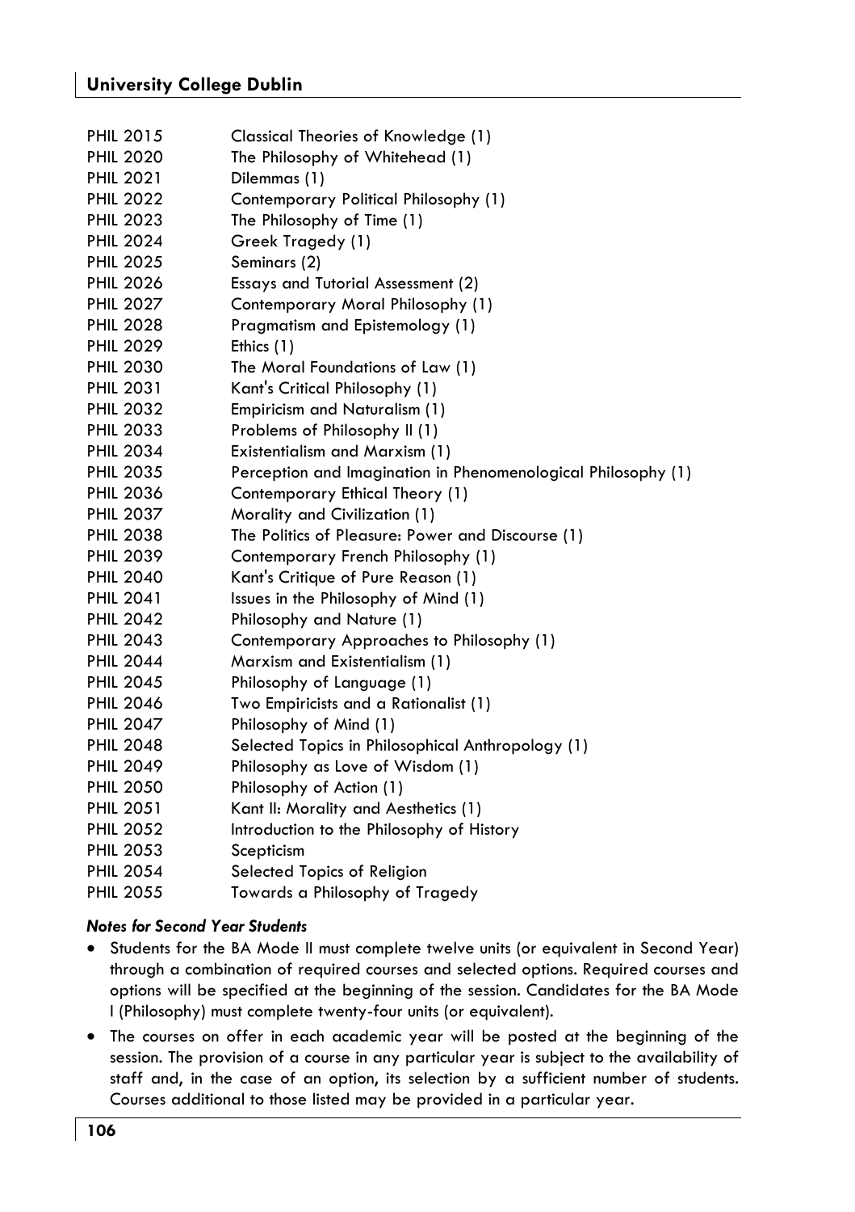| | |
|---|---|
| PHIL 2015 | Classical Theories of Knowledge (1) |
| PHIL 2020 | The Philosophy of Whitehead (1) |
| PHIL 2021 | Dilemmas (1) |
| PHIL 2022 | Contemporary Political Philosophy (1) |
| PHIL 2023 | The Philosophy of Time (1) |
| PHIL 2024 | Greek Tragedy (1) |
| PHIL 2025 | Seminars (2) |
| PHIL 2026 | Essays and Tutorial Assessment (2) |
| PHIL 2027 | Contemporary Moral Philosophy (1) |
| PHIL 2028 | Pragmatism and Epistemology (1) |
| PHIL 2029 | Ethics (1) |
| PHIL 2030 | The Moral Foundations of Law (1) |
| PHIL 2031 | Kant's Critical Philosophy (1) |
| PHIL 2032 | Empiricism and Naturalism (1) |
| PHIL 2033 | Problems of Philosophy II (1) |
| PHIL 2034 | Existentialism and Marxism (1) |
| PHIL 2035 | Perception and Imagination in Phenomenological Philosophy (1) |
| PHIL 2036 | Contemporary Ethical Theory (1) |
| PHIL 2037 | Morality and Civilization (1) |
| PHIL 2038 | The Politics of Pleasure: Power and Discourse (1) |
| PHIL 2039 | Contemporary French Philosophy (1) |
| PHIL 2040 | Kant's Critique of Pure Reason (1) |
| PHIL 2041 | Issues in the Philosophy of Mind (1) |
| PHIL 2042 | Philosophy and Nature (1) |
| PHIL 2043 | Contemporary Approaches to Philosophy (1) |
| PHIL 2044 | Marxism and Existentialism (1) |
| PHIL 2045 | Philosophy of Language (1) |
| PHIL 2046 | Two Empiricists and a Rationalist (1) |
| PHIL 2047 | Philosophy of Mind (1) |
| PHIL 2048 | Selected Topics in Philosophical Anthropology (1) |
| PHIL 2049 | Philosophy as Love of Wisdom (1) |
| PHIL 2050 | Philosophy of Action (1) |
| PHIL 2051 | Kant II: Morality and Aesthetics (1) |
| PHIL 2052 | Introduction to the Philosophy of History |
| PHIL 2053 | Scepticism |
| PHIL 2054 | Selected Topics of Religion |
| PHIL 2055 | Towards a Philosophy of Tragedy |

***Notes for Second Year Students***

- Students for the BA Mode II must complete twelve units (or equivalent in Second Year) through a combination of required courses and selected options. Required courses and options will be specified at the beginning of the session. Candidates for the BA Mode I (Philosophy) must complete twenty-four units (or equivalent).
- The courses on offer in each academic year will be posted at the beginning of the session. The provision of a course in any particular year is subject to the availability of staff and, in the case of an option, its selection by a sufficient number of students. Courses additional to those listed may be provided in a particular year.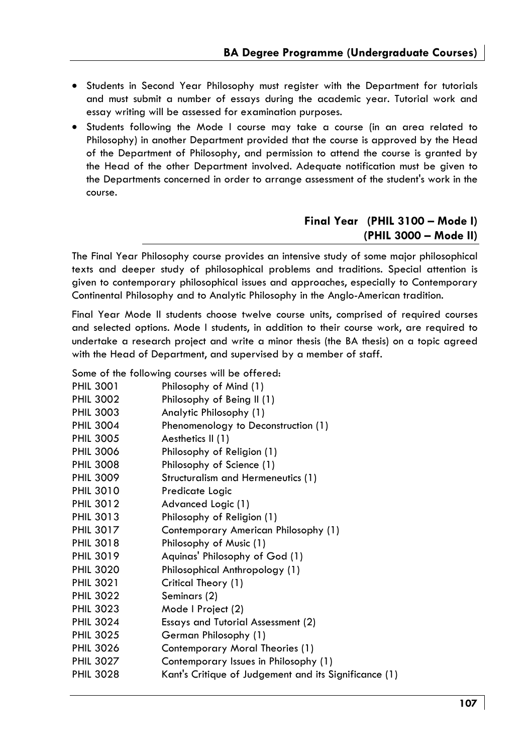- Students in Second Year Philosophy must register with the Department for tutorials and must submit a number of essays during the academic year. Tutorial work and essay writing will be assessed for examination purposes.
- Students following the Mode I course may take a course (in an area related to Philosophy) in another Department provided that the course is approved by the Head of the Department of Philosophy, and permission to attend the course is granted by the Head of the other Department involved. Adequate notification must be given to the Departments concerned in order to arrange assessment of the student's work in the course.

## Final Year (PHIL 3100 – Mode I) (PHIL 3000 – Mode II)

The Final Year Philosophy course provides an intensive study of some major philosophical texts and deeper study of philosophical problems and traditions. Special attention is given to contemporary philosophical issues and approaches, especially to Contemporary Continental Philosophy and to Analytic Philosophy in the Anglo-American tradition.

Final Year Mode II students choose twelve course units, comprised of required courses and selected options. Mode I students, in addition to their course work, are required to undertake a research project and write a minor thesis (the BA thesis) on a topic agreed with the Head of Department, and supervised by a member of staff.

Some of the following courses will be offered:

| | |
|---|---|
| PHIL 3001 | Philosophy of Mind (1) |
| PHIL 3002 | Philosophy of Being II (1) |
| PHIL 3003 | Analytic Philosophy (1) |
| PHIL 3004 | Phenomenology to Deconstruction (1) |
| PHIL 3005 | Aesthetics II (1) |
| PHIL 3006 | Philosophy of Religion (1) |
| PHIL 3008 | Philosophy of Science (1) |
| PHIL 3009 | Structuralism and Hermeneutics (1) |
| PHIL 3010 | Predicate Logic |
| PHIL 3012 | Advanced Logic (1) |
| PHIL 3013 | Philosophy of Religion (1) |
| PHIL 3017 | Contemporary American Philosophy (1) |
| PHIL 3018 | Philosophy of Music (1) |
| PHIL 3019 | Aquinas' Philosophy of God (1) |
| PHIL 3020 | Philosophical Anthropology (1) |
| PHIL 3021 | Critical Theory (1) |
| PHIL 3022 | Seminars (2) |
| PHIL 3023 | Mode I Project (2) |
| PHIL 3024 | Essays and Tutorial Assessment (2) |
| PHIL 3025 | German Philosophy (1) |
| PHIL 3026 | Contemporary Moral Theories (1) |
| PHIL 3027 | Contemporary Issues in Philosophy (1) |
| PHIL 3028 | Kant's Critique of Judgement and its Significance (1) |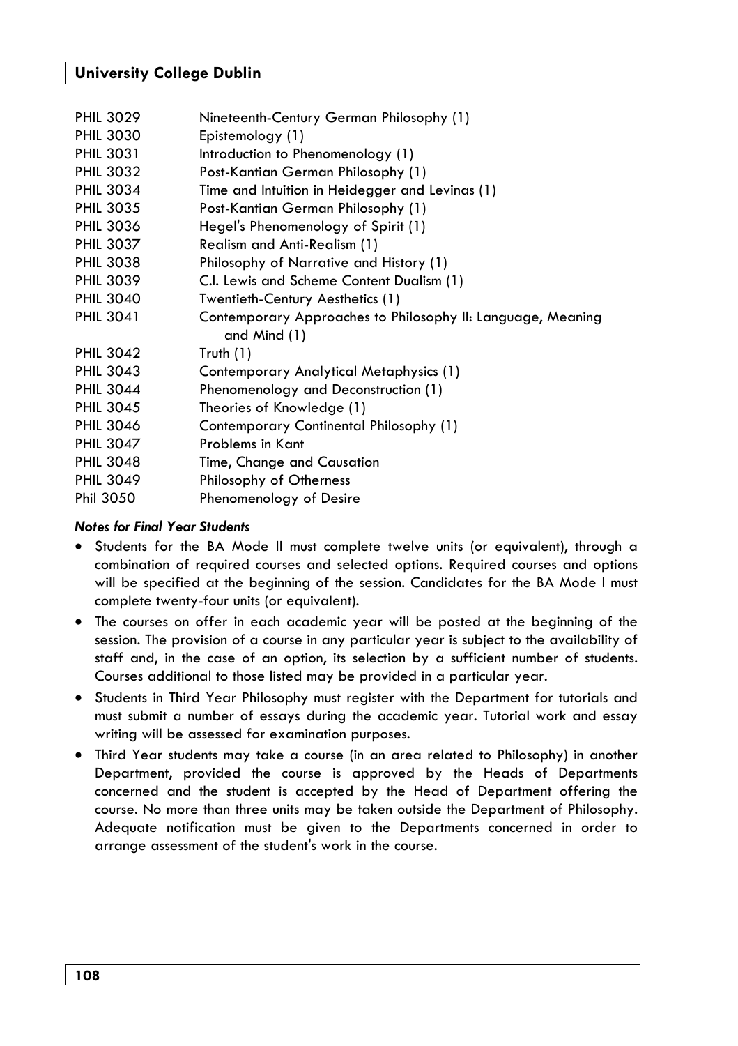| | |
|---|---|
| PHIL 3029 | Nineteenth-Century German Philosophy (1) |
| PHIL 3030 | Epistemology (1) |
| PHIL 3031 | Introduction to Phenomenology (1) |
| PHIL 3032 | Post-Kantian German Philosophy (1) |
| PHIL 3034 | Time and Intuition in Heidegger and Levinas (1) |
| PHIL 3035 | Post-Kantian German Philosophy (1) |
| PHIL 3036 | Hegel's Phenomenology of Spirit (1) |
| PHIL 3037 | Realism and Anti-Realism (1) |
| PHIL 3038 | Philosophy of Narrative and History (1) |
| PHIL 3039 | C.I. Lewis and Scheme Content Dualism (1) |
| PHIL 3040 | Twentieth-Century Aesthetics (1) |
| PHIL 3041 | Contemporary Approaches to Philosophy II: Language, Meaning and Mind (1) |
| PHIL 3042 | Truth (1) |
| PHIL 3043 | Contemporary Analytical Metaphysics (1) |
| PHIL 3044 | Phenomenology and Deconstruction (1) |
| PHIL 3045 | Theories of Knowledge (1) |
| PHIL 3046 | Contemporary Continental Philosophy (1) |
| PHIL 3047 | Problems in Kant |
| PHIL 3048 | Time, Change and Causation |
| PHIL 3049 | Philosophy of Otherness |
| Phil 3050 | Phenomenology of Desire |

***Notes for Final Year Students***

- Students for the BA Mode II must complete twelve units (or equivalent), through a combination of required courses and selected options. Required courses and options will be specified at the beginning of the session. Candidates for the BA Mode I must complete twenty-four units (or equivalent).
- The courses on offer in each academic year will be posted at the beginning of the session. The provision of a course in any particular year is subject to the availability of staff and, in the case of an option, its selection by a sufficient number of students. Courses additional to those listed may be provided in a particular year.
- Students in Third Year Philosophy must register with the Department for tutorials and must submit a number of essays during the academic year. Tutorial work and essay writing will be assessed for examination purposes.
- Third Year students may take a course (in an area related to Philosophy) in another Department, provided the course is approved by the Heads of Departments concerned and the student is accepted by the Head of Department offering the course. No more than three units may be taken outside the Department of Philosophy. Adequate notification must be given to the Departments concerned in order to arrange assessment of the student's work in the course.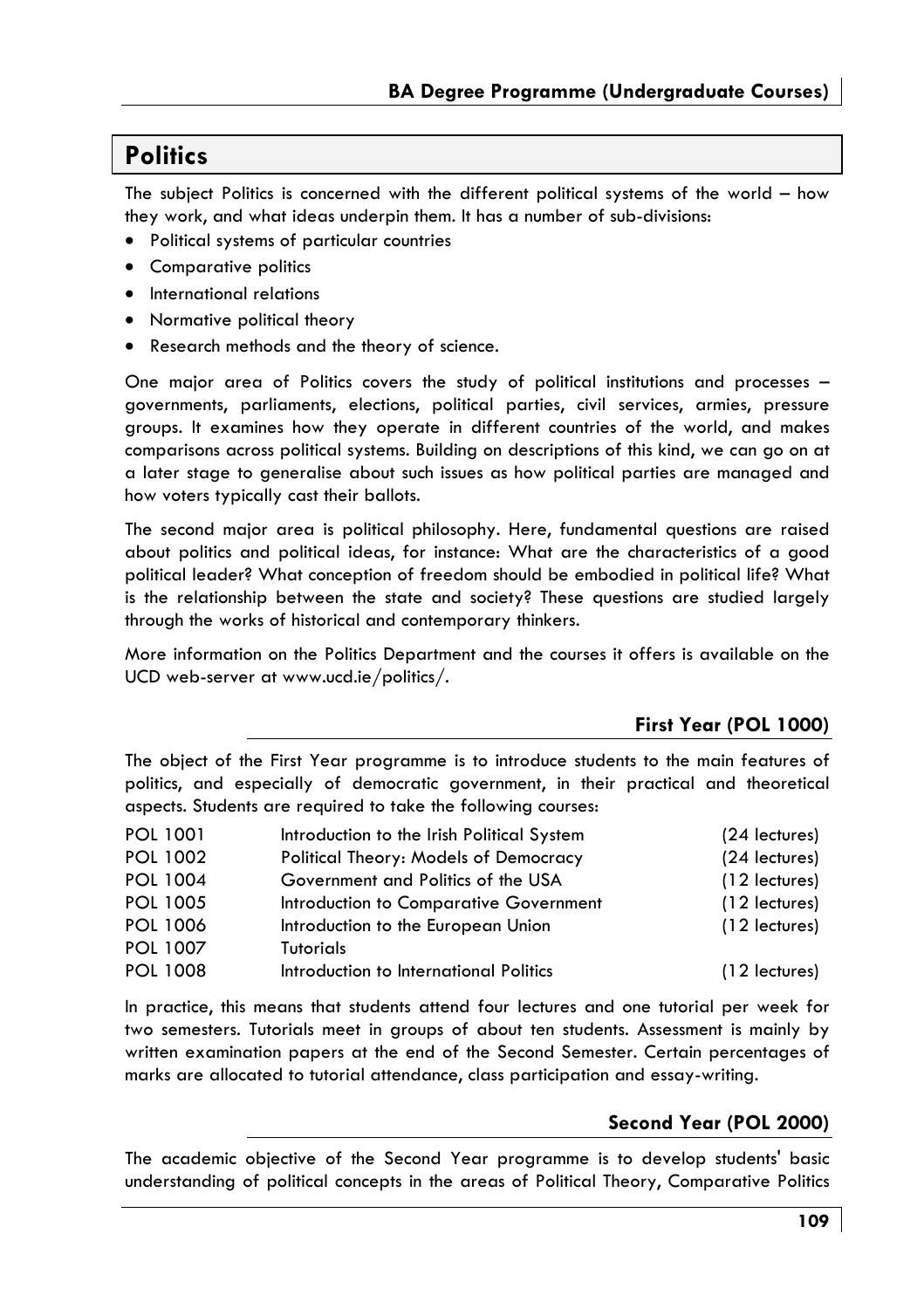# Politics

The subject Politics is concerned with the different political systems of the world – how they work, and what ideas underpin them. It has a number of sub-divisions:

- Political systems of particular countries
- Comparative politics
- International relations
- Normative political theory
- Research methods and the theory of science.

One major area of Politics covers the study of political institutions and processes – governments, parliaments, elections, political parties, civil services, armies, pressure groups. It examines how they operate in different countries of the world, and makes comparisons across political systems. Building on descriptions of this kind, we can go on at a later stage to generalise about such issues as how political parties are managed and how voters typically cast their ballots.

The second major area is political philosophy. Here, fundamental questions are raised about politics and political ideas, for instance: What are the characteristics of a good political leader? What conception of freedom should be embodied in political life? What is the relationship between the state and society? These questions are studied largely through the works of historical and contemporary thinkers.

More information on the Politics Department and the courses it offers is available on the UCD web-server at www.ucd.ie/politics/.

## First Year (POL 1000)

The object of the First Year programme is to introduce students to the main features of politics, and especially of democratic government, in their practical and theoretical aspects. Students are required to take the following courses:

| | | |
|---|---|---|
| POL 1001 | Introduction to the Irish Political System | (24 lectures) |
| POL 1002 | Political Theory: Models of Democracy | (24 lectures) |
| POL 1004 | Government and Politics of the USA | (12 lectures) |
| POL 1005 | Introduction to Comparative Government | (12 lectures) |
| POL 1006 | Introduction to the European Union | (12 lectures) |
| POL 1007 | Tutorials | |
| POL 1008 | Introduction to International Politics | (12 lectures) |

In practice, this means that students attend four lectures and one tutorial per week for two semesters. Tutorials meet in groups of about ten students. Assessment is mainly by written examination papers at the end of the Second Semester. Certain percentages of marks are allocated to tutorial attendance, class participation and essay-writing.

## Second Year (POL 2000)

The academic objective of the Second Year programme is to develop students' basic understanding of political concepts in the areas of Political Theory, Comparative Politics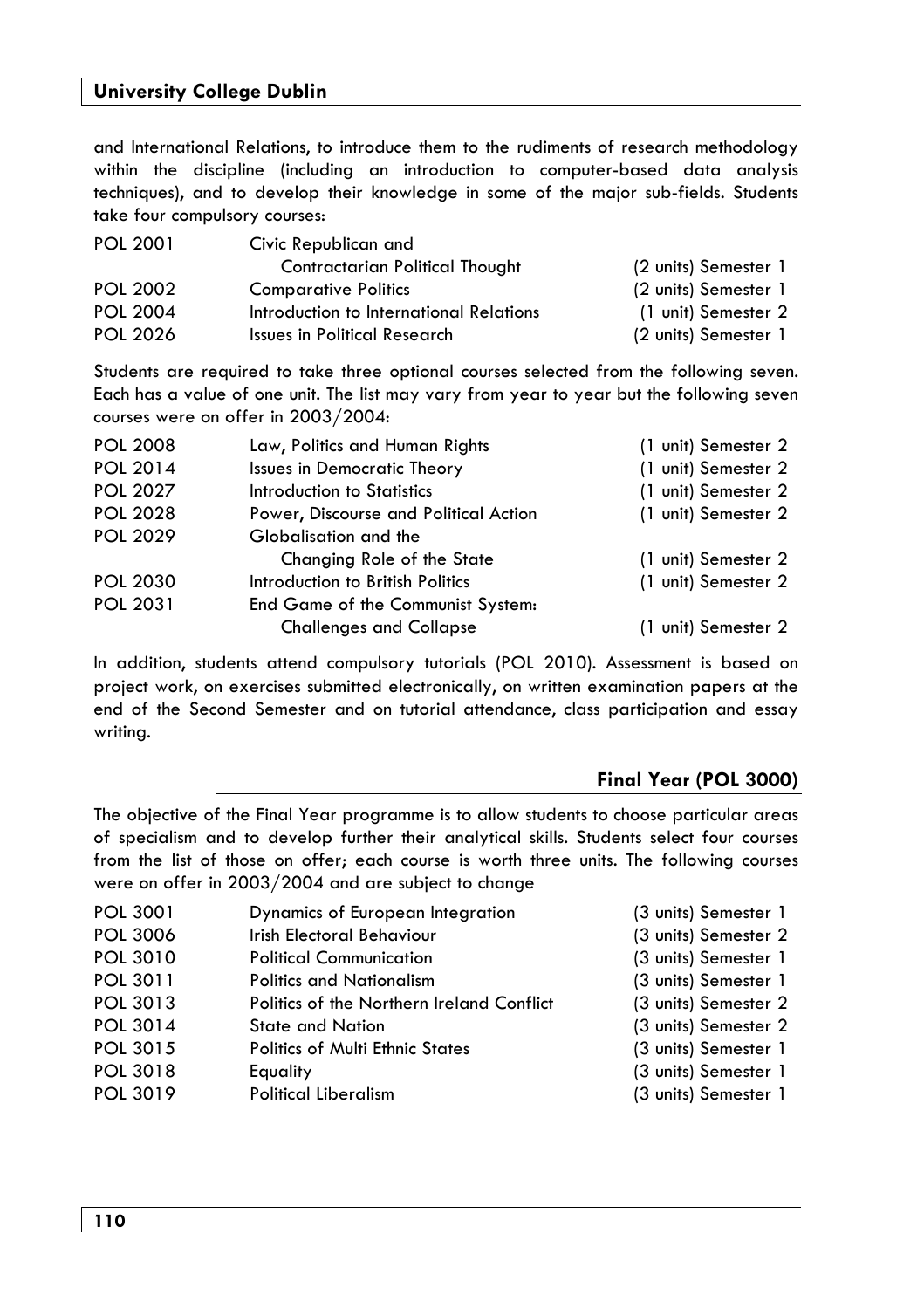and International Relations, to introduce them to the rudiments of research methodology within the discipline (including an introduction to computer-based data analysis techniques), and to develop their knowledge in some of the major sub-fields. Students take four compulsory courses:

| | | |
|---|---|---|
| POL 2001 | Civic Republican and Contractarian Political Thought | (2 units) Semester 1 |
| POL 2002 | Comparative Politics | (2 units) Semester 1 |
| POL 2004 | Introduction to International Relations | (1 unit) Semester 2 |
| POL 2026 | Issues in Political Research | (2 units) Semester 1 |

Students are required to take three optional courses selected from the following seven. Each has a value of one unit. The list may vary from year to year but the following seven courses were on offer in 2003/2004:

| | | |
|---|---|---|
| POL 2008 | Law, Politics and Human Rights | (1 unit) Semester 2 |
| POL 2014 | Issues in Democratic Theory | (1 unit) Semester 2 |
| POL 2027 | Introduction to Statistics | (1 unit) Semester 2 |
| POL 2028 | Power, Discourse and Political Action | (1 unit) Semester 2 |
| POL 2029 | Globalisation and the Changing Role of the State | (1 unit) Semester 2 |
| POL 2030 | Introduction to British Politics | (1 unit) Semester 2 |
| POL 2031 | End Game of the Communist System: Challenges and Collapse | (1 unit) Semester 2 |

In addition, students attend compulsory tutorials (POL 2010). Assessment is based on project work, on exercises submitted electronically, on written examination papers at the end of the Second Semester and on tutorial attendance, class participation and essay writing.

## Final Year (POL 3000)

The objective of the Final Year programme is to allow students to choose particular areas of specialism and to develop further their analytical skills. Students select four courses from the list of those on offer; each course is worth three units. The following courses were on offer in 2003/2004 and are subject to change

| | | |
|---|---|---|
| POL 3001 | Dynamics of European Integration | (3 units) Semester 1 |
| POL 3006 | Irish Electoral Behaviour | (3 units) Semester 2 |
| POL 3010 | Political Communication | (3 units) Semester 1 |
| POL 3011 | Politics and Nationalism | (3 units) Semester 1 |
| POL 3013 | Politics of the Northern Ireland Conflict | (3 units) Semester 2 |
| POL 3014 | State and Nation | (3 units) Semester 2 |
| POL 3015 | Politics of Multi Ethnic States | (3 units) Semester 1 |
| POL 3018 | Equality | (3 units) Semester 1 |
| POL 3019 | Political Liberalism | (3 units) Semester 1 |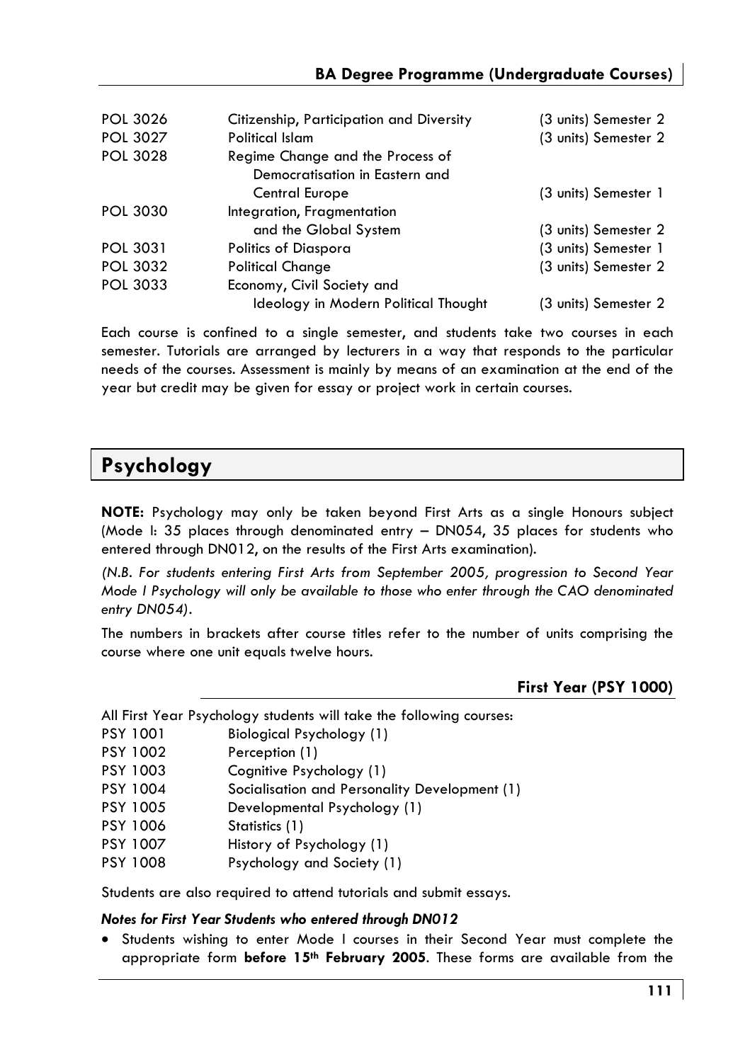| | | |
|---|---|---|
| POL 3026 | Citizenship, Participation and Diversity | (3 units) Semester 2 |
| POL 3027 | Political Islam | (3 units) Semester 2 |
| POL 3028 | Regime Change and the Process of Democratisation in Eastern and Central Europe | (3 units) Semester 1 |
| POL 3030 | Integration, Fragmentation and the Global System | (3 units) Semester 2 |
| POL 3031 | Politics of Diaspora | (3 units) Semester 1 |
| POL 3032 | Political Change | (3 units) Semester 2 |
| POL 3033 | Economy, Civil Society and Ideology in Modern Political Thought | (3 units) Semester 2 |

Each course is confined to a single semester, and students take two courses in each semester. Tutorials are arranged by lecturers in a way that responds to the particular needs of the courses. Assessment is mainly by means of an examination at the end of the year but credit may be given for essay or project work in certain courses.

## Psychology

**NOTE:** Psychology may only be taken beyond First Arts as a single Honours subject (Mode I: 35 places through denominated entry – DN054, 35 places for students who entered through DN012, on the results of the First Arts examination).

*(N.B. For students entering First Arts from September 2005, progression to Second Year Mode I Psychology will only be available to those who enter through the CAO denominated entry DN054).*

The numbers in brackets after course titles refer to the number of units comprising the course where one unit equals twelve hours.

### First Year (PSY 1000)

All First Year Psychology students will take the following courses:

| | |
|---|---|
| PSY 1001 | Biological Psychology (1) |
| PSY 1002 | Perception (1) |
| PSY 1003 | Cognitive Psychology (1) |
| PSY 1004 | Socialisation and Personality Development (1) |
| PSY 1005 | Developmental Psychology (1) |
| PSY 1006 | Statistics (1) |
| PSY 1007 | History of Psychology (1) |
| PSY 1008 | Psychology and Society (1) |

Students are also required to attend tutorials and submit essays.

***Notes for First Year Students who entered through DN012***

- Students wishing to enter Mode I courses in their Second Year must complete the appropriate form **before 15th February 2005**. These forms are available from the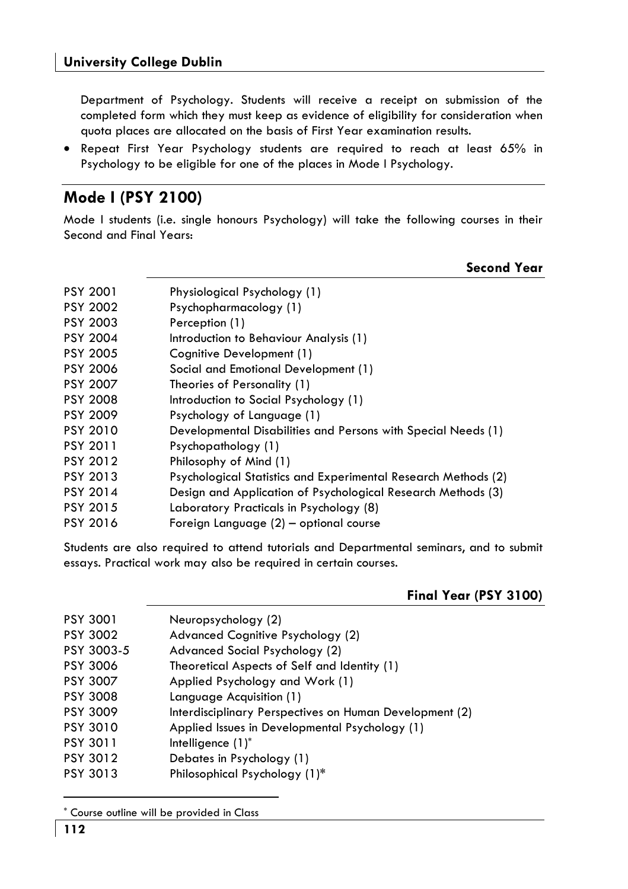Department of Psychology. Students will receive a receipt on submission of the completed form which they must keep as evidence of eligibility for consideration when quota places are allocated on the basis of First Year examination results.

- Repeat First Year Psychology students are required to reach at least 65% in Psychology to be eligible for one of the places in Mode I Psychology.

## Mode I (PSY 2100)

Mode I students (i.e. single honours Psychology) will take the following courses in their Second and Final Years:

### Second Year

| | |
|---|---|
| PSY 2001 | Physiological Psychology (1) |
| PSY 2002 | Psychopharmacology (1) |
| PSY 2003 | Perception (1) |
| PSY 2004 | Introduction to Behaviour Analysis (1) |
| PSY 2005 | Cognitive Development (1) |
| PSY 2006 | Social and Emotional Development (1) |
| PSY 2007 | Theories of Personality (1) |
| PSY 2008 | Introduction to Social Psychology (1) |
| PSY 2009 | Psychology of Language (1) |
| PSY 2010 | Developmental Disabilities and Persons with Special Needs (1) |
| PSY 2011 | Psychopathology (1) |
| PSY 2012 | Philosophy of Mind (1) |
| PSY 2013 | Psychological Statistics and Experimental Research Methods (2) |
| PSY 2014 | Design and Application of Psychological Research Methods (3) |
| PSY 2015 | Laboratory Practicals in Psychology (8) |
| PSY 2016 | Foreign Language (2) – optional course |

Students are also required to attend tutorials and Departmental seminars, and to submit essays. Practical work may also be required in certain courses.

### Final Year (PSY 3100)

| | |
|---|---|
| PSY 3001 | Neuropsychology (2) |
| PSY 3002 | Advanced Cognitive Psychology (2) |
| PSY 3003-5 | Advanced Social Psychology (2) |
| PSY 3006 | Theoretical Aspects of Self and Identity (1) |
| PSY 3007 | Applied Psychology and Work (1) |
| PSY 3008 | Language Acquisition (1) |
| PSY 3009 | Interdisciplinary Perspectives on Human Development (2) |
| PSY 3010 | Applied Issues in Developmental Psychology (1) |
| PSY 3011 | Intelligence (1)* |
| PSY 3012 | Debates in Psychology (1) |
| PSY 3013 | Philosophical Psychology (1)* |

\* Course outline will be provided in Class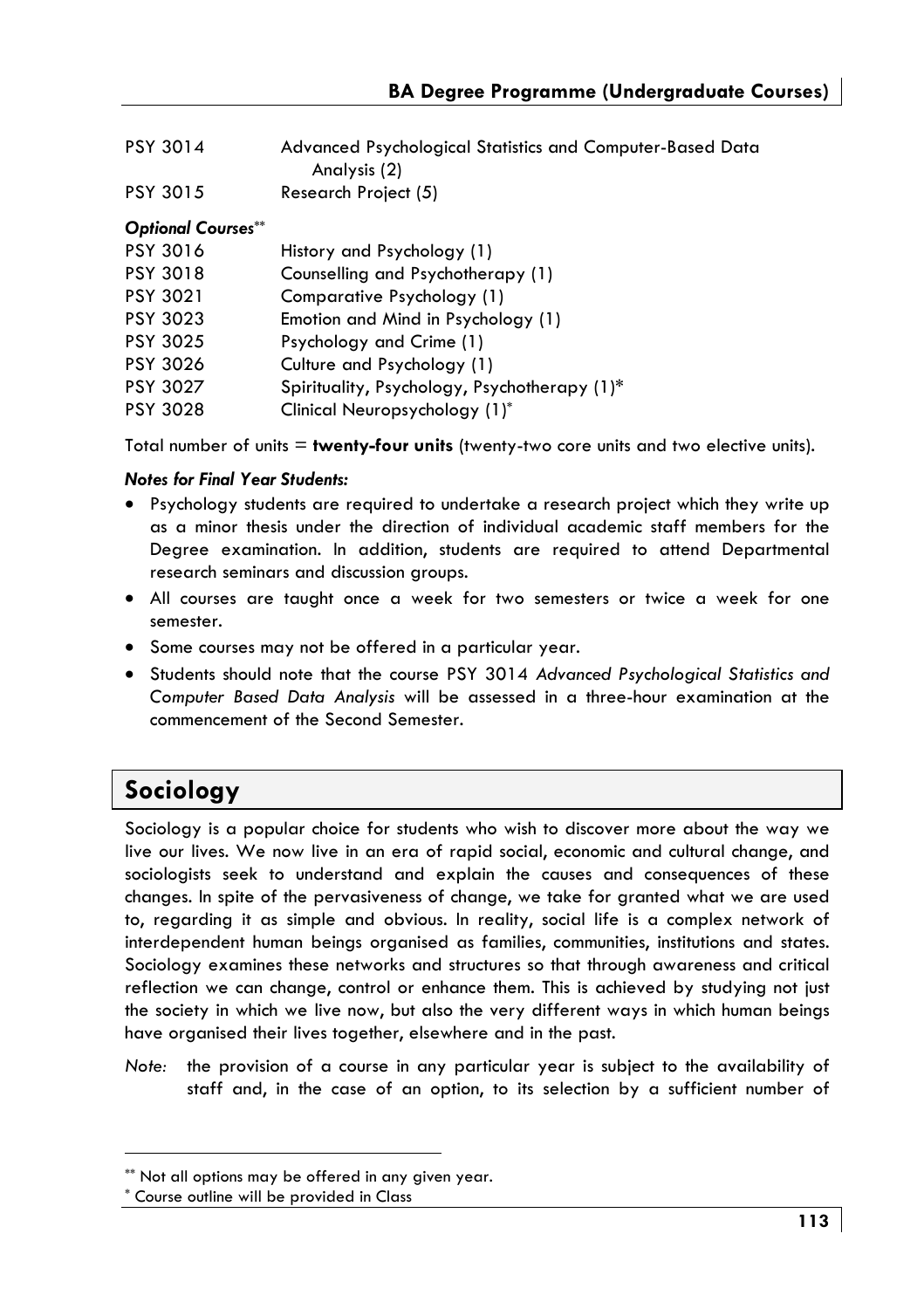| | |
|---|---|
| PSY 3014 | Advanced Psychological Statistics and Computer-Based Data Analysis (2) |
| PSY 3015 | Research Project (5) |

***Optional Courses*****[**]

| | |
|---|---|
| PSY 3016 | History and Psychology (1) |
| PSY 3018 | Counselling and Psychotherapy (1) |
| PSY 3021 | Comparative Psychology (1) |
| PSY 3023 | Emotion and Mind in Psychology (1) |
| PSY 3025 | Psychology and Crime (1) |
| PSY 3026 | Culture and Psychology (1) |
| PSY 3027 | Spirituality, Psychology, Psychotherapy (1)* |
| PSY 3028 | Clinical Neuropsychology (1)[*] |

Total number of units = **twenty-four units** (twenty-two core units and two elective units).

***Notes for Final Year Students:***

- Psychology students are required to undertake a research project which they write up as a minor thesis under the direction of individual academic staff members for the Degree examination. In addition, students are required to attend Departmental research seminars and discussion groups.
- All courses are taught once a week for two semesters or twice a week for one semester.
- Some courses may not be offered in a particular year.
- Students should note that the course PSY 3014 *Advanced Psychological Statistics and Computer Based Data Analysis* will be assessed in a three-hour examination at the commencement of the Second Semester.

## Sociology

Sociology is a popular choice for students who wish to discover more about the way we live our lives. We now live in an era of rapid social, economic and cultural change, and sociologists seek to understand and explain the causes and consequences of these changes. In spite of the pervasiveness of change, we take for granted what we are used to, regarding it as simple and obvious. In reality, social life is a complex network of interdependent human beings organised as families, communities, institutions and states. Sociology examines these networks and structures so that through awareness and critical reflection we can change, control or enhance them. This is achieved by studying not just the society in which we live now, but also the very different ways in which human beings have organised their lives together, elsewhere and in the past.

*Note:* the provision of a course in any particular year is subject to the availability of staff and, in the case of an option, to its selection by a sufficient number of

---

[**] Not all options may be offered in any given year.

[*] Course outline will be provided in Class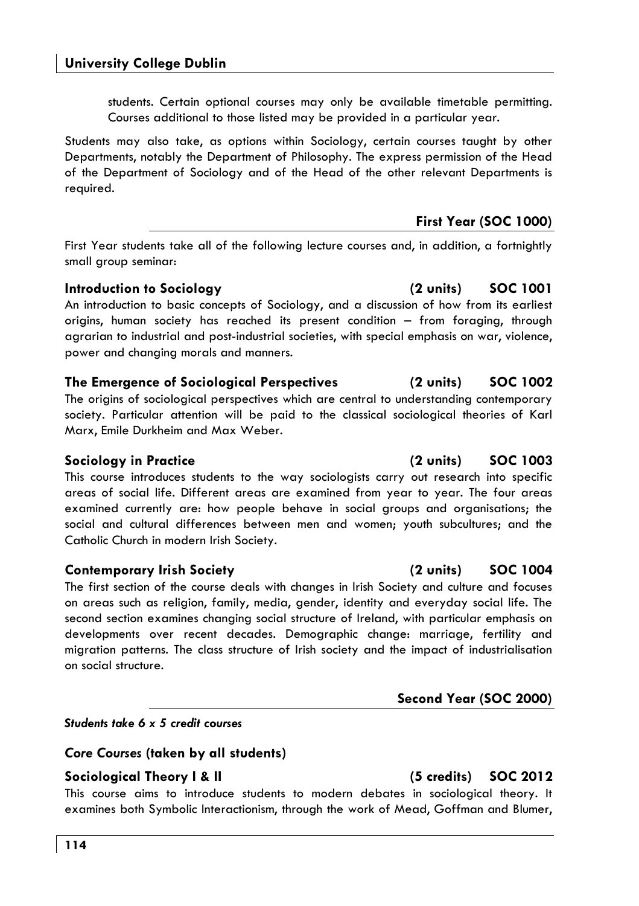students. Certain optional courses may only be available timetable permitting. Courses additional to those listed may be provided in a particular year.

Students may also take, as options within Sociology, certain courses taught by other Departments, notably the Department of Philosophy. The express permission of the Head of the Department of Sociology and of the Head of the other relevant Departments is required.

## First Year (SOC 1000)

First Year students take all of the following lecture courses and, in addition, a fortnightly small group seminar:

**Introduction to Sociology (2 units) SOC 1001**
An introduction to basic concepts of Sociology, and a discussion of how from its earliest origins, human society has reached its present condition – from foraging, through agrarian to industrial and post-industrial societies, with special emphasis on war, violence, power and changing morals and manners.

**The Emergence of Sociological Perspectives (2 units) SOC 1002**
The origins of sociological perspectives which are central to understanding contemporary society. Particular attention will be paid to the classical sociological theories of Karl Marx, Emile Durkheim and Max Weber.

**Sociology in Practice (2 units) SOC 1003**
This course introduces students to the way sociologists carry out research into specific areas of social life. Different areas are examined from year to year. The four areas examined currently are: how people behave in social groups and organisations; the social and cultural differences between men and women; youth subcultures; and the Catholic Church in modern Irish Society.

**Contemporary Irish Society (2 units) SOC 1004**
The first section of the course deals with changes in Irish Society and culture and focuses on areas such as religion, family, media, gender, identity and everyday social life. The second section examines changing social structure of Ireland, with particular emphasis on developments over recent decades. Demographic change: marriage, fertility and migration patterns. The class structure of Irish society and the impact of industrialisation on social structure.

## Second Year (SOC 2000)

***Students take 6 x 5 credit courses***

***Core Courses* (taken by all students)**

**Sociological Theory I & II (5 credits) SOC 2012**
This course aims to introduce students to modern debates in sociological theory. It examines both Symbolic Interactionism, through the work of Mead, Goffman and Blumer,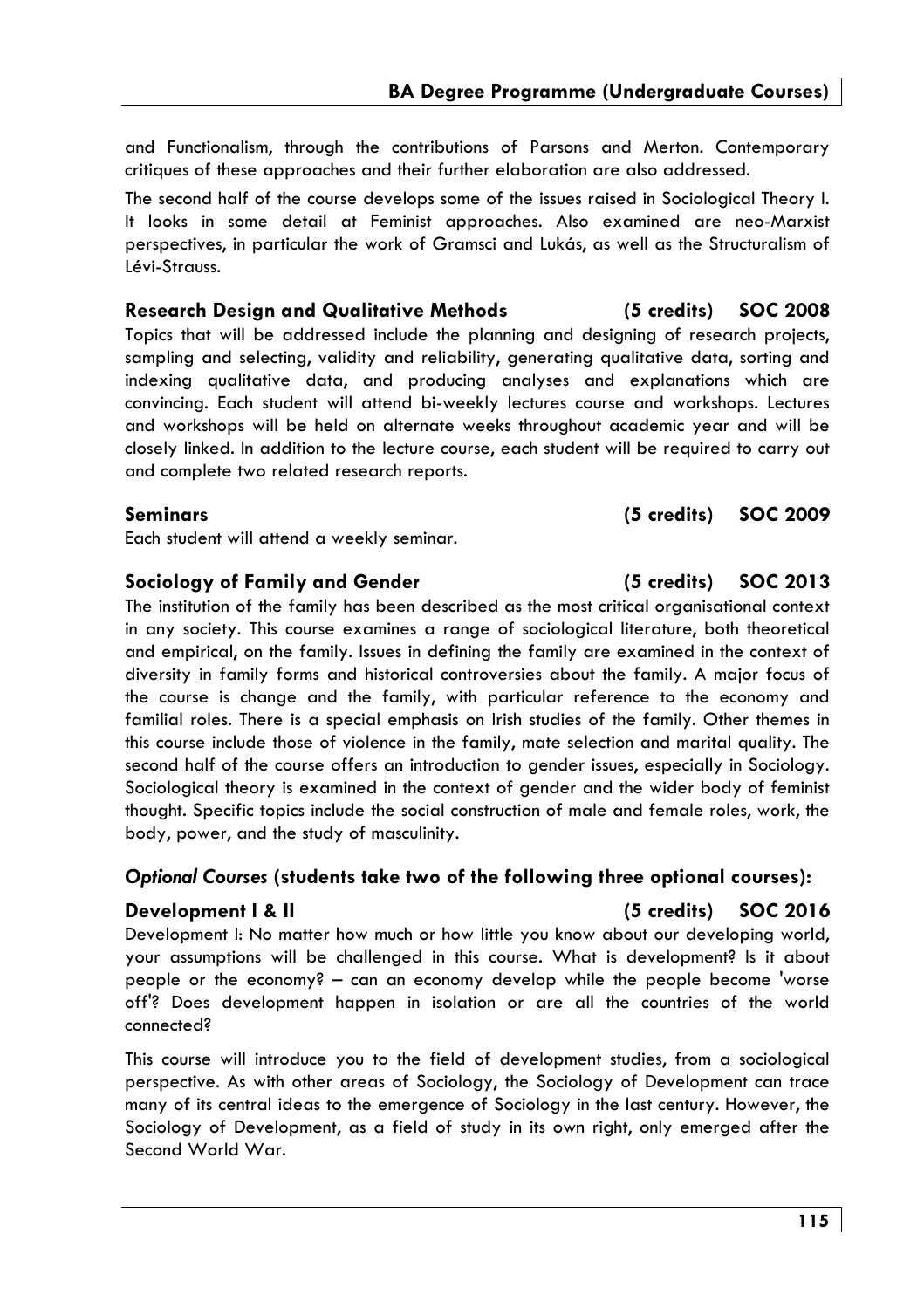and Functionalism, through the contributions of Parsons and Merton. Contemporary critiques of these approaches and their further elaboration are also addressed.

The second half of the course develops some of the issues raised in Sociological Theory I. It looks in some detail at Feminist approaches. Also examined are neo-Marxist perspectives, in particular the work of Gramsci and Lukás, as well as the Structuralism of Lévi-Strauss.

### Research Design and Qualitative Methods (5 credits) SOC 2008

Topics that will be addressed include the planning and designing of research projects, sampling and selecting, validity and reliability, generating qualitative data, sorting and indexing qualitative data, and producing analyses and explanations which are convincing. Each student will attend bi-weekly lectures course and workshops. Lectures and workshops will be held on alternate weeks throughout academic year and will be closely linked. In addition to the lecture course, each student will be required to carry out and complete two related research reports.

### Seminars (5 credits) SOC 2009

Each student will attend a weekly seminar.

### Sociology of Family and Gender (5 credits) SOC 2013

The institution of the family has been described as the most critical organisational context in any society. This course examines a range of sociological literature, both theoretical and empirical, on the family. Issues in defining the family are examined in the context of diversity in family forms and historical controversies about the family. A major focus of the course is change and the family, with particular reference to the economy and familial roles. There is a special emphasis on Irish studies of the family. Other themes in this course include those of violence in the family, mate selection and marital quality. The second half of the course offers an introduction to gender issues, especially in Sociology. Sociological theory is examined in the context of gender and the wider body of feminist thought. Specific topics include the social construction of male and female roles, work, the body, power, and the study of masculinity.

### *Optional Courses* (students take two of the following three optional courses):

### Development I & II (5 credits) SOC 2016

Development I: No matter how much or how little you know about our developing world, your assumptions will be challenged in this course. What is development? Is it about people or the economy? – can an economy develop while the people become 'worse off'? Does development happen in isolation or are all the countries of the world connected?

This course will introduce you to the field of development studies, from a sociological perspective. As with other areas of Sociology, the Sociology of Development can trace many of its central ideas to the emergence of Sociology in the last century. However, the Sociology of Development, as a field of study in its own right, only emerged after the Second World War.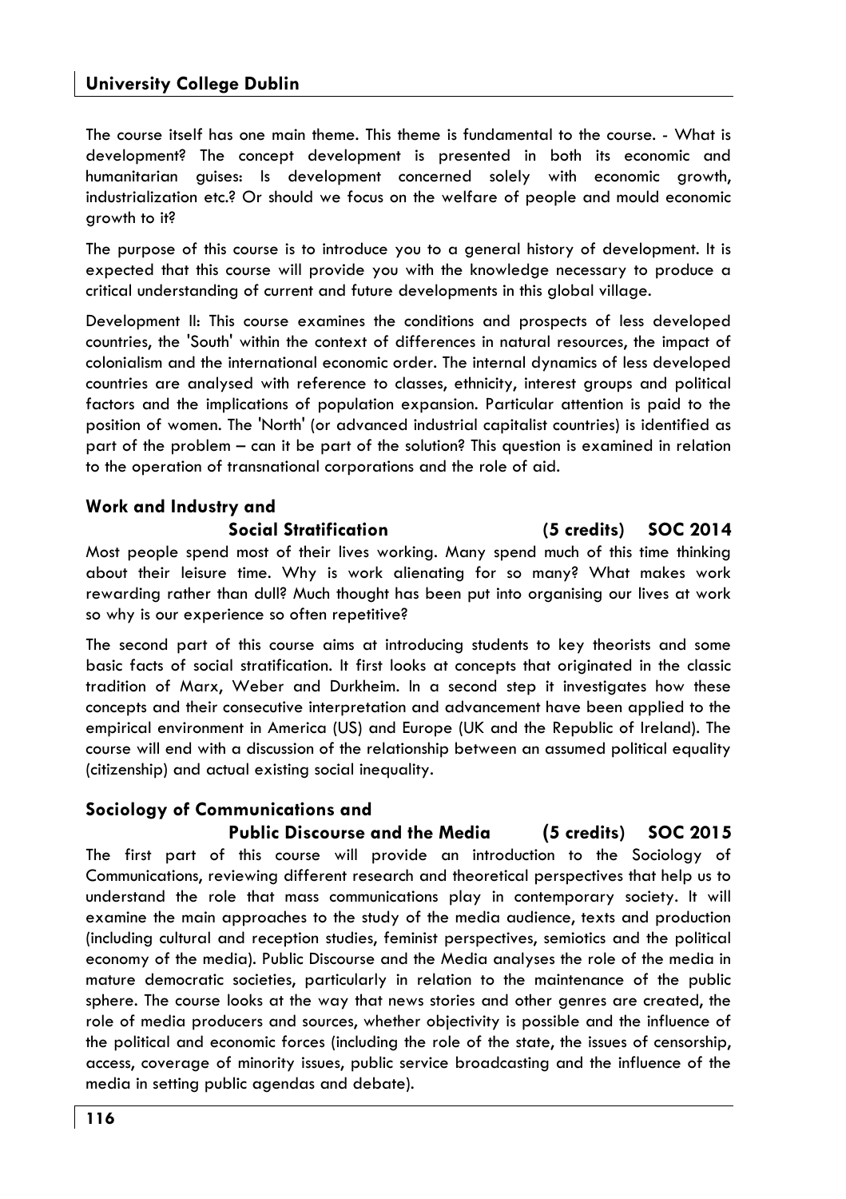The course itself has one main theme. This theme is fundamental to the course. - What is development? The concept development is presented in both its economic and humanitarian guises: Is development concerned solely with economic growth, industrialization etc.? Or should we focus on the welfare of people and mould economic growth to it?

The purpose of this course is to introduce you to a general history of development. It is expected that this course will provide you with the knowledge necessary to produce a critical understanding of current and future developments in this global village.

Development II: This course examines the conditions and prospects of less developed countries, the 'South' within the context of differences in natural resources, the impact of colonialism and the international economic order. The internal dynamics of less developed countries are analysed with reference to classes, ethnicity, interest groups and political factors and the implications of population expansion. Particular attention is paid to the position of women. The 'North' (or advanced industrial capitalist countries) is identified as part of the problem – can it be part of the solution? This question is examined in relation to the operation of transnational corporations and the role of aid.

### Work and Industry and Social Stratification (5 credits) SOC 2014

Most people spend most of their lives working. Many spend much of this time thinking about their leisure time. Why is work alienating for so many? What makes work rewarding rather than dull? Much thought has been put into organising our lives at work so why is our experience so often repetitive?

The second part of this course aims at introducing students to key theorists and some basic facts of social stratification. It first looks at concepts that originated in the classic tradition of Marx, Weber and Durkheim. In a second step it investigates how these concepts and their consecutive interpretation and advancement have been applied to the empirical environment in America (US) and Europe (UK and the Republic of Ireland). The course will end with a discussion of the relationship between an assumed political equality (citizenship) and actual existing social inequality.

### Sociology of Communications and Public Discourse and the Media (5 credits) SOC 2015

The first part of this course will provide an introduction to the Sociology of Communications, reviewing different research and theoretical perspectives that help us to understand the role that mass communications play in contemporary society. It will examine the main approaches to the study of the media audience, texts and production (including cultural and reception studies, feminist perspectives, semiotics and the political economy of the media). Public Discourse and the Media analyses the role of the media in mature democratic societies, particularly in relation to the maintenance of the public sphere. The course looks at the way that news stories and other genres are created, the role of media producers and sources, whether objectivity is possible and the influence of the political and economic forces (including the role of the state, the issues of censorship, access, coverage of minority issues, public service broadcasting and the influence of the media in setting public agendas and debate).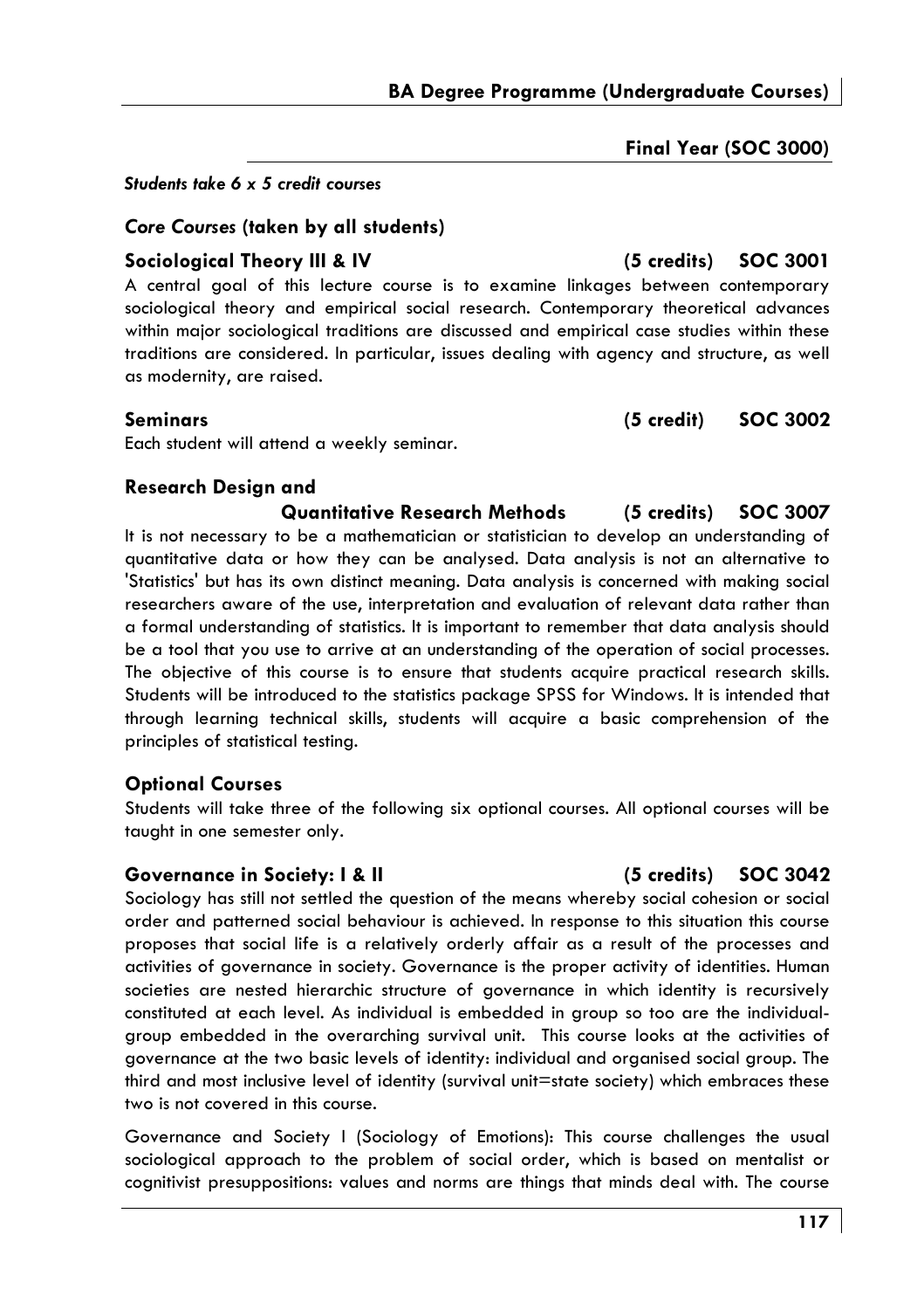## Final Year (SOC 3000)

*Students take 6 x 5 credit courses*

### *Core Courses* (taken by all students)

**Sociological Theory III & IV (5 credits) SOC 3001**

A central goal of this lecture course is to examine linkages between contemporary sociological theory and empirical social research. Contemporary theoretical advances within major sociological traditions are discussed and empirical case studies within these traditions are considered. In particular, issues dealing with agency and structure, as well as modernity, are raised.

**Seminars (5 credit) SOC 3002**

Each student will attend a weekly seminar.

**Research Design and Quantitative Research Methods (5 credits) SOC 3007**

It is not necessary to be a mathematician or statistician to develop an understanding of quantitative data or how they can be analysed. Data analysis is not an alternative to 'Statistics' but has its own distinct meaning. Data analysis is concerned with making social researchers aware of the use, interpretation and evaluation of relevant data rather than a formal understanding of statistics. It is important to remember that data analysis should be a tool that you use to arrive at an understanding of the operation of social processes. The objective of this course is to ensure that students acquire practical research skills. Students will be introduced to the statistics package SPSS for Windows. It is intended that through learning technical skills, students will acquire a basic comprehension of the principles of statistical testing.

### Optional Courses

Students will take three of the following six optional courses. All optional courses will be taught in one semester only.

**Governance in Society: I & II (5 credits) SOC 3042**

Sociology has still not settled the question of the means whereby social cohesion or social order and patterned social behaviour is achieved. In response to this situation this course proposes that social life is a relatively orderly affair as a result of the processes and activities of governance in society. Governance is the proper activity of identities. Human societies are nested hierarchic structure of governance in which identity is recursively constituted at each level. As individual is embedded in group so too are the individual-group embedded in the overarching survival unit. This course looks at the activities of governance at the two basic levels of identity: individual and organised social group. The third and most inclusive level of identity (survival unit=state society) which embraces these two is not covered in this course.

Governance and Society I (Sociology of Emotions): This course challenges the usual sociological approach to the problem of social order, which is based on mentalist or cognitivist presuppositions: values and norms are things that minds deal with. The course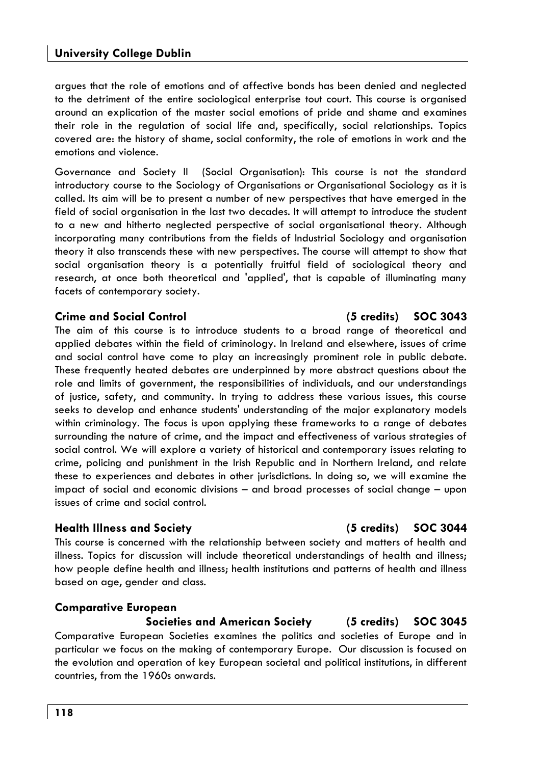argues that the role of emotions and of affective bonds has been denied and neglected to the detriment of the entire sociological enterprise tout court. This course is organised around an explication of the master social emotions of pride and shame and examines their role in the regulation of social life and, specifically, social relationships. Topics covered are: the history of shame, social conformity, the role of emotions in work and the emotions and violence.

Governance and Society II (Social Organisation): This course is not the standard introductory course to the Sociology of Organisations or Organisational Sociology as it is called. Its aim will be to present a number of new perspectives that have emerged in the field of social organisation in the last two decades. It will attempt to introduce the student to a new and hitherto neglected perspective of social organisational theory. Although incorporating many contributions from the fields of Industrial Sociology and organisation theory it also transcends these with new perspectives. The course will attempt to show that social organisation theory is a potentially fruitful field of sociological theory and research, at once both theoretical and 'applied', that is capable of illuminating many facets of contemporary society.

### Crime and Social Control (5 credits) SOC 3043

The aim of this course is to introduce students to a broad range of theoretical and applied debates within the field of criminology. In Ireland and elsewhere, issues of crime and social control have come to play an increasingly prominent role in public debate. These frequently heated debates are underpinned by more abstract questions about the role and limits of government, the responsibilities of individuals, and our understandings of justice, safety, and community. In trying to address these various issues, this course seeks to develop and enhance students' understanding of the major explanatory models within criminology. The focus is upon applying these frameworks to a range of debates surrounding the nature of crime, and the impact and effectiveness of various strategies of social control. We will explore a variety of historical and contemporary issues relating to crime, policing and punishment in the Irish Republic and in Northern Ireland, and relate these to experiences and debates in other jurisdictions. In doing so, we will examine the impact of social and economic divisions – and broad processes of social change – upon issues of crime and social control.

### Health Illness and Society (5 credits) SOC 3044

This course is concerned with the relationship between society and matters of health and illness. Topics for discussion will include theoretical understandings of health and illness; how people define health and illness; health institutions and patterns of health and illness based on age, gender and class.

### Comparative European Societies and American Society (5 credits) SOC 3045

Comparative European Societies examines the politics and societies of Europe and in particular we focus on the making of contemporary Europe. Our discussion is focused on the evolution and operation of key European societal and political institutions, in different countries, from the 1960s onwards.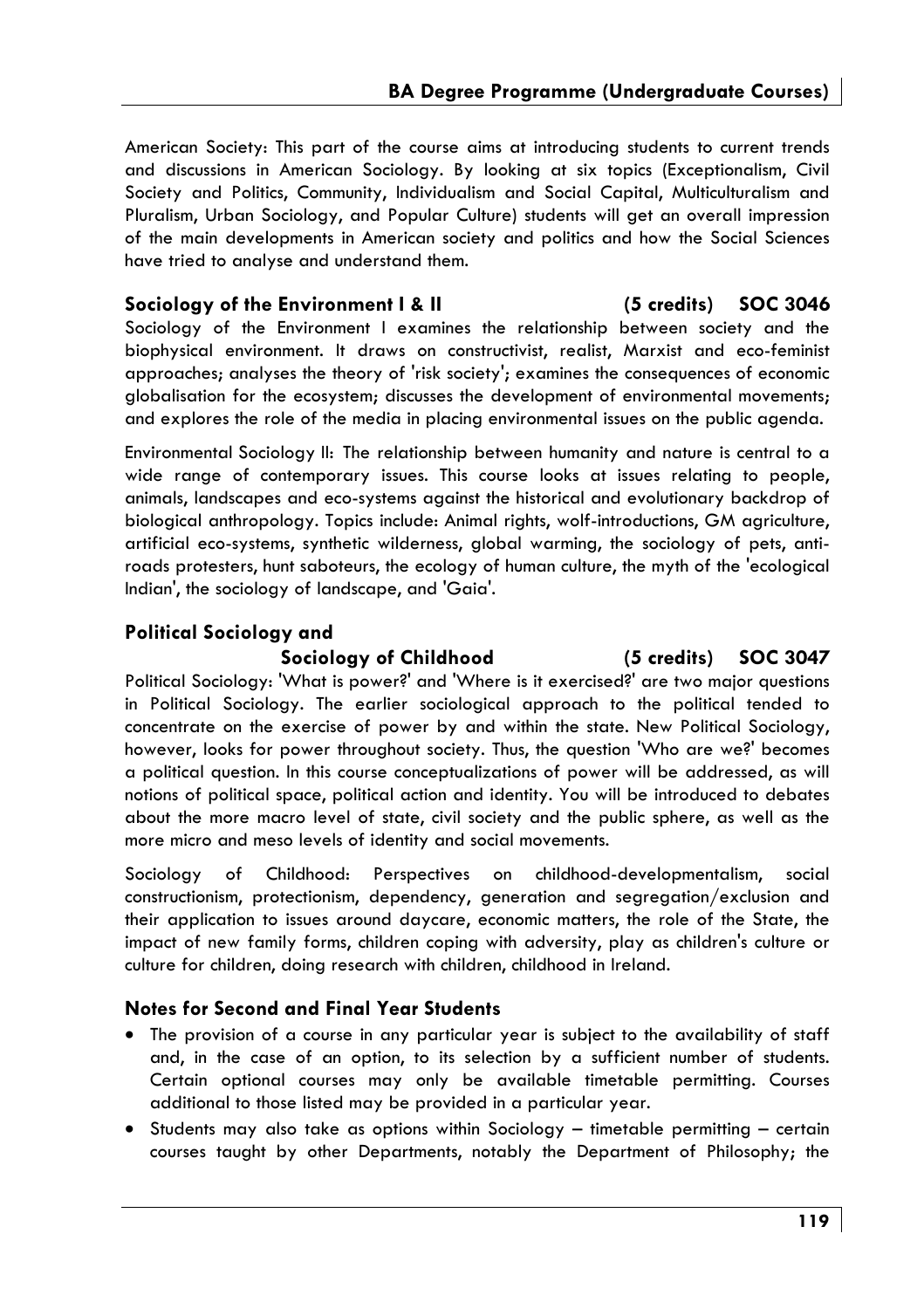American Society: This part of the course aims at introducing students to current trends and discussions in American Sociology. By looking at six topics (Exceptionalism, Civil Society and Politics, Community, Individualism and Social Capital, Multiculturalism and Pluralism, Urban Sociology, and Popular Culture) students will get an overall impression of the main developments in American society and politics and how the Social Sciences have tried to analyse and understand them.

### Sociology of the Environment I & II (5 credits) SOC 3046

Sociology of the Environment I examines the relationship between society and the biophysical environment. It draws on constructivist, realist, Marxist and eco-feminist approaches; analyses the theory of 'risk society'; examines the consequences of economic globalisation for the ecosystem; discusses the development of environmental movements; and explores the role of the media in placing environmental issues on the public agenda.

Environmental Sociology II: The relationship between humanity and nature is central to a wide range of contemporary issues. This course looks at issues relating to people, animals, landscapes and eco-systems against the historical and evolutionary backdrop of biological anthropology. Topics include: Animal rights, wolf-introductions, GM agriculture, artificial eco-systems, synthetic wilderness, global warming, the sociology of pets, anti-roads protesters, hunt saboteurs, the ecology of human culture, the myth of the 'ecological Indian', the sociology of landscape, and 'Gaia'.

### Political Sociology and Sociology of Childhood (5 credits) SOC 3047

Political Sociology: 'What is power?' and 'Where is it exercised?' are two major questions in Political Sociology. The earlier sociological approach to the political tended to concentrate on the exercise of power by and within the state. New Political Sociology, however, looks for power throughout society. Thus, the question 'Who are we?' becomes a political question. In this course conceptualizations of power will be addressed, as will notions of political space, political action and identity. You will be introduced to debates about the more macro level of state, civil society and the public sphere, as well as the more micro and meso levels of identity and social movements.

Sociology of Childhood: Perspectives on childhood-developmentalism, social constructionism, protectionism, dependency, generation and segregation/exclusion and their application to issues around daycare, economic matters, the role of the State, the impact of new family forms, children coping with adversity, play as children's culture or culture for children, doing research with children, childhood in Ireland.

### Notes for Second and Final Year Students

- The provision of a course in any particular year is subject to the availability of staff and, in the case of an option, to its selection by a sufficient number of students. Certain optional courses may only be available timetable permitting. Courses additional to those listed may be provided in a particular year.
- Students may also take as options within Sociology – timetable permitting – certain courses taught by other Departments, notably the Department of Philosophy; the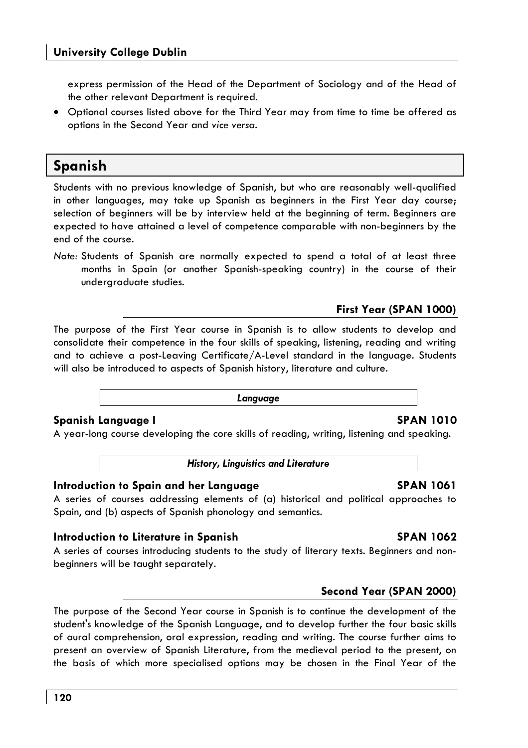express permission of the Head of the Department of Sociology and of the Head of the other relevant Department is required.

- Optional courses listed above for the Third Year may from time to time be offered as options in the Second Year and *vice versa*.

## Spanish

Students with no previous knowledge of Spanish, but who are reasonably well-qualified in other languages, may take up Spanish as beginners in the First Year day course; selection of beginners will be by interview held at the beginning of term. Beginners are expected to have attained a level of competence comparable with non-beginners by the end of the course.

*Note:* Students of Spanish are normally expected to spend a total of at least three months in Spain (or another Spanish-speaking country) in the course of their undergraduate studies.

### First Year (SPAN 1000)

The purpose of the First Year course in Spanish is to allow students to develop and consolidate their competence in the four skills of speaking, listening, reading and writing and to achieve a post-Leaving Certificate/A-Level standard in the language. Students will also be introduced to aspects of Spanish history, literature and culture.

***Language***

**Spanish Language I** **SPAN 1010**

A year-long course developing the core skills of reading, writing, listening and speaking.

***History, Linguistics and Literature***

**Introduction to Spain and her Language** **SPAN 1061**

A series of courses addressing elements of (a) historical and political approaches to Spain, and (b) aspects of Spanish phonology and semantics.

**Introduction to Literature in Spanish** **SPAN 1062**

A series of courses introducing students to the study of literary texts. Beginners and non-beginners will be taught separately.

### Second Year (SPAN 2000)

The purpose of the Second Year course in Spanish is to continue the development of the student's knowledge of the Spanish Language, and to develop further the four basic skills of aural comprehension, oral expression, reading and writing. The course further aims to present an overview of Spanish Literature, from the medieval period to the present, on the basis of which more specialised options may be chosen in the Final Year of the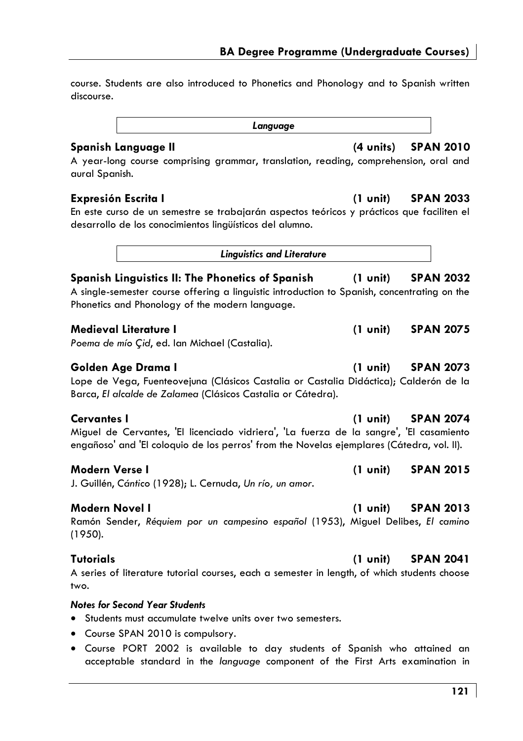course. Students are also introduced to Phonetics and Phonology and to Spanish written discourse.

***Language***

**Spanish Language II** **(4 units)** **SPAN 2010**

A year-long course comprising grammar, translation, reading, comprehension, oral and aural Spanish.

**Expresión Escrita I** **(1 unit)** **SPAN 2033**

En este curso de un semestre se trabajarán aspectos teóricos y prácticos que faciliten el desarrollo de los conocimientos lingüísticos del alumno.

***Linguistics and Literature***

**Spanish Linguistics II: The Phonetics of Spanish** **(1 unit)** **SPAN 2032**

A single-semester course offering a linguistic introduction to Spanish, concentrating on the Phonetics and Phonology of the modern language.

**Medieval Literature I** **(1 unit)** **SPAN 2075**

*Poema de mío Çid*, ed. Ian Michael (Castalia).

**Golden Age Drama I** **(1 unit)** **SPAN 2073**

Lope de Vega, Fuenteovejuna (Clásicos Castalia or Castalia Didáctica); Calderón de la Barca, *El alcalde de Zalamea* (Clásicos Castalia or Cátedra).

**Cervantes I** **(1 unit)** **SPAN 2074**

Miguel de Cervantes, 'El licenciado vidriera', 'La fuerza de la sangre', 'El casamiento engañoso' and 'El coloquio de los perros' from the Novelas ejemplares (Cátedra, vol. II).

**Modern Verse I** **(1 unit)** **SPAN 2015**

J. Guillén, *Cántico* (1928); L. Cernuda, *Un río, un amor*.

**Modern Novel I** **(1 unit)** **SPAN 2013**

Ramón Sender, *Réquiem por un campesino español* (1953), Miguel Delibes, *El camino* (1950).

**Tutorials** **(1 unit)** **SPAN 2041**

A series of literature tutorial courses, each a semester in length, of which students choose two.

***Notes for Second Year Students***

- Students must accumulate twelve units over two semesters.
- Course SPAN 2010 is compulsory.
- Course PORT 2002 is available to day students of Spanish who attained an acceptable standard in the *language* component of the First Arts examination in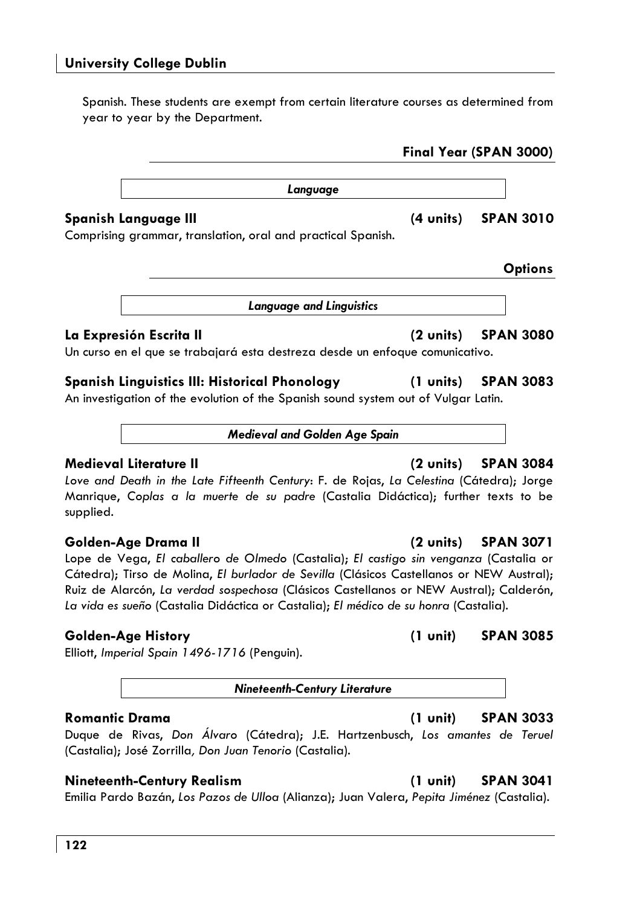Spanish. These students are exempt from certain literature courses as determined from year to year by the Department.

## Final Year (SPAN 3000)

### *Language*

**Spanish Language III** **(4 units)** **SPAN 3010**

Comprising grammar, translation, oral and practical Spanish.

## Options

### *Language and Linguistics*

**La Expresión Escrita II** **(2 units)** **SPAN 3080**

Un curso en el que se trabajará esta destreza desde un enfoque comunicativo.

**Spanish Linguistics III: Historical Phonology** **(1 units)** **SPAN 3083**

An investigation of the evolution of the Spanish sound system out of Vulgar Latin.

### *Medieval and Golden Age Spain*

**Medieval Literature II** **(2 units)** **SPAN 3084**

*Love and Death in the Late Fifteenth Century*: F. de Rojas, *La Celestina* (Cátedra); Jorge Manrique, *Coplas a la muerte de su padre* (Castalia Didáctica); further texts to be supplied.

**Golden-Age Drama II** **(2 units)** **SPAN 3071**

Lope de Vega, *El caballero de Olmedo* (Castalia); *El castigo sin venganza* (Castalia or Cátedra); Tirso de Molina, *El burlador de Sevilla* (Clásicos Castellanos or NEW Austral); Ruiz de Alarcón, *La verdad sospechosa* (Clásicos Castellanos or NEW Austral); Calderón, *La vida es sueño* (Castalia Didáctica or Castalia); *El médico de su honra* (Castalia).

**Golden-Age History** **(1 unit)** **SPAN 3085**

Elliott, *Imperial Spain 1496-1716* (Penguin).

### *Nineteenth-Century Literature*

**Romantic Drama** **(1 unit)** **SPAN 3033**

Duque de Rivas, *Don Álvaro* (Cátedra); J.E. Hartzenbusch, *Los amantes de Teruel* (Castalia); José Zorrilla, *Don Juan Tenorio* (Castalia).

**Nineteenth-Century Realism** **(1 unit)** **SPAN 3041**

Emilia Pardo Bazán, *Los Pazos de Ulloa* (Alianza); Juan Valera, *Pepita Jiménez* (Castalia).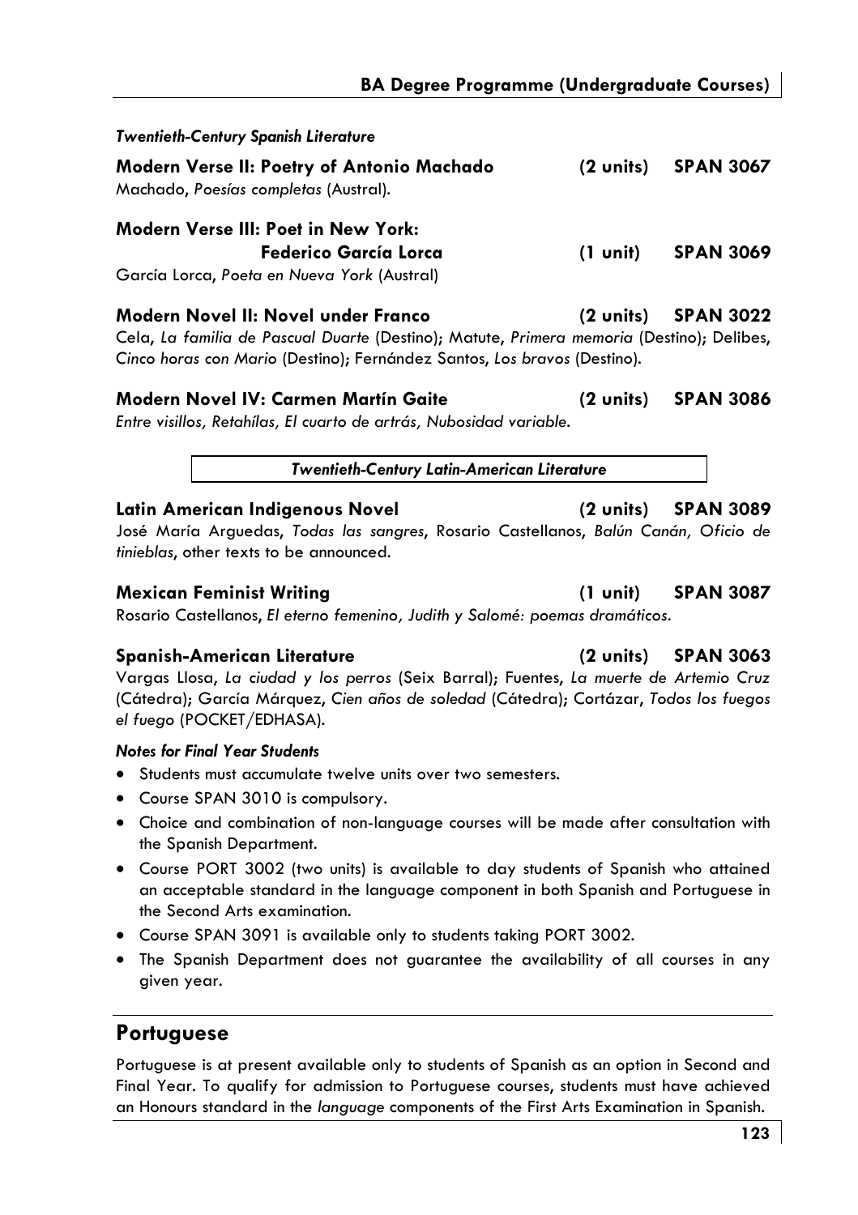*Twentieth-Century Spanish Literature*

**Modern Verse II: Poetry of Antonio Machado** (2 units) **SPAN 3067**
Machado, *Poesías completas* (Austral).

**Modern Verse III: Poet in New York: Federico García Lorca** (1 unit) **SPAN 3069**
García Lorca, *Poeta en Nueva York* (Austral)

**Modern Novel II: Novel under Franco** (2 units) **SPAN 3022**
Cela, *La familia de Pascual Duarte* (Destino); Matute, *Primera memoria* (Destino); Delibes, *Cinco horas con Mario* (Destino); Fernández Santos, *Los bravos* (Destino).

**Modern Novel IV: Carmen Martín Gaite** (2 units) **SPAN 3086**
*Entre visillos, Retahílas, El cuarto de artrás, Nubosidad variable.*

*Twentieth-Century Latin-American Literature*

**Latin American Indigenous Novel** (2 units) **SPAN 3089**
José María Arguedas, *Todas las sangres*, Rosario Castellanos, *Balún Canán, Oficio de tinieblas*, other texts to be announced.

**Mexican Feminist Writing** (1 unit) **SPAN 3087**
Rosario Castellanos, *El eterno femenino, Judith y Salomé: poemas dramáticos.*

**Spanish-American Literature** (2 units) **SPAN 3063**
Vargas Llosa, *La ciudad y los perros* (Seix Barral); Fuentes, *La muerte de Artemio Cruz* (Cátedra); García Márquez, *Cien años de soledad* (Cátedra); Cortázar, *Todos los fuegos el fuego* (POCKET/EDHASA).

***Notes for Final Year Students***

- Students must accumulate twelve units over two semesters.
- Course SPAN 3010 is compulsory.
- Choice and combination of non-language courses will be made after consultation with the Spanish Department.
- Course PORT 3002 (two units) is available to day students of Spanish who attained an acceptable standard in the language component in both Spanish and Portuguese in the Second Arts examination.
- Course SPAN 3091 is available only to students taking PORT 3002.
- The Spanish Department does not guarantee the availability of all courses in any given year.

## Portuguese

Portuguese is at present available only to students of Spanish as an option in Second and Final Year. To qualify for admission to Portuguese courses, students must have achieved an Honours standard in the *language* components of the First Arts Examination in Spanish.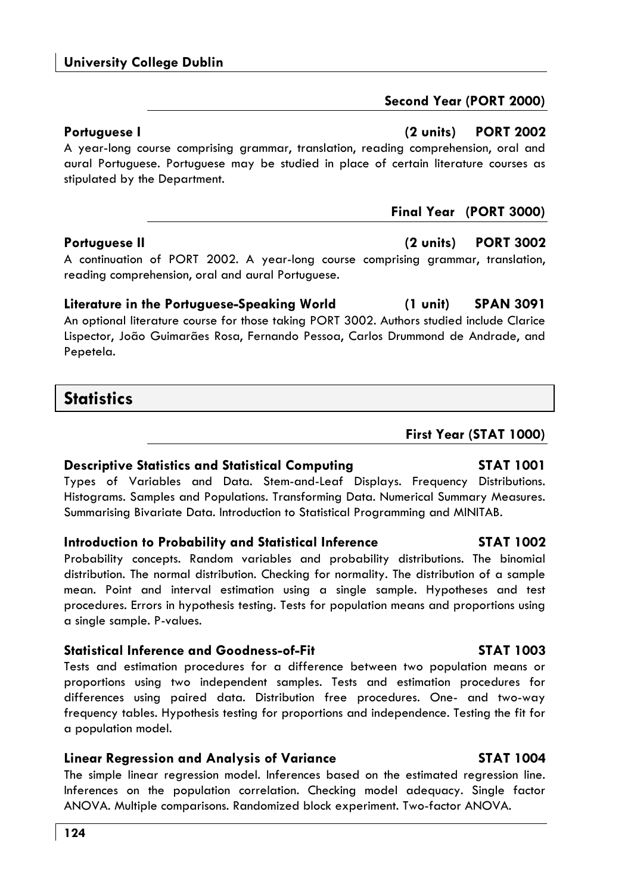### Second Year (PORT 2000)

**Portuguese I** **(2 units)** **PORT 2002**

A year-long course comprising grammar, translation, reading comprehension, oral and aural Portuguese. Portuguese may be studied in place of certain literature courses as stipulated by the Department.

### Final Year (PORT 3000)

**Portuguese II** **(2 units)** **PORT 3002**

A continuation of PORT 2002. A year-long course comprising grammar, translation, reading comprehension, oral and aural Portuguese.

**Literature in the Portuguese-Speaking World** **(1 unit)** **SPAN 3091**

An optional literature course for those taking PORT 3002. Authors studied include Clarice Lispector, João Guimarães Rosa, Fernando Pessoa, Carlos Drummond de Andrade, and Pepetela.

## Statistics

### First Year (STAT 1000)

**Descriptive Statistics and Statistical Computing** **STAT 1001**

Types of Variables and Data. Stem-and-Leaf Displays. Frequency Distributions. Histograms. Samples and Populations. Transforming Data. Numerical Summary Measures. Summarising Bivariate Data. Introduction to Statistical Programming and MINITAB.

**Introduction to Probability and Statistical Inference** **STAT 1002**

Probability concepts. Random variables and probability distributions. The binomial distribution. The normal distribution. Checking for normality. The distribution of a sample mean. Point and interval estimation using a single sample. Hypotheses and test procedures. Errors in hypothesis testing. Tests for population means and proportions using a single sample. P-values.

**Statistical Inference and Goodness-of-Fit** **STAT 1003**

Tests and estimation procedures for a difference between two population means or proportions using two independent samples. Tests and estimation procedures for differences using paired data. Distribution free procedures. One- and two-way frequency tables. Hypothesis testing for proportions and independence. Testing the fit for a population model.

**Linear Regression and Analysis of Variance** **STAT 1004**

The simple linear regression model. Inferences based on the estimated regression line. Inferences on the population correlation. Checking model adequacy. Single factor ANOVA. Multiple comparisons. Randomized block experiment. Two-factor ANOVA.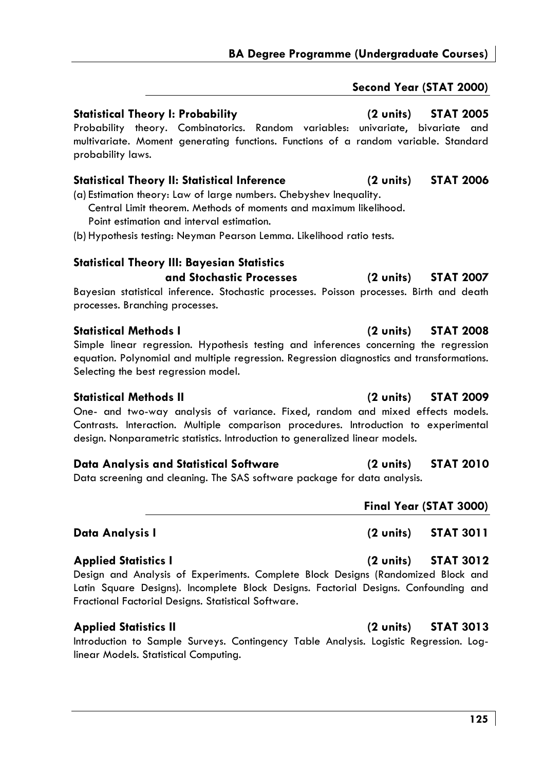## Second Year (STAT 2000)

**Statistical Theory I: Probability (2 units) STAT 2005**

Probability theory. Combinatorics. Random variables: univariate, bivariate and multivariate. Moment generating functions. Functions of a random variable. Standard probability laws.

**Statistical Theory II: Statistical Inference (2 units) STAT 2006**

(a) Estimation theory: Law of large numbers. Chebyshev Inequality. Central Limit theorem. Methods of moments and maximum likelihood. Point estimation and interval estimation.

(b) Hypothesis testing: Neyman Pearson Lemma. Likelihood ratio tests.

**Statistical Theory III: Bayesian Statistics and Stochastic Processes (2 units) STAT 2007**

Bayesian statistical inference. Stochastic processes. Poisson processes. Birth and death processes. Branching processes.

**Statistical Methods I (2 units) STAT 2008**

Simple linear regression. Hypothesis testing and inferences concerning the regression equation. Polynomial and multiple regression. Regression diagnostics and transformations. Selecting the best regression model.

**Statistical Methods II (2 units) STAT 2009**

One- and two-way analysis of variance. Fixed, random and mixed effects models. Contrasts. Interaction. Multiple comparison procedures. Introduction to experimental design. Nonparametric statistics. Introduction to generalized linear models.

**Data Analysis and Statistical Software (2 units) STAT 2010**

Data screening and cleaning. The SAS software package for data analysis.

## Final Year (STAT 3000)

**Data Analysis I (2 units) STAT 3011**

**Applied Statistics I (2 units) STAT 3012**

Design and Analysis of Experiments. Complete Block Designs (Randomized Block and Latin Square Designs). Incomplete Block Designs. Factorial Designs. Confounding and Fractional Factorial Designs. Statistical Software.

**Applied Statistics II (2 units) STAT 3013**

Introduction to Sample Surveys. Contingency Table Analysis. Logistic Regression. Log-linear Models. Statistical Computing.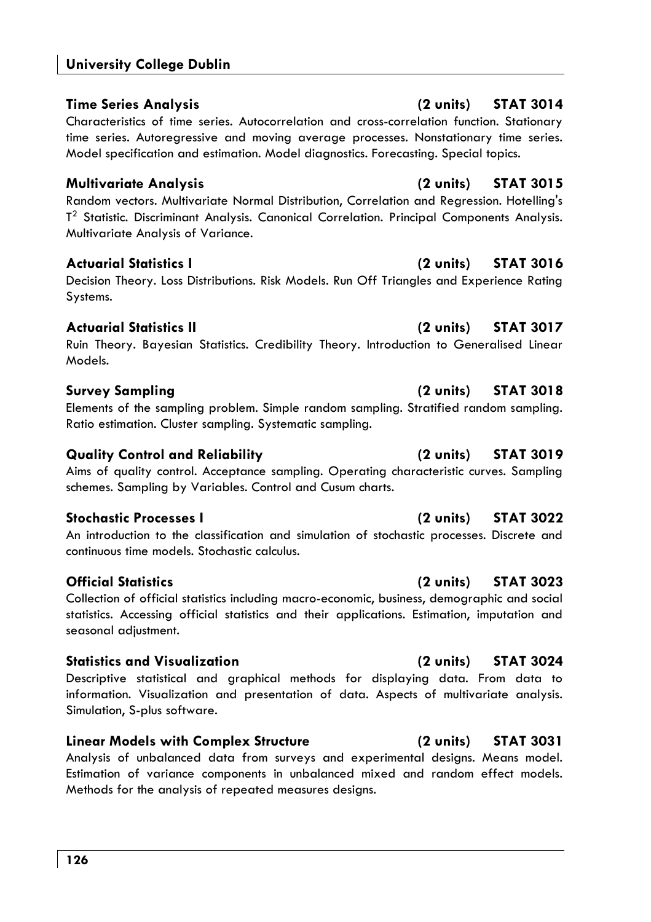**Time Series Analysis (2 units) STAT 3014**

Characteristics of time series. Autocorrelation and cross-correlation function. Stationary time series. Autoregressive and moving average processes. Nonstationary time series. Model specification and estimation. Model diagnostics. Forecasting. Special topics.

**Multivariate Analysis (2 units) STAT 3015**

Random vectors. Multivariate Normal Distribution, Correlation and Regression. Hotelling's $T^2$ Statistic. Discriminant Analysis. Canonical Correlation. Principal Components Analysis. Multivariate Analysis of Variance.

**Actuarial Statistics I (2 units) STAT 3016**

Decision Theory. Loss Distributions. Risk Models. Run Off Triangles and Experience Rating Systems.

**Actuarial Statistics II (2 units) STAT 3017**

Ruin Theory. Bayesian Statistics. Credibility Theory. Introduction to Generalised Linear Models.

**Survey Sampling (2 units) STAT 3018**

Elements of the sampling problem. Simple random sampling. Stratified random sampling. Ratio estimation. Cluster sampling. Systematic sampling.

**Quality Control and Reliability (2 units) STAT 3019**

Aims of quality control. Acceptance sampling. Operating characteristic curves. Sampling schemes. Sampling by Variables. Control and Cusum charts.

**Stochastic Processes I (2 units) STAT 3022**

An introduction to the classification and simulation of stochastic processes. Discrete and continuous time models. Stochastic calculus.

**Official Statistics (2 units) STAT 3023**

Collection of official statistics including macro-economic, business, demographic and social statistics. Accessing official statistics and their applications. Estimation, imputation and seasonal adjustment.

**Statistics and Visualization (2 units) STAT 3024**

Descriptive statistical and graphical methods for displaying data. From data to information. Visualization and presentation of data. Aspects of multivariate analysis. Simulation, S-plus software.

**Linear Models with Complex Structure (2 units) STAT 3031**

Analysis of unbalanced data from surveys and experimental designs. Means model. Estimation of variance components in unbalanced mixed and random effect models. Methods for the analysis of repeated measures designs.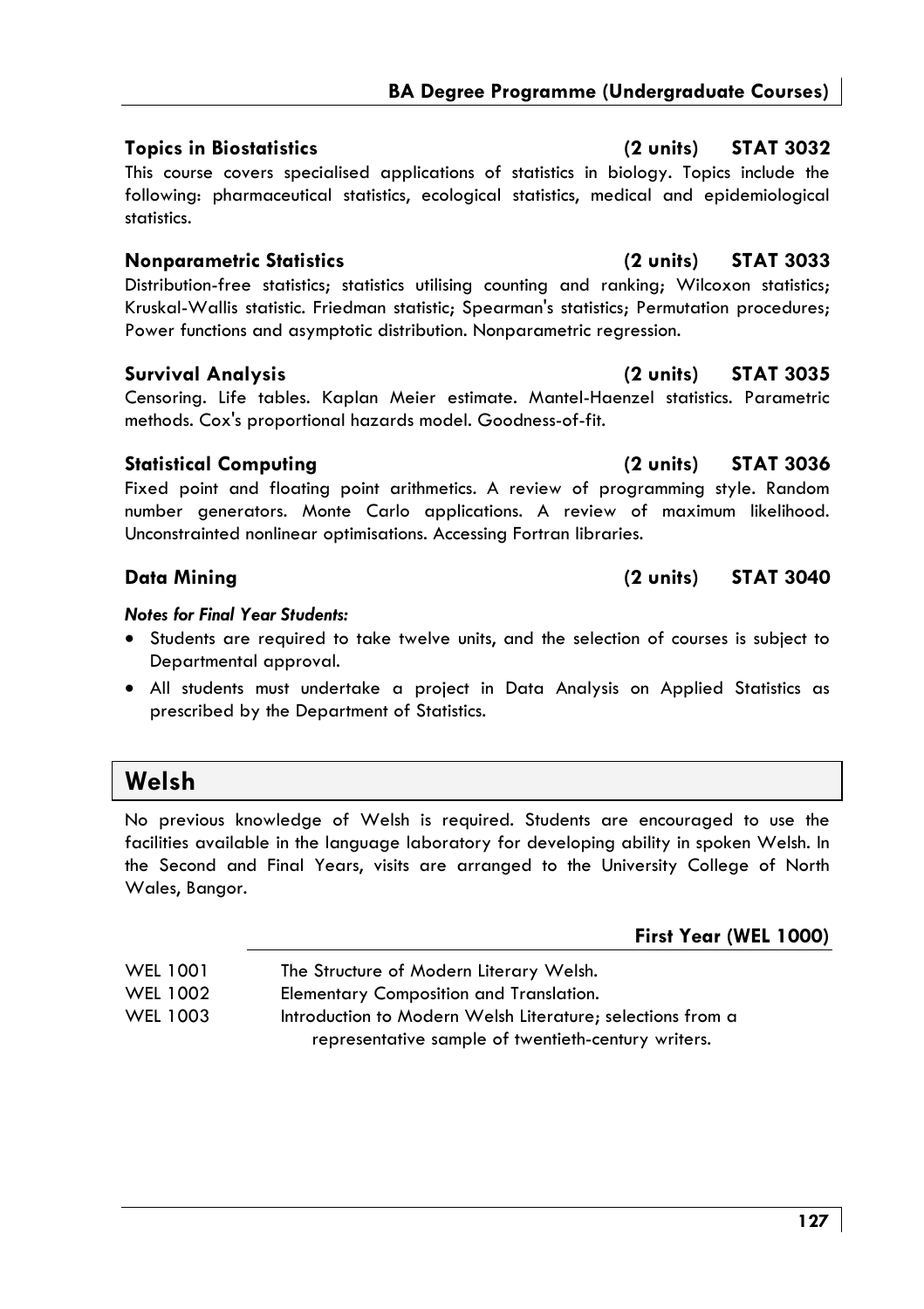### Topics in Biostatistics (2 units) STAT 3032

This course covers specialised applications of statistics in biology. Topics include the following: pharmaceutical statistics, ecological statistics, medical and epidemiological statistics.

### Nonparametric Statistics (2 units) STAT 3033

Distribution-free statistics; statistics utilising counting and ranking; Wilcoxon statistics; Kruskal-Wallis statistic. Friedman statistic; Spearman's statistics; Permutation procedures; Power functions and asymptotic distribution. Nonparametric regression.

### Survival Analysis (2 units) STAT 3035

Censoring. Life tables. Kaplan Meier estimate. Mantel-Haenzel statistics. Parametric methods. Cox's proportional hazards model. Goodness-of-fit.

### Statistical Computing (2 units) STAT 3036

Fixed point and floating point arithmetics. A review of programming style. Random number generators. Monte Carlo applications. A review of maximum likelihood. Unconstrainted nonlinear optimisations. Accessing Fortran libraries.

### Data Mining (2 units) STAT 3040

***Notes for Final Year Students:***

- Students are required to take twelve units, and the selection of courses is subject to Departmental approval.
- All students must undertake a project in Data Analysis on Applied Statistics as prescribed by the Department of Statistics.

## Welsh

No previous knowledge of Welsh is required. Students are encouraged to use the facilities available in the language laboratory for developing ability in spoken Welsh. In the Second and Final Years, visits are arranged to the University College of North Wales, Bangor.

### First Year (WEL 1000)

| | |
|---|---|
| WEL 1001 | The Structure of Modern Literary Welsh. |
| WEL 1002 | Elementary Composition and Translation. |
| WEL 1003 | Introduction to Modern Welsh Literature; selections from a representative sample of twentieth-century writers. |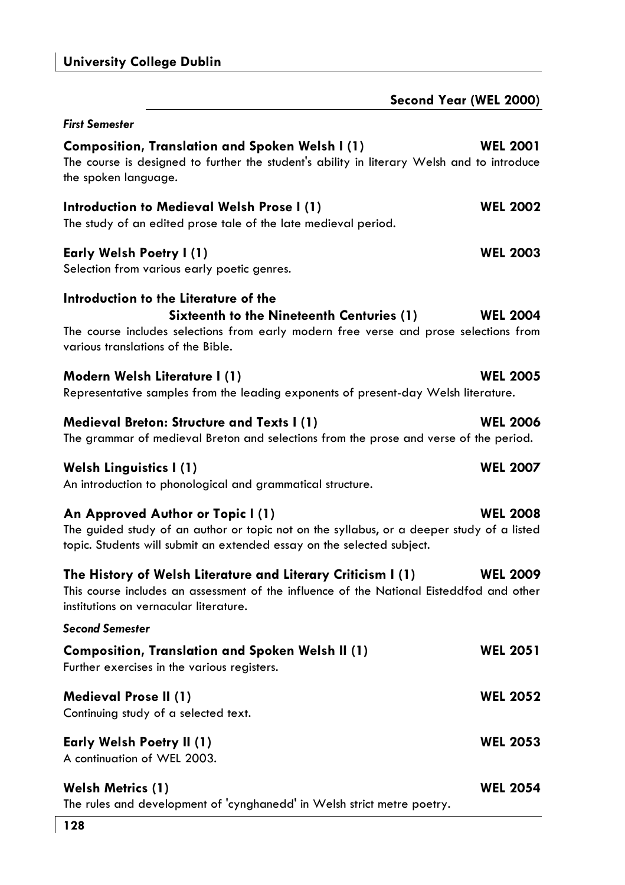## Second Year (WEL 2000)

*First Semester*

**Composition, Translation and Spoken Welsh I (1) — WEL 2001**

The course is designed to further the student's ability in literary Welsh and to introduce the spoken language.

**Introduction to Medieval Welsh Prose I (1) — WEL 2002**

The study of an edited prose tale of the late medieval period.

**Early Welsh Poetry I (1) — WEL 2003**

Selection from various early poetic genres.

**Introduction to the Literature of the Sixteenth to the Nineteenth Centuries (1) — WEL 2004**

The course includes selections from early modern free verse and prose selections from various translations of the Bible.

**Modern Welsh Literature I (1) — WEL 2005**

Representative samples from the leading exponents of present-day Welsh literature.

**Medieval Breton: Structure and Texts I (1) — WEL 2006**

The grammar of medieval Breton and selections from the prose and verse of the period.

**Welsh Linguistics I (1) — WEL 2007**

An introduction to phonological and grammatical structure.

**An Approved Author or Topic I (1) — WEL 2008**

The guided study of an author or topic not on the syllabus, or a deeper study of a listed topic. Students will submit an extended essay on the selected subject.

**The History of Welsh Literature and Literary Criticism I (1) — WEL 2009**

This course includes an assessment of the influence of the National Eisteddfod and other institutions on vernacular literature.

*Second Semester*

**Composition, Translation and Spoken Welsh II (1) — WEL 2051**

Further exercises in the various registers.

**Medieval Prose II (1) — WEL 2052**

Continuing study of a selected text.

**Early Welsh Poetry II (1) — WEL 2053**

A continuation of WEL 2003.

**Welsh Metrics (1) — WEL 2054**

The rules and development of 'cynghanedd' in Welsh strict metre poetry.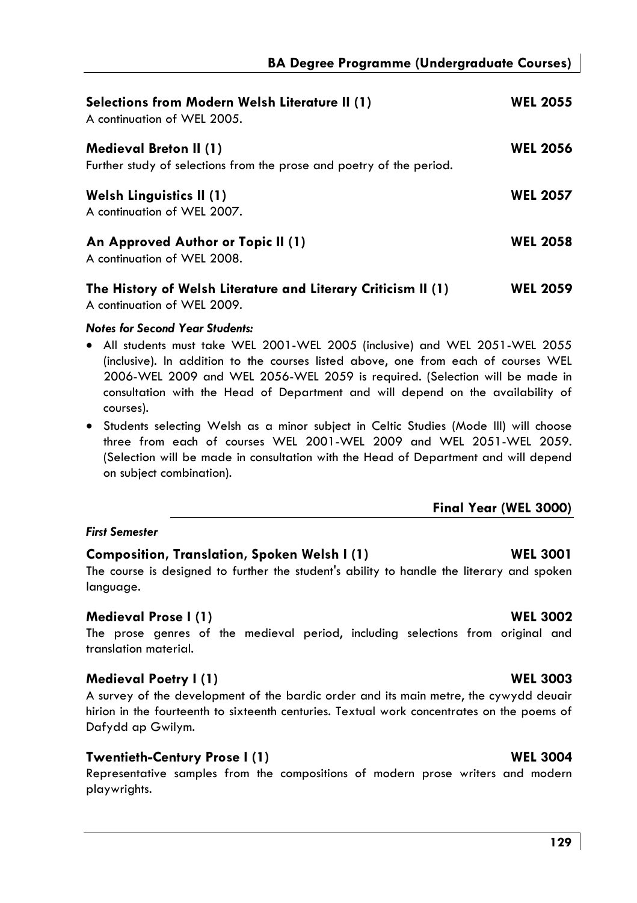**Selections from Modern Welsh Literature II (1)** **WEL 2055**
A continuation of WEL 2005.

**Medieval Breton II (1)** **WEL 2056**
Further study of selections from the prose and poetry of the period.

**Welsh Linguistics II (1)** **WEL 2057**
A continuation of WEL 2007.

**An Approved Author or Topic II (1)** **WEL 2058**
A continuation of WEL 2008.

**The History of Welsh Literature and Literary Criticism II (1)** **WEL 2059**
A continuation of WEL 2009.

***Notes for Second Year Students:***

- All students must take WEL 2001-WEL 2005 (inclusive) and WEL 2051-WEL 2055 (inclusive). In addition to the courses listed above, one from each of courses WEL 2006-WEL 2009 and WEL 2056-WEL 2059 is required. (Selection will be made in consultation with the Head of Department and will depend on the availability of courses).
- Students selecting Welsh as a minor subject in Celtic Studies (Mode III) will choose three from each of courses WEL 2001-WEL 2009 and WEL 2051-WEL 2059. (Selection will be made in consultation with the Head of Department and will depend on subject combination).

## Final Year (WEL 3000)

***First Semester***

**Composition, Translation, Spoken Welsh I (1)** **WEL 3001**
The course is designed to further the student's ability to handle the literary and spoken language.

**Medieval Prose I (1)** **WEL 3002**
The prose genres of the medieval period, including selections from original and translation material.

**Medieval Poetry I (1)** **WEL 3003**
A survey of the development of the bardic order and its main metre, the cywydd deuair hirion in the fourteenth to sixteenth centuries. Textual work concentrates on the poems of Dafydd ap Gwilym.

**Twentieth-Century Prose I (1)** **WEL 3004**
Representative samples from the compositions of modern prose writers and modern playwrights.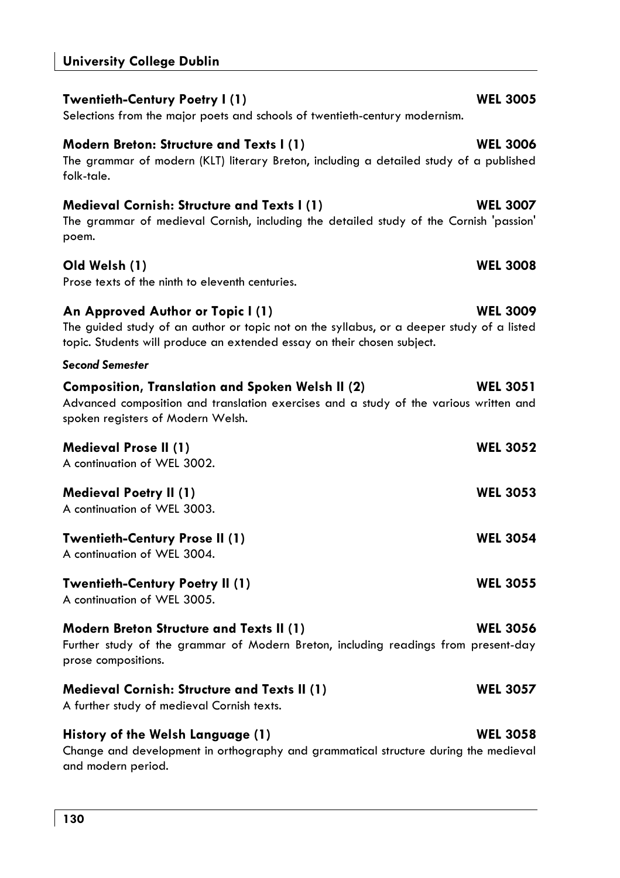**Twentieth-Century Poetry I (1)** **WEL 3005**

Selections from the major poets and schools of twentieth-century modernism.

**Modern Breton: Structure and Texts I (1)** **WEL 3006**

The grammar of modern (KLT) literary Breton, including a detailed study of a published folk-tale.

**Medieval Cornish: Structure and Texts I (1)** **WEL 3007**

The grammar of medieval Cornish, including the detailed study of the Cornish 'passion' poem.

**Old Welsh (1)** **WEL 3008**

Prose texts of the ninth to eleventh centuries.

**An Approved Author or Topic I (1)** **WEL 3009**

The guided study of an author or topic not on the syllabus, or a deeper study of a listed topic. Students will produce an extended essay on their chosen subject.

***Second Semester***

**Composition, Translation and Spoken Welsh II (2)** **WEL 3051**

Advanced composition and translation exercises and a study of the various written and spoken registers of Modern Welsh.

**Medieval Prose II (1)** **WEL 3052**

A continuation of WEL 3002.

**Medieval Poetry II (1)** **WEL 3053**

A continuation of WEL 3003.

**Twentieth-Century Prose II (1)** **WEL 3054**

A continuation of WEL 3004.

**Twentieth-Century Poetry II (1)** **WEL 3055**

A continuation of WEL 3005.

**Modern Breton Structure and Texts II (1)** **WEL 3056**

Further study of the grammar of Modern Breton, including readings from present-day prose compositions.

**Medieval Cornish: Structure and Texts II (1)** **WEL 3057**

A further study of medieval Cornish texts.

**History of the Welsh Language (1)** **WEL 3058**

Change and development in orthography and grammatical structure during the medieval and modern period.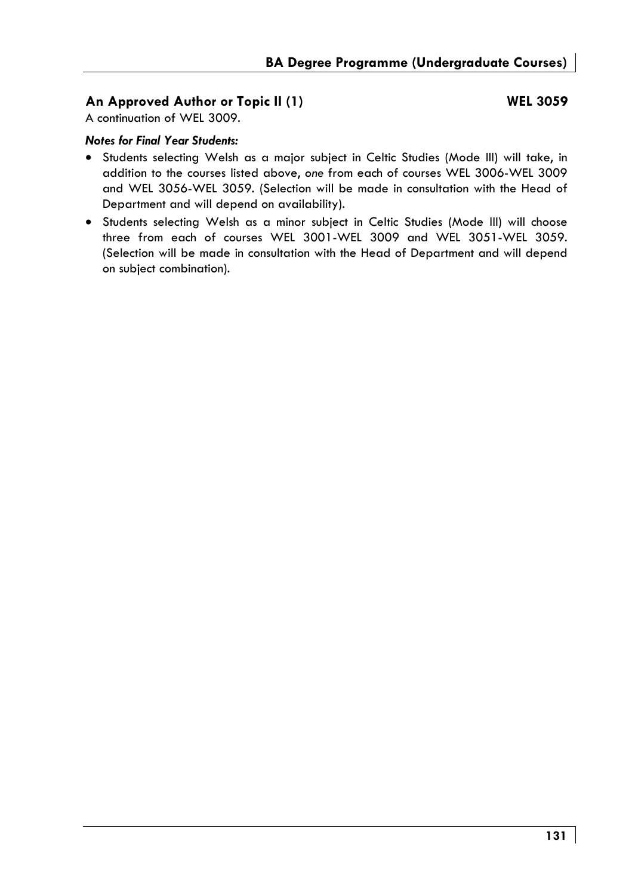### An Approved Author or Topic II (1) WEL 3059

A continuation of WEL 3009.

***Notes for Final Year Students:***

- Students selecting Welsh as a major subject in Celtic Studies (Mode III) will take, in addition to the courses listed above, *one* from each of courses WEL 3006-WEL 3009 and WEL 3056-WEL 3059. (Selection will be made in consultation with the Head of Department and will depend on availability).
- Students selecting Welsh as a minor subject in Celtic Studies (Mode III) will choose three from each of courses WEL 3001-WEL 3009 and WEL 3051-WEL 3059. (Selection will be made in consultation with the Head of Department and will depend on subject combination).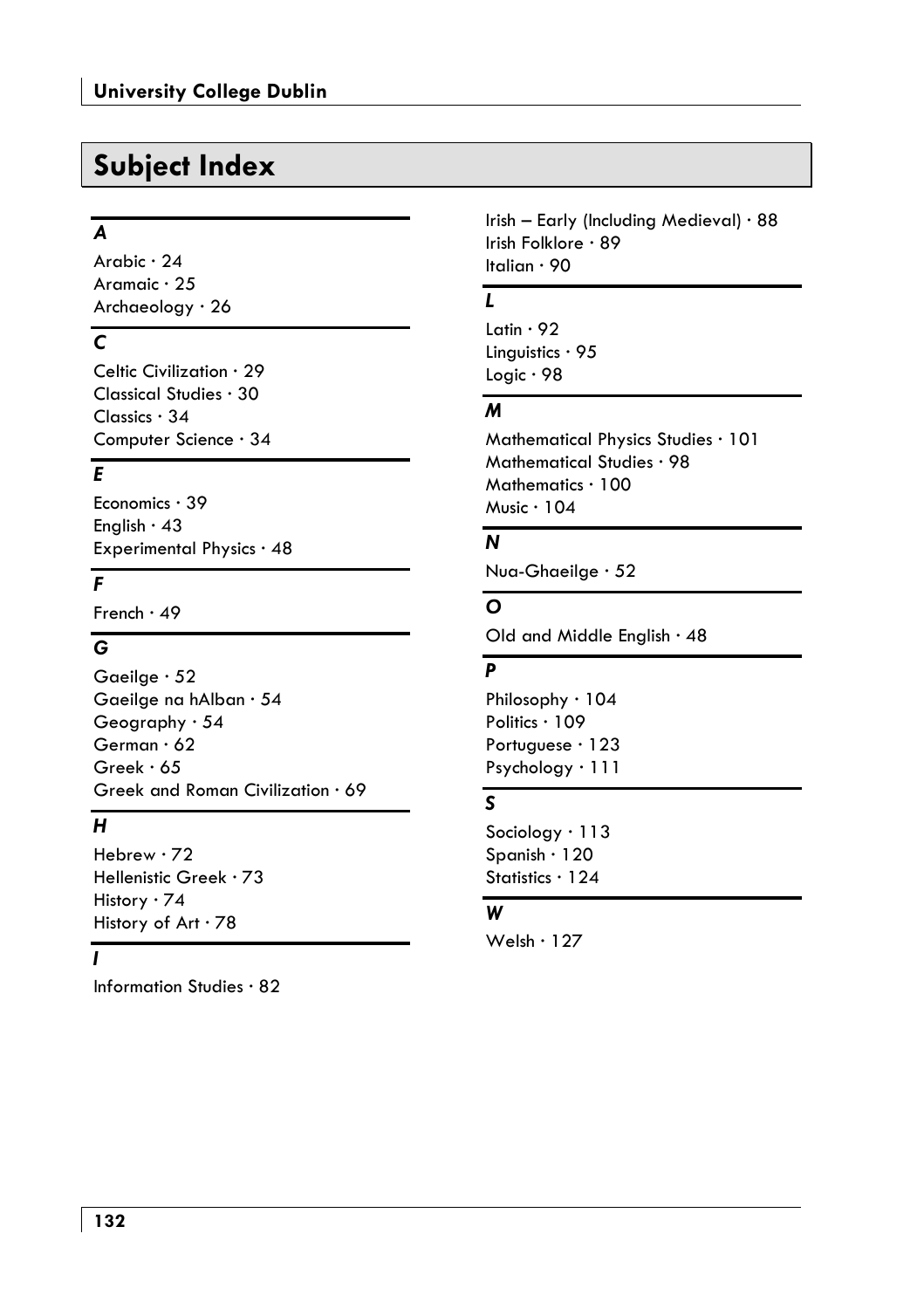# Subject Index

### A

Arabic · 24
Aramaic · 25
Archaeology · 26

### C

Celtic Civilization · 29
Classical Studies · 30
Classics · 34
Computer Science · 34

### E

Economics · 39
English · 43
Experimental Physics · 48

### F

French · 49

### G

Gaeilge · 52
Gaeilge na hAlban · 54
Geography · 54
German · 62
Greek · 65
Greek and Roman Civilization · 69

### H

Hebrew · 72
Hellenistic Greek · 73
History · 74
History of Art · 78

### I

Information Studies · 82
Irish – Early (Including Medieval) · 88
Irish Folklore · 89
Italian · 90

### L

Latin · 92
Linguistics · 95
Logic · 98

### M

Mathematical Physics Studies · 101
Mathematical Studies · 98
Mathematics · 100
Music · 104

### N

Nua-Ghaeilge · 52

### O

Old and Middle English · 48

### P

Philosophy · 104
Politics · 109
Portuguese · 123
Psychology · 111

### S

Sociology · 113
Spanish · 120
Statistics · 124

### W

Welsh · 127